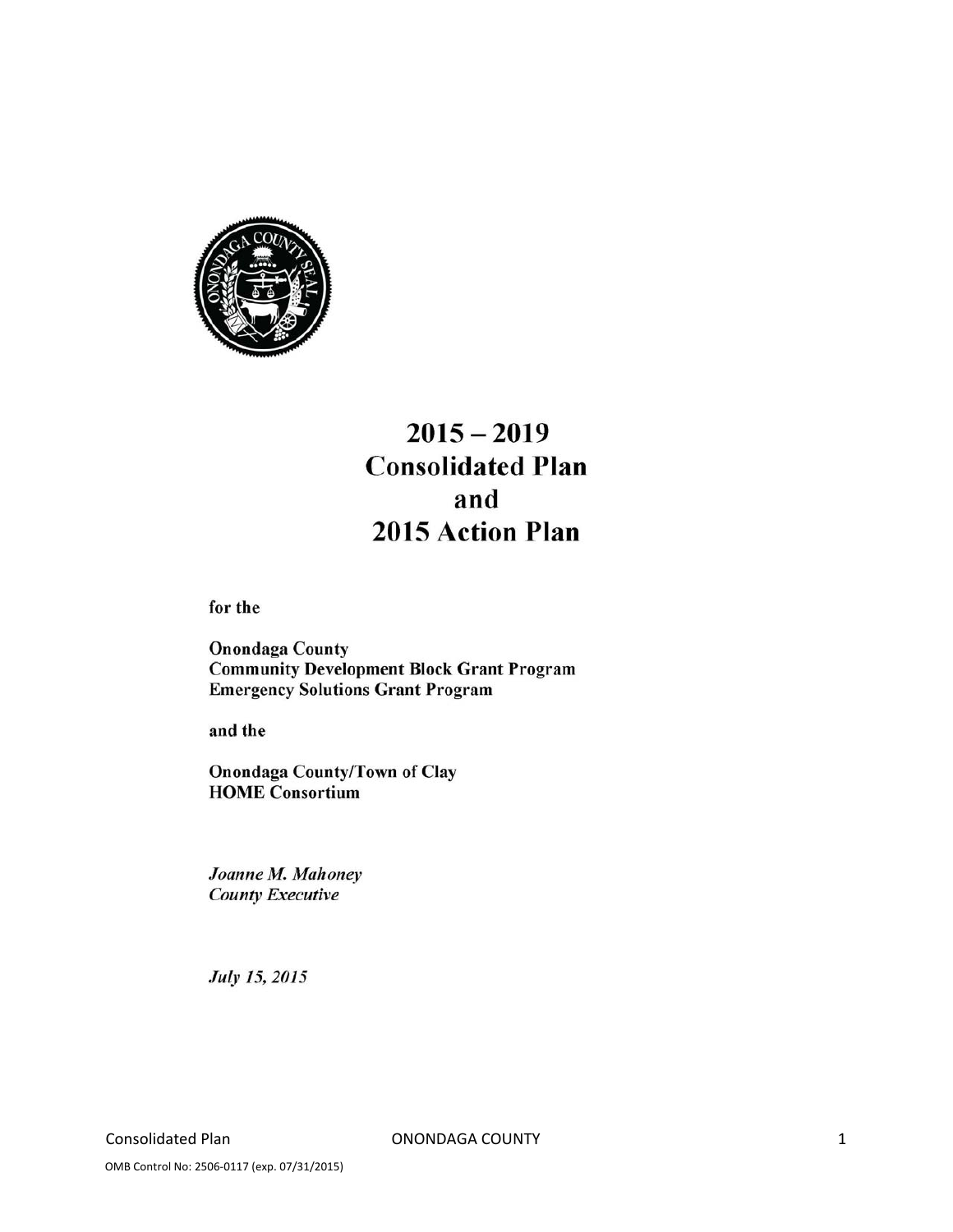# 2015 – 2019 Consolidated Plan and 2015 Action Plan

**for the**

**Onondaga County**
**Community Development Block Grant Program**
**Emergency Solutions Grant Program**

**and the**

**Onondaga County/Town of Clay**
**HOME Consortium**

***Joanne M. Mahoney***
***County Executive***

***July 15, 2015***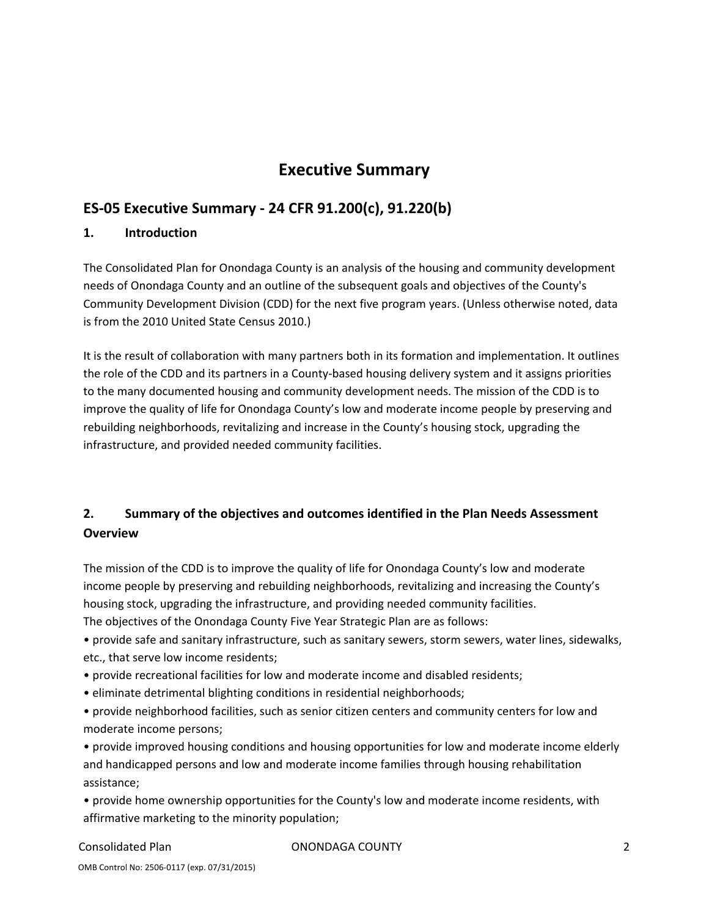# Executive Summary

## ES-05 Executive Summary - 24 CFR 91.200(c), 91.220(b)

### 1. Introduction

The Consolidated Plan for Onondaga County is an analysis of the housing and community development needs of Onondaga County and an outline of the subsequent goals and objectives of the County's Community Development Division (CDD) for the next five program years. (Unless otherwise noted, data is from the 2010 United State Census 2010.)

It is the result of collaboration with many partners both in its formation and implementation. It outlines the role of the CDD and its partners in a County-based housing delivery system and it assigns priorities to the many documented housing and community development needs. The mission of the CDD is to improve the quality of life for Onondaga County's low and moderate income people by preserving and rebuilding neighborhoods, revitalizing and increase in the County's housing stock, upgrading the infrastructure, and provided needed community facilities.

### 2. Summary of the objectives and outcomes identified in the Plan Needs Assessment Overview

The mission of the CDD is to improve the quality of life for Onondaga County's low and moderate income people by preserving and rebuilding neighborhoods, revitalizing and increasing the County's housing stock, upgrading the infrastructure, and providing needed community facilities.
The objectives of the Onondaga County Five Year Strategic Plan are as follows:

- provide safe and sanitary infrastructure, such as sanitary sewers, storm sewers, water lines, sidewalks, etc., that serve low income residents;
- provide recreational facilities for low and moderate income and disabled residents;
- eliminate detrimental blighting conditions in residential neighborhoods;
- provide neighborhood facilities, such as senior citizen centers and community centers for low and moderate income persons;
- provide improved housing conditions and housing opportunities for low and moderate income elderly and handicapped persons and low and moderate income families through housing rehabilitation assistance;
- provide home ownership opportunities for the County's low and moderate income residents, with affirmative marketing to the minority population;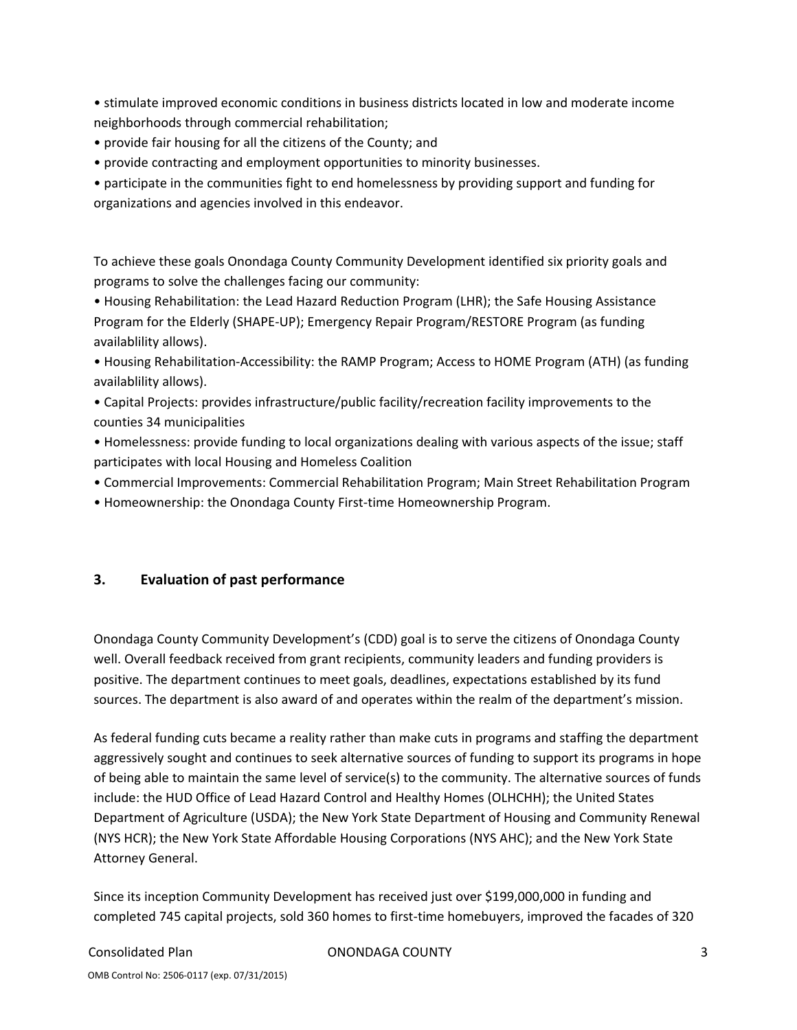• stimulate improved economic conditions in business districts located in low and moderate income neighborhoods through commercial rehabilitation;
• provide fair housing for all the citizens of the County; and
• provide contracting and employment opportunities to minority businesses.
• participate in the communities fight to end homelessness by providing support and funding for organizations and agencies involved in this endeavor.

To achieve these goals Onondaga County Community Development identified six priority goals and programs to solve the challenges facing our community:

• Housing Rehabilitation: the Lead Hazard Reduction Program (LHR); the Safe Housing Assistance Program for the Elderly (SHAPE-UP); Emergency Repair Program/RESTORE Program (as funding availablility allows).
• Housing Rehabilitation-Accessibility: the RAMP Program; Access to HOME Program (ATH) (as funding availablility allows).
• Capital Projects: provides infrastructure/public facility/recreation facility improvements to the counties 34 municipalities
• Homelessness: provide funding to local organizations dealing with various aspects of the issue; staff participates with local Housing and Homeless Coalition
• Commercial Improvements: Commercial Rehabilitation Program; Main Street Rehabilitation Program
• Homeownership: the Onondaga County First-time Homeownership Program.

## 3. Evaluation of past performance

Onondaga County Community Development's (CDD) goal is to serve the citizens of Onondaga County well. Overall feedback received from grant recipients, community leaders and funding providers is positive. The department continues to meet goals, deadlines, expectations established by its fund sources. The department is also award of and operates within the realm of the department's mission.

As federal funding cuts became a reality rather than make cuts in programs and staffing the department aggressively sought and continues to seek alternative sources of funding to support its programs in hope of being able to maintain the same level of service(s) to the community. The alternative sources of funds include: the HUD Office of Lead Hazard Control and Healthy Homes (OLHCHH); the United States Department of Agriculture (USDA); the New York State Department of Housing and Community Renewal (NYS HCR); the New York State Affordable Housing Corporations (NYS AHC); and the New York State Attorney General.

Since its inception Community Development has received just over $199,000,000 in funding and completed 745 capital projects, sold 360 homes to first-time homebuyers, improved the facades of 320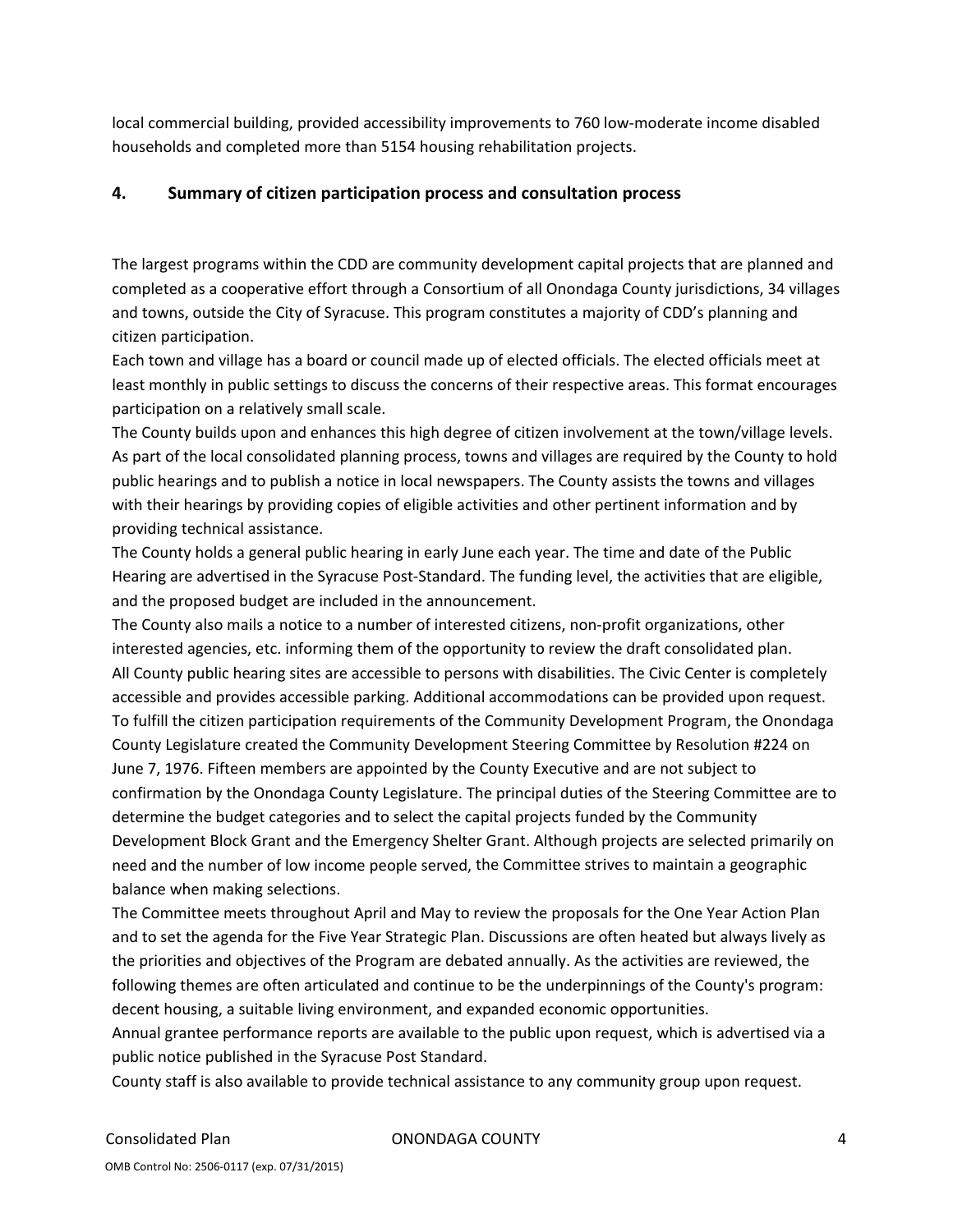local commercial building, provided accessibility improvements to 760 low-moderate income disabled households and completed more than 5154 housing rehabilitation projects.

## 4. Summary of citizen participation process and consultation process

The largest programs within the CDD are community development capital projects that are planned and completed as a cooperative effort through a Consortium of all Onondaga County jurisdictions, 34 villages and towns, outside the City of Syracuse. This program constitutes a majority of CDD's planning and citizen participation.

Each town and village has a board or council made up of elected officials. The elected officials meet at least monthly in public settings to discuss the concerns of their respective areas. This format encourages participation on a relatively small scale.

The County builds upon and enhances this high degree of citizen involvement at the town/village levels. As part of the local consolidated planning process, towns and villages are required by the County to hold public hearings and to publish a notice in local newspapers. The County assists the towns and villages with their hearings by providing copies of eligible activities and other pertinent information and by providing technical assistance.

The County holds a general public hearing in early June each year. The time and date of the Public Hearing are advertised in the Syracuse Post-Standard. The funding level, the activities that are eligible, and the proposed budget are included in the announcement.

The County also mails a notice to a number of interested citizens, non-profit organizations, other interested agencies, etc. informing them of the opportunity to review the draft consolidated plan.

All County public hearing sites are accessible to persons with disabilities. The Civic Center is completely accessible and provides accessible parking. Additional accommodations can be provided upon request.

To fulfill the citizen participation requirements of the Community Development Program, the Onondaga County Legislature created the Community Development Steering Committee by Resolution #224 on June 7, 1976. Fifteen members are appointed by the County Executive and are not subject to confirmation by the Onondaga County Legislature. The principal duties of the Steering Committee are to determine the budget categories and to select the capital projects funded by the Community Development Block Grant and the Emergency Shelter Grant. Although projects are selected primarily on need and the number of low income people served, the Committee strives to maintain a geographic balance when making selections.

The Committee meets throughout April and May to review the proposals for the One Year Action Plan and to set the agenda for the Five Year Strategic Plan. Discussions are often heated but always lively as the priorities and objectives of the Program are debated annually. As the activities are reviewed, the following themes are often articulated and continue to be the underpinnings of the County's program: decent housing, a suitable living environment, and expanded economic opportunities.

Annual grantee performance reports are available to the public upon request, which is advertised via a public notice published in the Syracuse Post Standard.

County staff is also available to provide technical assistance to any community group upon request.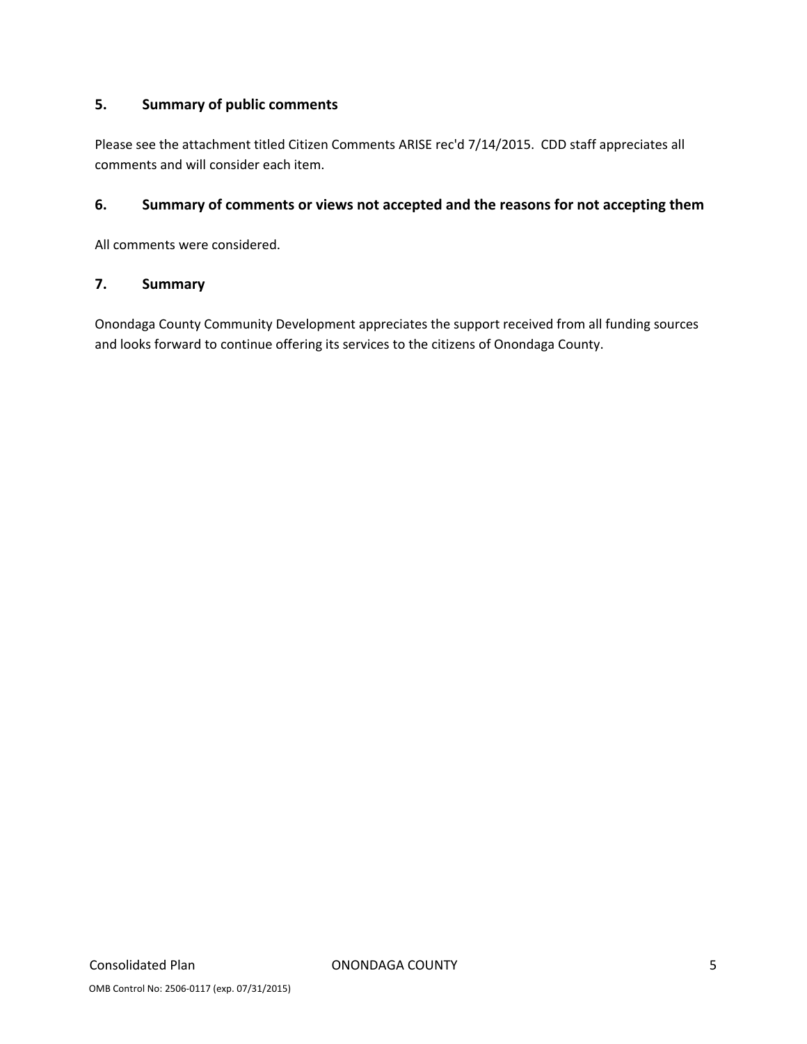## 5. Summary of public comments

Please see the attachment titled Citizen Comments ARISE rec'd 7/14/2015. CDD staff appreciates all comments and will consider each item.

## 6. Summary of comments or views not accepted and the reasons for not accepting them

All comments were considered.

## 7. Summary

Onondaga County Community Development appreciates the support received from all funding sources and looks forward to continue offering its services to the citizens of Onondaga County.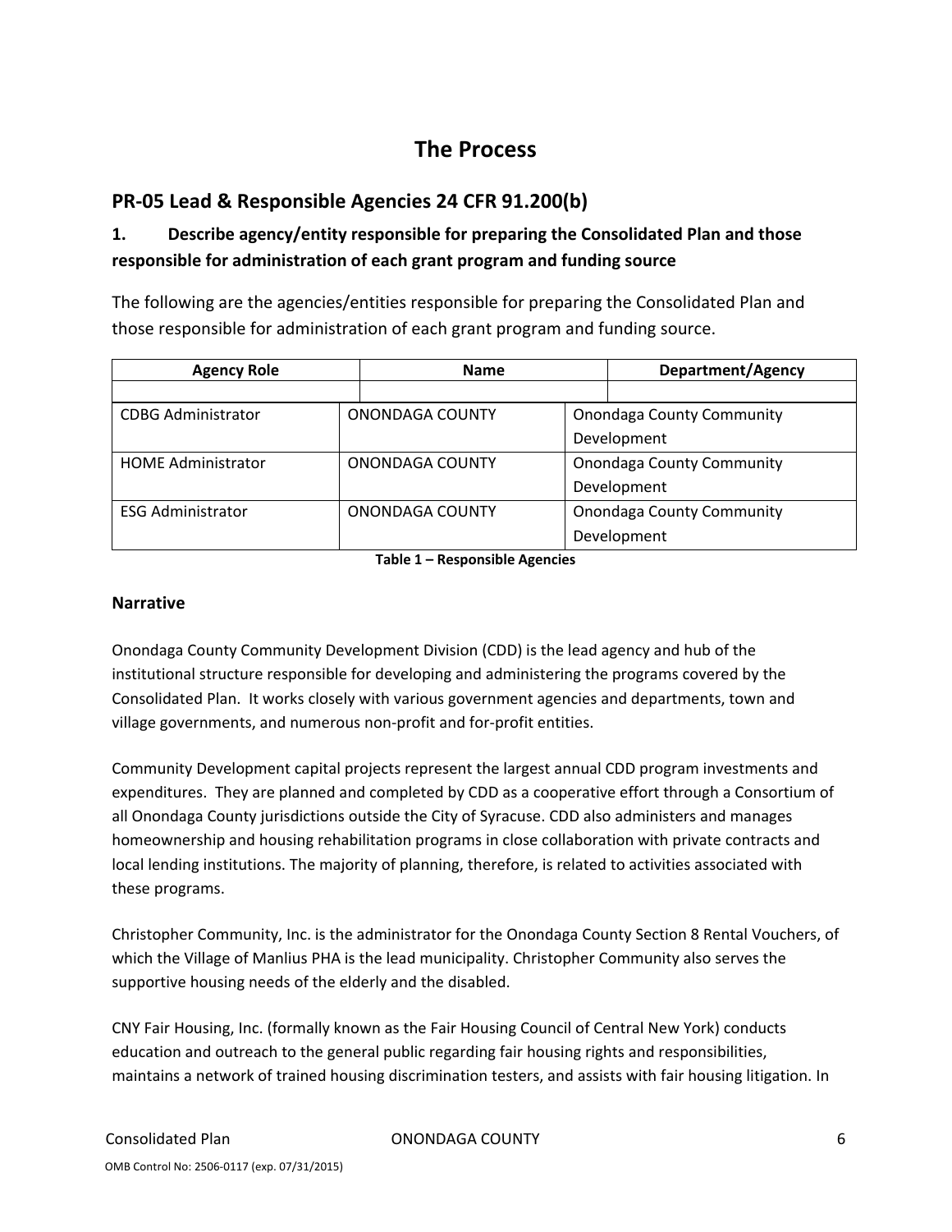# The Process

## PR-05 Lead & Responsible Agencies 24 CFR 91.200(b)

### 1. Describe agency/entity responsible for preparing the Consolidated Plan and those responsible for administration of each grant program and funding source

The following are the agencies/entities responsible for preparing the Consolidated Plan and those responsible for administration of each grant program and funding source.

| Agency Role | Name | Department/Agency |
|---|---|---|
| | | |
| CDBG Administrator | ONONDAGA COUNTY | Onondaga County Community Development |
| HOME Administrator | ONONDAGA COUNTY | Onondaga County Community Development |
| ESG Administrator | ONONDAGA COUNTY | Onondaga County Community Development |

**Table 1 – Responsible Agencies**

### Narrative

Onondaga County Community Development Division (CDD) is the lead agency and hub of the institutional structure responsible for developing and administering the programs covered by the Consolidated Plan. It works closely with various government agencies and departments, town and village governments, and numerous non-profit and for-profit entities.

Community Development capital projects represent the largest annual CDD program investments and expenditures. They are planned and completed by CDD as a cooperative effort through a Consortium of all Onondaga County jurisdictions outside the City of Syracuse. CDD also administers and manages homeownership and housing rehabilitation programs in close collaboration with private contracts and local lending institutions. The majority of planning, therefore, is related to activities associated with these programs.

Christopher Community, Inc. is the administrator for the Onondaga County Section 8 Rental Vouchers, of which the Village of Manlius PHA is the lead municipality. Christopher Community also serves the supportive housing needs of the elderly and the disabled.

CNY Fair Housing, Inc. (formally known as the Fair Housing Council of Central New York) conducts education and outreach to the general public regarding fair housing rights and responsibilities, maintains a network of trained housing discrimination testers, and assists with fair housing litigation. In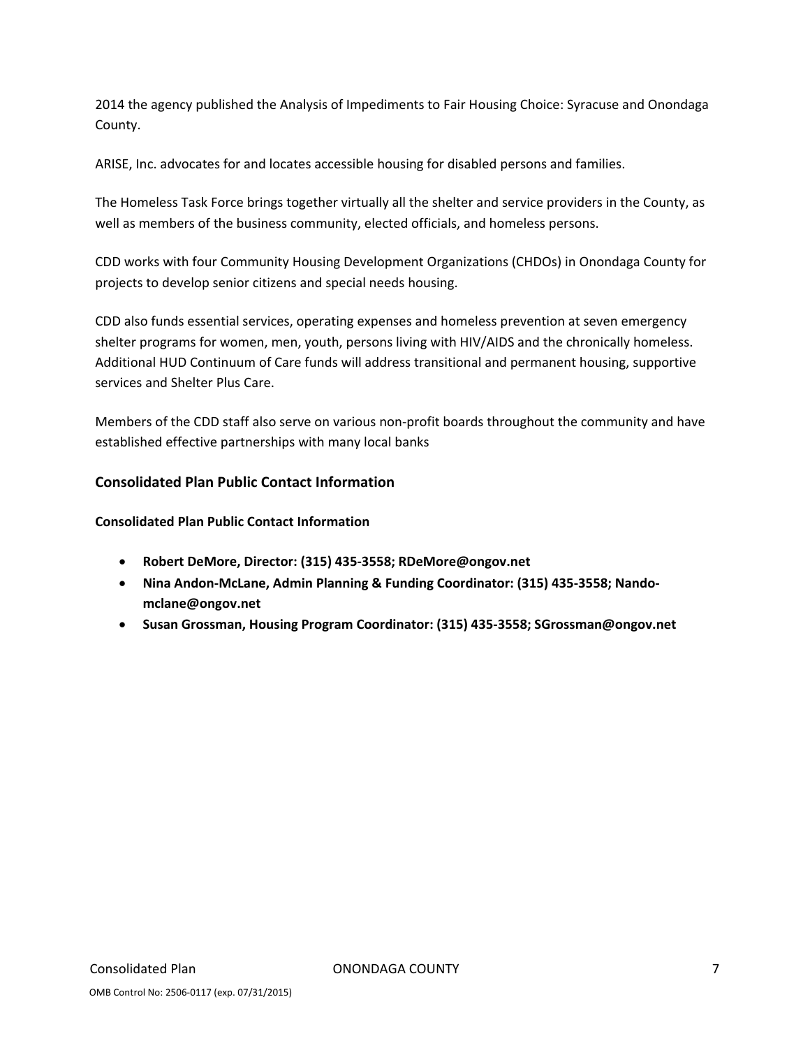2014 the agency published the Analysis of Impediments to Fair Housing Choice: Syracuse and Onondaga County.

ARISE, Inc. advocates for and locates accessible housing for disabled persons and families.

The Homeless Task Force brings together virtually all the shelter and service providers in the County, as well as members of the business community, elected officials, and homeless persons.

CDD works with four Community Housing Development Organizations (CHDOs) in Onondaga County for projects to develop senior citizens and special needs housing.

CDD also funds essential services, operating expenses and homeless prevention at seven emergency shelter programs for women, men, youth, persons living with HIV/AIDS and the chronically homeless. Additional HUD Continuum of Care funds will address transitional and permanent housing, supportive services and Shelter Plus Care.

Members of the CDD staff also serve on various non-profit boards throughout the community and have established effective partnerships with many local banks

## Consolidated Plan Public Contact Information

**Consolidated Plan Public Contact Information**

- **Robert DeMore, Director: (315) 435-3558; RDeMore@ongov.net**
- **Nina Andon-McLane, Admin Planning & Funding Coordinator: (315) 435-3558; Nando-mclane@ongov.net**
- **Susan Grossman, Housing Program Coordinator: (315) 435-3558; SGrossman@ongov.net**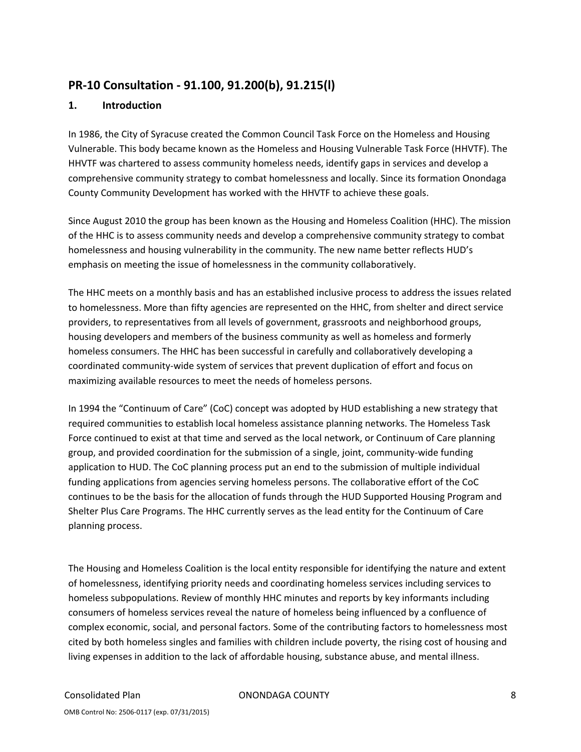## PR-10 Consultation - 91.100, 91.200(b), 91.215(l)

### 1. Introduction

In 1986, the City of Syracuse created the Common Council Task Force on the Homeless and Housing Vulnerable. This body became known as the Homeless and Housing Vulnerable Task Force (HHVTF). The HHVTF was chartered to assess community homeless needs, identify gaps in services and develop a comprehensive community strategy to combat homelessness and locally. Since its formation Onondaga County Community Development has worked with the HHVTF to achieve these goals.

Since August 2010 the group has been known as the Housing and Homeless Coalition (HHC). The mission of the HHC is to assess community needs and develop a comprehensive community strategy to combat homelessness and housing vulnerability in the community. The new name better reflects HUD's emphasis on meeting the issue of homelessness in the community collaboratively.

The HHC meets on a monthly basis and has an established inclusive process to address the issues related to homelessness. More than fifty agencies are represented on the HHC, from shelter and direct service providers, to representatives from all levels of government, grassroots and neighborhood groups, housing developers and members of the business community as well as homeless and formerly homeless consumers. The HHC has been successful in carefully and collaboratively developing a coordinated community-wide system of services that prevent duplication of effort and focus on maximizing available resources to meet the needs of homeless persons.

In 1994 the "Continuum of Care" (CoC) concept was adopted by HUD establishing a new strategy that required communities to establish local homeless assistance planning networks. The Homeless Task Force continued to exist at that time and served as the local network, or Continuum of Care planning group, and provided coordination for the submission of a single, joint, community-wide funding application to HUD. The CoC planning process put an end to the submission of multiple individual funding applications from agencies serving homeless persons. The collaborative effort of the CoC continues to be the basis for the allocation of funds through the HUD Supported Housing Program and Shelter Plus Care Programs. The HHC currently serves as the lead entity for the Continuum of Care planning process.

The Housing and Homeless Coalition is the local entity responsible for identifying the nature and extent of homelessness, identifying priority needs and coordinating homeless services including services to homeless subpopulations. Review of monthly HHC minutes and reports by key informants including consumers of homeless services reveal the nature of homeless being influenced by a confluence of complex economic, social, and personal factors. Some of the contributing factors to homelessness most cited by both homeless singles and families with children include poverty, the rising cost of housing and living expenses in addition to the lack of affordable housing, substance abuse, and mental illness.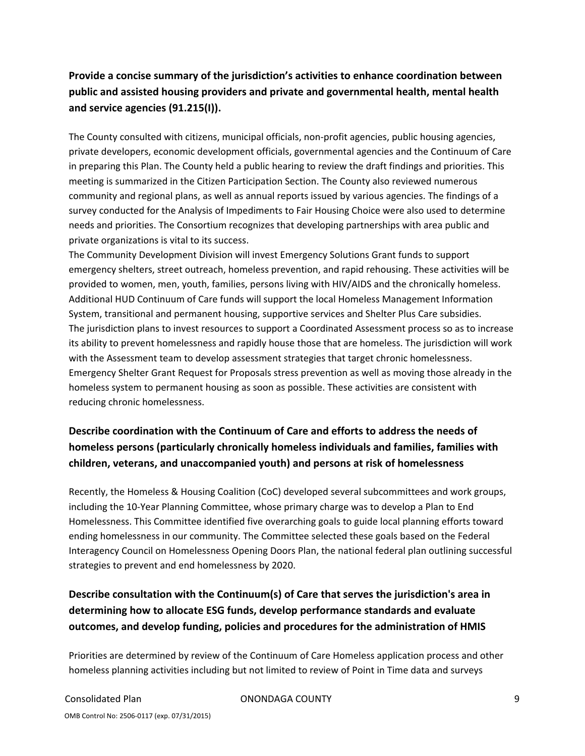## Provide a concise summary of the jurisdiction's activities to enhance coordination between public and assisted housing providers and private and governmental health, mental health and service agencies (91.215(I)).

The County consulted with citizens, municipal officials, non-profit agencies, public housing agencies, private developers, economic development officials, governmental agencies and the Continuum of Care in preparing this Plan. The County held a public hearing to review the draft findings and priorities. This meeting is summarized in the Citizen Participation Section. The County also reviewed numerous community and regional plans, as well as annual reports issued by various agencies. The findings of a survey conducted for the Analysis of Impediments to Fair Housing Choice were also used to determine needs and priorities. The Consortium recognizes that developing partnerships with area public and private organizations is vital to its success.

The Community Development Division will invest Emergency Solutions Grant funds to support emergency shelters, street outreach, homeless prevention, and rapid rehousing. These activities will be provided to women, men, youth, families, persons living with HIV/AIDS and the chronically homeless. Additional HUD Continuum of Care funds will support the local Homeless Management Information System, transitional and permanent housing, supportive services and Shelter Plus Care subsidies.

The jurisdiction plans to invest resources to support a Coordinated Assessment process so as to increase its ability to prevent homelessness and rapidly house those that are homeless. The jurisdiction will work with the Assessment team to develop assessment strategies that target chronic homelessness. Emergency Shelter Grant Request for Proposals stress prevention as well as moving those already in the homeless system to permanent housing as soon as possible. These activities are consistent with reducing chronic homelessness.

## Describe coordination with the Continuum of Care and efforts to address the needs of homeless persons (particularly chronically homeless individuals and families, families with children, veterans, and unaccompanied youth) and persons at risk of homelessness

Recently, the Homeless & Housing Coalition (CoC) developed several subcommittees and work groups, including the 10-Year Planning Committee, whose primary charge was to develop a Plan to End Homelessness. This Committee identified five overarching goals to guide local planning efforts toward ending homelessness in our community. The Committee selected these goals based on the Federal Interagency Council on Homelessness Opening Doors Plan, the national federal plan outlining successful strategies to prevent and end homelessness by 2020.

## Describe consultation with the Continuum(s) of Care that serves the jurisdiction's area in determining how to allocate ESG funds, develop performance standards and evaluate outcomes, and develop funding, policies and procedures for the administration of HMIS

Priorities are determined by review of the Continuum of Care Homeless application process and other homeless planning activities including but not limited to review of Point in Time data and surveys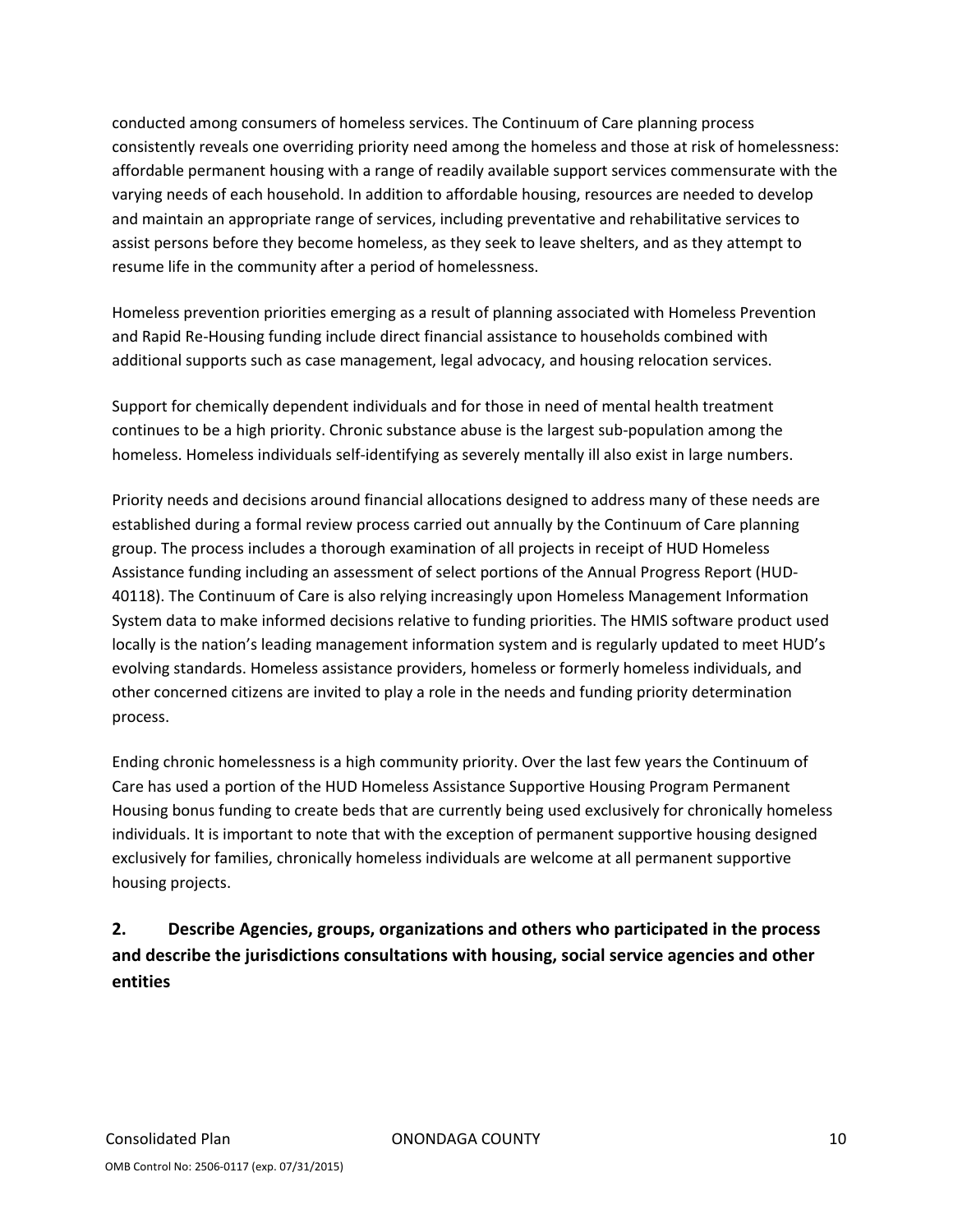conducted among consumers of homeless services. The Continuum of Care planning process consistently reveals one overriding priority need among the homeless and those at risk of homelessness: affordable permanent housing with a range of readily available support services commensurate with the varying needs of each household. In addition to affordable housing, resources are needed to develop and maintain an appropriate range of services, including preventative and rehabilitative services to assist persons before they become homeless, as they seek to leave shelters, and as they attempt to resume life in the community after a period of homelessness.

Homeless prevention priorities emerging as a result of planning associated with Homeless Prevention and Rapid Re-Housing funding include direct financial assistance to households combined with additional supports such as case management, legal advocacy, and housing relocation services.

Support for chemically dependent individuals and for those in need of mental health treatment continues to be a high priority. Chronic substance abuse is the largest sub-population among the homeless. Homeless individuals self-identifying as severely mentally ill also exist in large numbers.

Priority needs and decisions around financial allocations designed to address many of these needs are established during a formal review process carried out annually by the Continuum of Care planning group. The process includes a thorough examination of all projects in receipt of HUD Homeless Assistance funding including an assessment of select portions of the Annual Progress Report (HUD-40118). The Continuum of Care is also relying increasingly upon Homeless Management Information System data to make informed decisions relative to funding priorities. The HMIS software product used locally is the nation's leading management information system and is regularly updated to meet HUD's evolving standards. Homeless assistance providers, homeless or formerly homeless individuals, and other concerned citizens are invited to play a role in the needs and funding priority determination process.

Ending chronic homelessness is a high community priority. Over the last few years the Continuum of Care has used a portion of the HUD Homeless Assistance Supportive Housing Program Permanent Housing bonus funding to create beds that are currently being used exclusively for chronically homeless individuals. It is important to note that with the exception of permanent supportive housing designed exclusively for families, chronically homeless individuals are welcome at all permanent supportive housing projects.

## 2. Describe Agencies, groups, organizations and others who participated in the process and describe the jurisdictions consultations with housing, social service agencies and other entities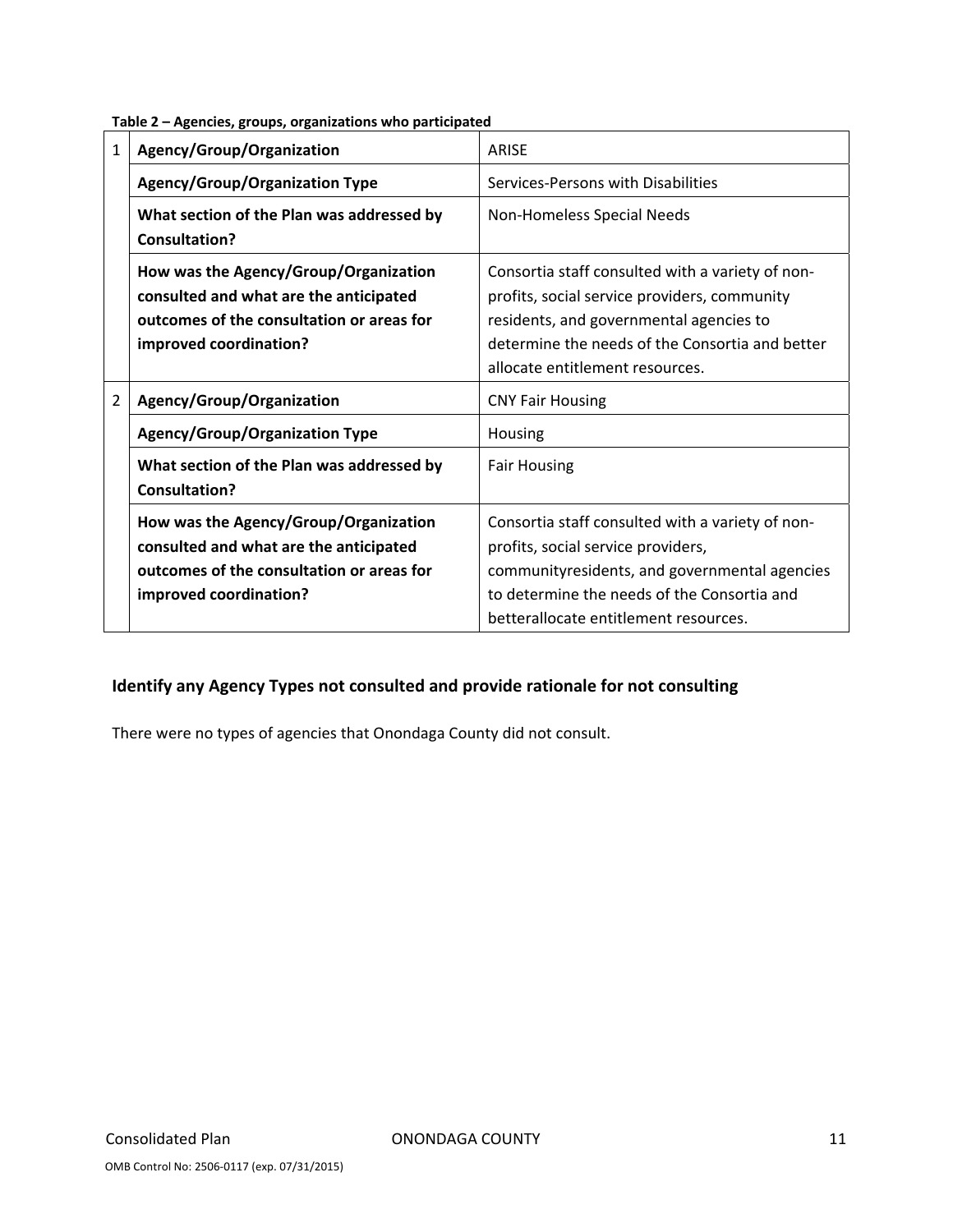**Table 2 – Agencies, groups, organizations who participated**

| | | |
|---|---|---|
| 1 | **Agency/Group/Organization** | ARISE |
| | **Agency/Group/Organization Type** | Services-Persons with Disabilities |
| | **What section of the Plan was addressed by Consultation?** | Non-Homeless Special Needs |
| | **How was the Agency/Group/Organization consulted and what are the anticipated outcomes of the consultation or areas for improved coordination?** | Consortia staff consulted with a variety of non-profits, social service providers, community residents, and governmental agencies to determine the needs of the Consortia and better allocate entitlement resources. |
| 2 | **Agency/Group/Organization** | CNY Fair Housing |
| | **Agency/Group/Organization Type** | Housing |
| | **What section of the Plan was addressed by Consultation?** | Fair Housing |
| | **How was the Agency/Group/Organization consulted and what are the anticipated outcomes of the consultation or areas for improved coordination?** | Consortia staff consulted with a variety of non-profits, social service providers, communityresidents, and governmental agencies to determine the needs of the Consortia and betterallocate entitlement resources. |

## Identify any Agency Types not consulted and provide rationale for not consulting

There were no types of agencies that Onondaga County did not consult.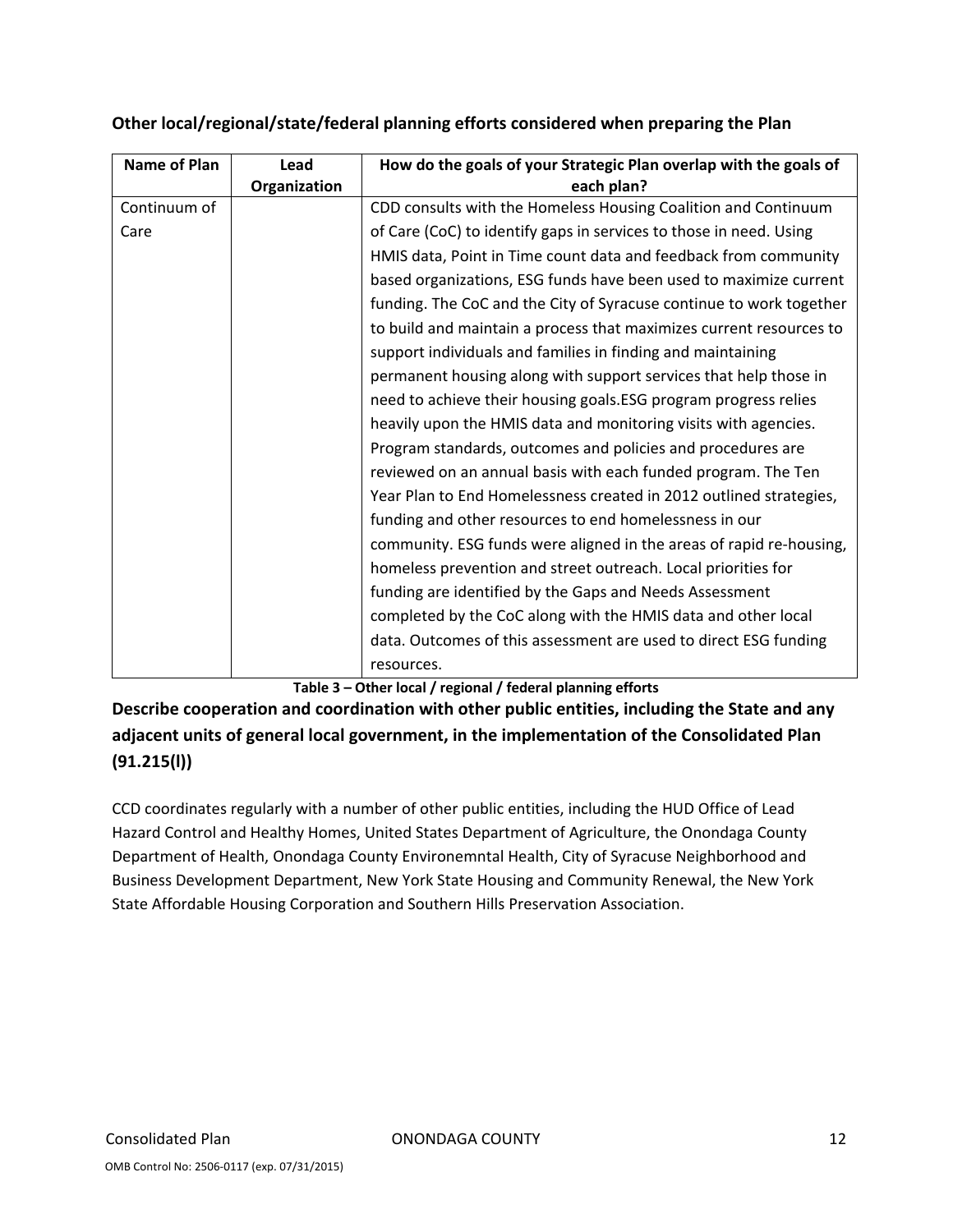**Other local/regional/state/federal planning efforts considered when preparing the Plan**

| Name of Plan | Lead Organization | How do the goals of your Strategic Plan overlap with the goals of each plan? |
|---|---|---|
| Continuum of Care | | CDD consults with the Homeless Housing Coalition and Continuum of Care (CoC) to identify gaps in services to those in need. Using HMIS data, Point in Time count data and feedback from community based organizations, ESG funds have been used to maximize current funding. The CoC and the City of Syracuse continue to work together to build and maintain a process that maximizes current resources to support individuals and families in finding and maintaining permanent housing along with support services that help those in need to achieve their housing goals.ESG program progress relies heavily upon the HMIS data and monitoring visits with agencies. Program standards, outcomes and policies and procedures are reviewed on an annual basis with each funded program. The Ten Year Plan to End Homelessness created in 2012 outlined strategies, funding and other resources to end homelessness in our community. ESG funds were aligned in the areas of rapid re-housing, homeless prevention and street outreach. Local priorities for funding are identified by the Gaps and Needs Assessment completed by the CoC along with the HMIS data and other local data. Outcomes of this assessment are used to direct ESG funding resources. |

**Table 3 – Other local / regional / federal planning efforts**

## Describe cooperation and coordination with other public entities, including the State and any adjacent units of general local government, in the implementation of the Consolidated Plan (91.215(l))

CCD coordinates regularly with a number of other public entities, including the HUD Office of Lead Hazard Control and Healthy Homes, United States Department of Agriculture, the Onondaga County Department of Health, Onondaga County Environemntal Health, City of Syracuse Neighborhood and Business Development Department, New York State Housing and Community Renewal, the New York State Affordable Housing Corporation and Southern Hills Preservation Association.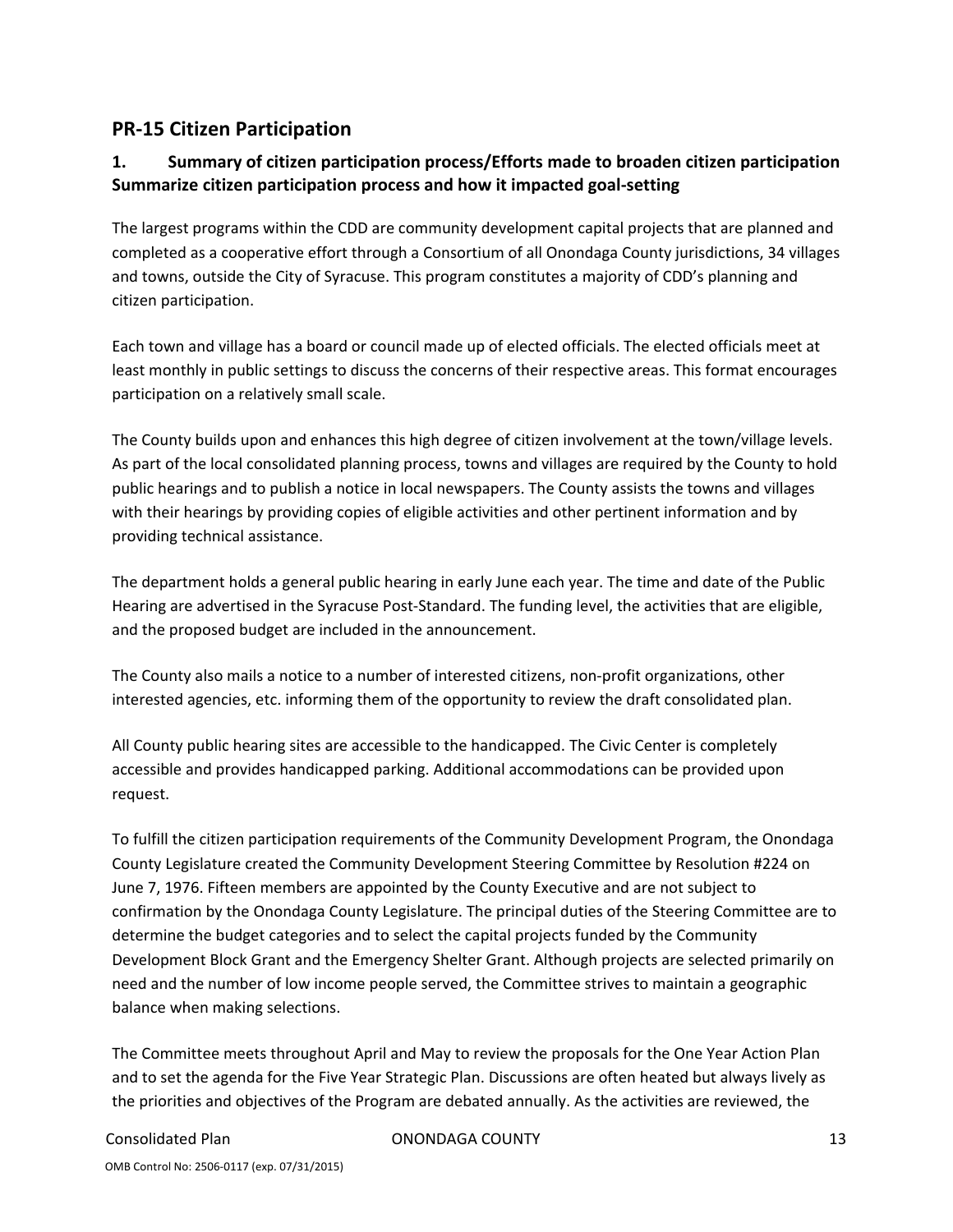## PR-15 Citizen Participation

### 1. Summary of citizen participation process/Efforts made to broaden citizen participation Summarize citizen participation process and how it impacted goal-setting

The largest programs within the CDD are community development capital projects that are planned and completed as a cooperative effort through a Consortium of all Onondaga County jurisdictions, 34 villages and towns, outside the City of Syracuse. This program constitutes a majority of CDD's planning and citizen participation.

Each town and village has a board or council made up of elected officials. The elected officials meet at least monthly in public settings to discuss the concerns of their respective areas. This format encourages participation on a relatively small scale.

The County builds upon and enhances this high degree of citizen involvement at the town/village levels. As part of the local consolidated planning process, towns and villages are required by the County to hold public hearings and to publish a notice in local newspapers. The County assists the towns and villages with their hearings by providing copies of eligible activities and other pertinent information and by providing technical assistance.

The department holds a general public hearing in early June each year. The time and date of the Public Hearing are advertised in the Syracuse Post-Standard. The funding level, the activities that are eligible, and the proposed budget are included in the announcement.

The County also mails a notice to a number of interested citizens, non-profit organizations, other interested agencies, etc. informing them of the opportunity to review the draft consolidated plan.

All County public hearing sites are accessible to the handicapped. The Civic Center is completely accessible and provides handicapped parking. Additional accommodations can be provided upon request.

To fulfill the citizen participation requirements of the Community Development Program, the Onondaga County Legislature created the Community Development Steering Committee by Resolution #224 on June 7, 1976. Fifteen members are appointed by the County Executive and are not subject to confirmation by the Onondaga County Legislature. The principal duties of the Steering Committee are to determine the budget categories and to select the capital projects funded by the Community Development Block Grant and the Emergency Shelter Grant. Although projects are selected primarily on need and the number of low income people served, the Committee strives to maintain a geographic balance when making selections.

The Committee meets throughout April and May to review the proposals for the One Year Action Plan and to set the agenda for the Five Year Strategic Plan. Discussions are often heated but always lively as the priorities and objectives of the Program are debated annually. As the activities are reviewed, the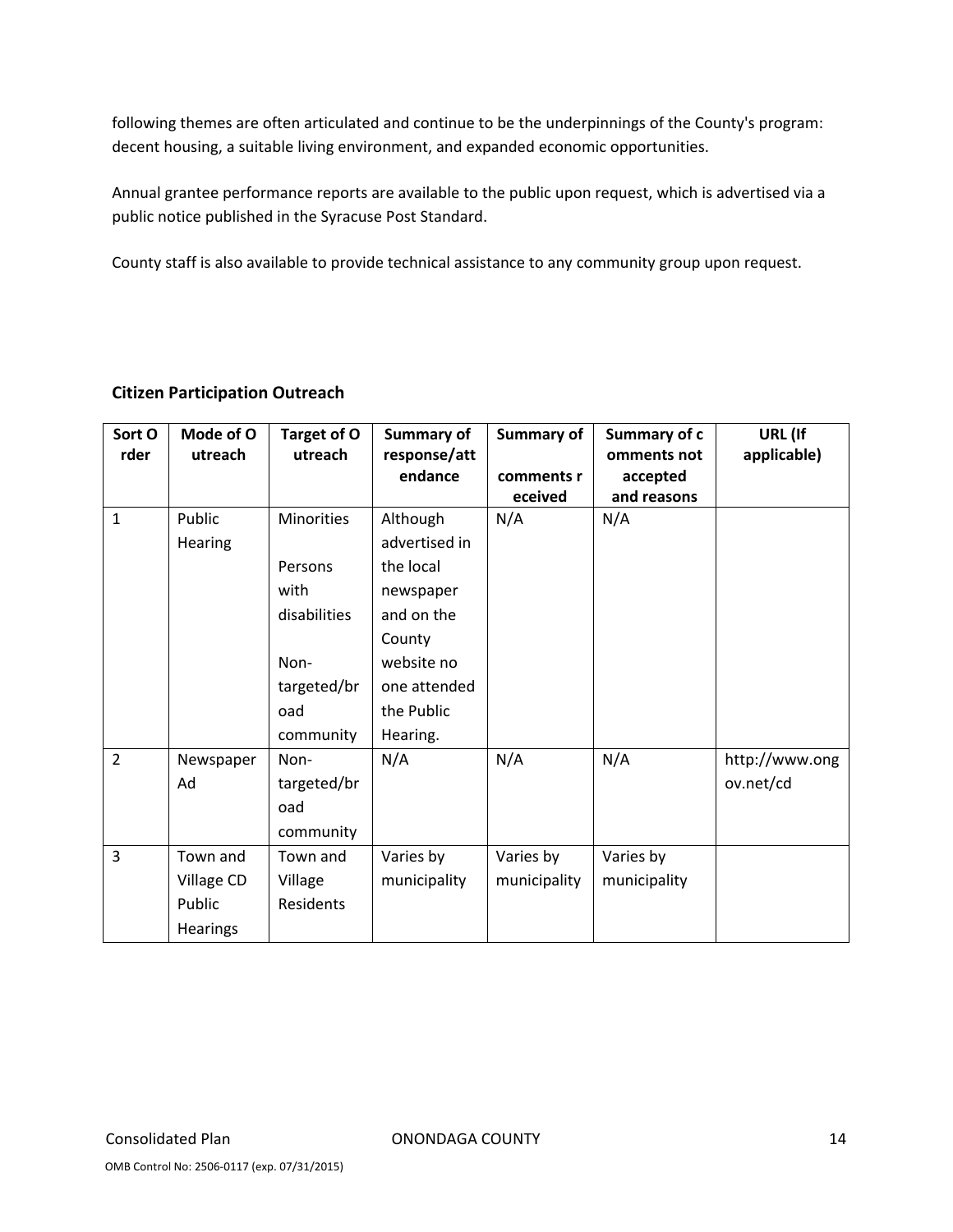following themes are often articulated and continue to be the underpinnings of the County's program: decent housing, a suitable living environment, and expanded economic opportunities.

Annual grantee performance reports are available to the public upon request, which is advertised via a public notice published in the Syracuse Post Standard.

County staff is also available to provide technical assistance to any community group upon request.

## Citizen Participation Outreach

| Sort Order | Mode of Outreach | Target of Outreach | Summary of response/attendance | Summary of comments received | Summary of comments not accepted and reasons | URL (If applicable) |
|---|---|---|---|---|---|---|
| 1 | Public Hearing | Minorities<br><br>Persons with disabilities<br><br>Non-targeted/broad community | Although advertised in the local newspaper and on the County website no one attended the Public Hearing. | N/A | N/A | |
| 2 | Newspaper Ad | Non-targeted/broad community | N/A | N/A | N/A | http://www.ongov.net/cd |
| 3 | Town and Village CD Public Hearings | Town and Village Residents | Varies by municipality | Varies by municipality | Varies by municipality | |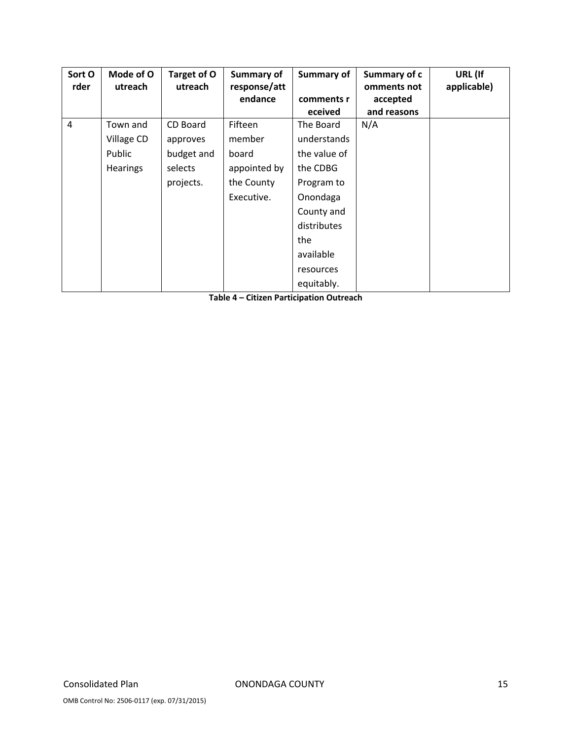| Sort Order | Mode of Outreach | Target of Outreach | Summary of response/attendance | Summary of comments received | Summary of comments not accepted and reasons | URL (If applicable) |
|---|---|---|---|---|---|---|
| 4 | Town and Village CD Public Hearings | CD Board approves budget and selects projects. | Fifteen member board appointed by the County Executive. | The Board understands the value of the CDBG Program to Onondaga County and distributes the available resources equitably. | N/A | |

**Table 4 – Citizen Participation Outreach**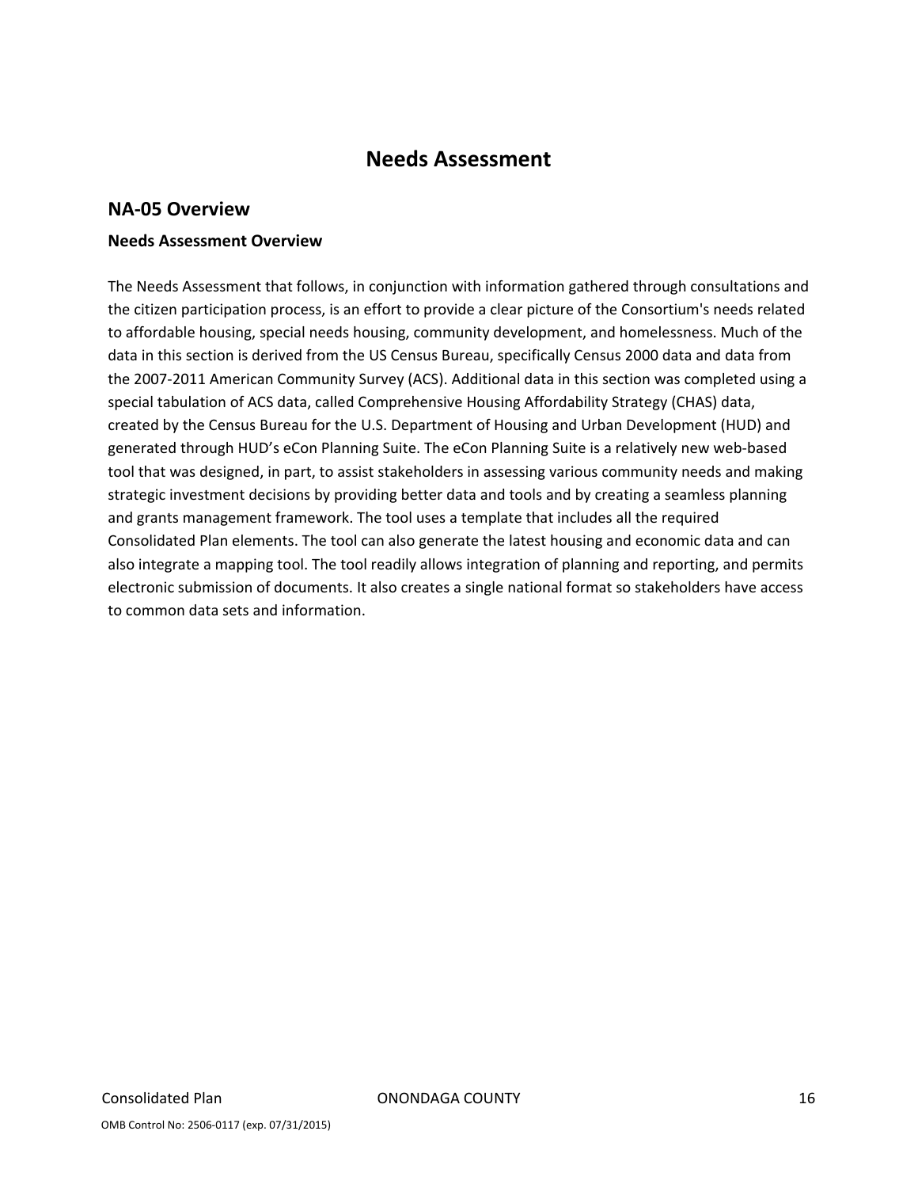# Needs Assessment

## NA-05 Overview

### Needs Assessment Overview

The Needs Assessment that follows, in conjunction with information gathered through consultations and the citizen participation process, is an effort to provide a clear picture of the Consortium's needs related to affordable housing, special needs housing, community development, and homelessness. Much of the data in this section is derived from the US Census Bureau, specifically Census 2000 data and data from the 2007-2011 American Community Survey (ACS). Additional data in this section was completed using a special tabulation of ACS data, called Comprehensive Housing Affordability Strategy (CHAS) data, created by the Census Bureau for the U.S. Department of Housing and Urban Development (HUD) and generated through HUD's eCon Planning Suite. The eCon Planning Suite is a relatively new web-based tool that was designed, in part, to assist stakeholders in assessing various community needs and making strategic investment decisions by providing better data and tools and by creating a seamless planning and grants management framework. The tool uses a template that includes all the required Consolidated Plan elements. The tool can also generate the latest housing and economic data and can also integrate a mapping tool. The tool readily allows integration of planning and reporting, and permits electronic submission of documents. It also creates a single national format so stakeholders have access to common data sets and information.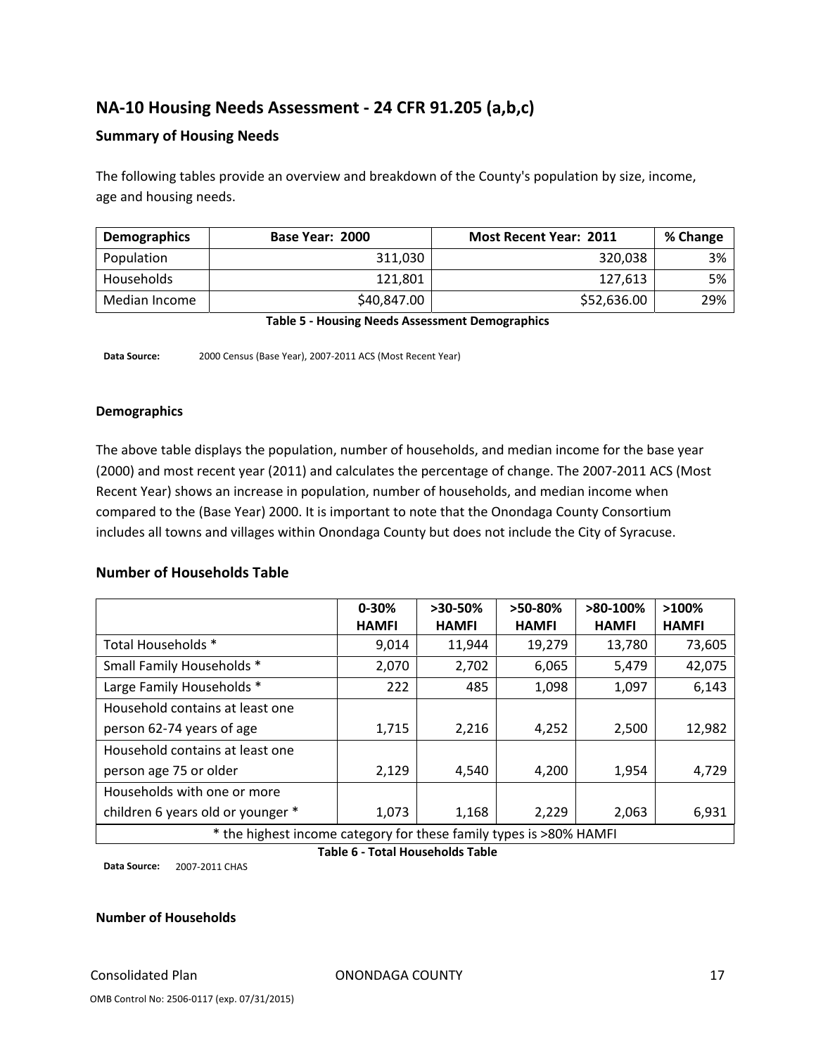# NA-10 Housing Needs Assessment - 24 CFR 91.205 (a,b,c)

## Summary of Housing Needs

The following tables provide an overview and breakdown of the County's population by size, income, age and housing needs.

| Demographics | Base Year: 2000 | Most Recent Year: 2011 | % Change |
|---|---|---|---|
| Population | 311,030 | 320,038 | 3% |
| Households | 121,801 | 127,613 | 5% |
| Median Income | $40,847.00 | $52,636.00 | 29% |

**Table 5 - Housing Needs Assessment Demographics**

**Data Source:** 2000 Census (Base Year), 2007-2011 ACS (Most Recent Year)

### Demographics

The above table displays the population, number of households, and median income for the base year (2000) and most recent year (2011) and calculates the percentage of change. The 2007-2011 ACS (Most Recent Year) shows an increase in population, number of households, and median income when compared to the (Base Year) 2000. It is important to note that the Onondaga County Consortium includes all towns and villages within Onondaga County but does not include the City of Syracuse.

## Number of Households Table

| | 0-30% HAMFI | >30-50% HAMFI | >50-80% HAMFI | >80-100% HAMFI | >100% HAMFI |
|---|---|---|---|---|---|
| Total Households * | 9,014 | 11,944 | 19,279 | 13,780 | 73,605 |
| Small Family Households * | 2,070 | 2,702 | 6,065 | 5,479 | 42,075 |
| Large Family Households * | 222 | 485 | 1,098 | 1,097 | 6,143 |
| Household contains at least one person 62-74 years of age | 1,715 | 2,216 | 4,252 | 2,500 | 12,982 |
| Household contains at least one person age 75 or older | 2,129 | 4,540 | 4,200 | 1,954 | 4,729 |
| Households with one or more children 6 years old or younger * | 1,073 | 1,168 | 2,229 | 2,063 | 6,931 |
| * the highest income category for these family types is >80% HAMFI | | | | | |

**Table 6 - Total Households Table**

**Data Source:** 2007-2011 CHAS

### Number of Households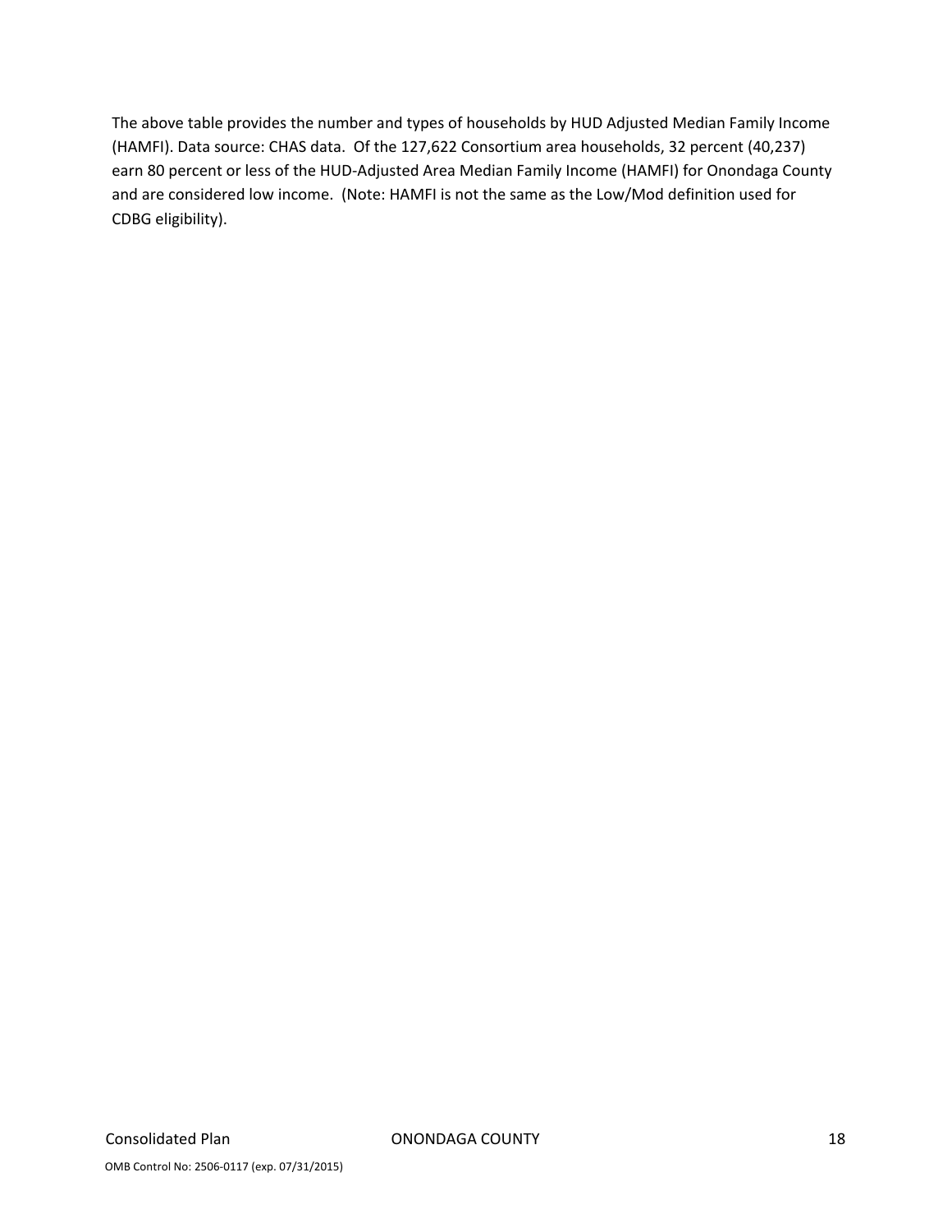The above table provides the number and types of households by HUD Adjusted Median Family Income (HAMFI). Data source: CHAS data. Of the 127,622 Consortium area households, 32 percent (40,237) earn 80 percent or less of the HUD-Adjusted Area Median Family Income (HAMFI) for Onondaga County and are considered low income. (Note: HAMFI is not the same as the Low/Mod definition used for CDBG eligibility).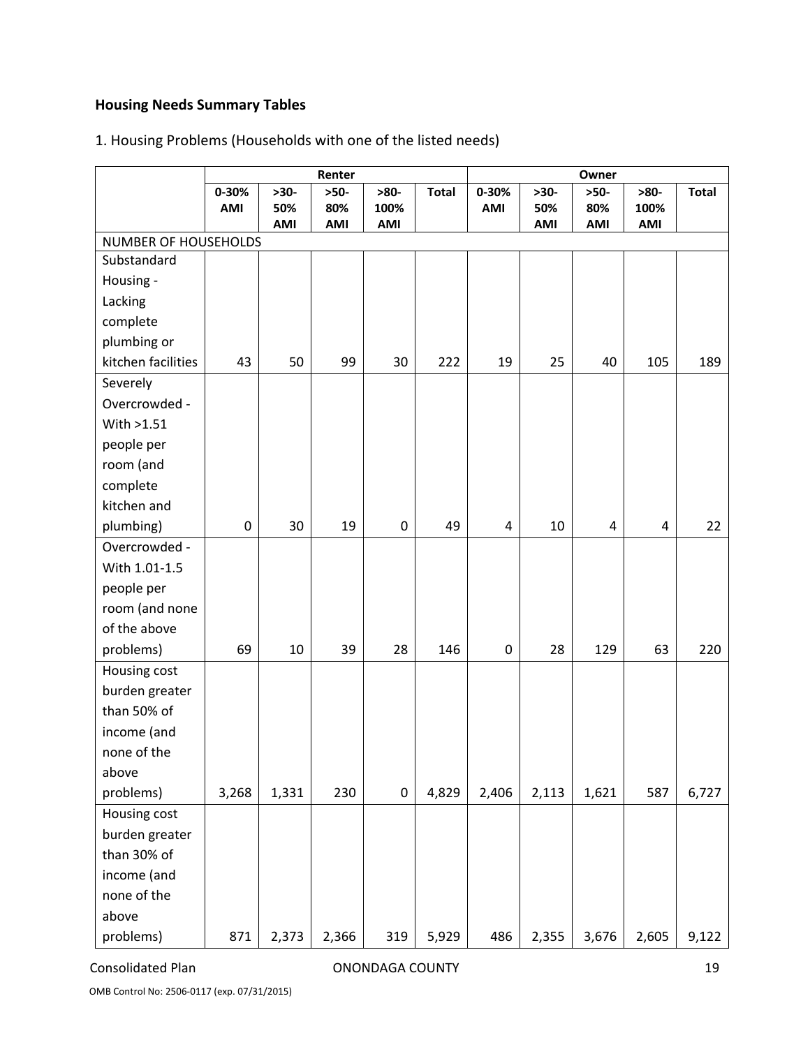## Housing Needs Summary Tables

1. Housing Problems (Households with one of the listed needs)

| | Renter | | | | | Owner | | | | |
|---|---|---|---|---|---|---|---|---|---|---|
| | 0-30% AMI | >30-50% AMI | >50-80% AMI | >80-100% AMI | Total | 0-30% AMI | >30-50% AMI | >50-80% AMI | >80-100% AMI | Total |
| NUMBER OF HOUSEHOLDS | | | | | | | | | | |
| Substandard Housing - Lacking complete plumbing or kitchen facilities | 43 | 50 | 99 | 30 | 222 | 19 | 25 | 40 | 105 | 189 |
| Severely Overcrowded - With >1.51 people per room (and complete kitchen and plumbing) | 0 | 30 | 19 | 0 | 49 | 4 | 10 | 4 | 4 | 22 |
| Overcrowded - With 1.01-1.5 people per room (and none of the above problems) | 69 | 10 | 39 | 28 | 146 | 0 | 28 | 129 | 63 | 220 |
| Housing cost burden greater than 50% of income (and none of the above problems) | 3,268 | 1,331 | 230 | 0 | 4,829 | 2,406 | 2,113 | 1,621 | 587 | 6,727 |
| Housing cost burden greater than 30% of income (and none of the above problems) | 871 | 2,373 | 2,366 | 319 | 5,929 | 486 | 2,355 | 3,676 | 2,605 | 9,122 |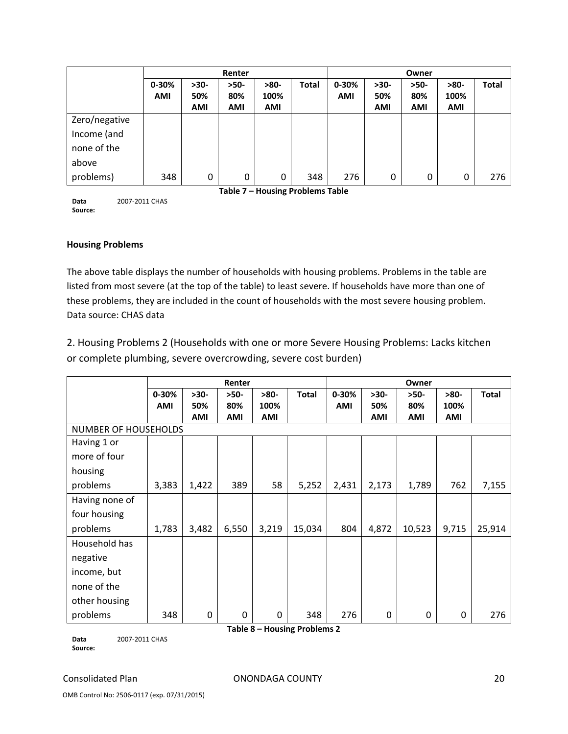| | Renter | | | | | Owner | | | | |
|---|---|---|---|---|---|---|---|---|---|---|
| | 0-30% AMI | >30-50% AMI | >50-80% AMI | >80-100% AMI | Total | 0-30% AMI | >30-50% AMI | >50-80% AMI | >80-100% AMI | Total |
| Zero/negative Income (and none of the above problems) | 348 | 0 | 0 | 0 | 348 | 276 | 0 | 0 | 0 | 276 |

**Table 7 – Housing Problems Table**

**Data Source:** 2007-2011 CHAS

**Housing Problems**

The above table displays the number of households with housing problems. Problems in the table are listed from most severe (at the top of the table) to least severe. If households have more than one of these problems, they are included in the count of households with the most severe housing problem. Data source: CHAS data

2. Housing Problems 2 (Households with one or more Severe Housing Problems: Lacks kitchen or complete plumbing, severe overcrowding, severe cost burden)

| | Renter | | | | | Owner | | | | |
|---|---|---|---|---|---|---|---|---|---|---|
| | 0-30% AMI | >30-50% AMI | >50-80% AMI | >80-100% AMI | Total | 0-30% AMI | >30-50% AMI | >50-80% AMI | >80-100% AMI | Total |
| NUMBER OF HOUSEHOLDS | | | | | | | | | | |
| Having 1 or more of four housing problems | 3,383 | 1,422 | 389 | 58 | 5,252 | 2,431 | 2,173 | 1,789 | 762 | 7,155 |
| Having none of four housing problems | 1,783 | 3,482 | 6,550 | 3,219 | 15,034 | 804 | 4,872 | 10,523 | 9,715 | 25,914 |
| Household has negative income, but none of the other housing problems | 348 | 0 | 0 | 0 | 348 | 276 | 0 | 0 | 0 | 276 |

**Table 8 – Housing Problems 2**

**Data Source:** 2007-2011 CHAS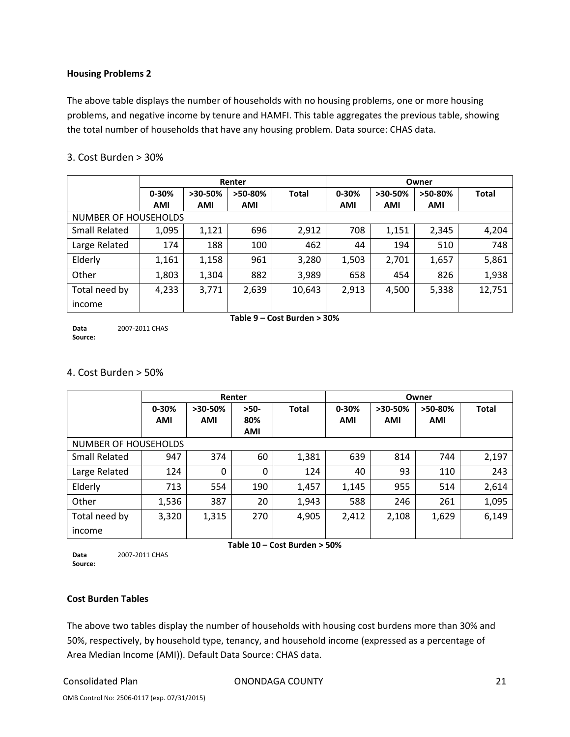**Housing Problems 2**

The above table displays the number of households with no housing problems, one or more housing problems, and negative income by tenure and HAMFI. This table aggregates the previous table, showing the total number of households that have any housing problem. Data source: CHAS data.

### 3. Cost Burden > 30%

| | Renter | | | | Owner | | | |
|---|---|---|---|---|---|---|---|---|
| | **0-30% AMI** | **>30-50% AMI** | **>50-80% AMI** | **Total** | **0-30% AMI** | **>30-50% AMI** | **>50-80% AMI** | **Total** |
| NUMBER OF HOUSEHOLDS | | | | | | | | |
| Small Related | 1,095 | 1,121 | 696 | 2,912 | 708 | 1,151 | 2,345 | 4,204 |
| Large Related | 174 | 188 | 100 | 462 | 44 | 194 | 510 | 748 |
| Elderly | 1,161 | 1,158 | 961 | 3,280 | 1,503 | 2,701 | 1,657 | 5,861 |
| Other | 1,803 | 1,304 | 882 | 3,989 | 658 | 454 | 826 | 1,938 |
| Total need by income | 4,233 | 3,771 | 2,639 | 10,643 | 2,913 | 4,500 | 5,338 | 12,751 |

**Table 9 – Cost Burden > 30%**

**Data Source:** 2007-2011 CHAS

### 4. Cost Burden > 50%

| | Renter | | | | Owner | | | |
|---|---|---|---|---|---|---|---|---|
| | **0-30% AMI** | **>30-50% AMI** | **>50-80% AMI** | **Total** | **0-30% AMI** | **>30-50% AMI** | **>50-80% AMI** | **Total** |
| NUMBER OF HOUSEHOLDS | | | | | | | | |
| Small Related | 947 | 374 | 60 | 1,381 | 639 | 814 | 744 | 2,197 |
| Large Related | 124 | 0 | 0 | 124 | 40 | 93 | 110 | 243 |
| Elderly | 713 | 554 | 190 | 1,457 | 1,145 | 955 | 514 | 2,614 |
| Other | 1,536 | 387 | 20 | 1,943 | 588 | 246 | 261 | 1,095 |
| Total need by income | 3,320 | 1,315 | 270 | 4,905 | 2,412 | 2,108 | 1,629 | 6,149 |

**Table 10 – Cost Burden > 50%**

**Data Source:** 2007-2011 CHAS

**Cost Burden Tables**

The above two tables display the number of households with housing cost burdens more than 30% and 50%, respectively, by household type, tenancy, and household income (expressed as a percentage of Area Median Income (AMI)). Default Data Source: CHAS data.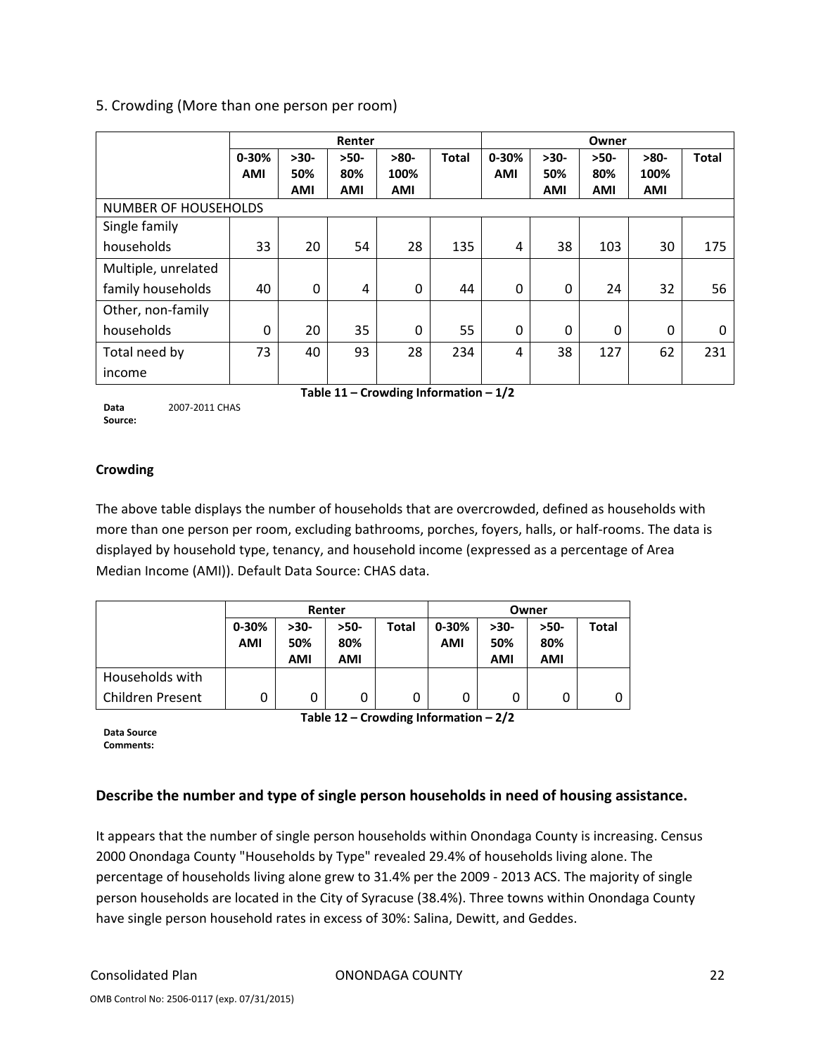5. Crowding (More than one person per room)

| | Renter | | | | | Owner | | | | |
|---|---|---|---|---|---|---|---|---|---|---|
| | 0-30% AMI | >30-50% AMI | >50-80% AMI | >80-100% AMI | Total | 0-30% AMI | >30-50% AMI | >50-80% AMI | >80-100% AMI | Total |
| NUMBER OF HOUSEHOLDS | | | | | | | | | | |
| Single family households | 33 | 20 | 54 | 28 | 135 | 4 | 38 | 103 | 30 | 175 |
| Multiple, unrelated family households | 40 | 0 | 4 | 0 | 44 | 0 | 0 | 24 | 32 | 56 |
| Other, non-family households | 0 | 20 | 35 | 0 | 55 | 0 | 0 | 0 | 0 | 0 |
| Total need by income | 73 | 40 | 93 | 28 | 234 | 4 | 38 | 127 | 62 | 231 |

**Table 11 – Crowding Information – 1/2**

**Data Source:** 2007-2011 CHAS

**Crowding**

The above table displays the number of households that are overcrowded, defined as households with more than one person per room, excluding bathrooms, porches, foyers, halls, or half-rooms. The data is displayed by household type, tenancy, and household income (expressed as a percentage of Area Median Income (AMI)). Default Data Source: CHAS data.

| | Renter | | | | Owner | | | |
|---|---|---|---|---|---|---|---|---|
| | 0-30% AMI | >30-50% AMI | >50-80% AMI | Total | 0-30% AMI | >30-50% AMI | >50-80% AMI | Total |
| Households with Children Present | 0 | 0 | 0 | 0 | 0 | 0 | 0 | 0 |

**Table 12 – Crowding Information – 2/2**

**Data Source Comments:**

### Describe the number and type of single person households in need of housing assistance.

It appears that the number of single person households within Onondaga County is increasing. Census 2000 Onondaga County "Households by Type" revealed 29.4% of households living alone. The percentage of households living alone grew to 31.4% per the 2009 - 2013 ACS. The majority of single person households are located in the City of Syracuse (38.4%). Three towns within Onondaga County have single person household rates in excess of 30%: Salina, Dewitt, and Geddes.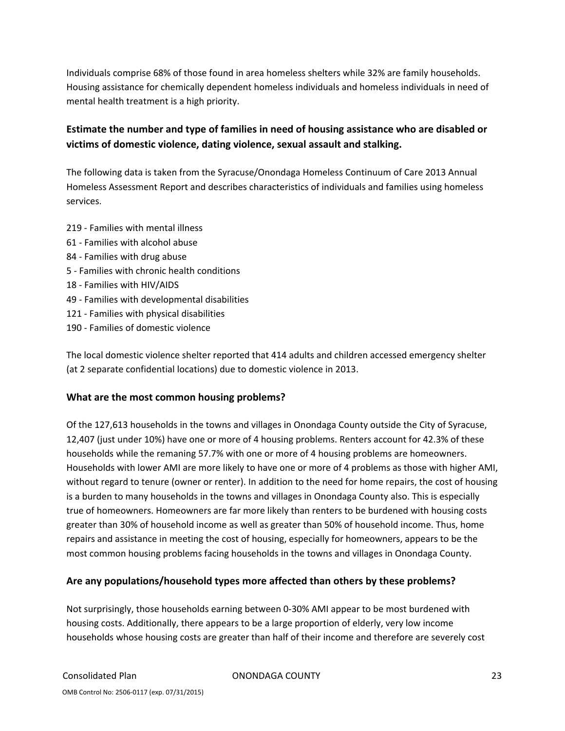Individuals comprise 68% of those found in area homeless shelters while 32% are family households. Housing assistance for chemically dependent homeless individuals and homeless individuals in need of mental health treatment is a high priority.

### Estimate the number and type of families in need of housing assistance who are disabled or victims of domestic violence, dating violence, sexual assault and stalking.

The following data is taken from the Syracuse/Onondaga Homeless Continuum of Care 2013 Annual Homeless Assessment Report and describes characteristics of individuals and families using homeless services.

219 - Families with mental illness
61 - Families with alcohol abuse
84 - Families with drug abuse
5 - Families with chronic health conditions
18 - Families with HIV/AIDS
49 - Families with developmental disabilities
121 - Families with physical disabilities
190 - Families of domestic violence

The local domestic violence shelter reported that 414 adults and children accessed emergency shelter (at 2 separate confidential locations) due to domestic violence in 2013.

### What are the most common housing problems?

Of the 127,613 households in the towns and villages in Onondaga County outside the City of Syracuse, 12,407 (just under 10%) have one or more of 4 housing problems. Renters account for 42.3% of these households while the remaning 57.7% with one or more of 4 housing problems are homeowners. Households with lower AMI are more likely to have one or more of 4 problems as those with higher AMI, without regard to tenure (owner or renter). In addition to the need for home repairs, the cost of housing is a burden to many households in the towns and villages in Onondaga County also. This is especially true of homeowners. Homeowners are far more likely than renters to be burdened with housing costs greater than 30% of household income as well as greater than 50% of household income. Thus, home repairs and assistance in meeting the cost of housing, especially for homeowners, appears to be the most common housing problems facing households in the towns and villages in Onondaga County.

### Are any populations/household types more affected than others by these problems?

Not surprisingly, those households earning between 0-30% AMI appear to be most burdened with housing costs. Additionally, there appears to be a large proportion of elderly, very low income households whose housing costs are greater than half of their income and therefore are severely cost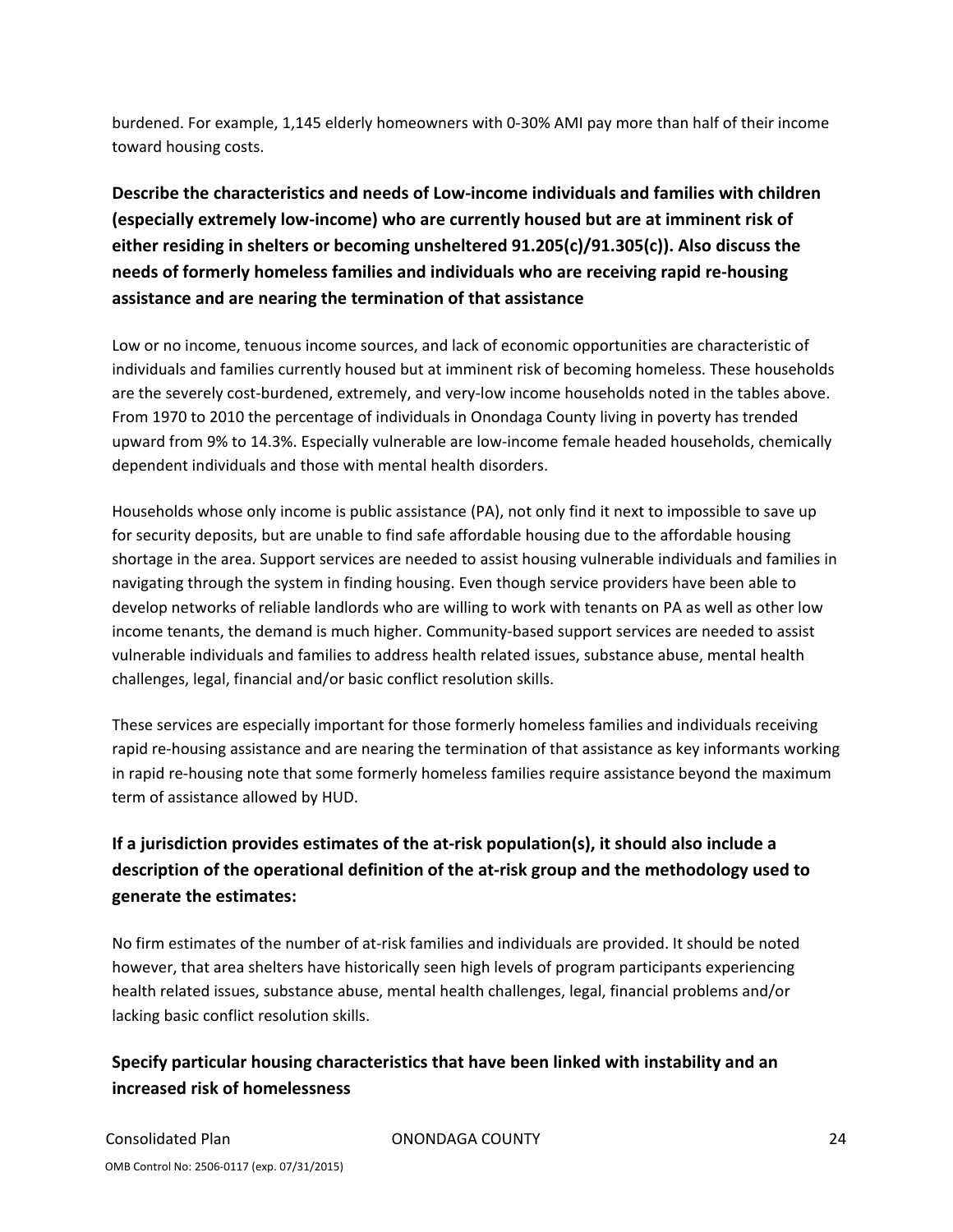burdened. For example, 1,145 elderly homeowners with 0-30% AMI pay more than half of their income toward housing costs.

## Describe the characteristics and needs of Low-income individuals and families with children (especially extremely low-income) who are currently housed but are at imminent risk of either residing in shelters or becoming unsheltered 91.205(c)/91.305(c)). Also discuss the needs of formerly homeless families and individuals who are receiving rapid re-housing assistance and are nearing the termination of that assistance

Low or no income, tenuous income sources, and lack of economic opportunities are characteristic of individuals and families currently housed but at imminent risk of becoming homeless. These households are the severely cost-burdened, extremely, and very-low income households noted in the tables above. From 1970 to 2010 the percentage of individuals in Onondaga County living in poverty has trended upward from 9% to 14.3%. Especially vulnerable are low-income female headed households, chemically dependent individuals and those with mental health disorders.

Households whose only income is public assistance (PA), not only find it next to impossible to save up for security deposits, but are unable to find safe affordable housing due to the affordable housing shortage in the area. Support services are needed to assist housing vulnerable individuals and families in navigating through the system in finding housing. Even though service providers have been able to develop networks of reliable landlords who are willing to work with tenants on PA as well as other low income tenants, the demand is much higher. Community-based support services are needed to assist vulnerable individuals and families to address health related issues, substance abuse, mental health challenges, legal, financial and/or basic conflict resolution skills.

These services are especially important for those formerly homeless families and individuals receiving rapid re-housing assistance and are nearing the termination of that assistance as key informants working in rapid re-housing note that some formerly homeless families require assistance beyond the maximum term of assistance allowed by HUD.

## If a jurisdiction provides estimates of the at-risk population(s), it should also include a description of the operational definition of the at-risk group and the methodology used to generate the estimates:

No firm estimates of the number of at-risk families and individuals are provided. It should be noted however, that area shelters have historically seen high levels of program participants experiencing health related issues, substance abuse, mental health challenges, legal, financial problems and/or lacking basic conflict resolution skills.

## Specify particular housing characteristics that have been linked with instability and an increased risk of homelessness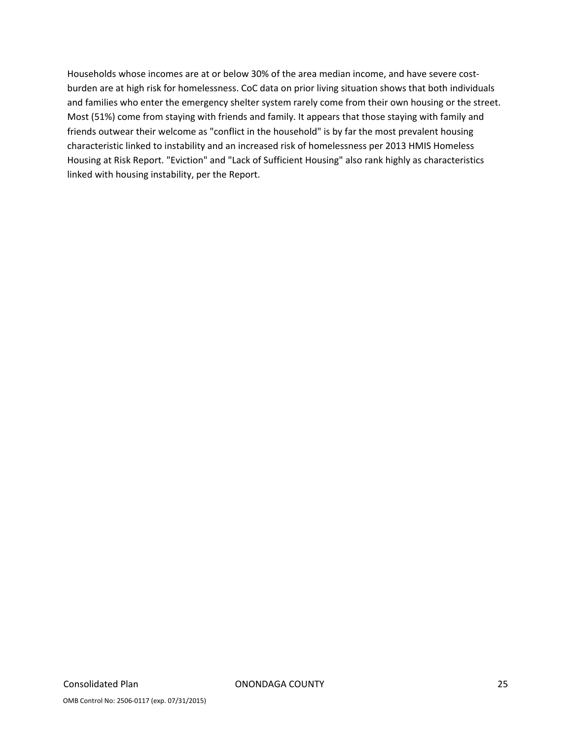Households whose incomes are at or below 30% of the area median income, and have severe cost-burden are at high risk for homelessness. CoC data on prior living situation shows that both individuals and families who enter the emergency shelter system rarely come from their own housing or the street. Most (51%) come from staying with friends and family. It appears that those staying with family and friends outwear their welcome as "conflict in the household" is by far the most prevalent housing characteristic linked to instability and an increased risk of homelessness per 2013 HMIS Homeless Housing at Risk Report. "Eviction" and "Lack of Sufficient Housing" also rank highly as characteristics linked with housing instability, per the Report.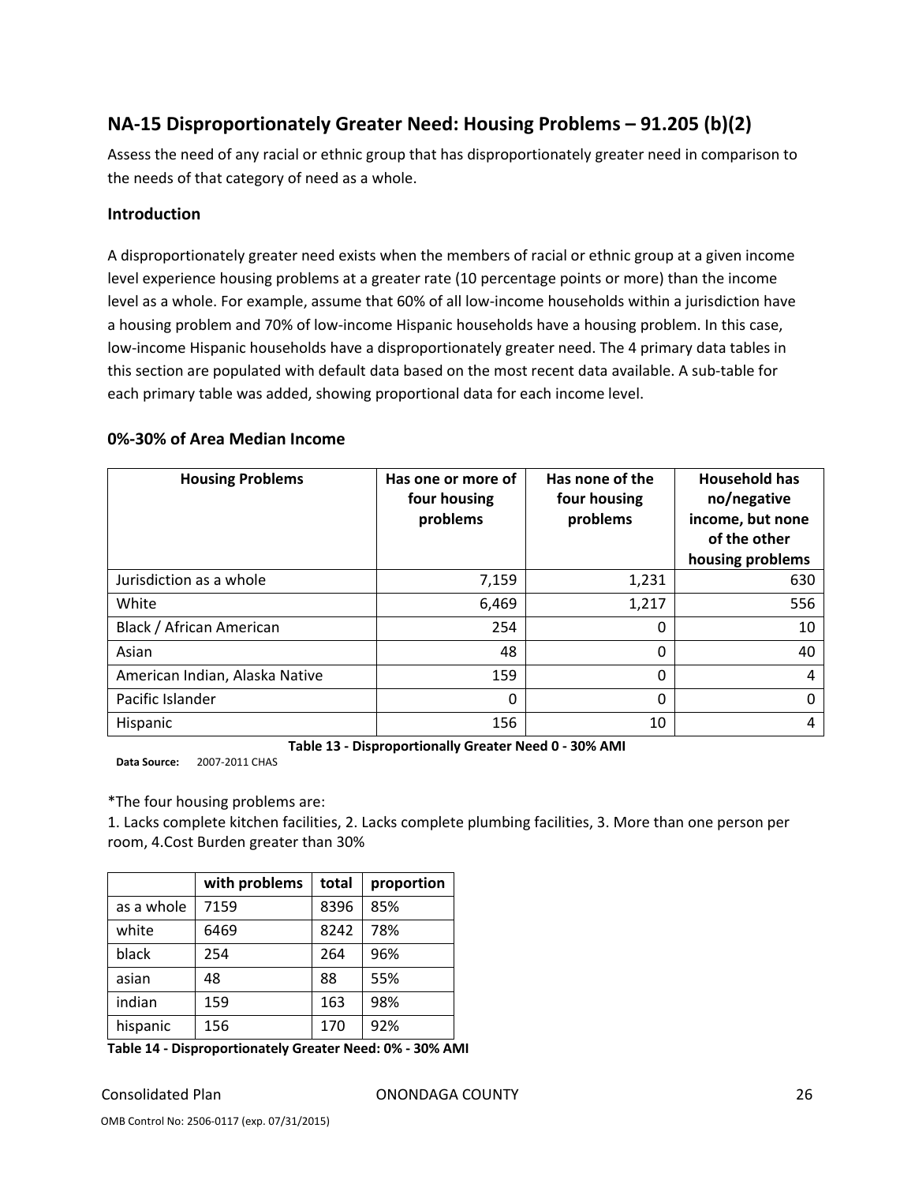## NA-15 Disproportionately Greater Need: Housing Problems – 91.205 (b)(2)

Assess the need of any racial or ethnic group that has disproportionately greater need in comparison to the needs of that category of need as a whole.

### Introduction

A disproportionately greater need exists when the members of racial or ethnic group at a given income level experience housing problems at a greater rate (10 percentage points or more) than the income level as a whole. For example, assume that 60% of all low-income households within a jurisdiction have a housing problem and 70% of low-income Hispanic households have a housing problem. In this case, low-income Hispanic households have a disproportionately greater need. The 4 primary data tables in this section are populated with default data based on the most recent data available. A sub-table for each primary table was added, showing proportional data for each income level.

### 0%-30% of Area Median Income

| Housing Problems | Has one or more of four housing problems | Has none of the four housing problems | Household has no/negative income, but none of the other housing problems |
|---|---|---|---|
| Jurisdiction as a whole | 7,159 | 1,231 | 630 |
| White | 6,469 | 1,217 | 556 |
| Black / African American | 254 | 0 | 10 |
| Asian | 48 | 0 | 40 |
| American Indian, Alaska Native | 159 | 0 | 4 |
| Pacific Islander | 0 | 0 | 0 |
| Hispanic | 156 | 10 | 4 |

**Table 13 - Disproportionally Greater Need 0 - 30% AMI**

**Data Source:** 2007-2011 CHAS

*The four housing problems are:

1. Lacks complete kitchen facilities, 2. Lacks complete plumbing facilities, 3. More than one person per room, 4.Cost Burden greater than 30%

| | with problems | total | proportion |
|---|---|---|---|
| as a whole | 7159 | 8396 | 85% |
| white | 6469 | 8242 | 78% |
| black | 254 | 264 | 96% |
| asian | 48 | 88 | 55% |
| indian | 159 | 163 | 98% |
| hispanic | 156 | 170 | 92% |

**Table 14 - Disproportionately Greater Need: 0% - 30% AMI**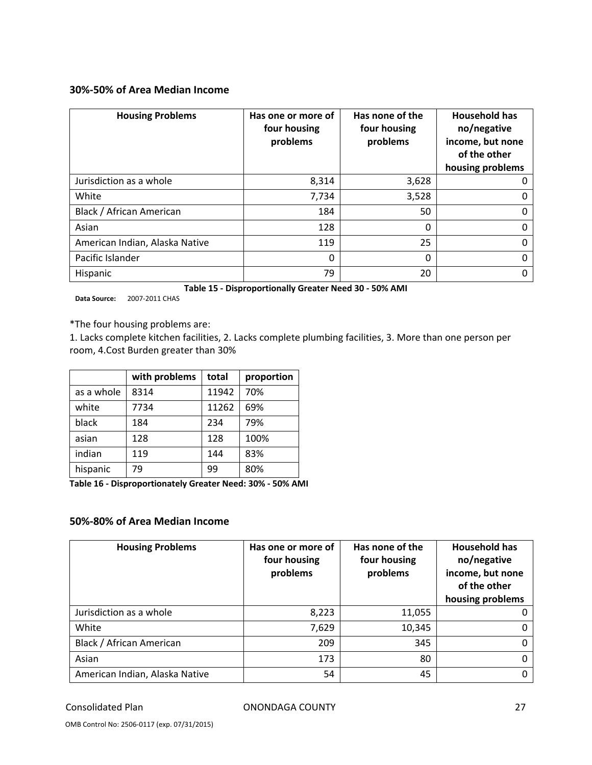### 30%-50% of Area Median Income

| Housing Problems | Has one or more of four housing problems | Has none of the four housing problems | Household has no/negative income, but none of the other housing problems |
|---|---|---|---|
| Jurisdiction as a whole | 8,314 | 3,628 | 0 |
| White | 7,734 | 3,528 | 0 |
| Black / African American | 184 | 50 | 0 |
| Asian | 128 | 0 | 0 |
| American Indian, Alaska Native | 119 | 25 | 0 |
| Pacific Islander | 0 | 0 | 0 |
| Hispanic | 79 | 20 | 0 |

**Table 15 - Disproportionally Greater Need 30 - 50% AMI**

**Data Source:** 2007-2011 CHAS

*The four housing problems are:

1. Lacks complete kitchen facilities, 2. Lacks complete plumbing facilities, 3. More than one person per room, 4.Cost Burden greater than 30%

| | with problems | total | proportion |
|---|---|---|---|
| as a whole | 8314 | 11942 | 70% |
| white | 7734 | 11262 | 69% |
| black | 184 | 234 | 79% |
| asian | 128 | 128 | 100% |
| indian | 119 | 144 | 83% |
| hispanic | 79 | 99 | 80% |

**Table 16 - Disproportionately Greater Need: 30% - 50% AMI**

### 50%-80% of Area Median Income

| Housing Problems | Has one or more of four housing problems | Has none of the four housing problems | Household has no/negative income, but none of the other housing problems |
|---|---|---|---|
| Jurisdiction as a whole | 8,223 | 11,055 | 0 |
| White | 7,629 | 10,345 | 0 |
| Black / African American | 209 | 345 | 0 |
| Asian | 173 | 80 | 0 |
| American Indian, Alaska Native | 54 | 45 | 0 |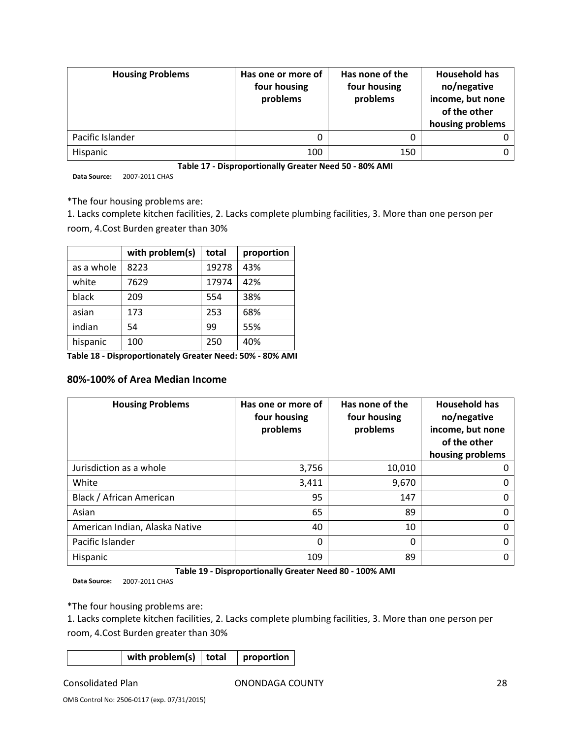| Housing Problems | Has one or more of four housing problems | Has none of the four housing problems | Household has no/negative income, but none of the other housing problems |
|---|---|---|---|
| Pacific Islander | 0 | 0 | 0 |
| Hispanic | 100 | 150 | 0 |

**Table 17 - Disproportionally Greater Need 50 - 80% AMI**

**Data Source:** 2007-2011 CHAS

*The four housing problems are:

1. Lacks complete kitchen facilities, 2. Lacks complete plumbing facilities, 3. More than one person per room, 4.Cost Burden greater than 30%

| | with problem(s) | total | proportion |
|---|---|---|---|
| as a whole | 8223 | 19278 | 43% |
| white | 7629 | 17974 | 42% |
| black | 209 | 554 | 38% |
| asian | 173 | 253 | 68% |
| indian | 54 | 99 | 55% |
| hispanic | 100 | 250 | 40% |

**Table 18 - Disproportionately Greater Need: 50% - 80% AMI**

### 80%-100% of Area Median Income

| Housing Problems | Has one or more of four housing problems | Has none of the four housing problems | Household has no/negative income, but none of the other housing problems |
|---|---|---|---|
| Jurisdiction as a whole | 3,756 | 10,010 | 0 |
| White | 3,411 | 9,670 | 0 |
| Black / African American | 95 | 147 | 0 |
| Asian | 65 | 89 | 0 |
| American Indian, Alaska Native | 40 | 10 | 0 |
| Pacific Islander | 0 | 0 | 0 |
| Hispanic | 109 | 89 | 0 |

**Table 19 - Disproportionally Greater Need 80 - 100% AMI**

**Data Source:** 2007-2011 CHAS

*The four housing problems are:

1. Lacks complete kitchen facilities, 2. Lacks complete plumbing facilities, 3. More than one person per room, 4.Cost Burden greater than 30%

| | with problem(s) | total | proportion |
|---|---|---|---|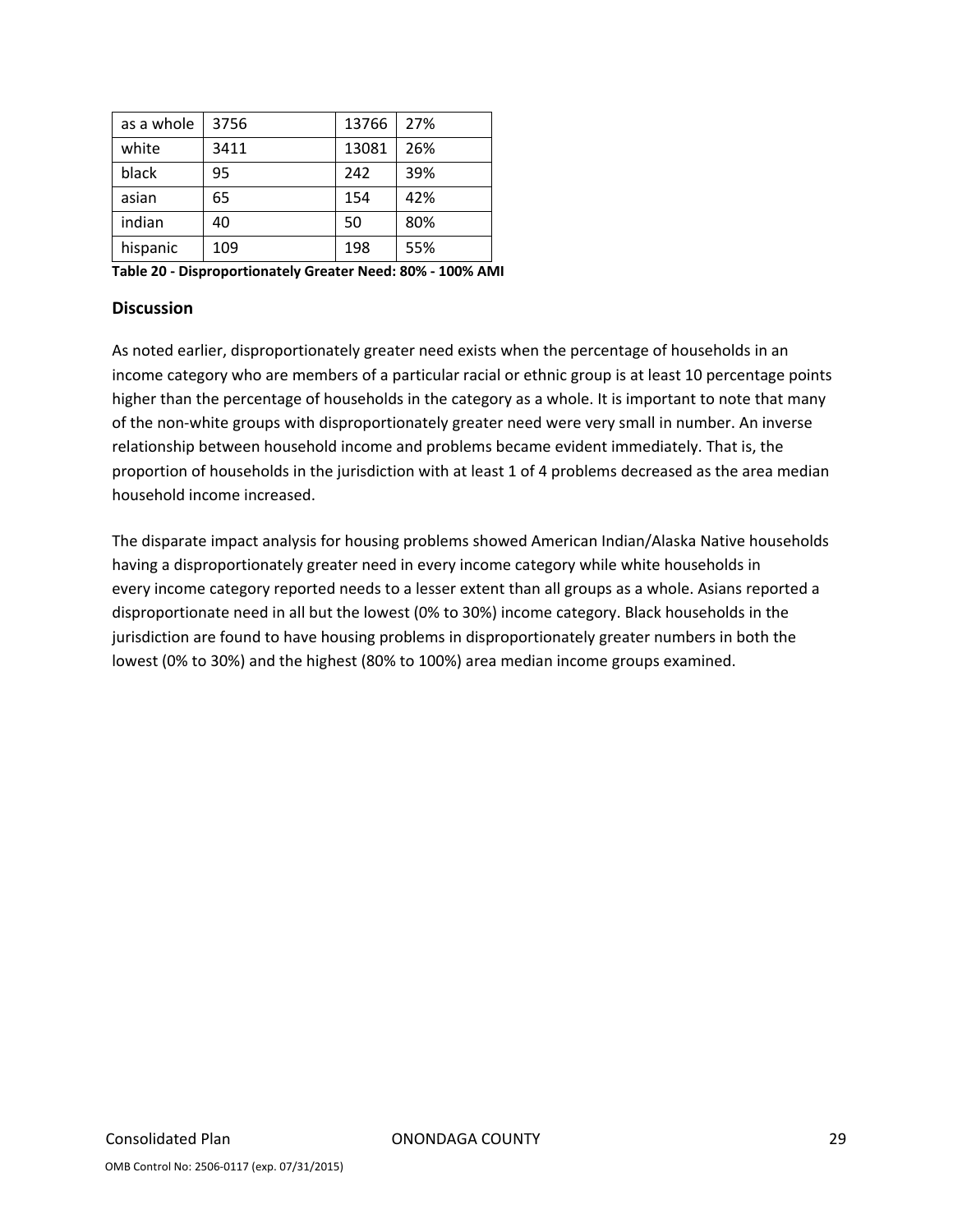| as a whole | 3756 | 13766 | 27% |
|---|---|---|---|
| white | 3411 | 13081 | 26% |
| black | 95 | 242 | 39% |
| asian | 65 | 154 | 42% |
| indian | 40 | 50 | 80% |
| hispanic | 109 | 198 | 55% |

**Table 20 - Disproportionately Greater Need: 80% - 100% AMI**

## Discussion

As noted earlier, disproportionately greater need exists when the percentage of households in an income category who are members of a particular racial or ethnic group is at least 10 percentage points higher than the percentage of households in the category as a whole. It is important to note that many of the non-white groups with disproportionately greater need were very small in number. An inverse relationship between household income and problems became evident immediately. That is, the proportion of households in the jurisdiction with at least 1 of 4 problems decreased as the area median household income increased.

The disparate impact analysis for housing problems showed American Indian/Alaska Native households having a disproportionately greater need in every income category while white households in every income category reported needs to a lesser extent than all groups as a whole. Asians reported a disproportionate need in all but the lowest (0% to 30%) income category. Black households in the jurisdiction are found to have housing problems in disproportionately greater numbers in both the lowest (0% to 30%) and the highest (80% to 100%) area median income groups examined.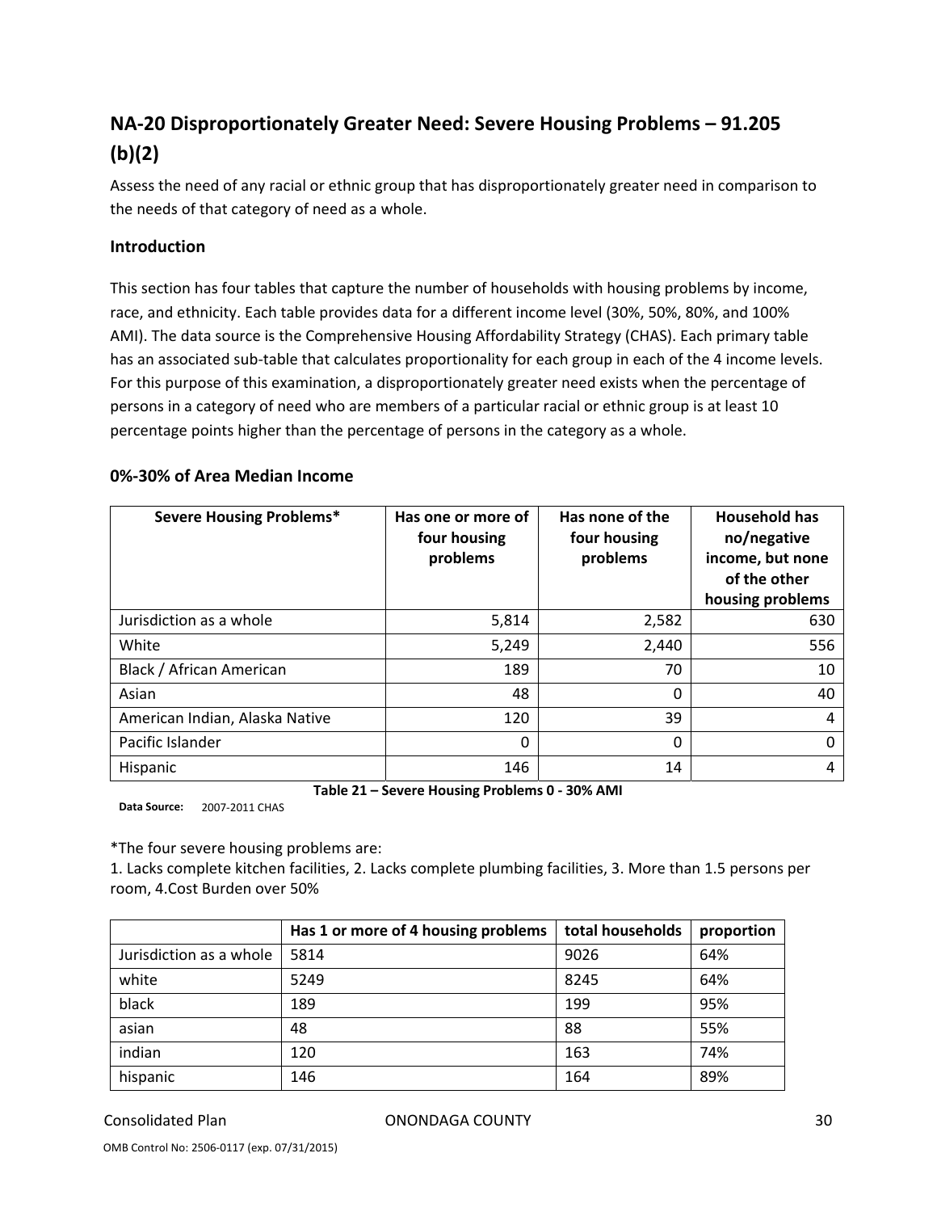## NA-20 Disproportionately Greater Need: Severe Housing Problems – 91.205 (b)(2)

Assess the need of any racial or ethnic group that has disproportionately greater need in comparison to the needs of that category of need as a whole.

### Introduction

This section has four tables that capture the number of households with housing problems by income, race, and ethnicity. Each table provides data for a different income level (30%, 50%, 80%, and 100% AMI). The data source is the Comprehensive Housing Affordability Strategy (CHAS). Each primary table has an associated sub-table that calculates proportionality for each group in each of the 4 income levels. For this purpose of this examination, a disproportionately greater need exists when the percentage of persons in a category of need who are members of a particular racial or ethnic group is at least 10 percentage points higher than the percentage of persons in the category as a whole.

### 0%-30% of Area Median Income

| Severe Housing Problems* | Has one or more of four housing problems | Has none of the four housing problems | Household has no/negative income, but none of the other housing problems |
|---|---|---|---|
| Jurisdiction as a whole | 5,814 | 2,582 | 630 |
| White | 5,249 | 2,440 | 556 |
| Black / African American | 189 | 70 | 10 |
| Asian | 48 | 0 | 40 |
| American Indian, Alaska Native | 120 | 39 | 4 |
| Pacific Islander | 0 | 0 | 0 |
| Hispanic | 146 | 14 | 4 |

**Table 21 – Severe Housing Problems 0 - 30% AMI**

**Data Source:** 2007-2011 CHAS

*The four severe housing problems are:
1. Lacks complete kitchen facilities, 2. Lacks complete plumbing facilities, 3. More than 1.5 persons per room, 4.Cost Burden over 50%

| | Has 1 or more of 4 housing problems | total households | proportion |
|---|---|---|---|
| Jurisdiction as a whole | 5814 | 9026 | 64% |
| white | 5249 | 8245 | 64% |
| black | 189 | 199 | 95% |
| asian | 48 | 88 | 55% |
| indian | 120 | 163 | 74% |
| hispanic | 146 | 164 | 89% |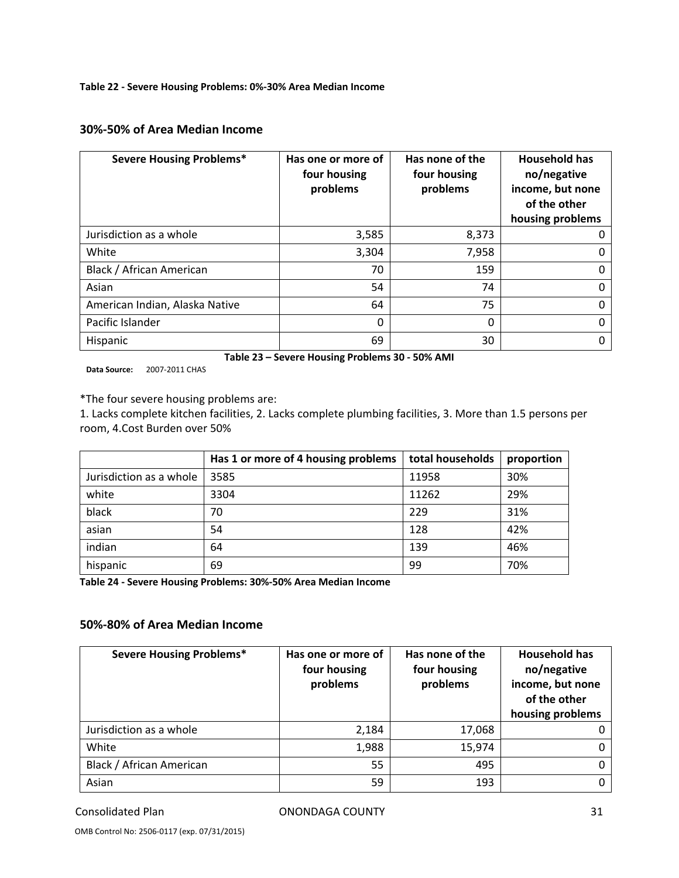**Table 22 - Severe Housing Problems: 0%-30% Area Median Income**

## 30%-50% of Area Median Income

| Severe Housing Problems* | Has one or more of four housing problems | Has none of the four housing problems | Household has no/negative income, but none of the other housing problems |
|---|---|---|---|
| Jurisdiction as a whole | 3,585 | 8,373 | 0 |
| White | 3,304 | 7,958 | 0 |
| Black / African American | 70 | 159 | 0 |
| Asian | 54 | 74 | 0 |
| American Indian, Alaska Native | 64 | 75 | 0 |
| Pacific Islander | 0 | 0 | 0 |
| Hispanic | 69 | 30 | 0 |

**Table 23 – Severe Housing Problems 30 - 50% AMI**

**Data Source:** 2007-2011 CHAS

*The four severe housing problems are:
1. Lacks complete kitchen facilities, 2. Lacks complete plumbing facilities, 3. More than 1.5 persons per room, 4.Cost Burden over 50%

| | Has 1 or more of 4 housing problems | total households | proportion |
|---|---|---|---|
| Jurisdiction as a whole | 3585 | 11958 | 30% |
| white | 3304 | 11262 | 29% |
| black | 70 | 229 | 31% |
| asian | 54 | 128 | 42% |
| indian | 64 | 139 | 46% |
| hispanic | 69 | 99 | 70% |

**Table 24 - Severe Housing Problems: 30%-50% Area Median Income**

## 50%-80% of Area Median Income

| Severe Housing Problems* | Has one or more of four housing problems | Has none of the four housing problems | Household has no/negative income, but none of the other housing problems |
|---|---|---|---|
| Jurisdiction as a whole | 2,184 | 17,068 | 0 |
| White | 1,988 | 15,974 | 0 |
| Black / African American | 55 | 495 | 0 |
| Asian | 59 | 193 | 0 |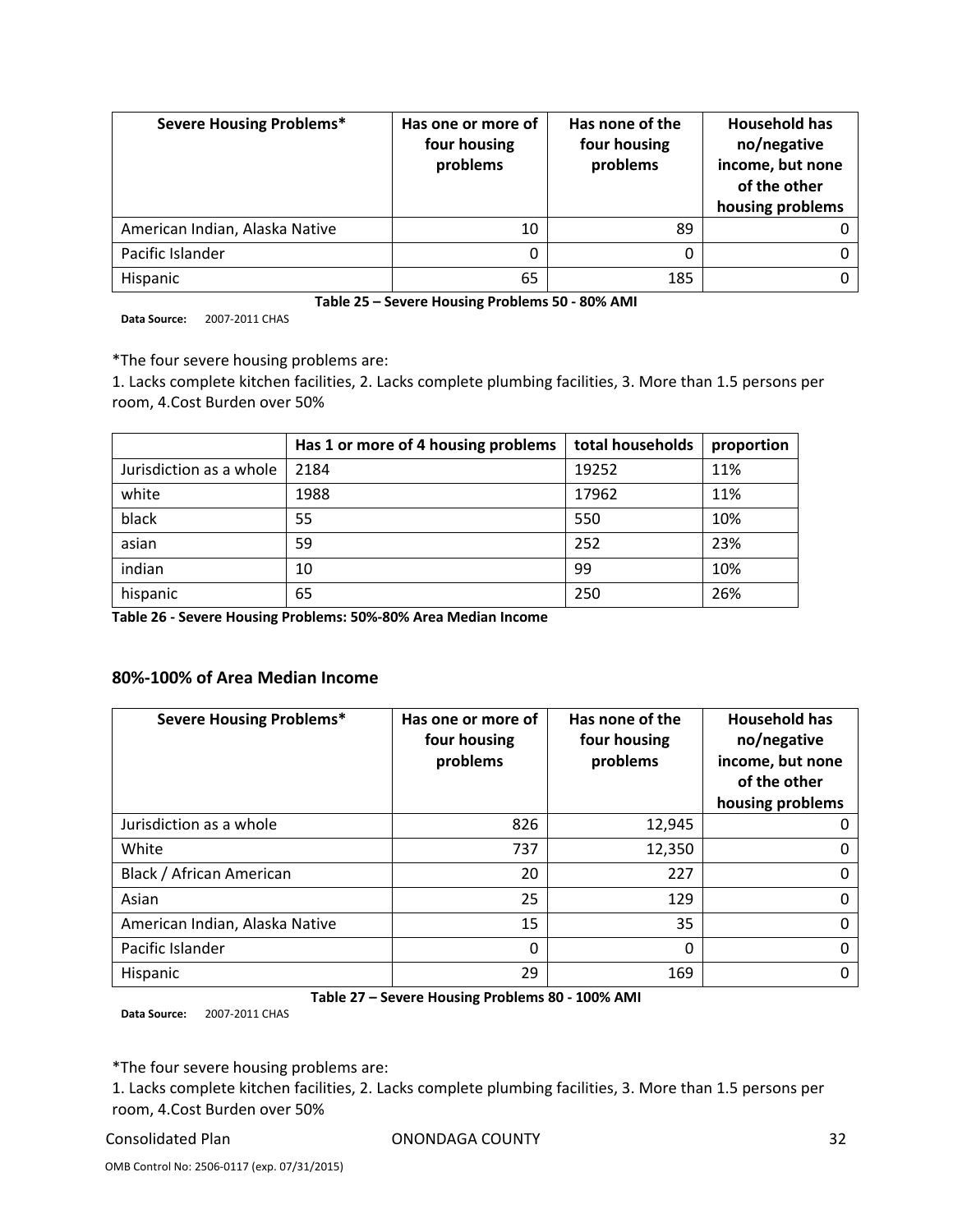| Severe Housing Problems* | Has one or more of four housing problems | Has none of the four housing problems | Household has no/negative income, but none of the other housing problems |
|---|---|---|---|
| American Indian, Alaska Native | 10 | 89 | 0 |
| Pacific Islander | 0 | 0 | 0 |
| Hispanic | 65 | 185 | 0 |

**Table 25 – Severe Housing Problems 50 - 80% AMI**

**Data Source:** 2007-2011 CHAS

*The four severe housing problems are:
1. Lacks complete kitchen facilities, 2. Lacks complete plumbing facilities, 3. More than 1.5 persons per room, 4.Cost Burden over 50%

| | Has 1 or more of 4 housing problems | total households | proportion |
|---|---|---|---|
| Jurisdiction as a whole | 2184 | 19252 | 11% |
| white | 1988 | 17962 | 11% |
| black | 55 | 550 | 10% |
| asian | 59 | 252 | 23% |
| indian | 10 | 99 | 10% |
| hispanic | 65 | 250 | 26% |

**Table 26 - Severe Housing Problems: 50%-80% Area Median Income**

### 80%-100% of Area Median Income

| Severe Housing Problems* | Has one or more of four housing problems | Has none of the four housing problems | Household has no/negative income, but none of the other housing problems |
|---|---|---|---|
| Jurisdiction as a whole | 826 | 12,945 | 0 |
| White | 737 | 12,350 | 0 |
| Black / African American | 20 | 227 | 0 |
| Asian | 25 | 129 | 0 |
| American Indian, Alaska Native | 15 | 35 | 0 |
| Pacific Islander | 0 | 0 | 0 |
| Hispanic | 29 | 169 | 0 |

**Table 27 – Severe Housing Problems 80 - 100% AMI**

**Data Source:** 2007-2011 CHAS

*The four severe housing problems are:
1. Lacks complete kitchen facilities, 2. Lacks complete plumbing facilities, 3. More than 1.5 persons per room, 4.Cost Burden over 50%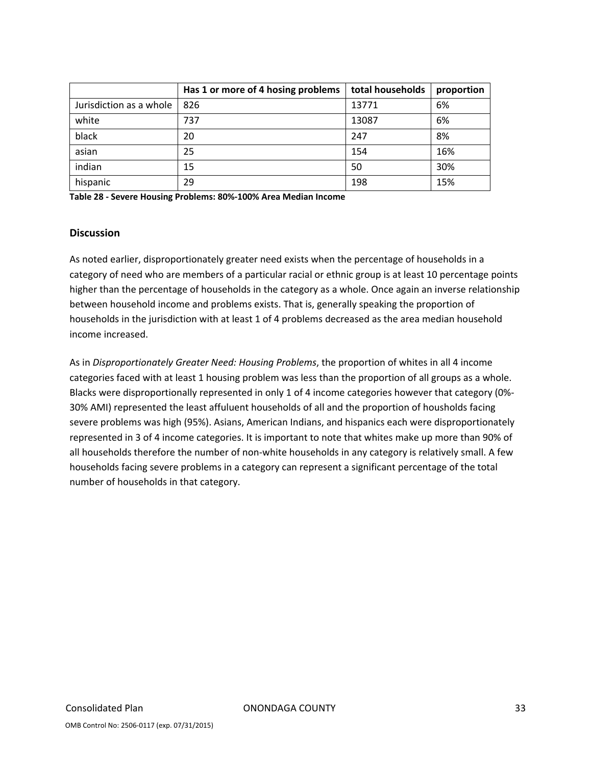| | Has 1 or more of 4 hosing problems | total households | proportion |
|---|---|---|---|
| Jurisdiction as a whole | 826 | 13771 | 6% |
| white | 737 | 13087 | 6% |
| black | 20 | 247 | 8% |
| asian | 25 | 154 | 16% |
| indian | 15 | 50 | 30% |
| hispanic | 29 | 198 | 15% |

**Table 28 - Severe Housing Problems: 80%-100% Area Median Income**

### Discussion

As noted earlier, disproportionately greater need exists when the percentage of households in a category of need who are members of a particular racial or ethnic group is at least 10 percentage points higher than the percentage of households in the category as a whole. Once again an inverse relationship between household income and problems exists. That is, generally speaking the proportion of households in the jurisdiction with at least 1 of 4 problems decreased as the area median household income increased.

As in *Disproportionately Greater Need: Housing Problems*, the proportion of whites in all 4 income categories faced with at least 1 housing problem was less than the proportion of all groups as a whole. Blacks were disproportionally represented in only 1 of 4 income categories however that category (0%-30% AMI) represented the least affuluent households of all and the proportion of housholds facing severe problems was high (95%). Asians, American Indians, and hispanics each were disproportionately represented in 3 of 4 income categories. It is important to note that whites make up more than 90% of all households therefore the number of non-white households in any category is relatively small. A few households facing severe problems in a category can represent a significant percentage of the total number of households in that category.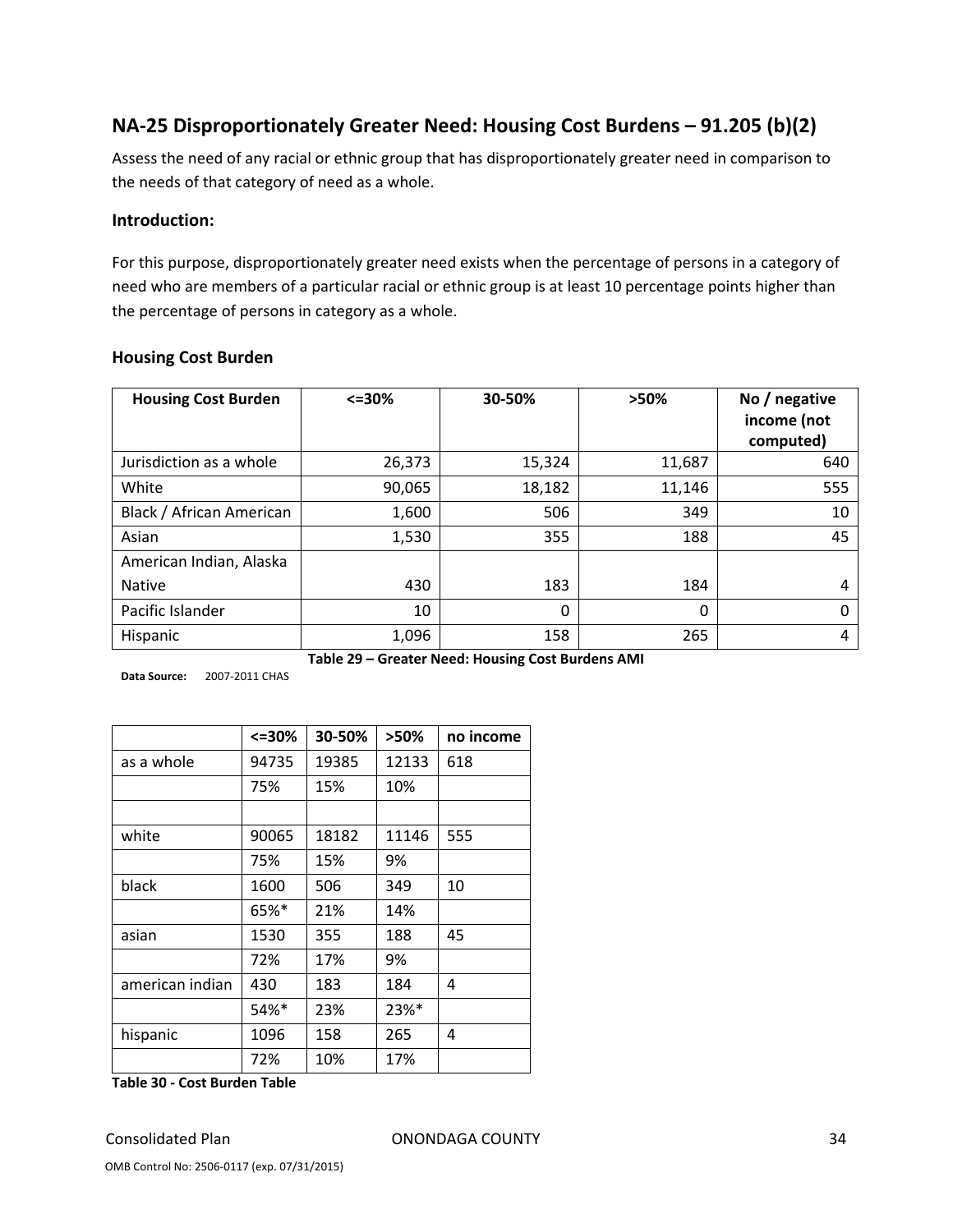## NA-25 Disproportionately Greater Need: Housing Cost Burdens – 91.205 (b)(2)

Assess the need of any racial or ethnic group that has disproportionately greater need in comparison to the needs of that category of need as a whole.

### Introduction:

For this purpose, disproportionately greater need exists when the percentage of persons in a category of need who are members of a particular racial or ethnic group is at least 10 percentage points higher than the percentage of persons in category as a whole.

### Housing Cost Burden

| Housing Cost Burden | <=30% | 30-50% | >50% | No / negative income (not computed) |
|---|---|---|---|---|
| Jurisdiction as a whole | 26,373 | 15,324 | 11,687 | 640 |
| White | 90,065 | 18,182 | 11,146 | 555 |
| Black / African American | 1,600 | 506 | 349 | 10 |
| Asian | 1,530 | 355 | 188 | 45 |
| American Indian, Alaska Native | 430 | 183 | 184 | 4 |
| Pacific Islander | 10 | 0 | 0 | 0 |
| Hispanic | 1,096 | 158 | 265 | 4 |

**Table 29 – Greater Need: Housing Cost Burdens AMI**

**Data Source:** 2007-2011 CHAS

| | <=30% | 30-50% | >50% | no income |
|---|---|---|---|---|
| as a whole | 94735 | 19385 | 12133 | 618 |
| | 75% | 15% | 10% | |
| | | | | |
| white | 90065 | 18182 | 11146 | 555 |
| | 75% | 15% | 9% | |
| black | 1600 | 506 | 349 | 10 |
| | 65%* | 21% | 14% | |
| asian | 1530 | 355 | 188 | 45 |
| | 72% | 17% | 9% | |
| american indian | 430 | 183 | 184 | 4 |
| | 54%* | 23% | 23%* | |
| hispanic | 1096 | 158 | 265 | 4 |
| | 72% | 10% | 17% | |

**Table 30 - Cost Burden Table**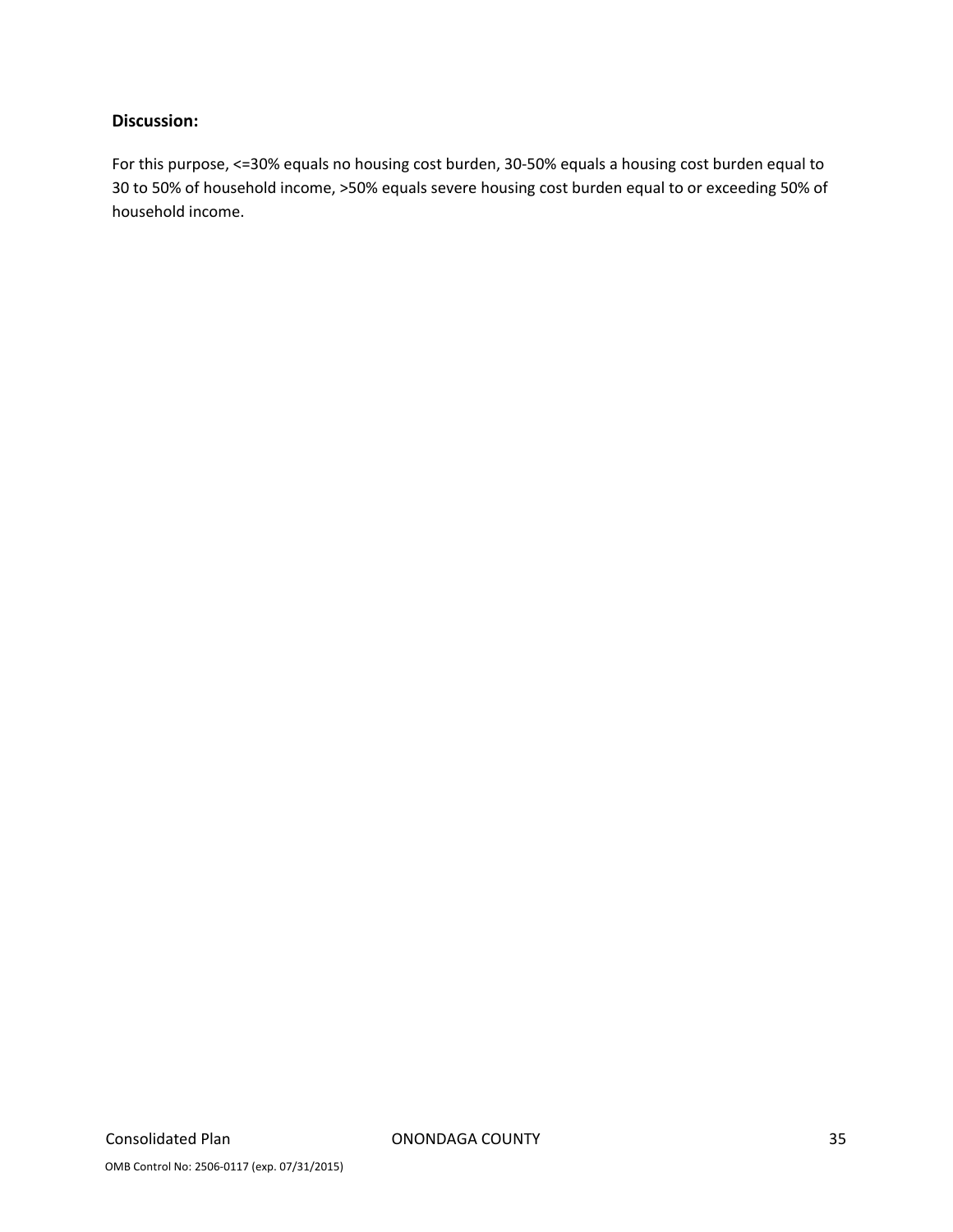**Discussion:**

For this purpose, <=30% equals no housing cost burden, 30-50% equals a housing cost burden equal to 30 to 50% of household income, >50% equals severe housing cost burden equal to or exceeding 50% of household income.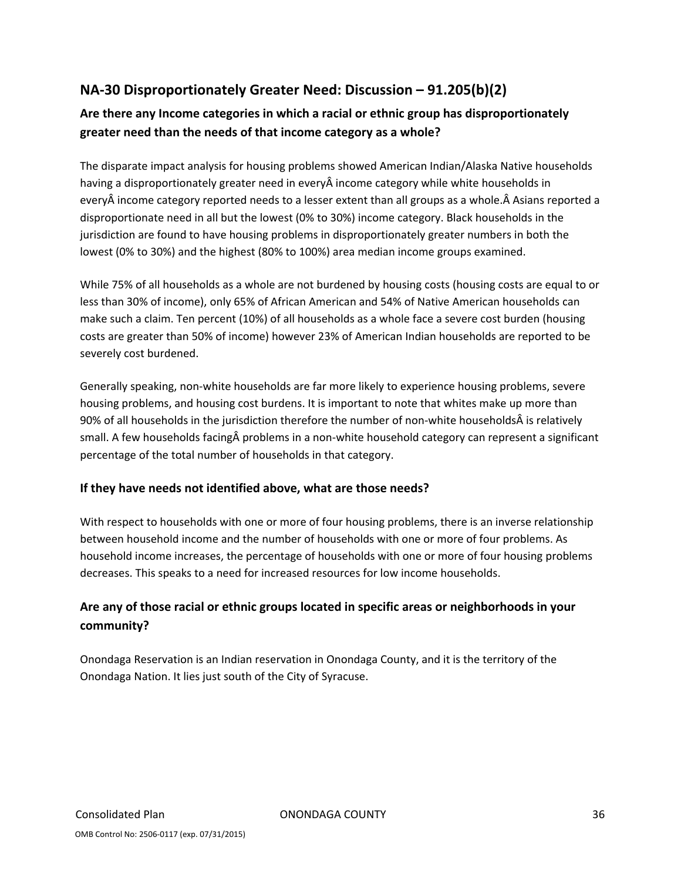## NA-30 Disproportionately Greater Need: Discussion – 91.205(b)(2)

### Are there any Income categories in which a racial or ethnic group has disproportionately greater need than the needs of that income category as a whole?

The disparate impact analysis for housing problems showed American Indian/Alaska Native households having a disproportionately greater need in everyÂ income category while white households in everyÂ income category reported needs to a lesser extent than all groups as a whole.Â Asians reported a disproportionate need in all but the lowest (0% to 30%) income category. Black households in the jurisdiction are found to have housing problems in disproportionately greater numbers in both the lowest (0% to 30%) and the highest (80% to 100%) area median income groups examined.

While 75% of all households as a whole are not burdened by housing costs (housing costs are equal to or less than 30% of income), only 65% of African American and 54% of Native American households can make such a claim. Ten percent (10%) of all households as a whole face a severe cost burden (housing costs are greater than 50% of income) however 23% of American Indian households are reported to be severely cost burdened.

Generally speaking, non-white households are far more likely to experience housing problems, severe housing problems, and housing cost burdens. It is important to note that whites make up more than 90% of all households in the jurisdiction therefore the number of non-white householdsÂ is relatively small. A few households facingÂ problems in a non-white household category can represent a significant percentage of the total number of households in that category.

### If they have needs not identified above, what are those needs?

With respect to households with one or more of four housing problems, there is an inverse relationship between household income and the number of households with one or more of four problems. As household income increases, the percentage of households with one or more of four housing problems decreases. This speaks to a need for increased resources for low income households.

### Are any of those racial or ethnic groups located in specific areas or neighborhoods in your community?

Onondaga Reservation is an Indian reservation in Onondaga County, and it is the territory of the Onondaga Nation. It lies just south of the City of Syracuse.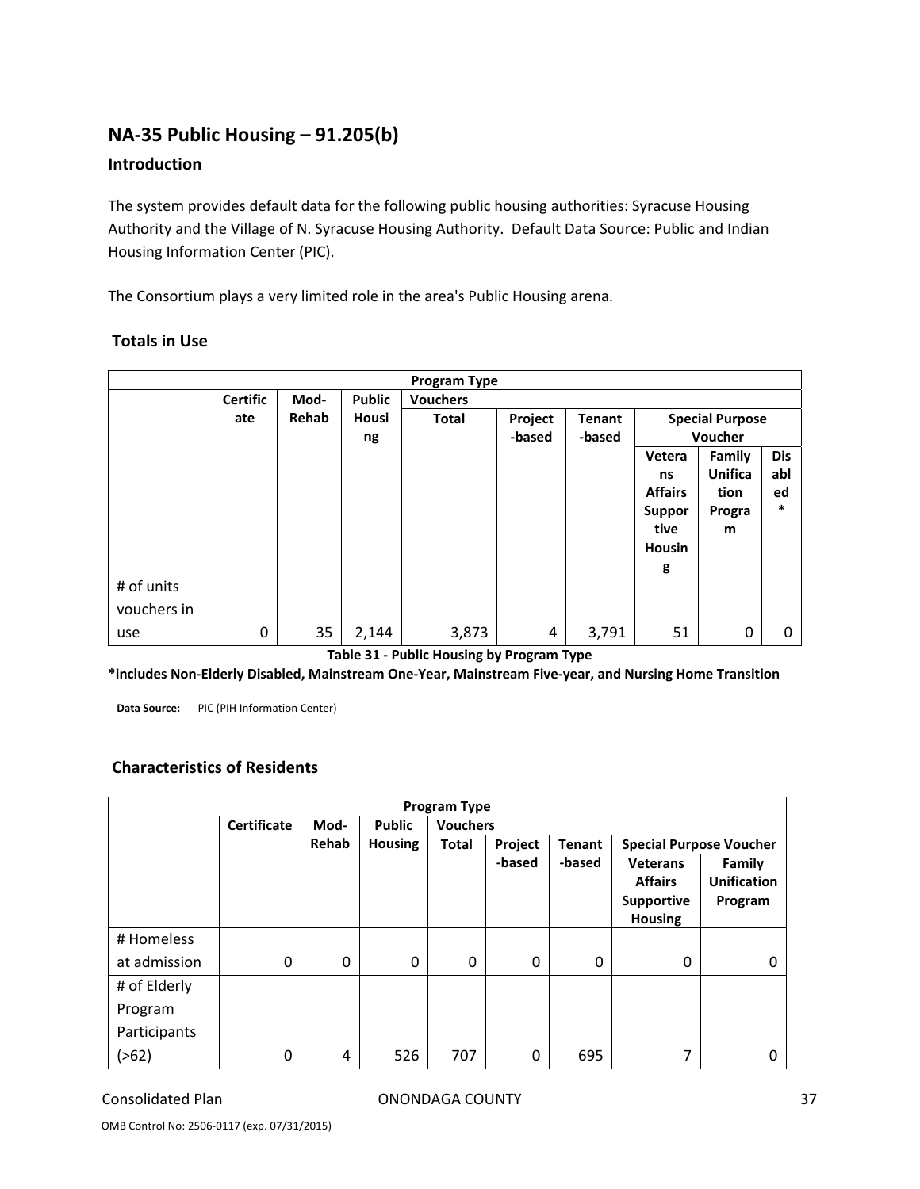## NA-35 Public Housing – 91.205(b)

### Introduction

The system provides default data for the following public housing authorities: Syracuse Housing Authority and the Village of N. Syracuse Housing Authority. Default Data Source: Public and Indian Housing Information Center (PIC).

The Consortium plays a very limited role in the area's Public Housing arena.

### Totals in Use

| | Program Type | | | | | | | | |
|---|---|---|---|---|---|---|---|---|---|
| | Certificate | Mod-Rehab | Public Housing | Vouchers | | | | | |
| | | | | Total | Project-based | Tenant-based | Special Purpose Voucher | | |
| | | | | | | | Veterans Affairs Supportive Housing | Family Unification Program | Disabled * |
| # of units vouchers in use | 0 | 35 | 2,144 | 3,873 | 4 | 3,791 | 51 | 0 | 0 |

**Table 31 - Public Housing by Program Type**

**\*includes Non-Elderly Disabled, Mainstream One-Year, Mainstream Five-year, and Nursing Home Transition**

**Data Source:** PIC (PIH Information Center)

### Characteristics of Residents

| | Program Type | | | | | | | |
|---|---|---|---|---|---|---|---|---|
| | Certificate | Mod-Rehab | Public Housing | Vouchers | | | | |
| | | | | Total | Project-based | Tenant-based | Special Purpose Voucher | |
| | | | | | | | Veterans Affairs Supportive Housing | Family Unification Program |
| # Homeless at admission | 0 | 0 | 0 | 0 | 0 | 0 | 0 | 0 |
| # of Elderly Program Participants (>62) | 0 | 4 | 526 | 707 | 0 | 695 | 7 | 0 |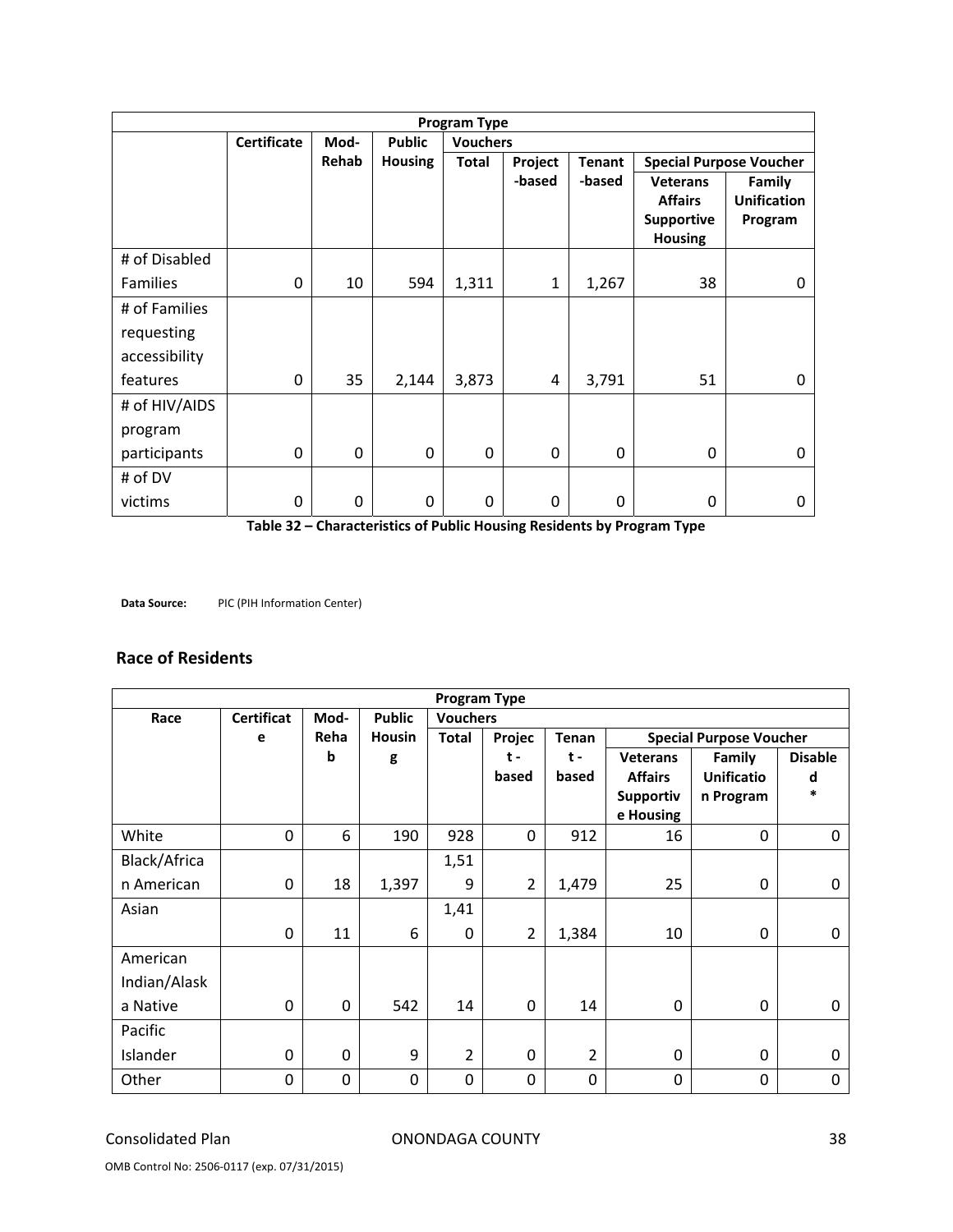| | Program Type | | | | | | | |
|---|---|---|---|---|---|---|---|---|
| | Certificate | Mod-Rehab | Public Housing | Vouchers | | | | |
| | | | | Total | Project-based | Tenant-based | Special Purpose Voucher | |
| | | | | | | | Veterans Affairs Supportive Housing | Family Unification Program |
| # of Disabled Families | 0 | 10 | 594 | 1,311 | 1 | 1,267 | 38 | 0 |
| # of Families requesting accessibility features | 0 | 35 | 2,144 | 3,873 | 4 | 3,791 | 51 | 0 |
| # of HIV/AIDS program participants | 0 | 0 | 0 | 0 | 0 | 0 | 0 | 0 |
| # of DV victims | 0 | 0 | 0 | 0 | 0 | 0 | 0 | 0 |

**Table 32 – Characteristics of Public Housing Residents by Program Type**

**Data Source:** PIC (PIH Information Center)

## Race of Residents

| | Program Type | | | | | | | | |
|---|---|---|---|---|---|---|---|---|---|
| Race | Certificate | Mod-Rehab | Public Housing | Vouchers | | | | | |
| | | | | Total | Project-based | Tenant-based | Special Purpose Voucher | | |
| | | | | | | | Veterans Affairs Supportive Housing | Family Unification Program | Disabled * |
| White | 0 | 6 | 190 | 928 | 0 | 912 | 16 | 0 | 0 |
| Black/African American | 0 | 18 | 1,397 | 1,519 | 2 | 1,479 | 25 | 0 | 0 |
| Asian | 0 | 11 | 6 | 1,410 | 2 | 1,384 | 10 | 0 | 0 |
| American Indian/Alaska Native | 0 | 0 | 542 | 14 | 0 | 14 | 0 | 0 | 0 |
| Pacific Islander | 0 | 0 | 9 | 2 | 0 | 2 | 0 | 0 | 0 |
| Other | 0 | 0 | 0 | 0 | 0 | 0 | 0 | 0 | 0 |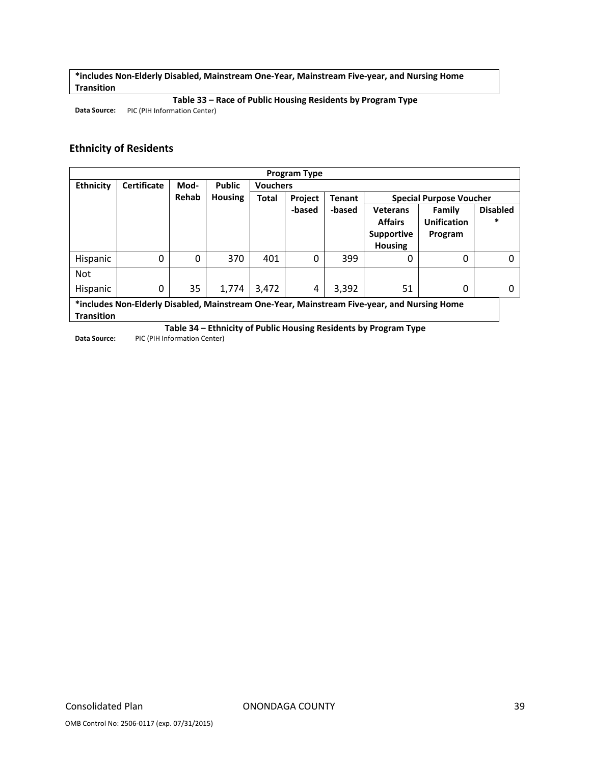*includes Non-Elderly Disabled, Mainstream One-Year, Mainstream Five-year, and Nursing Home Transition

**Table 33 – Race of Public Housing Residents by Program Type**

**Data Source:** PIC (PIH Information Center)

## Ethnicity of Residents

| Program Type | | | | | | | | | |
|---|---|---|---|---|---|---|---|---|---|
| **Ethnicity** | **Certificate** | **Mod-Rehab** | **Public Housing** | **Vouchers** | | | | | |
| | | | | **Total** | **Project -based** | **Tenant -based** | **Special Purpose Voucher** | | |
| | | | | | | | **Veterans Affairs Supportive Housing** | **Family Unification Program** | **Disabled *** |
| Hispanic | 0 | 0 | 370 | 401 | 0 | 399 | 0 | 0 | 0 |
| Not Hispanic | 0 | 35 | 1,774 | 3,472 | 4 | 3,392 | 51 | 0 | 0 |

*includes Non-Elderly Disabled, Mainstream One-Year, Mainstream Five-year, and Nursing Home Transition

**Table 34 – Ethnicity of Public Housing Residents by Program Type**

**Data Source:** PIC (PIH Information Center)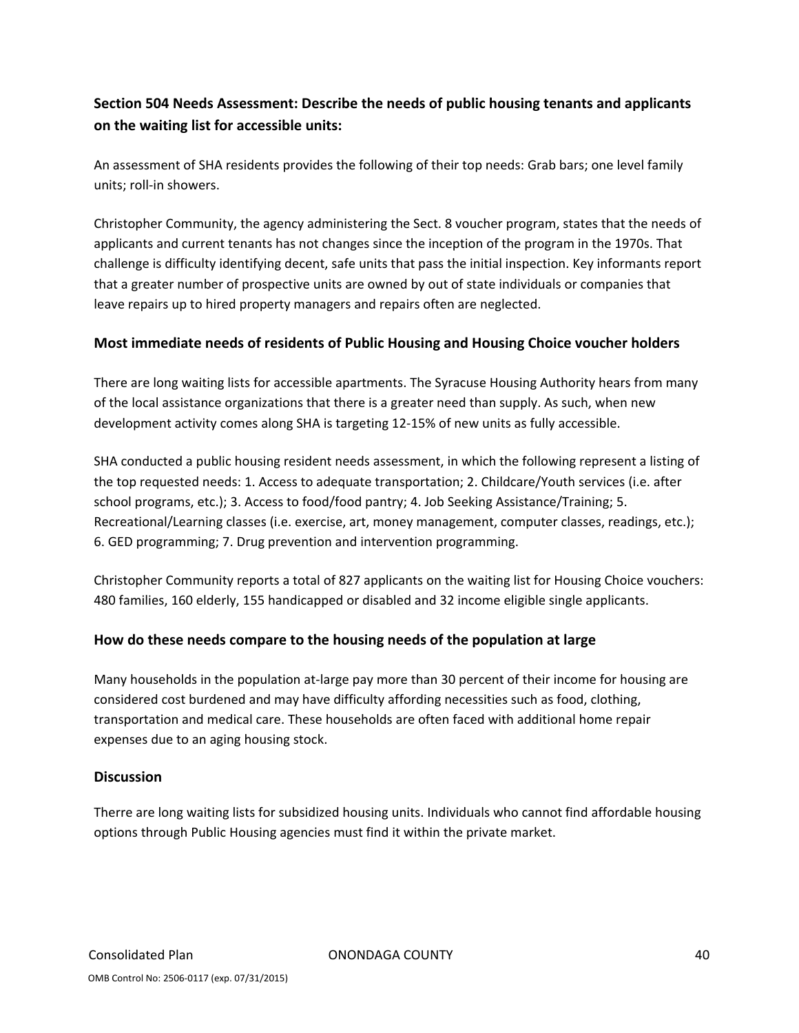### Section 504 Needs Assessment: Describe the needs of public housing tenants and applicants on the waiting list for accessible units:

An assessment of SHA residents provides the following of their top needs: Grab bars; one level family units; roll-in showers.

Christopher Community, the agency administering the Sect. 8 voucher program, states that the needs of applicants and current tenants has not changes since the inception of the program in the 1970s. That challenge is difficulty identifying decent, safe units that pass the initial inspection. Key informants report that a greater number of prospective units are owned by out of state individuals or companies that leave repairs up to hired property managers and repairs often are neglected.

### Most immediate needs of residents of Public Housing and Housing Choice voucher holders

There are long waiting lists for accessible apartments. The Syracuse Housing Authority hears from many of the local assistance organizations that there is a greater need than supply. As such, when new development activity comes along SHA is targeting 12-15% of new units as fully accessible.

SHA conducted a public housing resident needs assessment, in which the following represent a listing of the top requested needs: 1. Access to adequate transportation; 2. Childcare/Youth services (i.e. after school programs, etc.); 3. Access to food/food pantry; 4. Job Seeking Assistance/Training; 5. Recreational/Learning classes (i.e. exercise, art, money management, computer classes, readings, etc.); 6. GED programming; 7. Drug prevention and intervention programming.

Christopher Community reports a total of 827 applicants on the waiting list for Housing Choice vouchers: 480 families, 160 elderly, 155 handicapped or disabled and 32 income eligible single applicants.

### How do these needs compare to the housing needs of the population at large

Many households in the population at-large pay more than 30 percent of their income for housing are considered cost burdened and may have difficulty affording necessities such as food, clothing, transportation and medical care. These households are often faced with additional home repair expenses due to an aging housing stock.

### Discussion

Therre are long waiting lists for subsidized housing units. Individuals who cannot find affordable housing options through Public Housing agencies must find it within the private market.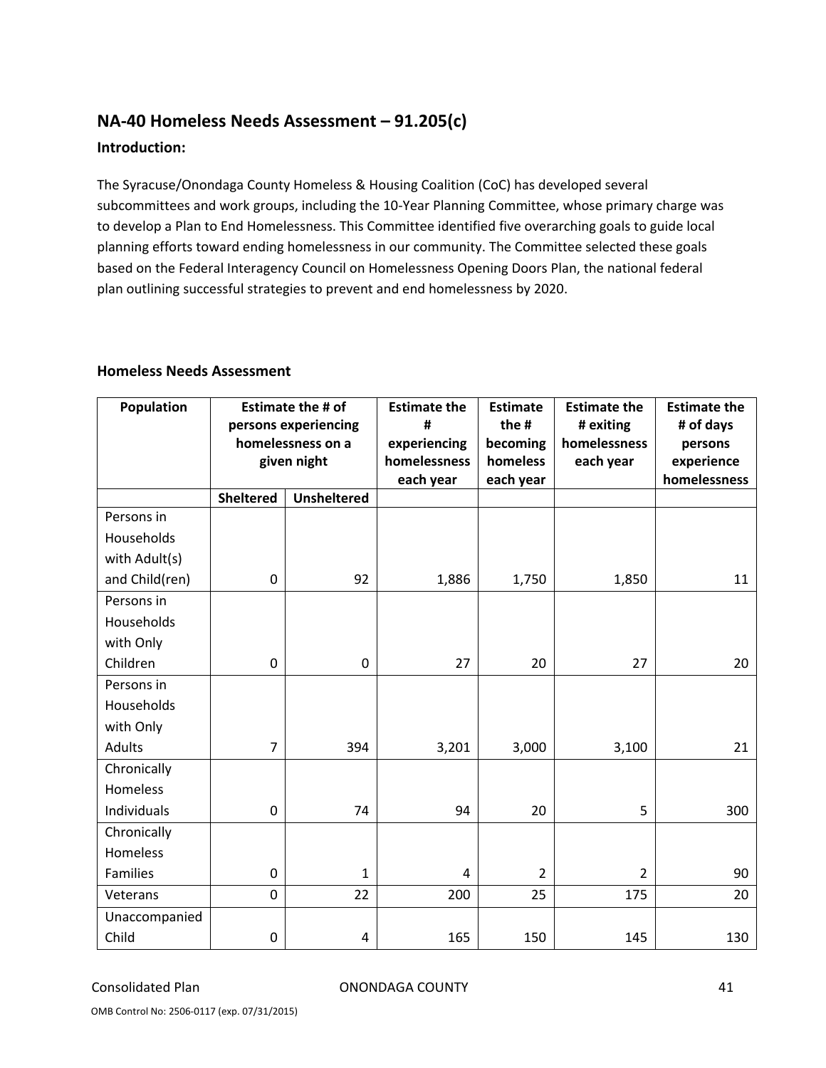## NA-40 Homeless Needs Assessment – 91.205(c)

### Introduction:

The Syracuse/Onondaga County Homeless & Housing Coalition (CoC) has developed several subcommittees and work groups, including the 10-Year Planning Committee, whose primary charge was to develop a Plan to End Homelessness. This Committee identified five overarching goals to guide local planning efforts toward ending homelessness in our community. The Committee selected these goals based on the Federal Interagency Council on Homelessness Opening Doors Plan, the national federal plan outlining successful strategies to prevent and end homelessness by 2020.

### Homeless Needs Assessment

| Population | Estimate the # of persons experiencing homelessness on a given night | | Estimate the # experiencing homelessness each year | Estimate the # becoming homeless each year | Estimate the # exiting homelessness each year | Estimate the # of days persons experience homelessness |
|---|---|---|---|---|---|---|
| | Sheltered | Unsheltered | | | | |
| Persons in Households with Adult(s) and Child(ren) | 0 | 92 | 1,886 | 1,750 | 1,850 | 11 |
| Persons in Households with Only Children | 0 | 0 | 27 | 20 | 27 | 20 |
| Persons in Households with Only Adults | 7 | 394 | 3,201 | 3,000 | 3,100 | 21 |
| Chronically Homeless Individuals | 0 | 74 | 94 | 20 | 5 | 300 |
| Chronically Homeless Families | 0 | 1 | 4 | 2 | 2 | 90 |
| Veterans | 0 | 22 | 200 | 25 | 175 | 20 |
| Unaccompanied Child | 0 | 4 | 165 | 150 | 145 | 130 |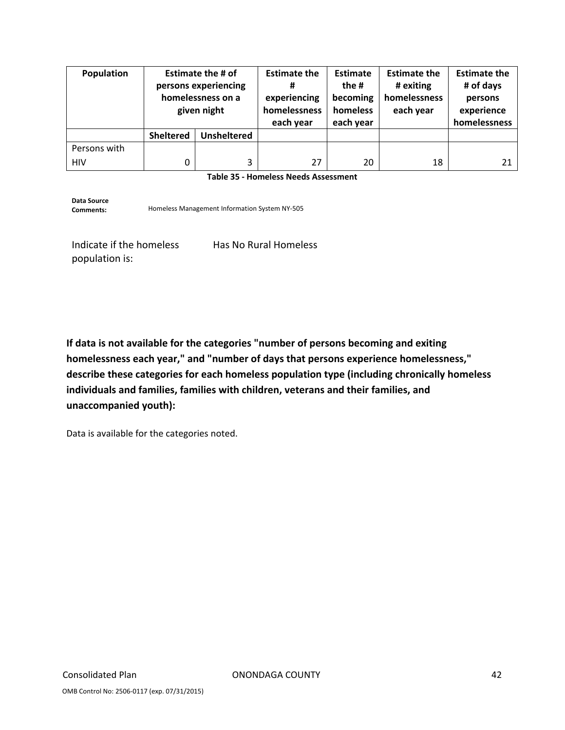| Population | Estimate the # of persons experiencing homelessness on a given night | | Estimate the # experiencing homelessness each year | Estimate the # becoming homeless each year | Estimate the # exiting homelessness each year | Estimate the # of days persons experience homelessness |
|---|---|---|---|---|---|---|
| | Sheltered | Unsheltered | | | | |
| Persons with HIV | 0 | 3 | 27 | 20 | 18 | 21 |

**Table 35 - Homeless Needs Assessment**

**Data Source Comments:** Homeless Management Information System NY-505

Indicate if the homeless population is: Has No Rural Homeless

**If data is not available for the categories "number of persons becoming and exiting homelessness each year," and "number of days that persons experience homelessness," describe these categories for each homeless population type (including chronically homeless individuals and families, families with children, veterans and their families, and unaccompanied youth):**

Data is available for the categories noted.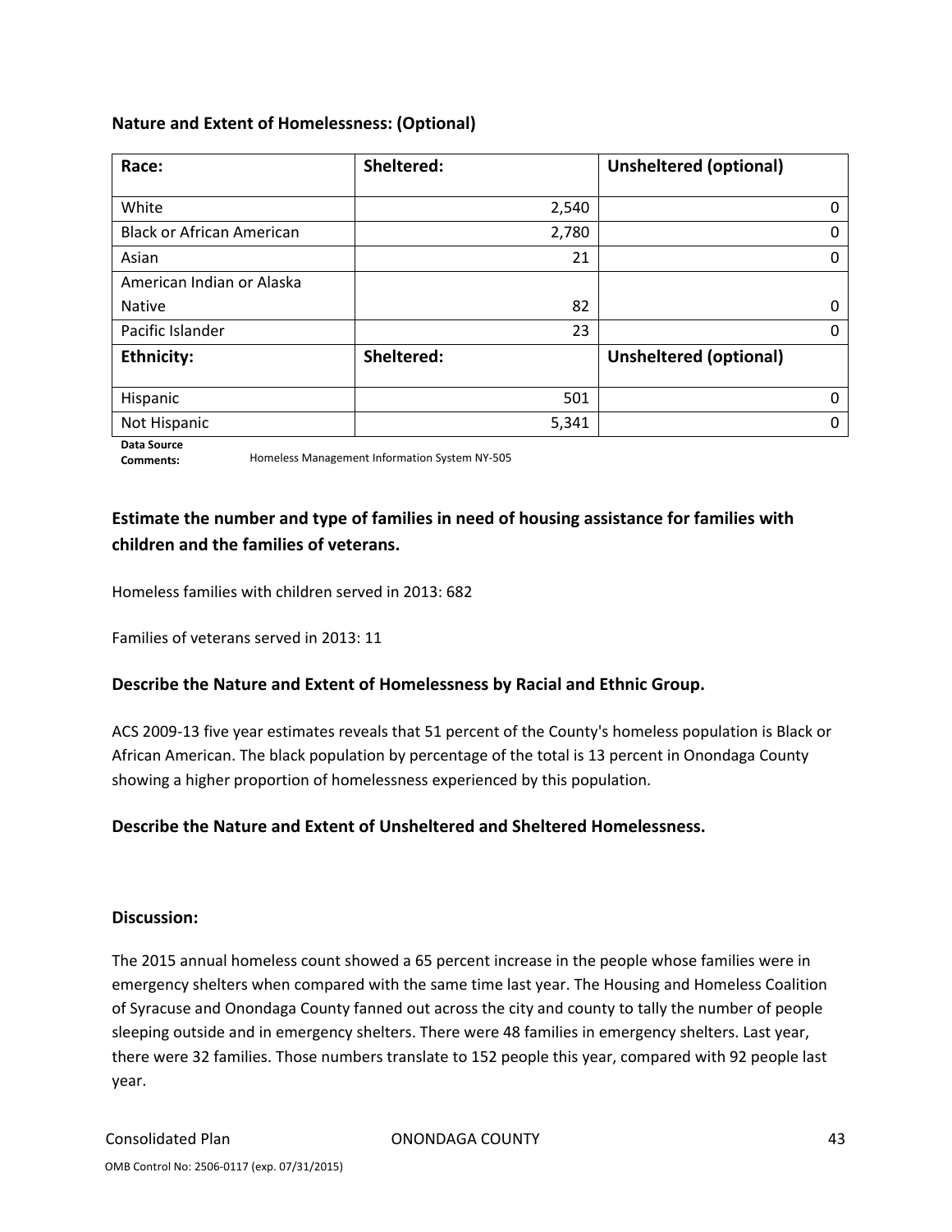### Nature and Extent of Homelessness: (Optional)

| Race: | Sheltered: | Unsheltered (optional) |
|---|---|---|
| White | 2,540 | 0 |
| Black or African American | 2,780 | 0 |
| Asian | 21 | 0 |
| American Indian or Alaska Native | 82 | 0 |
| Pacific Islander | 23 | 0 |
| **Ethnicity:** | **Sheltered:** | **Unsheltered (optional)** |
| Hispanic | 501 | 0 |
| Not Hispanic | 5,341 | 0 |

**Data Source Comments:** Homeless Management Information System NY-505

### Estimate the number and type of families in need of housing assistance for families with children and the families of veterans.

Homeless families with children served in 2013: 682

Families of veterans served in 2013: 11

### Describe the Nature and Extent of Homelessness by Racial and Ethnic Group.

ACS 2009-13 five year estimates reveals that 51 percent of the County's homeless population is Black or African American. The black population by percentage of the total is 13 percent in Onondaga County showing a higher proportion of homelessness experienced by this population.

### Describe the Nature and Extent of Unsheltered and Sheltered Homelessness.

### Discussion:

The 2015 annual homeless count showed a 65 percent increase in the people whose families were in emergency shelters when compared with the same time last year. The Housing and Homeless Coalition of Syracuse and Onondaga County fanned out across the city and county to tally the number of people sleeping outside and in emergency shelters. There were 48 families in emergency shelters. Last year, there were 32 families. Those numbers translate to 152 people this year, compared with 92 people last year.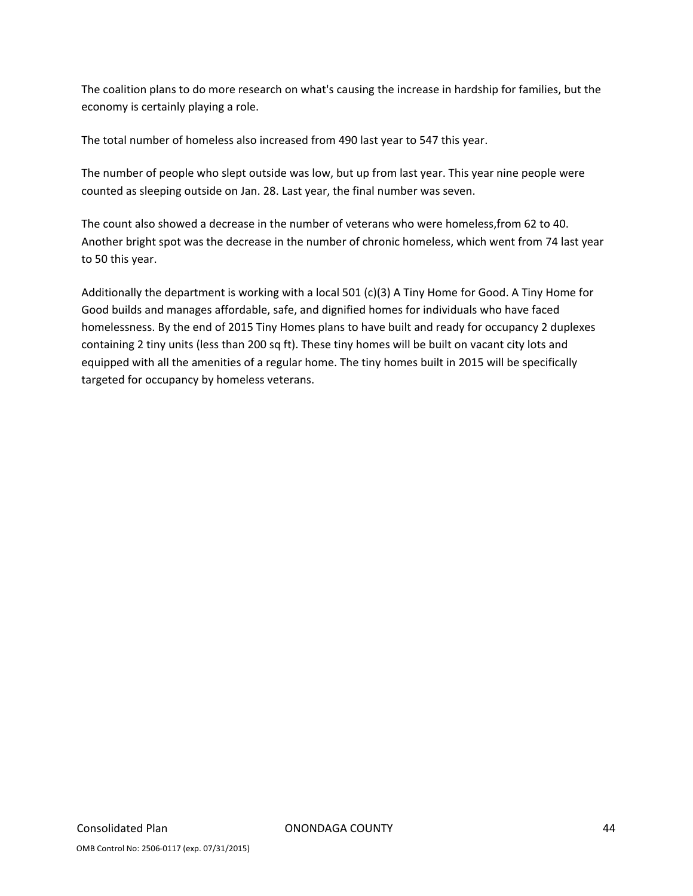The coalition plans to do more research on what's causing the increase in hardship for families, but the economy is certainly playing a role.

The total number of homeless also increased from 490 last year to 547 this year.

The number of people who slept outside was low, but up from last year. This year nine people were counted as sleeping outside on Jan. 28. Last year, the final number was seven.

The count also showed a decrease in the number of veterans who were homeless,from 62 to 40. Another bright spot was the decrease in the number of chronic homeless, which went from 74 last year to 50 this year.

Additionally the department is working with a local 501 (c)(3) A Tiny Home for Good. A Tiny Home for Good builds and manages affordable, safe, and dignified homes for individuals who have faced homelessness. By the end of 2015 Tiny Homes plans to have built and ready for occupancy 2 duplexes containing 2 tiny units (less than 200 sq ft). These tiny homes will be built on vacant city lots and equipped with all the amenities of a regular home. The tiny homes built in 2015 will be specifically targeted for occupancy by homeless veterans.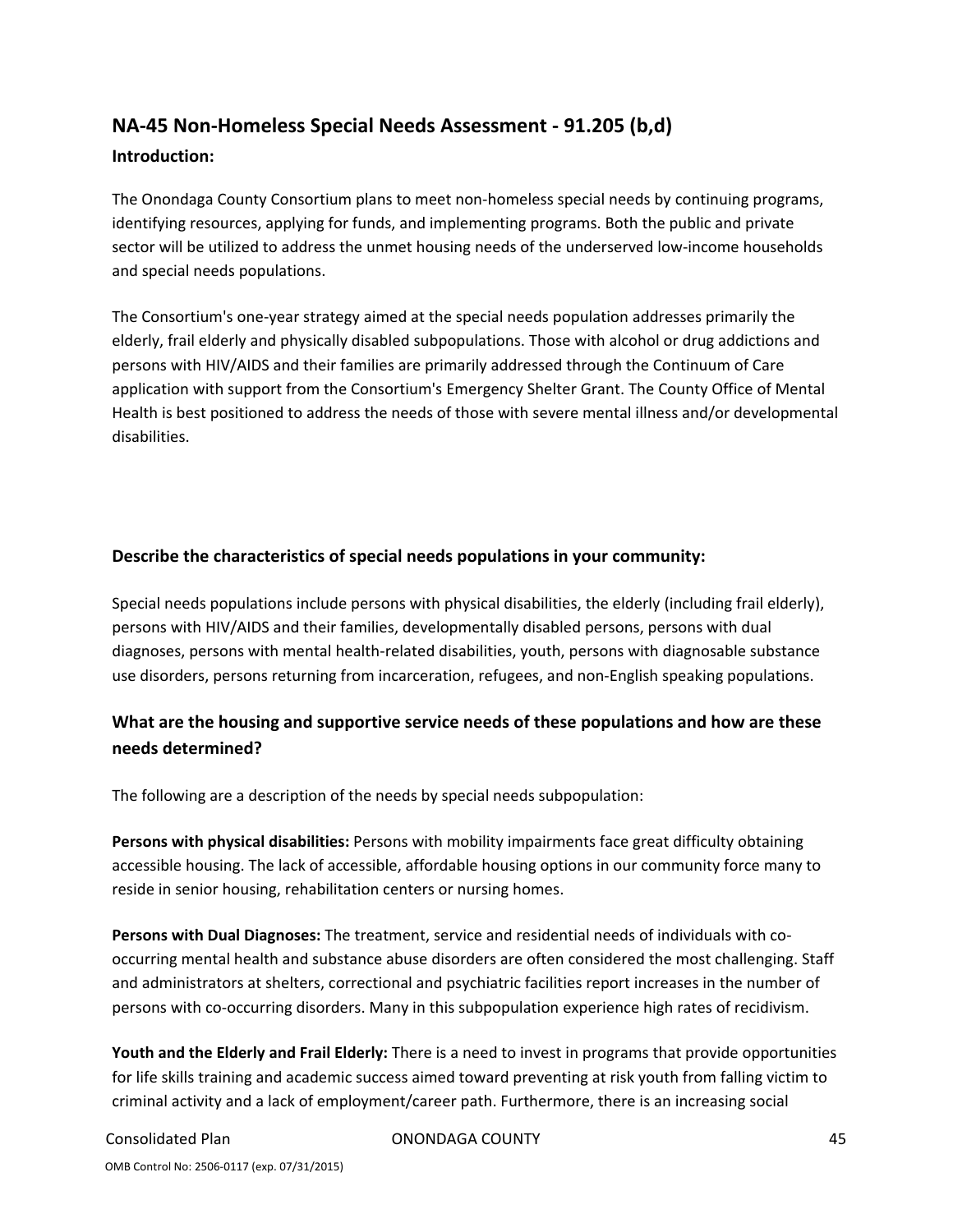## NA-45 Non-Homeless Special Needs Assessment - 91.205 (b,d)

### Introduction:

The Onondaga County Consortium plans to meet non-homeless special needs by continuing programs, identifying resources, applying for funds, and implementing programs. Both the public and private sector will be utilized to address the unmet housing needs of the underserved low-income households and special needs populations.

The Consortium's one-year strategy aimed at the special needs population addresses primarily the elderly, frail elderly and physically disabled subpopulations. Those with alcohol or drug addictions and persons with HIV/AIDS and their families are primarily addressed through the Continuum of Care application with support from the Consortium's Emergency Shelter Grant. The County Office of Mental Health is best positioned to address the needs of those with severe mental illness and/or developmental disabilities.

### Describe the characteristics of special needs populations in your community:

Special needs populations include persons with physical disabilities, the elderly (including frail elderly), persons with HIV/AIDS and their families, developmentally disabled persons, persons with dual diagnoses, persons with mental health-related disabilities, youth, persons with diagnosable substance use disorders, persons returning from incarceration, refugees, and non-English speaking populations.

### What are the housing and supportive service needs of these populations and how are these needs determined?

The following are a description of the needs by special needs subpopulation:

**Persons with physical disabilities:** Persons with mobility impairments face great difficulty obtaining accessible housing. The lack of accessible, affordable housing options in our community force many to reside in senior housing, rehabilitation centers or nursing homes.

**Persons with Dual Diagnoses:** The treatment, service and residential needs of individuals with co-occurring mental health and substance abuse disorders are often considered the most challenging. Staff and administrators at shelters, correctional and psychiatric facilities report increases in the number of persons with co-occurring disorders. Many in this subpopulation experience high rates of recidivism.

**Youth and the Elderly and Frail Elderly:** There is a need to invest in programs that provide opportunities for life skills training and academic success aimed toward preventing at risk youth from falling victim to criminal activity and a lack of employment/career path. Furthermore, there is an increasing social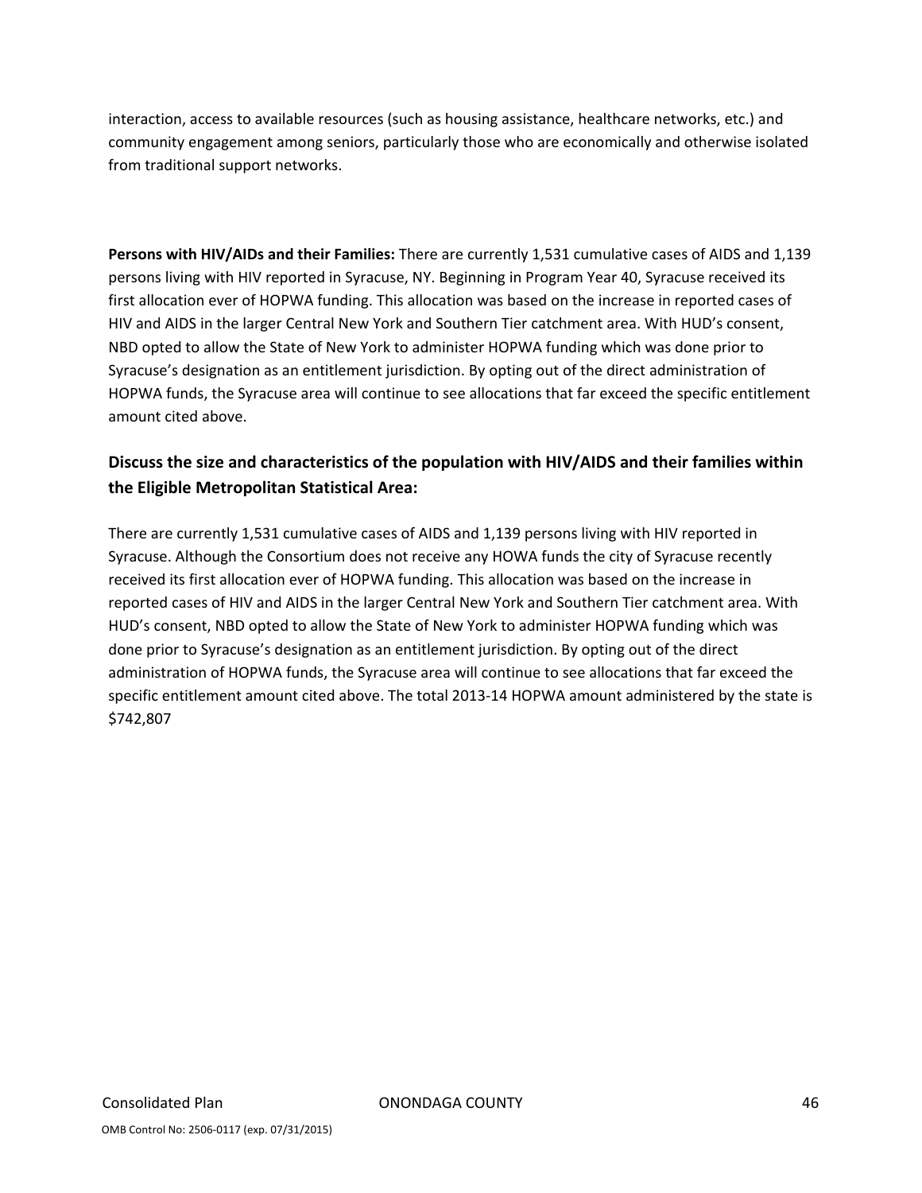interaction, access to available resources (such as housing assistance, healthcare networks, etc.) and community engagement among seniors, particularly those who are economically and otherwise isolated from traditional support networks.

**Persons with HIV/AIDs and their Families:** There are currently 1,531 cumulative cases of AIDS and 1,139 persons living with HIV reported in Syracuse, NY. Beginning in Program Year 40, Syracuse received its first allocation ever of HOPWA funding. This allocation was based on the increase in reported cases of HIV and AIDS in the larger Central New York and Southern Tier catchment area. With HUD's consent, NBD opted to allow the State of New York to administer HOPWA funding which was done prior to Syracuse's designation as an entitlement jurisdiction. By opting out of the direct administration of HOPWA funds, the Syracuse area will continue to see allocations that far exceed the specific entitlement amount cited above.

### Discuss the size and characteristics of the population with HIV/AIDS and their families within the Eligible Metropolitan Statistical Area:

There are currently 1,531 cumulative cases of AIDS and 1,139 persons living with HIV reported in Syracuse. Although the Consortium does not receive any HOWA funds the city of Syracuse recently received its first allocation ever of HOPWA funding. This allocation was based on the increase in reported cases of HIV and AIDS in the larger Central New York and Southern Tier catchment area. With HUD's consent, NBD opted to allow the State of New York to administer HOPWA funding which was done prior to Syracuse's designation as an entitlement jurisdiction. By opting out of the direct administration of HOPWA funds, the Syracuse area will continue to see allocations that far exceed the specific entitlement amount cited above. The total 2013-14 HOPWA amount administered by the state is $742,807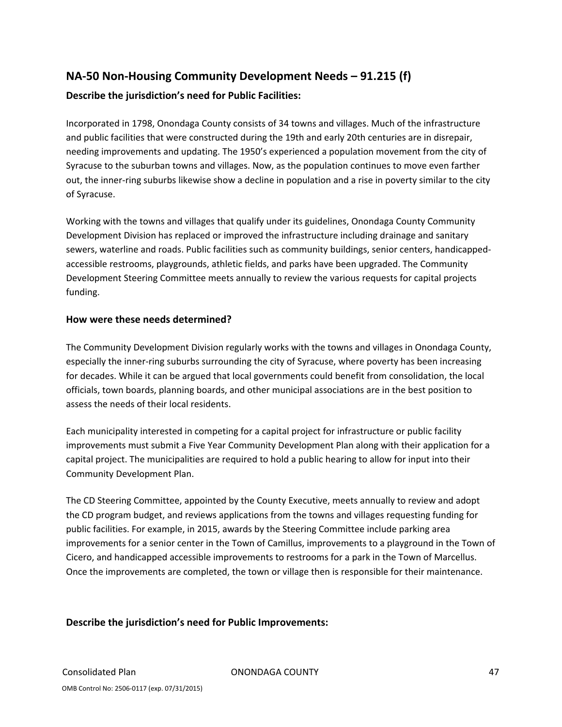## NA-50 Non-Housing Community Development Needs – 91.215 (f)

### Describe the jurisdiction's need for Public Facilities:

Incorporated in 1798, Onondaga County consists of 34 towns and villages. Much of the infrastructure and public facilities that were constructed during the 19th and early 20th centuries are in disrepair, needing improvements and updating. The 1950's experienced a population movement from the city of Syracuse to the suburban towns and villages. Now, as the population continues to move even farther out, the inner-ring suburbs likewise show a decline in population and a rise in poverty similar to the city of Syracuse.

Working with the towns and villages that qualify under its guidelines, Onondaga County Community Development Division has replaced or improved the infrastructure including drainage and sanitary sewers, waterline and roads. Public facilities such as community buildings, senior centers, handicapped-accessible restrooms, playgrounds, athletic fields, and parks have been upgraded. The Community Development Steering Committee meets annually to review the various requests for capital projects funding.

### How were these needs determined?

The Community Development Division regularly works with the towns and villages in Onondaga County, especially the inner-ring suburbs surrounding the city of Syracuse, where poverty has been increasing for decades. While it can be argued that local governments could benefit from consolidation, the local officials, town boards, planning boards, and other municipal associations are in the best position to assess the needs of their local residents.

Each municipality interested in competing for a capital project for infrastructure or public facility improvements must submit a Five Year Community Development Plan along with their application for a capital project. The municipalities are required to hold a public hearing to allow for input into their Community Development Plan.

The CD Steering Committee, appointed by the County Executive, meets annually to review and adopt the CD program budget, and reviews applications from the towns and villages requesting funding for public facilities. For example, in 2015, awards by the Steering Committee include parking area improvements for a senior center in the Town of Camillus, improvements to a playground in the Town of Cicero, and handicapped accessible improvements to restrooms for a park in the Town of Marcellus. Once the improvements are completed, the town or village then is responsible for their maintenance.

### Describe the jurisdiction's need for Public Improvements: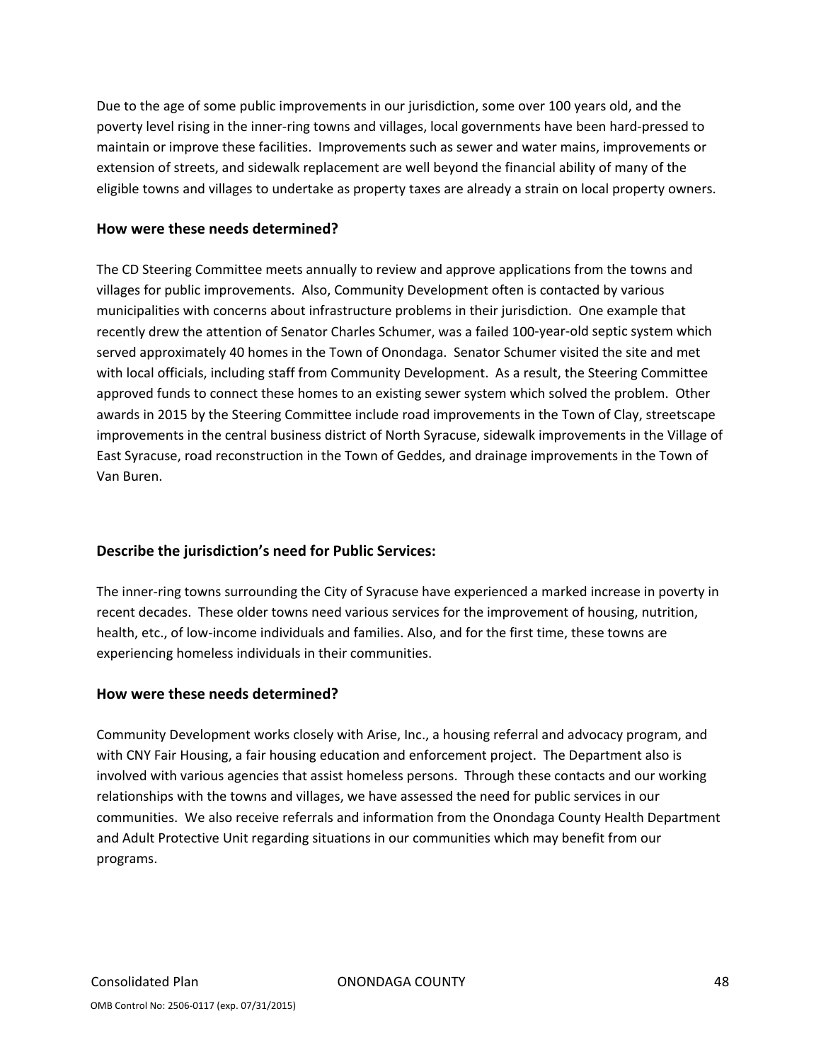Due to the age of some public improvements in our jurisdiction, some over 100 years old, and the poverty level rising in the inner-ring towns and villages, local governments have been hard-pressed to maintain or improve these facilities. Improvements such as sewer and water mains, improvements or extension of streets, and sidewalk replacement are well beyond the financial ability of many of the eligible towns and villages to undertake as property taxes are already a strain on local property owners.

### How were these needs determined?

The CD Steering Committee meets annually to review and approve applications from the towns and villages for public improvements. Also, Community Development often is contacted by various municipalities with concerns about infrastructure problems in their jurisdiction. One example that recently drew the attention of Senator Charles Schumer, was a failed 100-year-old septic system which served approximately 40 homes in the Town of Onondaga. Senator Schumer visited the site and met with local officials, including staff from Community Development. As a result, the Steering Committee approved funds to connect these homes to an existing sewer system which solved the problem. Other awards in 2015 by the Steering Committee include road improvements in the Town of Clay, streetscape improvements in the central business district of North Syracuse, sidewalk improvements in the Village of East Syracuse, road reconstruction in the Town of Geddes, and drainage improvements in the Town of Van Buren.

### Describe the jurisdiction's need for Public Services:

The inner-ring towns surrounding the City of Syracuse have experienced a marked increase in poverty in recent decades. These older towns need various services for the improvement of housing, nutrition, health, etc., of low-income individuals and families. Also, and for the first time, these towns are experiencing homeless individuals in their communities.

### How were these needs determined?

Community Development works closely with Arise, Inc., a housing referral and advocacy program, and with CNY Fair Housing, a fair housing education and enforcement project. The Department also is involved with various agencies that assist homeless persons. Through these contacts and our working relationships with the towns and villages, we have assessed the need for public services in our communities. We also receive referrals and information from the Onondaga County Health Department and Adult Protective Unit regarding situations in our communities which may benefit from our programs.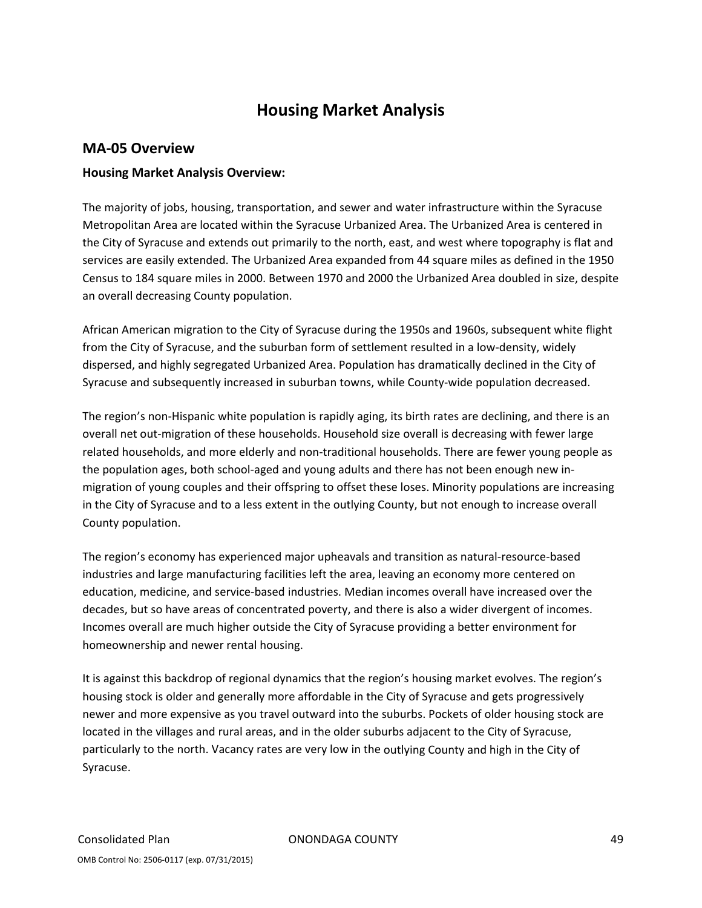# Housing Market Analysis

## MA-05 Overview

### Housing Market Analysis Overview:

The majority of jobs, housing, transportation, and sewer and water infrastructure within the Syracuse Metropolitan Area are located within the Syracuse Urbanized Area. The Urbanized Area is centered in the City of Syracuse and extends out primarily to the north, east, and west where topography is flat and services are easily extended. The Urbanized Area expanded from 44 square miles as defined in the 1950 Census to 184 square miles in 2000. Between 1970 and 2000 the Urbanized Area doubled in size, despite an overall decreasing County population.

African American migration to the City of Syracuse during the 1950s and 1960s, subsequent white flight from the City of Syracuse, and the suburban form of settlement resulted in a low-density, widely dispersed, and highly segregated Urbanized Area. Population has dramatically declined in the City of Syracuse and subsequently increased in suburban towns, while County-wide population decreased.

The region's non-Hispanic white population is rapidly aging, its birth rates are declining, and there is an overall net out-migration of these households. Household size overall is decreasing with fewer large related households, and more elderly and non-traditional households. There are fewer young people as the population ages, both school-aged and young adults and there has not been enough new in-migration of young couples and their offspring to offset these loses. Minority populations are increasing in the City of Syracuse and to a less extent in the outlying County, but not enough to increase overall County population.

The region's economy has experienced major upheavals and transition as natural-resource-based industries and large manufacturing facilities left the area, leaving an economy more centered on education, medicine, and service-based industries. Median incomes overall have increased over the decades, but so have areas of concentrated poverty, and there is also a wider divergent of incomes. Incomes overall are much higher outside the City of Syracuse providing a better environment for homeownership and newer rental housing.

It is against this backdrop of regional dynamics that the region's housing market evolves. The region's housing stock is older and generally more affordable in the City of Syracuse and gets progressively newer and more expensive as you travel outward into the suburbs. Pockets of older housing stock are located in the villages and rural areas, and in the older suburbs adjacent to the City of Syracuse, particularly to the north. Vacancy rates are very low in the outlying County and high in the City of Syracuse.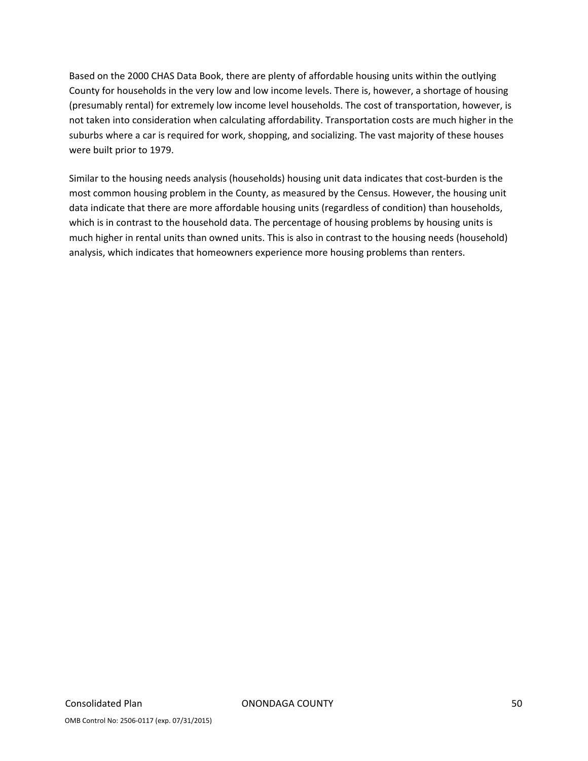Based on the 2000 CHAS Data Book, there are plenty of affordable housing units within the outlying County for households in the very low and low income levels. There is, however, a shortage of housing (presumably rental) for extremely low income level households. The cost of transportation, however, is not taken into consideration when calculating affordability. Transportation costs are much higher in the suburbs where a car is required for work, shopping, and socializing. The vast majority of these houses were built prior to 1979.

Similar to the housing needs analysis (households) housing unit data indicates that cost-burden is the most common housing problem in the County, as measured by the Census. However, the housing unit data indicate that there are more affordable housing units (regardless of condition) than households, which is in contrast to the household data. The percentage of housing problems by housing units is much higher in rental units than owned units. This is also in contrast to the housing needs (household) analysis, which indicates that homeowners experience more housing problems than renters.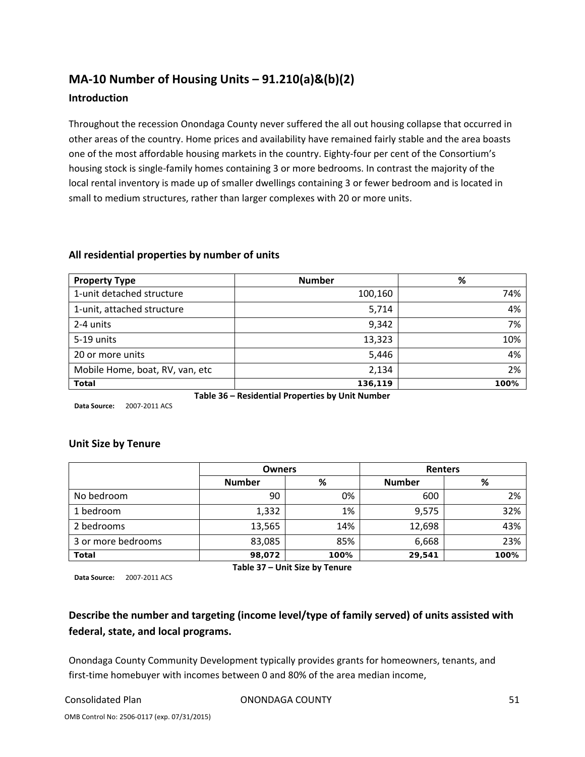## MA-10 Number of Housing Units – 91.210(a)&(b)(2)

### Introduction

Throughout the recession Onondaga County never suffered the all out housing collapse that occurred in other areas of the country. Home prices and availability have remained fairly stable and the area boasts one of the most affordable housing markets in the country. Eighty-four per cent of the Consortium's housing stock is single-family homes containing 3 or more bedrooms. In contrast the majority of the local rental inventory is made up of smaller dwellings containing 3 or fewer bedroom and is located in small to medium structures, rather than larger complexes with 20 or more units.

### All residential properties by number of units

| Property Type | Number | % |
|---|---|---|
| 1-unit detached structure | 100,160 | 74% |
| 1-unit, attached structure | 5,714 | 4% |
| 2-4 units | 9,342 | 7% |
| 5-19 units | 13,323 | 10% |
| 20 or more units | 5,446 | 4% |
| Mobile Home, boat, RV, van, etc | 2,134 | 2% |
| **Total** | **136,119** | **100%** |

**Table 36 – Residential Properties by Unit Number**

**Data Source:** 2007-2011 ACS

### Unit Size by Tenure

| | Owners | | Renters | |
|---|---|---|---|---|
| | Number | % | Number | % |
| No bedroom | 90 | 0% | 600 | 2% |
| 1 bedroom | 1,332 | 1% | 9,575 | 32% |
| 2 bedrooms | 13,565 | 14% | 12,698 | 43% |
| 3 or more bedrooms | 83,085 | 85% | 6,668 | 23% |
| **Total** | **98,072** | **100%** | **29,541** | **100%** |

**Table 37 – Unit Size by Tenure**

**Data Source:** 2007-2011 ACS

### Describe the number and targeting (income level/type of family served) of units assisted with federal, state, and local programs.

Onondaga County Community Development typically provides grants for homeowners, tenants, and first-time homebuyer with incomes between 0 and 80% of the area median income,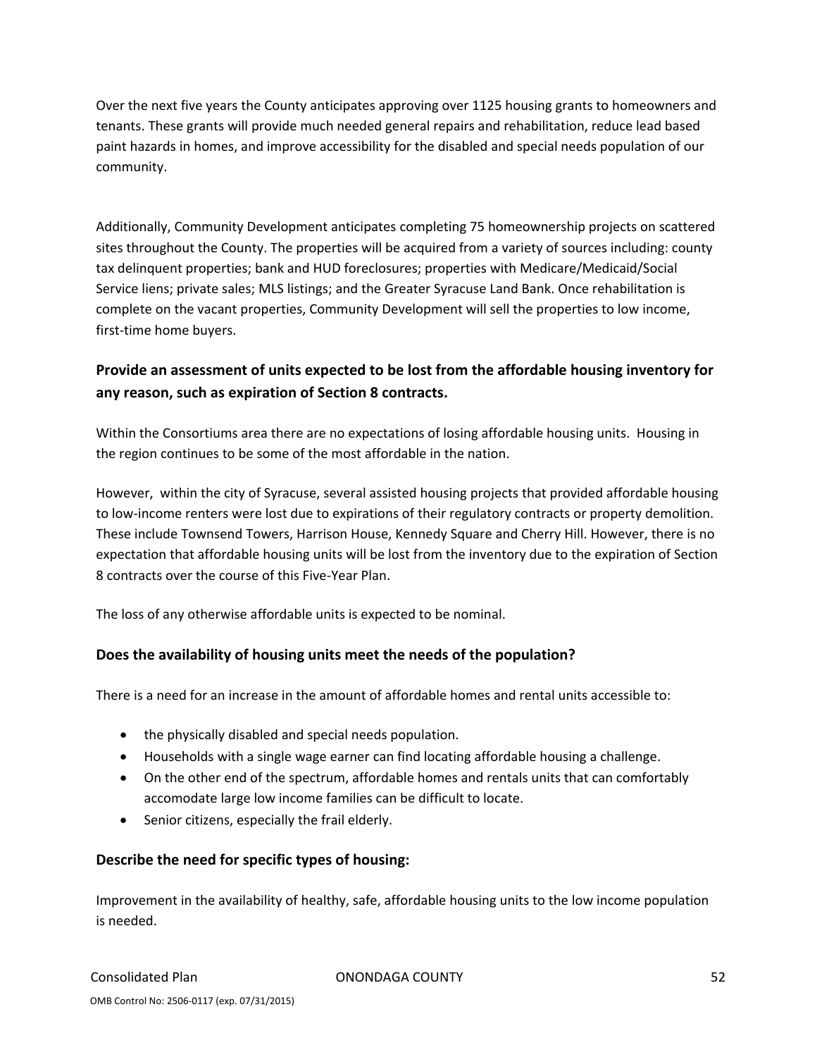Over the next five years the County anticipates approving over 1125 housing grants to homeowners and tenants. These grants will provide much needed general repairs and rehabilitation, reduce lead based paint hazards in homes, and improve accessibility for the disabled and special needs population of our community.

Additionally, Community Development anticipates completing 75 homeownership projects on scattered sites throughout the County. The properties will be acquired from a variety of sources including: county tax delinquent properties; bank and HUD foreclosures; properties with Medicare/Medicaid/Social Service liens; private sales; MLS listings; and the Greater Syracuse Land Bank. Once rehabilitation is complete on the vacant properties, Community Development will sell the properties to low income, first-time home buyers.

### Provide an assessment of units expected to be lost from the affordable housing inventory for any reason, such as expiration of Section 8 contracts.

Within the Consortiums area there are no expectations of losing affordable housing units. Housing in the region continues to be some of the most affordable in the nation.

However, within the city of Syracuse, several assisted housing projects that provided affordable housing to low-income renters were lost due to expirations of their regulatory contracts or property demolition. These include Townsend Towers, Harrison House, Kennedy Square and Cherry Hill. However, there is no expectation that affordable housing units will be lost from the inventory due to the expiration of Section 8 contracts over the course of this Five-Year Plan.

The loss of any otherwise affordable units is expected to be nominal.

### Does the availability of housing units meet the needs of the population?

There is a need for an increase in the amount of affordable homes and rental units accessible to:

- the physically disabled and special needs population.
- Households with a single wage earner can find locating affordable housing a challenge.
- On the other end of the spectrum, affordable homes and rentals units that can comfortably accomodate large low income families can be difficult to locate.
- Senior citizens, especially the frail elderly.

### Describe the need for specific types of housing:

Improvement in the availability of healthy, safe, affordable housing units to the low income population is needed.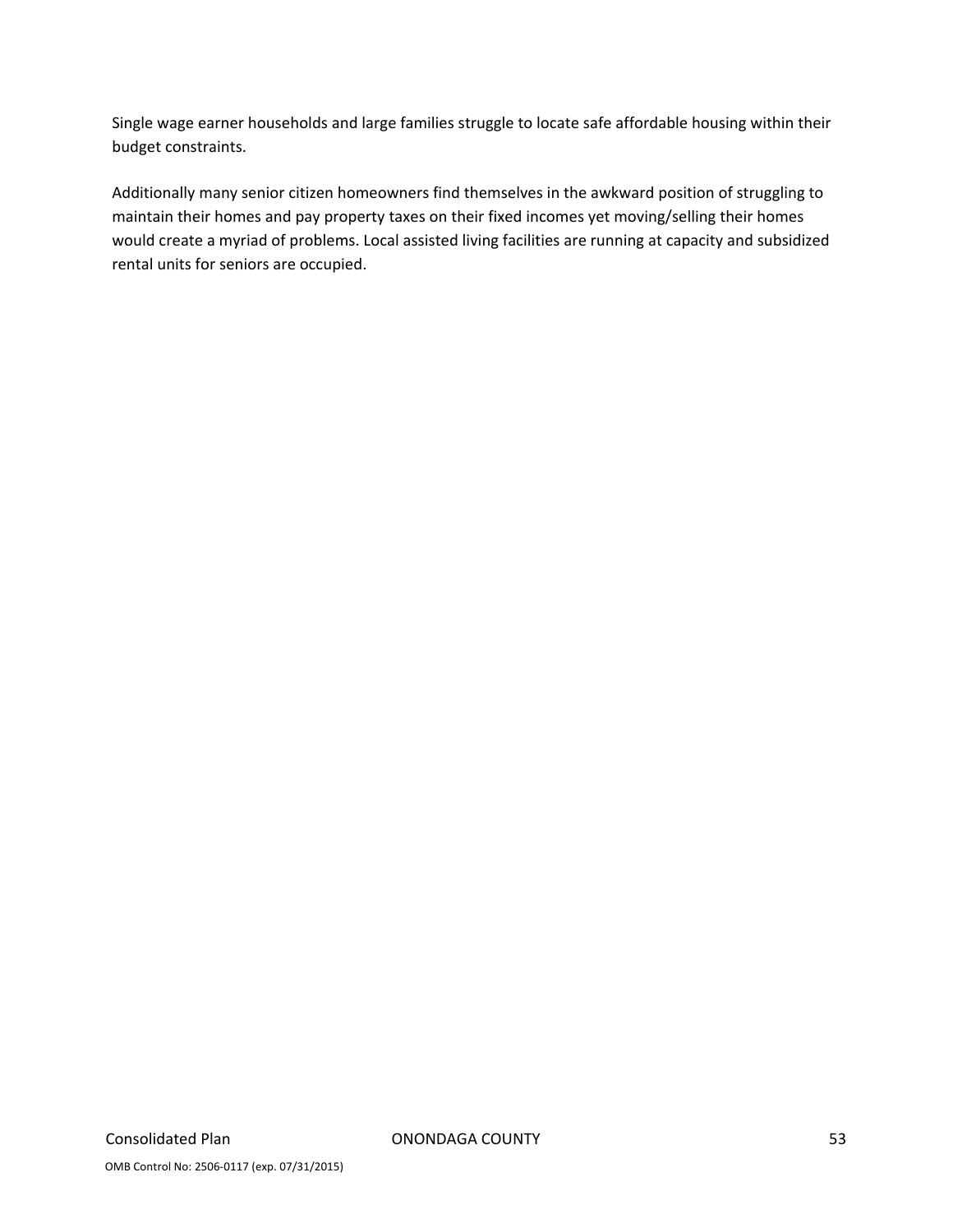Single wage earner households and large families struggle to locate safe affordable housing within their budget constraints.

Additionally many senior citizen homeowners find themselves in the awkward position of struggling to maintain their homes and pay property taxes on their fixed incomes yet moving/selling their homes would create a myriad of problems. Local assisted living facilities are running at capacity and subsidized rental units for seniors are occupied.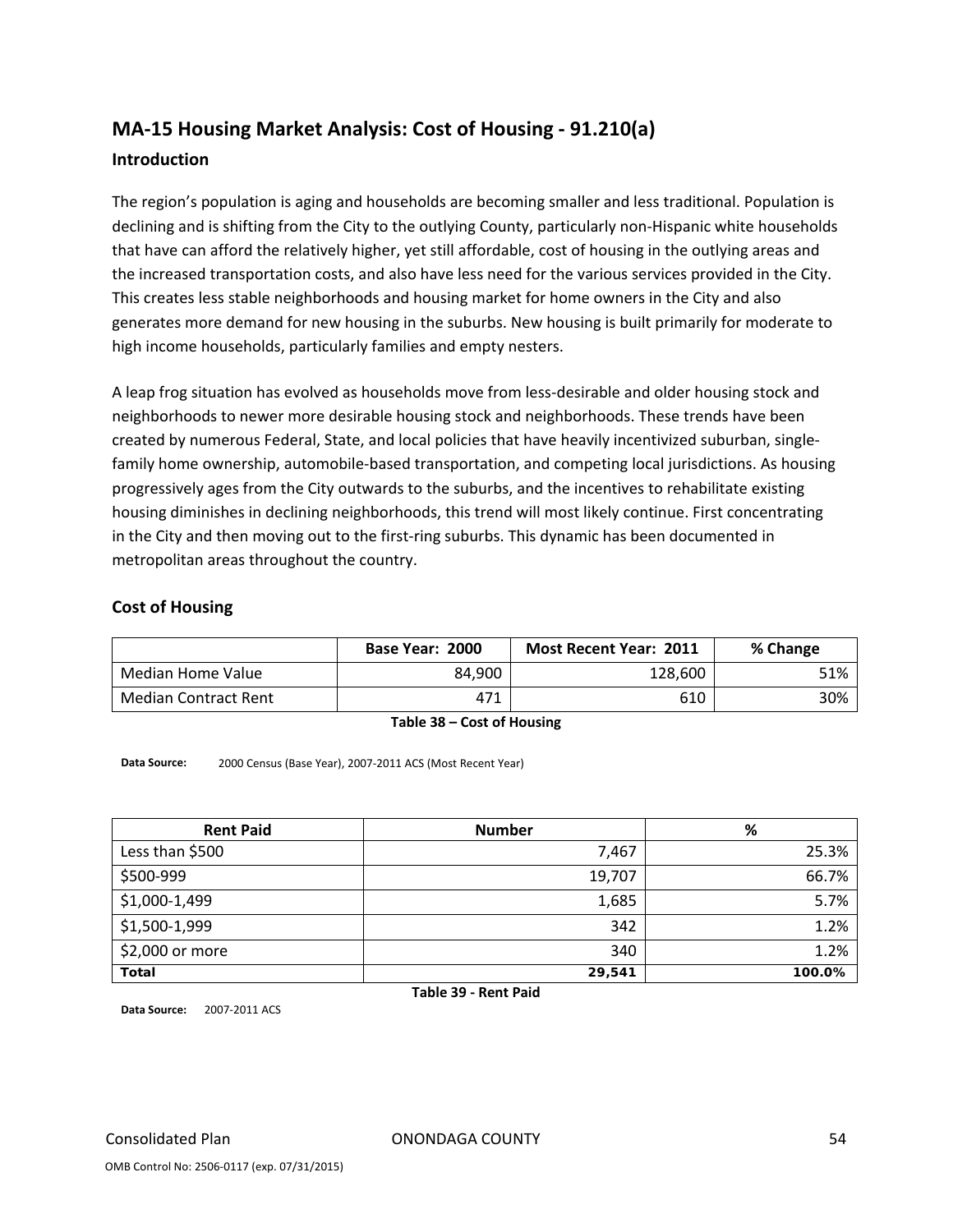## MA-15 Housing Market Analysis: Cost of Housing - 91.210(a)

### Introduction

The region's population is aging and households are becoming smaller and less traditional. Population is declining and is shifting from the City to the outlying County, particularly non-Hispanic white households that have can afford the relatively higher, yet still affordable, cost of housing in the outlying areas and the increased transportation costs, and also have less need for the various services provided in the City. This creates less stable neighborhoods and housing market for home owners in the City and also generates more demand for new housing in the suburbs. New housing is built primarily for moderate to high income households, particularly families and empty nesters.

A leap frog situation has evolved as households move from less-desirable and older housing stock and neighborhoods to newer more desirable housing stock and neighborhoods. These trends have been created by numerous Federal, State, and local policies that have heavily incentivized suburban, single-family home ownership, automobile-based transportation, and competing local jurisdictions. As housing progressively ages from the City outwards to the suburbs, and the incentives to rehabilitate existing housing diminishes in declining neighborhoods, this trend will most likely continue. First concentrating in the City and then moving out to the first-ring suburbs. This dynamic has been documented in metropolitan areas throughout the country.

### Cost of Housing

| | Base Year: 2000 | Most Recent Year: 2011 | % Change |
|---|---|---|---|
| Median Home Value | 84,900 | 128,600 | 51% |
| Median Contract Rent | 471 | 610 | 30% |

**Table 38 – Cost of Housing**

**Data Source:** 2000 Census (Base Year), 2007-2011 ACS (Most Recent Year)

| Rent Paid | Number | % |
|---|---|---|
| Less than $500 | 7,467 | 25.3% |
| $500-999 | 19,707 | 66.7% |
| $1,000-1,499 | 1,685 | 5.7% |
| $1,500-1,999 | 342 | 1.2% |
| $2,000 or more | 340 | 1.2% |
| **Total** | **29,541** | **100.0%** |

**Table 39 - Rent Paid**

**Data Source:** 2007-2011 ACS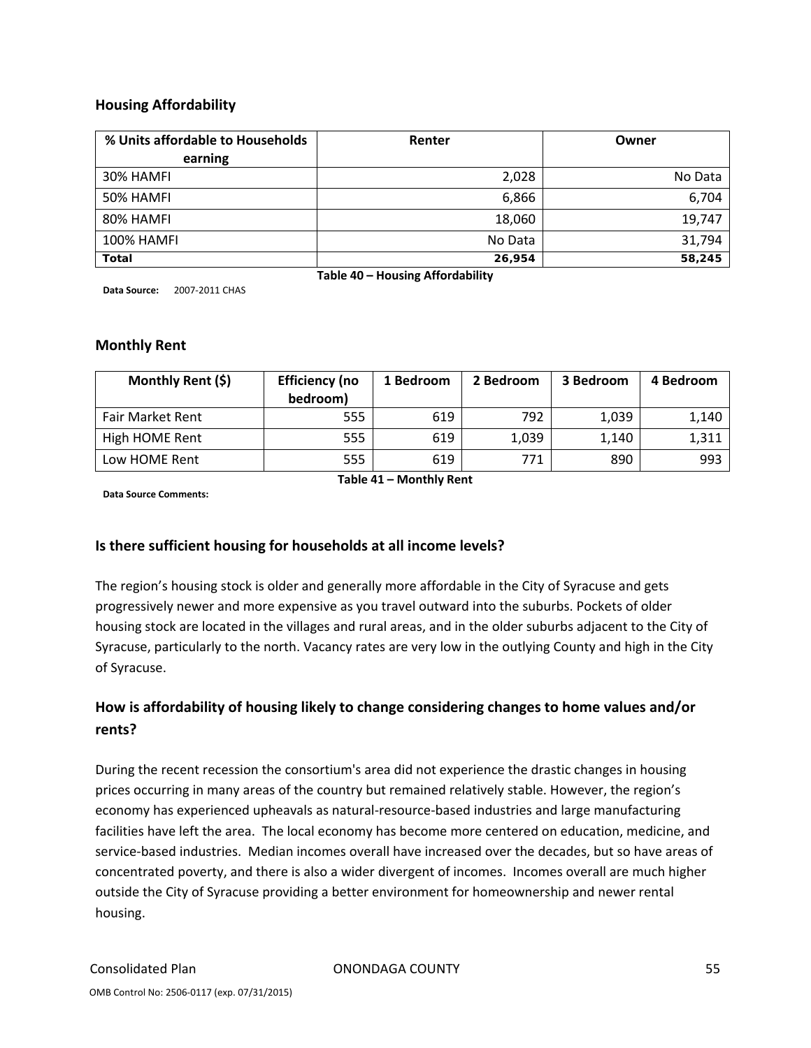### Housing Affordability

| % Units affordable to Households earning | Renter | Owner |
|---|---|---|
| 30% HAMFI | 2,028 | No Data |
| 50% HAMFI | 6,866 | 6,704 |
| 80% HAMFI | 18,060 | 19,747 |
| 100% HAMFI | No Data | 31,794 |
| **Total** | **26,954** | **58,245** |

**Table 40 – Housing Affordability**

**Data Source:** 2007-2011 CHAS

### Monthly Rent

| Monthly Rent ($) | Efficiency (no bedroom) | 1 Bedroom | 2 Bedroom | 3 Bedroom | 4 Bedroom |
|---|---|---|---|---|---|
| Fair Market Rent | 555 | 619 | 792 | 1,039 | 1,140 |
| High HOME Rent | 555 | 619 | 1,039 | 1,140 | 1,311 |
| Low HOME Rent | 555 | 619 | 771 | 890 | 993 |

**Table 41 – Monthly Rent**

**Data Source Comments:**

### Is there sufficient housing for households at all income levels?

The region's housing stock is older and generally more affordable in the City of Syracuse and gets progressively newer and more expensive as you travel outward into the suburbs. Pockets of older housing stock are located in the villages and rural areas, and in the older suburbs adjacent to the City of Syracuse, particularly to the north. Vacancy rates are very low in the outlying County and high in the City of Syracuse.

### How is affordability of housing likely to change considering changes to home values and/or rents?

During the recent recession the consortium's area did not experience the drastic changes in housing prices occurring in many areas of the country but remained relatively stable. However, the region's economy has experienced upheavals as natural-resource-based industries and large manufacturing facilities have left the area. The local economy has become more centered on education, medicine, and service-based industries. Median incomes overall have increased over the decades, but so have areas of concentrated poverty, and there is also a wider divergent of incomes. Incomes overall are much higher outside the City of Syracuse providing a better environment for homeownership and newer rental housing.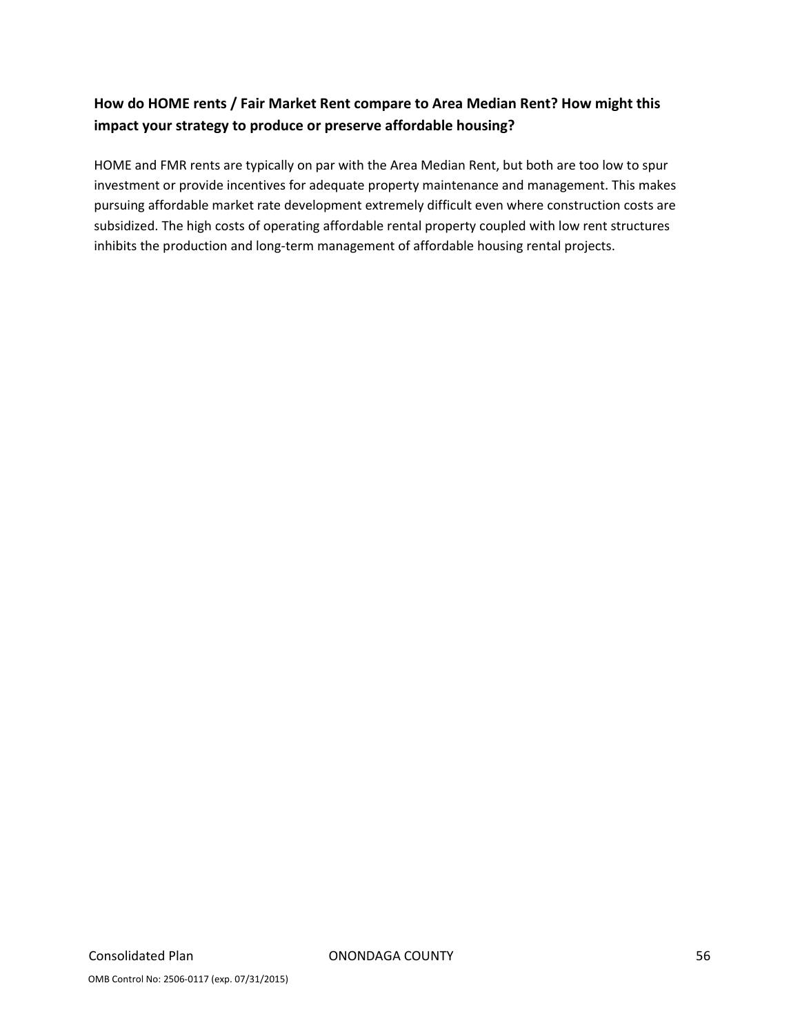**How do HOME rents / Fair Market Rent compare to Area Median Rent? How might this impact your strategy to produce or preserve affordable housing?**

HOME and FMR rents are typically on par with the Area Median Rent, but both are too low to spur investment or provide incentives for adequate property maintenance and management. This makes pursuing affordable market rate development extremely difficult even where construction costs are subsidized. The high costs of operating affordable rental property coupled with low rent structures inhibits the production and long-term management of affordable housing rental projects.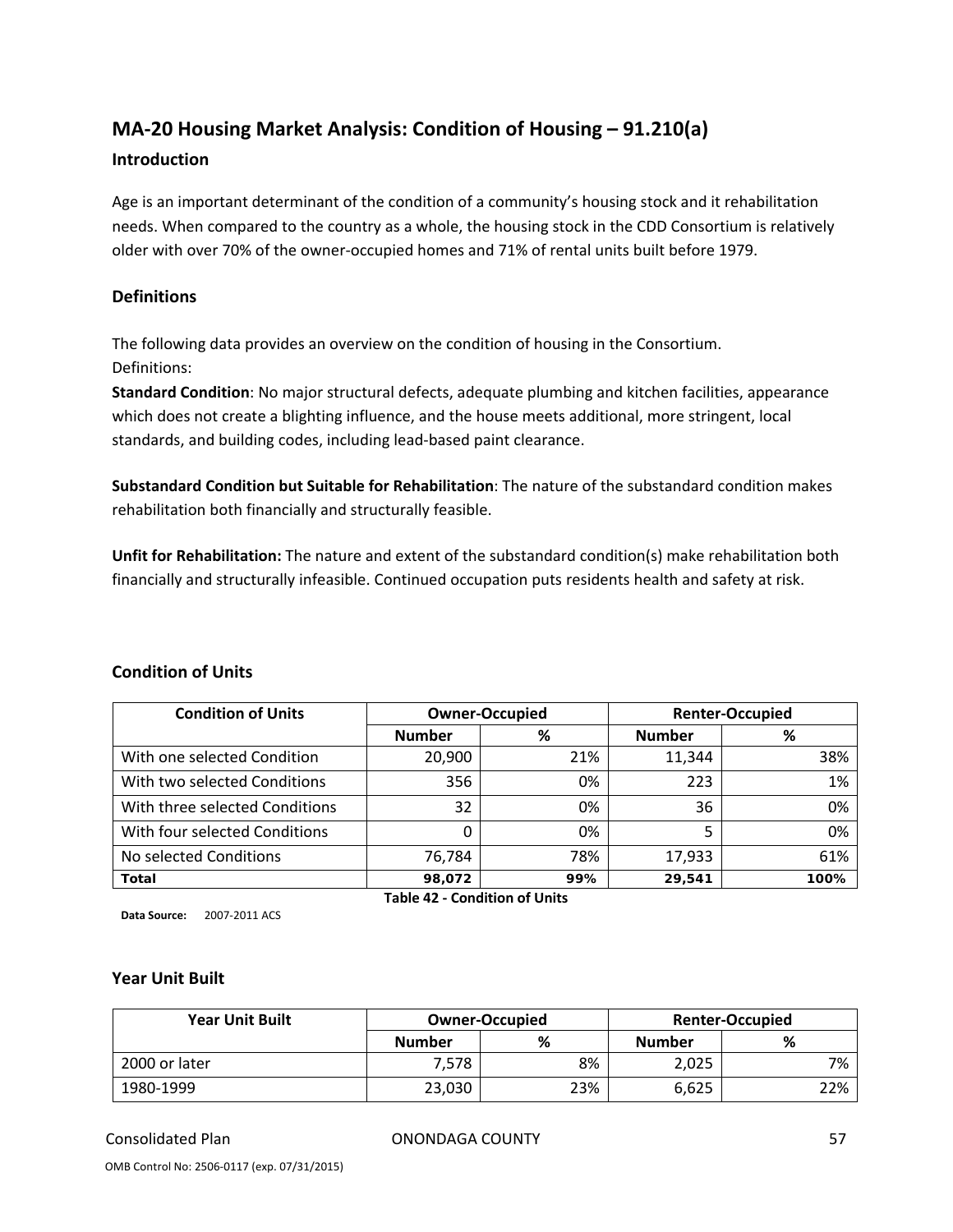## MA-20 Housing Market Analysis: Condition of Housing – 91.210(a)

### Introduction

Age is an important determinant of the condition of a community's housing stock and it rehabilitation needs. When compared to the country as a whole, the housing stock in the CDD Consortium is relatively older with over 70% of the owner-occupied homes and 71% of rental units built before 1979.

### Definitions

The following data provides an overview on the condition of housing in the Consortium.
Definitions:
**Standard Condition**: No major structural defects, adequate plumbing and kitchen facilities, appearance which does not create a blighting influence, and the house meets additional, more stringent, local standards, and building codes, including lead-based paint clearance.

**Substandard Condition but Suitable for Rehabilitation**: The nature of the substandard condition makes rehabilitation both financially and structurally feasible.

**Unfit for Rehabilitation:** The nature and extent of the substandard condition(s) make rehabilitation both financially and structurally infeasible. Continued occupation puts residents health and safety at risk.

### Condition of Units

| Condition of Units | Owner-Occupied | | Renter-Occupied | |
|---|---|---|---|---|
| | Number | % | Number | % |
| With one selected Condition | 20,900 | 21% | 11,344 | 38% |
| With two selected Conditions | 356 | 0% | 223 | 1% |
| With three selected Conditions | 32 | 0% | 36 | 0% |
| With four selected Conditions | 0 | 0% | 5 | 0% |
| No selected Conditions | 76,784 | 78% | 17,933 | 61% |
| **Total** | **98,072** | **99%** | **29,541** | **100%** |

**Table 42 - Condition of Units**

**Data Source:** 2007-2011 ACS

### Year Unit Built

| Year Unit Built | Owner-Occupied | | Renter-Occupied | |
|---|---|---|---|---|
| | Number | % | Number | % |
| 2000 or later | 7,578 | 8% | 2,025 | 7% |
| 1980-1999 | 23,030 | 23% | 6,625 | 22% |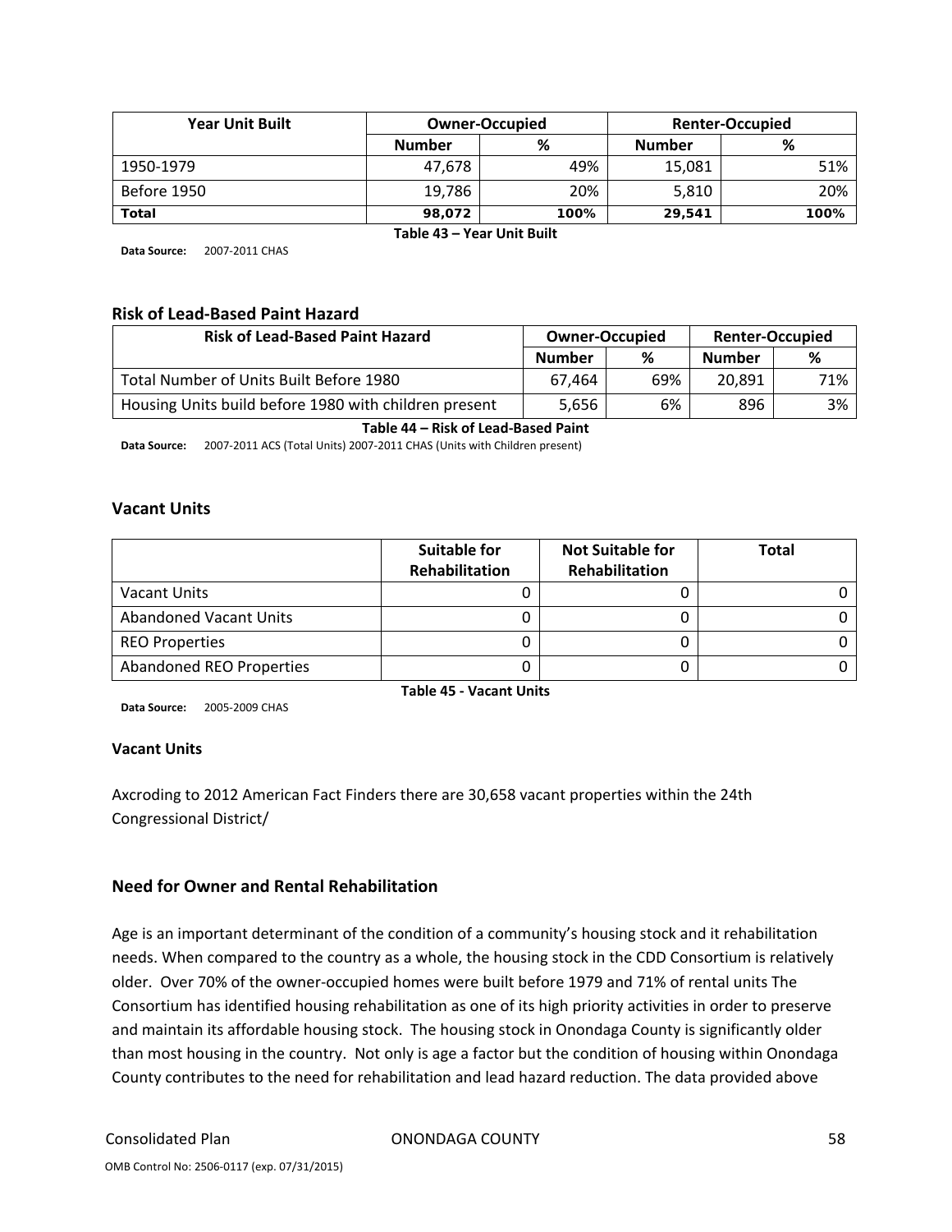| Year Unit Built | Owner-Occupied | | Renter-Occupied | |
|---|---|---|---|---|
| | Number | % | Number | % |
| 1950-1979 | 47,678 | 49% | 15,081 | 51% |
| Before 1950 | 19,786 | 20% | 5,810 | 20% |
| **Total** | **98,072** | **100%** | **29,541** | **100%** |

**Table 43 – Year Unit Built**

**Data Source:** 2007-2011 CHAS

### Risk of Lead-Based Paint Hazard

| Risk of Lead-Based Paint Hazard | Owner-Occupied | | Renter-Occupied | |
|---|---|---|---|---|
| | Number | % | Number | % |
| Total Number of Units Built Before 1980 | 67,464 | 69% | 20,891 | 71% |
| Housing Units build before 1980 with children present | 5,656 | 6% | 896 | 3% |

**Table 44 – Risk of Lead-Based Paint**

**Data Source:** 2007-2011 ACS (Total Units) 2007-2011 CHAS (Units with Children present)

### Vacant Units

| | Suitable for Rehabilitation | Not Suitable for Rehabilitation | Total |
|---|---|---|---|
| Vacant Units | 0 | 0 | 0 |
| Abandoned Vacant Units | 0 | 0 | 0 |
| REO Properties | 0 | 0 | 0 |
| Abandoned REO Properties | 0 | 0 | 0 |

**Table 45 - Vacant Units**

**Data Source:** 2005-2009 CHAS

**Vacant Units**

Axcroding to 2012 American Fact Finders there are 30,658 vacant properties within the 24th Congressional District/

### Need for Owner and Rental Rehabilitation

Age is an important determinant of the condition of a community's housing stock and it rehabilitation needs. When compared to the country as a whole, the housing stock in the CDD Consortium is relatively older. Over 70% of the owner-occupied homes were built before 1979 and 71% of rental units The Consortium has identified housing rehabilitation as one of its high priority activities in order to preserve and maintain its affordable housing stock. The housing stock in Onondaga County is significantly older than most housing in the country. Not only is age a factor but the condition of housing within Onondaga County contributes to the need for rehabilitation and lead hazard reduction. The data provided above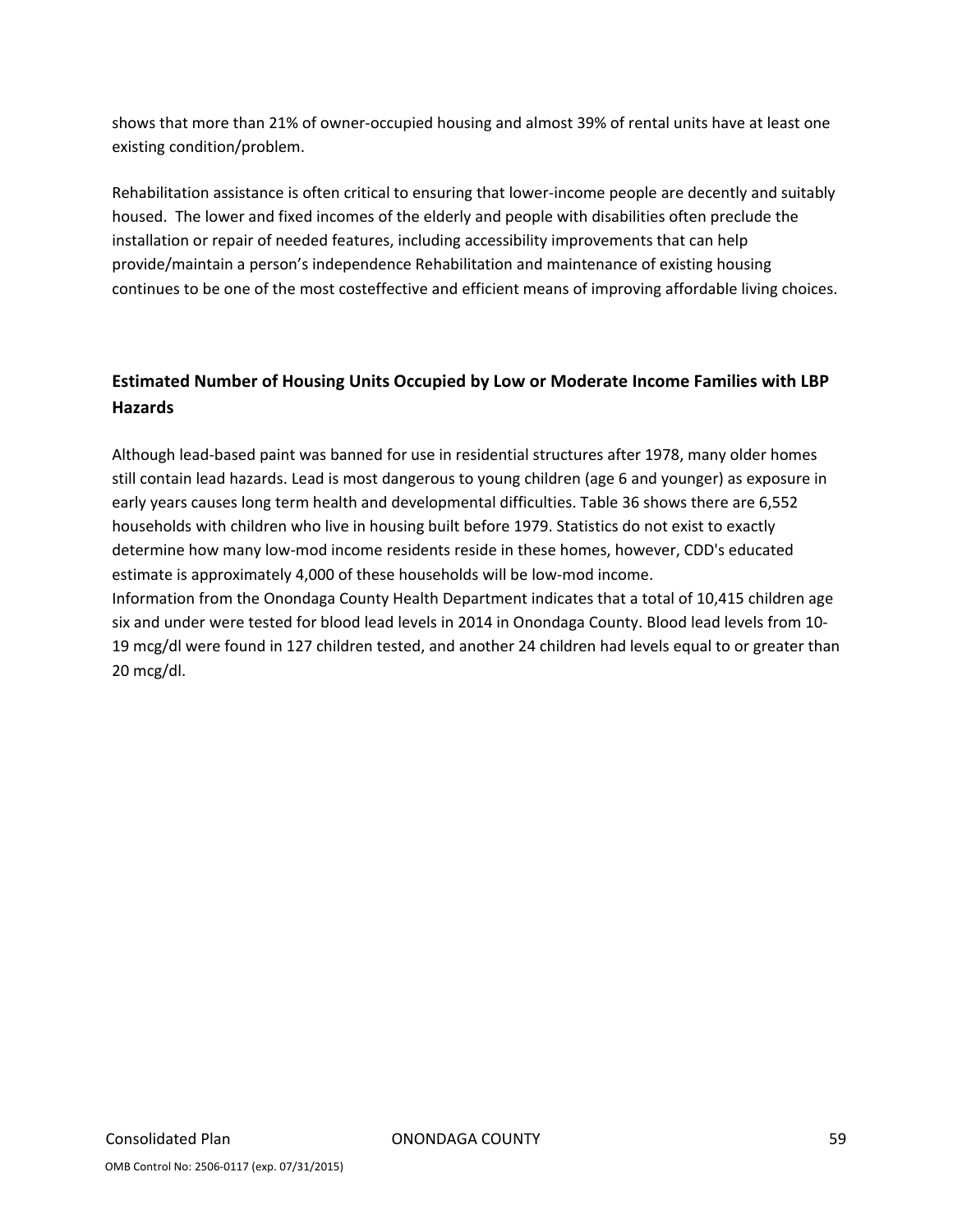shows that more than 21% of owner-occupied housing and almost 39% of rental units have at least one existing condition/problem.

Rehabilitation assistance is often critical to ensuring that lower-income people are decently and suitably housed. The lower and fixed incomes of the elderly and people with disabilities often preclude the installation or repair of needed features, including accessibility improvements that can help provide/maintain a person's independence Rehabilitation and maintenance of existing housing continues to be one of the most costeffective and efficient means of improving affordable living choices.

## Estimated Number of Housing Units Occupied by Low or Moderate Income Families with LBP Hazards

Although lead-based paint was banned for use in residential structures after 1978, many older homes still contain lead hazards. Lead is most dangerous to young children (age 6 and younger) as exposure in early years causes long term health and developmental difficulties. Table 36 shows there are 6,552 households with children who live in housing built before 1979. Statistics do not exist to exactly determine how many low-mod income residents reside in these homes, however, CDD's educated estimate is approximately 4,000 of these households will be low-mod income.
Information from the Onondaga County Health Department indicates that a total of 10,415 children age six and under were tested for blood lead levels in 2014 in Onondaga County. Blood lead levels from 10-19 mcg/dl were found in 127 children tested, and another 24 children had levels equal to or greater than 20 mcg/dl.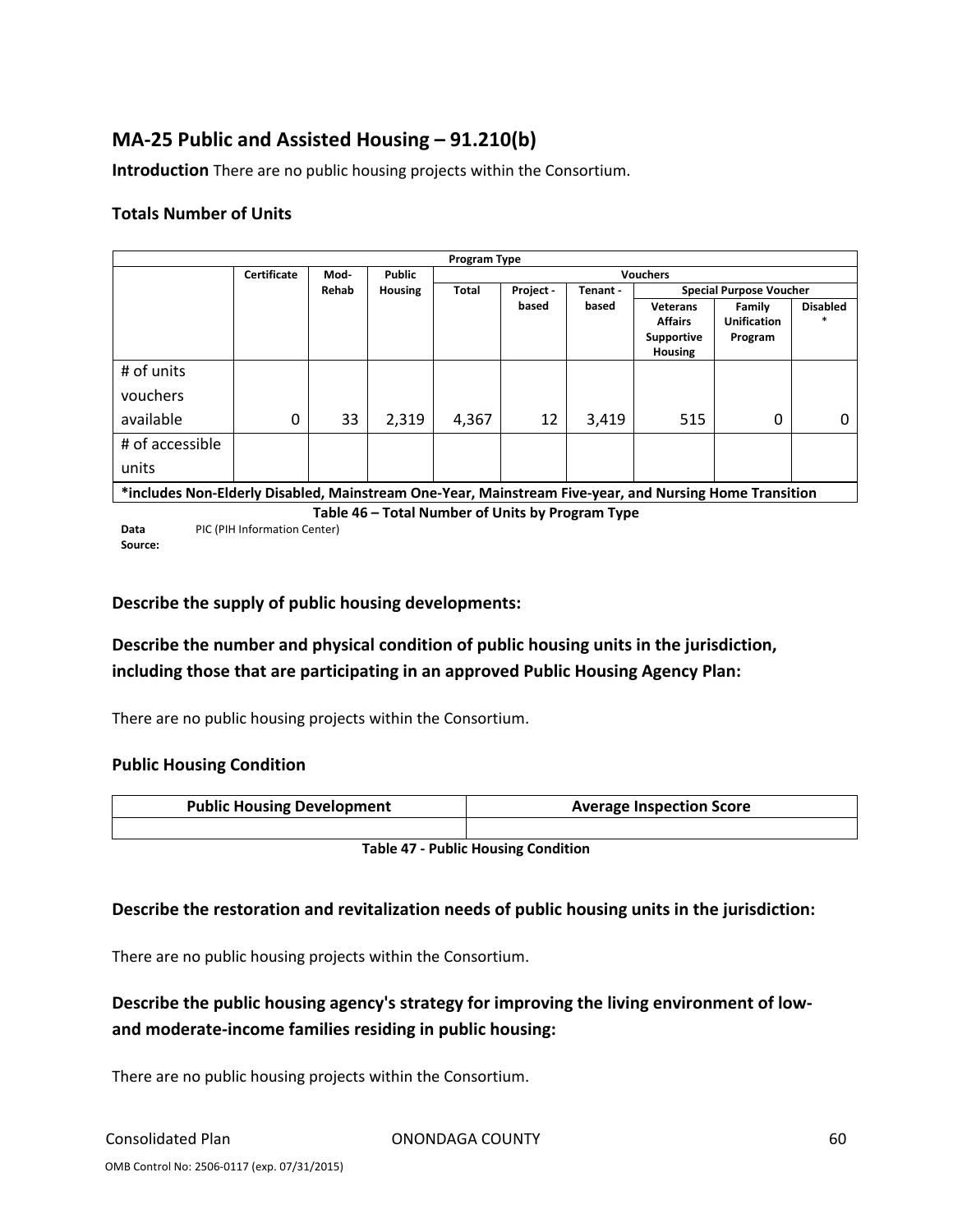## MA-25 Public and Assisted Housing – 91.210(b)

**Introduction** There are no public housing projects within the Consortium.

### Totals Number of Units

| Program Type | | | | | | | | | |
|---|---|---|---|---|---|---|---|---|---|
| | Certificate | Mod-Rehab | Public Housing | Vouchers | | | | | |
| | | | | Total | Project -based | Tenant -based | Special Purpose Voucher | | |
| | | | | | | | Veterans Affairs Supportive Housing | Family Unification Program | Disabled * |
| # of units vouchers available | 0 | 33 | 2,319 | 4,367 | 12 | 3,419 | 515 | 0 | 0 |
| # of accessible units | | | | | | | | | |

*includes Non-Elderly Disabled, Mainstream One-Year, Mainstream Five-year, and Nursing Home Transition

**Table 46 – Total Number of Units by Program Type**

**Data Source:** PIC (PIH Information Center)

### Describe the supply of public housing developments:

### Describe the number and physical condition of public housing units in the jurisdiction, including those that are participating in an approved Public Housing Agency Plan:

There are no public housing projects within the Consortium.

### Public Housing Condition

| Public Housing Development | Average Inspection Score |
|---|---|
| | |

**Table 47 - Public Housing Condition**

### Describe the restoration and revitalization needs of public housing units in the jurisdiction:

There are no public housing projects within the Consortium.

### Describe the public housing agency's strategy for improving the living environment of low- and moderate-income families residing in public housing:

There are no public housing projects within the Consortium.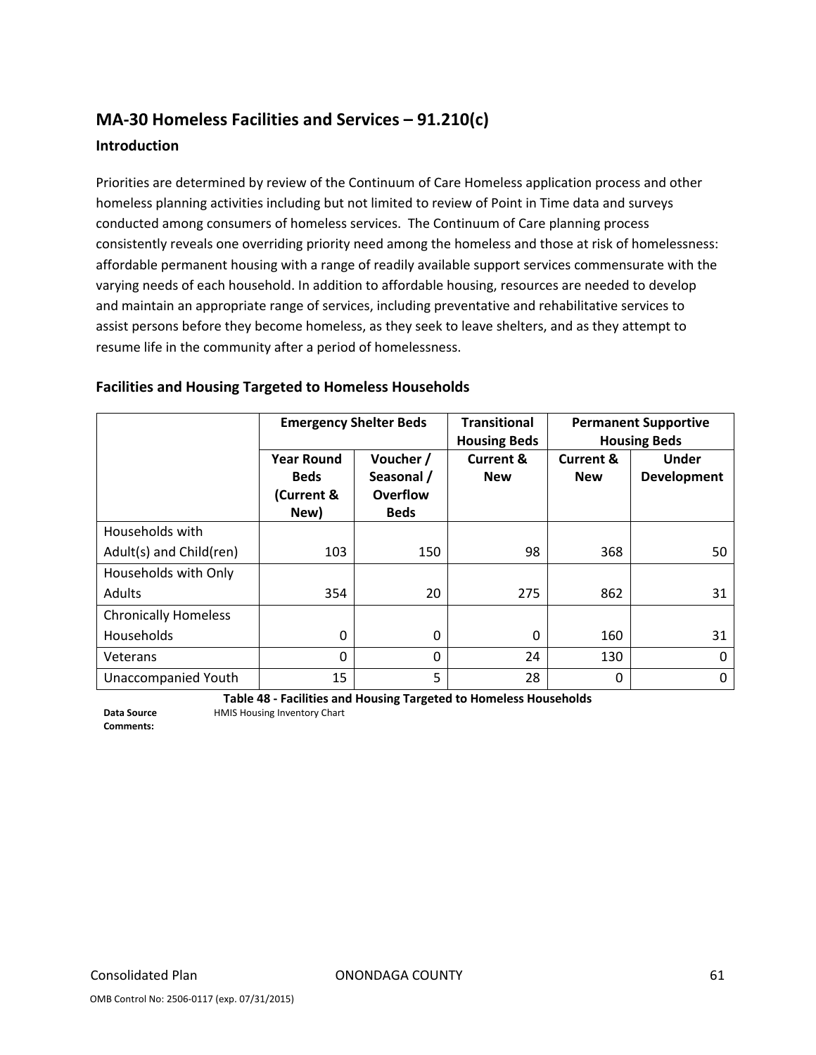## MA-30 Homeless Facilities and Services – 91.210(c)

### Introduction

Priorities are determined by review of the Continuum of Care Homeless application process and other homeless planning activities including but not limited to review of Point in Time data and surveys conducted among consumers of homeless services. The Continuum of Care planning process consistently reveals one overriding priority need among the homeless and those at risk of homelessness: affordable permanent housing with a range of readily available support services commensurate with the varying needs of each household. In addition to affordable housing, resources are needed to develop and maintain an appropriate range of services, including preventative and rehabilitative services to assist persons before they become homeless, as they seek to leave shelters, and as they attempt to resume life in the community after a period of homelessness.

### Facilities and Housing Targeted to Homeless Households

| | Emergency Shelter Beds | | Transitional Housing Beds | Permanent Supportive Housing Beds | |
|---|---|---|---|---|---|
| | Year Round Beds (Current & New) | Voucher / Seasonal / Overflow Beds | Current & New | Current & New | Under Development |
| Households with Adult(s) and Child(ren) | 103 | 150 | 98 | 368 | 50 |
| Households with Only Adults | 354 | 20 | 275 | 862 | 31 |
| Chronically Homeless Households | 0 | 0 | 0 | 160 | 31 |
| Veterans | 0 | 0 | 24 | 130 | 0 |
| Unaccompanied Youth | 15 | 5 | 28 | 0 | 0 |

**Table 48 - Facilities and Housing Targeted to Homeless Households**

**Data Source Comments:** HMIS Housing Inventory Chart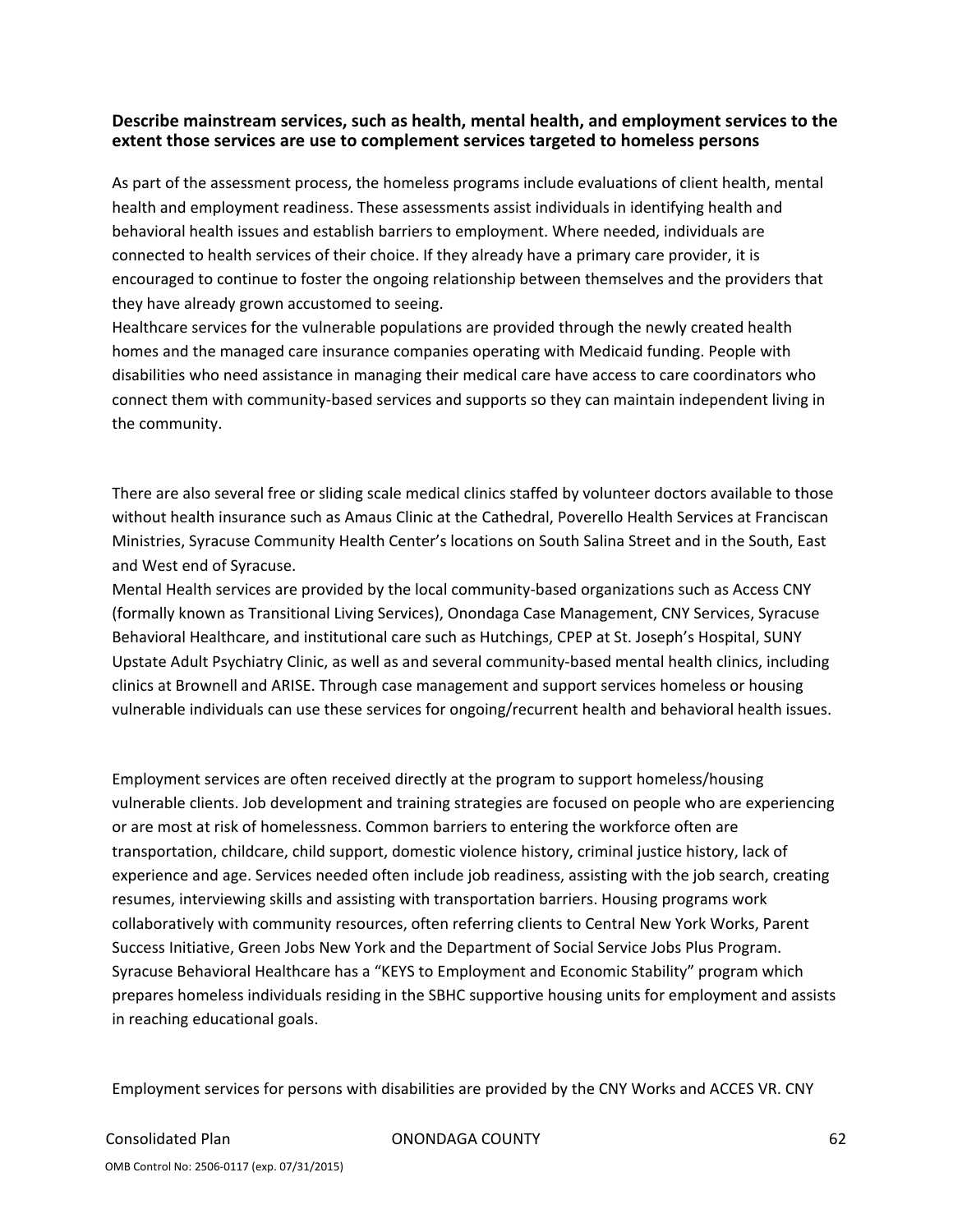**Describe mainstream services, such as health, mental health, and employment services to the extent those services are use to complement services targeted to homeless persons**

As part of the assessment process, the homeless programs include evaluations of client health, mental health and employment readiness. These assessments assist individuals in identifying health and behavioral health issues and establish barriers to employment. Where needed, individuals are connected to health services of their choice. If they already have a primary care provider, it is encouraged to continue to foster the ongoing relationship between themselves and the providers that they have already grown accustomed to seeing.
Healthcare services for the vulnerable populations are provided through the newly created health homes and the managed care insurance companies operating with Medicaid funding. People with disabilities who need assistance in managing their medical care have access to care coordinators who connect them with community-based services and supports so they can maintain independent living in the community.

There are also several free or sliding scale medical clinics staffed by volunteer doctors available to those without health insurance such as Amaus Clinic at the Cathedral, Poverello Health Services at Franciscan Ministries, Syracuse Community Health Center's locations on South Salina Street and in the South, East and West end of Syracuse.
Mental Health services are provided by the local community-based organizations such as Access CNY (formally known as Transitional Living Services), Onondaga Case Management, CNY Services, Syracuse Behavioral Healthcare, and institutional care such as Hutchings, CPEP at St. Joseph's Hospital, SUNY Upstate Adult Psychiatry Clinic, as well as and several community-based mental health clinics, including clinics at Brownell and ARISE. Through case management and support services homeless or housing vulnerable individuals can use these services for ongoing/recurrent health and behavioral health issues.

Employment services are often received directly at the program to support homeless/housing vulnerable clients. Job development and training strategies are focused on people who are experiencing or are most at risk of homelessness. Common barriers to entering the workforce often are transportation, childcare, child support, domestic violence history, criminal justice history, lack of experience and age. Services needed often include job readiness, assisting with the job search, creating resumes, interviewing skills and assisting with transportation barriers. Housing programs work collaboratively with community resources, often referring clients to Central New York Works, Parent Success Initiative, Green Jobs New York and the Department of Social Service Jobs Plus Program. Syracuse Behavioral Healthcare has a "KEYS to Employment and Economic Stability" program which prepares homeless individuals residing in the SBHC supportive housing units for employment and assists in reaching educational goals.

Employment services for persons with disabilities are provided by the CNY Works and ACCES VR. CNY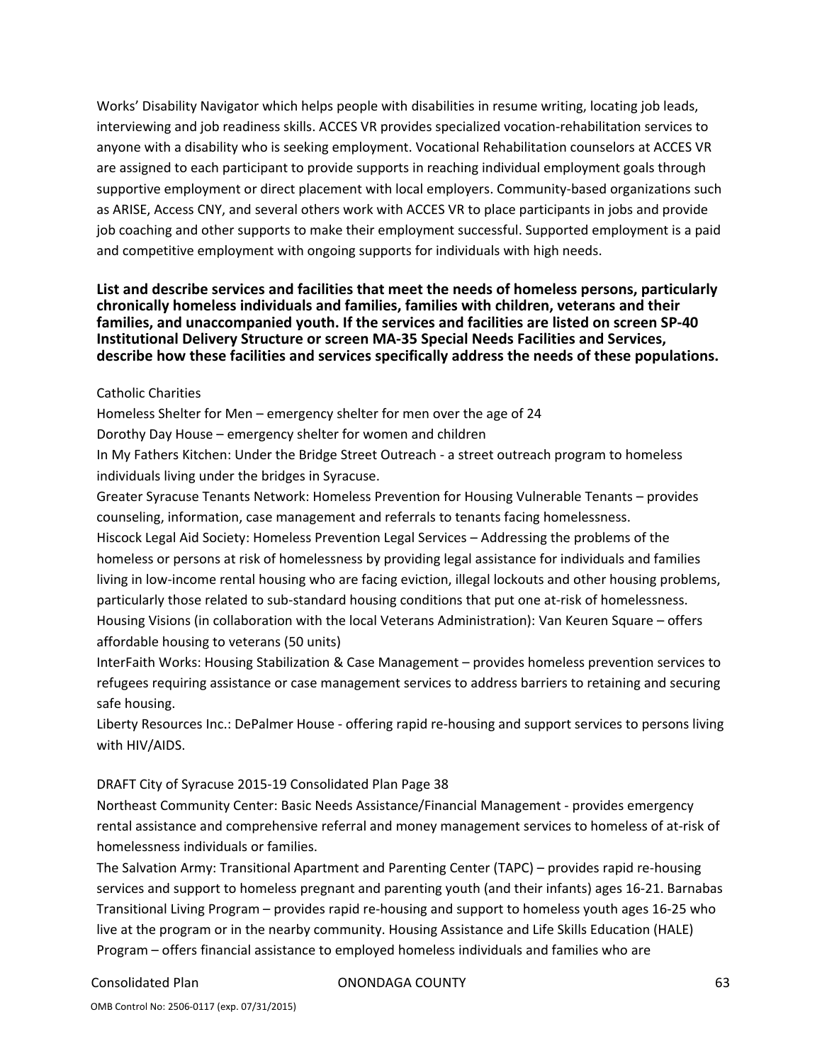Works' Disability Navigator which helps people with disabilities in resume writing, locating job leads, interviewing and job readiness skills. ACCES VR provides specialized vocation-rehabilitation services to anyone with a disability who is seeking employment. Vocational Rehabilitation counselors at ACCES VR are assigned to each participant to provide supports in reaching individual employment goals through supportive employment or direct placement with local employers. Community-based organizations such as ARISE, Access CNY, and several others work with ACCES VR to place participants in jobs and provide job coaching and other supports to make their employment successful. Supported employment is a paid and competitive employment with ongoing supports for individuals with high needs.

**List and describe services and facilities that meet the needs of homeless persons, particularly chronically homeless individuals and families, families with children, veterans and their families, and unaccompanied youth. If the services and facilities are listed on screen SP-40 Institutional Delivery Structure or screen MA-35 Special Needs Facilities and Services, describe how these facilities and services specifically address the needs of these populations.**

Catholic Charities

Homeless Shelter for Men – emergency shelter for men over the age of 24

Dorothy Day House – emergency shelter for women and children

In My Fathers Kitchen: Under the Bridge Street Outreach - a street outreach program to homeless individuals living under the bridges in Syracuse.

Greater Syracuse Tenants Network: Homeless Prevention for Housing Vulnerable Tenants – provides counseling, information, case management and referrals to tenants facing homelessness.

Hiscock Legal Aid Society: Homeless Prevention Legal Services – Addressing the problems of the homeless or persons at risk of homelessness by providing legal assistance for individuals and families living in low-income rental housing who are facing eviction, illegal lockouts and other housing problems, particularly those related to sub-standard housing conditions that put one at-risk of homelessness.

Housing Visions (in collaboration with the local Veterans Administration): Van Keuren Square – offers affordable housing to veterans (50 units)

InterFaith Works: Housing Stabilization & Case Management – provides homeless prevention services to refugees requiring assistance or case management services to address barriers to retaining and securing safe housing.

Liberty Resources Inc.: DePalmer House - offering rapid re-housing and support services to persons living with HIV/AIDS.

DRAFT City of Syracuse 2015-19 Consolidated Plan Page 38

Northeast Community Center: Basic Needs Assistance/Financial Management - provides emergency rental assistance and comprehensive referral and money management services to homeless of at-risk of homelessness individuals or families.

The Salvation Army: Transitional Apartment and Parenting Center (TAPC) – provides rapid re-housing services and support to homeless pregnant and parenting youth (and their infants) ages 16-21. Barnabas Transitional Living Program – provides rapid re-housing and support to homeless youth ages 16-25 who live at the program or in the nearby community. Housing Assistance and Life Skills Education (HALE) Program – offers financial assistance to employed homeless individuals and families who are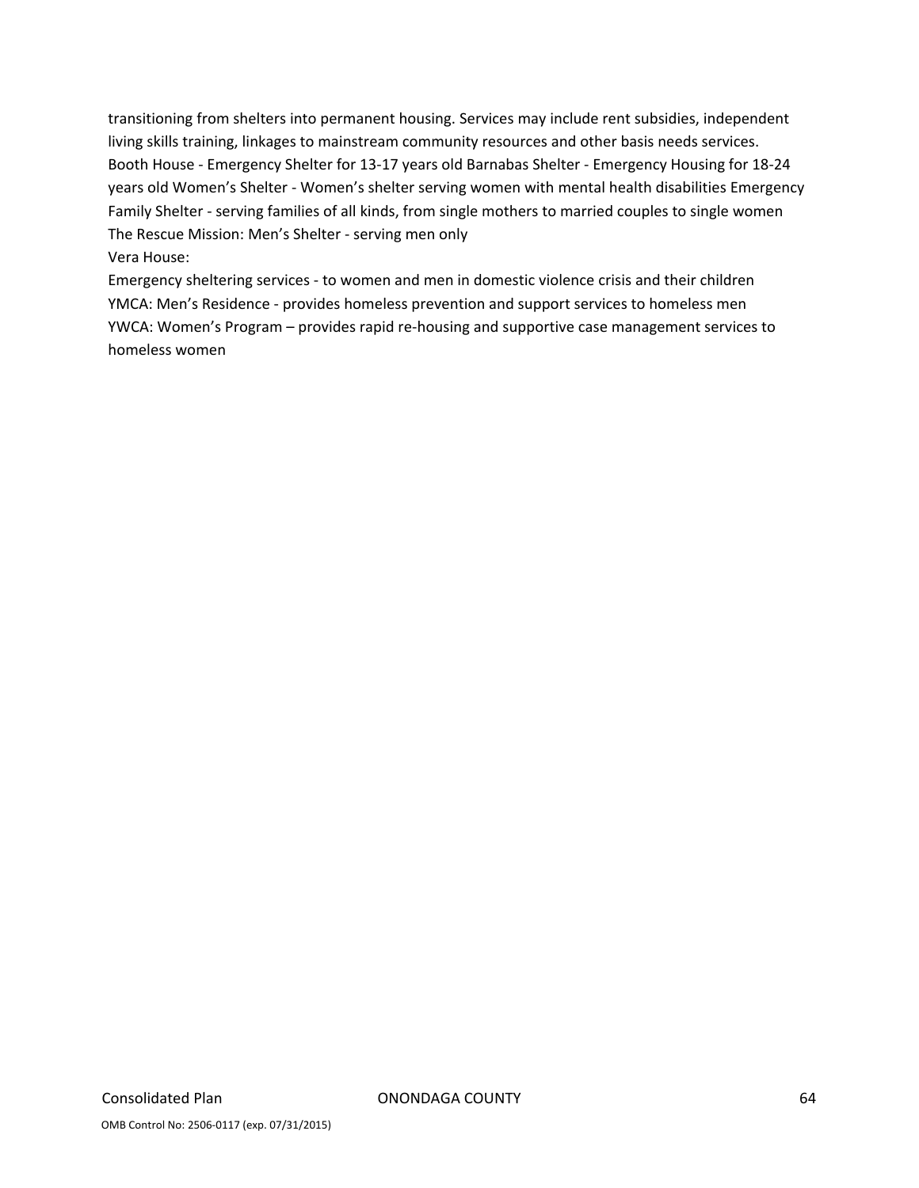transitioning from shelters into permanent housing. Services may include rent subsidies, independent living skills training, linkages to mainstream community resources and other basis needs services. Booth House - Emergency Shelter for 13-17 years old Barnabas Shelter - Emergency Housing for 18-24 years old Women's Shelter - Women's shelter serving women with mental health disabilities Emergency Family Shelter - serving families of all kinds, from single mothers to married couples to single women The Rescue Mission: Men's Shelter - serving men only

Vera House:

Emergency sheltering services - to women and men in domestic violence crisis and their children

YMCA: Men's Residence - provides homeless prevention and support services to homeless men

YWCA: Women's Program – provides rapid re-housing and supportive case management services to homeless women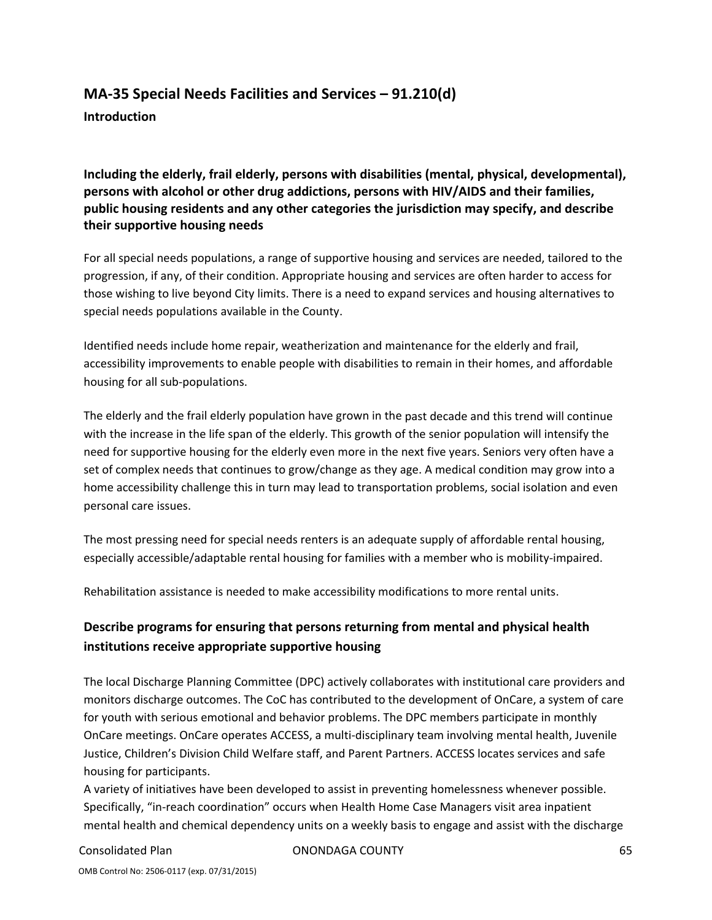## MA-35 Special Needs Facilities and Services – 91.210(d)

### Introduction

### Including the elderly, frail elderly, persons with disabilities (mental, physical, developmental), persons with alcohol or other drug addictions, persons with HIV/AIDS and their families, public housing residents and any other categories the jurisdiction may specify, and describe their supportive housing needs

For all special needs populations, a range of supportive housing and services are needed, tailored to the progression, if any, of their condition. Appropriate housing and services are often harder to access for those wishing to live beyond City limits. There is a need to expand services and housing alternatives to special needs populations available in the County.

Identified needs include home repair, weatherization and maintenance for the elderly and frail, accessibility improvements to enable people with disabilities to remain in their homes, and affordable housing for all sub-populations.

The elderly and the frail elderly population have grown in the past decade and this trend will continue with the increase in the life span of the elderly. This growth of the senior population will intensify the need for supportive housing for the elderly even more in the next five years. Seniors very often have a set of complex needs that continues to grow/change as they age. A medical condition may grow into a home accessibility challenge this in turn may lead to transportation problems, social isolation and even personal care issues.

The most pressing need for special needs renters is an adequate supply of affordable rental housing, especially accessible/adaptable rental housing for families with a member who is mobility-impaired.

Rehabilitation assistance is needed to make accessibility modifications to more rental units.

### Describe programs for ensuring that persons returning from mental and physical health institutions receive appropriate supportive housing

The local Discharge Planning Committee (DPC) actively collaborates with institutional care providers and monitors discharge outcomes. The CoC has contributed to the development of OnCare, a system of care for youth with serious emotional and behavior problems. The DPC members participate in monthly OnCare meetings. OnCare operates ACCESS, a multi-disciplinary team involving mental health, Juvenile Justice, Children's Division Child Welfare staff, and Parent Partners. ACCESS locates services and safe housing for participants.
A variety of initiatives have been developed to assist in preventing homelessness whenever possible. Specifically, "in-reach coordination" occurs when Health Home Case Managers visit area inpatient mental health and chemical dependency units on a weekly basis to engage and assist with the discharge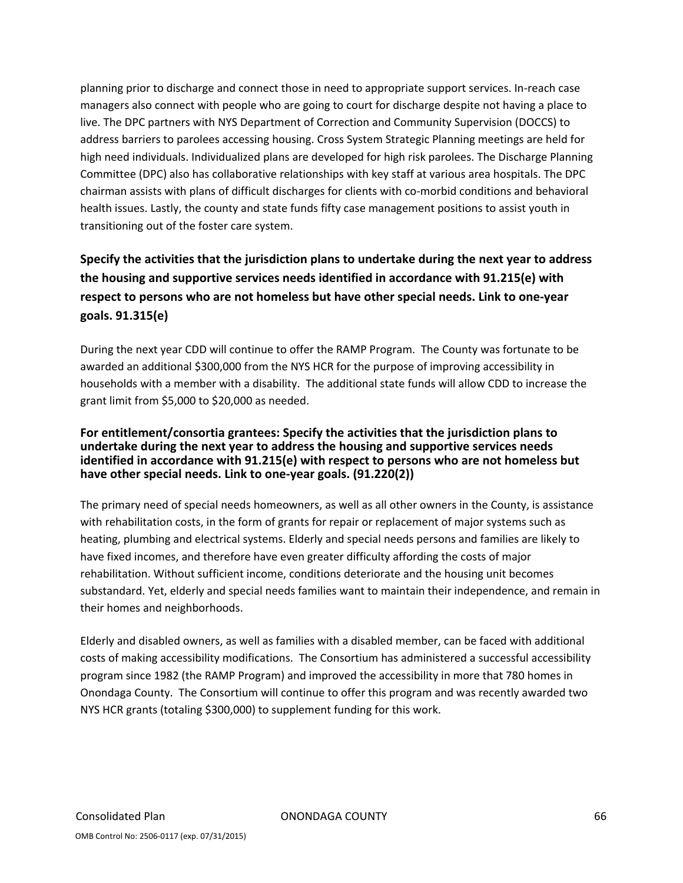planning prior to discharge and connect those in need to appropriate support services. In-reach case managers also connect with people who are going to court for discharge despite not having a place to live. The DPC partners with NYS Department of Correction and Community Supervision (DOCCS) to address barriers to parolees accessing housing. Cross System Strategic Planning meetings are held for high need individuals. Individualized plans are developed for high risk parolees. The Discharge Planning Committee (DPC) also has collaborative relationships with key staff at various area hospitals. The DPC chairman assists with plans of difficult discharges for clients with co-morbid conditions and behavioral health issues. Lastly, the county and state funds fifty case management positions to assist youth in transitioning out of the foster care system.

### Specify the activities that the jurisdiction plans to undertake during the next year to address the housing and supportive services needs identified in accordance with 91.215(e) with respect to persons who are not homeless but have other special needs. Link to one-year goals. 91.315(e)

During the next year CDD will continue to offer the RAMP Program. The County was fortunate to be awarded an additional $300,000 from the NYS HCR for the purpose of improving accessibility in households with a member with a disability. The additional state funds will allow CDD to increase the grant limit from $5,000 to $20,000 as needed.

#### For entitlement/consortia grantees: Specify the activities that the jurisdiction plans to undertake during the next year to address the housing and supportive services needs identified in accordance with 91.215(e) with respect to persons who are not homeless but have other special needs. Link to one-year goals. (91.220(2))

The primary need of special needs homeowners, as well as all other owners in the County, is assistance with rehabilitation costs, in the form of grants for repair or replacement of major systems such as heating, plumbing and electrical systems. Elderly and special needs persons and families are likely to have fixed incomes, and therefore have even greater difficulty affording the costs of major rehabilitation. Without sufficient income, conditions deteriorate and the housing unit becomes substandard. Yet, elderly and special needs families want to maintain their independence, and remain in their homes and neighborhoods.

Elderly and disabled owners, as well as families with a disabled member, can be faced with additional costs of making accessibility modifications. The Consortium has administered a successful accessibility program since 1982 (the RAMP Program) and improved the accessibility in more that 780 homes in Onondaga County. The Consortium will continue to offer this program and was recently awarded two NYS HCR grants (totaling $300,000) to supplement funding for this work.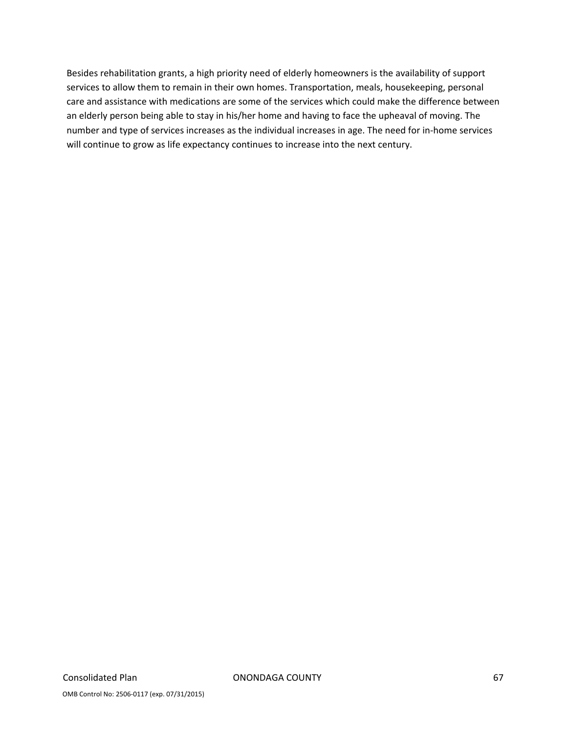Besides rehabilitation grants, a high priority need of elderly homeowners is the availability of support services to allow them to remain in their own homes. Transportation, meals, housekeeping, personal care and assistance with medications are some of the services which could make the difference between an elderly person being able to stay in his/her home and having to face the upheaval of moving. The number and type of services increases as the individual increases in age. The need for in-home services will continue to grow as life expectancy continues to increase into the next century.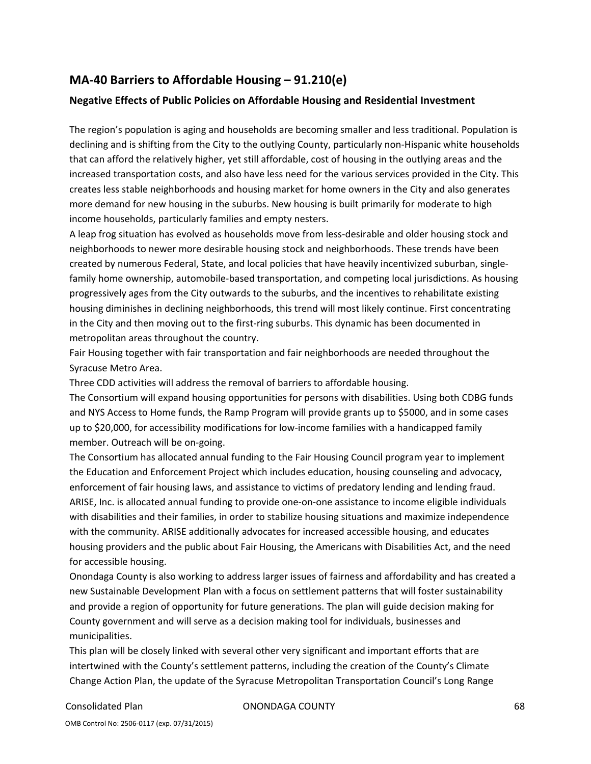## MA-40 Barriers to Affordable Housing – 91.210(e)

### Negative Effects of Public Policies on Affordable Housing and Residential Investment

The region's population is aging and households are becoming smaller and less traditional. Population is declining and is shifting from the City to the outlying County, particularly non-Hispanic white households that can afford the relatively higher, yet still affordable, cost of housing in the outlying areas and the increased transportation costs, and also have less need for the various services provided in the City. This creates less stable neighborhoods and housing market for home owners in the City and also generates more demand for new housing in the suburbs. New housing is built primarily for moderate to high income households, particularly families and empty nesters.

A leap frog situation has evolved as households move from less-desirable and older housing stock and neighborhoods to newer more desirable housing stock and neighborhoods. These trends have been created by numerous Federal, State, and local policies that have heavily incentivized suburban, single-family home ownership, automobile-based transportation, and competing local jurisdictions. As housing progressively ages from the City outwards to the suburbs, and the incentives to rehabilitate existing housing diminishes in declining neighborhoods, this trend will most likely continue. First concentrating in the City and then moving out to the first-ring suburbs. This dynamic has been documented in metropolitan areas throughout the country.

Fair Housing together with fair transportation and fair neighborhoods are needed throughout the Syracuse Metro Area.

Three CDD activities will address the removal of barriers to affordable housing.

The Consortium will expand housing opportunities for persons with disabilities. Using both CDBG funds and NYS Access to Home funds, the Ramp Program will provide grants up to $5000, and in some cases up to $20,000, for accessibility modifications for low-income families with a handicapped family member. Outreach will be on-going.

The Consortium has allocated annual funding to the Fair Housing Council program year to implement the Education and Enforcement Project which includes education, housing counseling and advocacy, enforcement of fair housing laws, and assistance to victims of predatory lending and lending fraud.

ARISE, Inc. is allocated annual funding to provide one-on-one assistance to income eligible individuals with disabilities and their families, in order to stabilize housing situations and maximize independence with the community. ARISE additionally advocates for increased accessible housing, and educates housing providers and the public about Fair Housing, the Americans with Disabilities Act, and the need for accessible housing.

Onondaga County is also working to address larger issues of fairness and affordability and has created a new Sustainable Development Plan with a focus on settlement patterns that will foster sustainability and provide a region of opportunity for future generations. The plan will guide decision making for County government and will serve as a decision making tool for individuals, businesses and municipalities.

This plan will be closely linked with several other very significant and important efforts that are intertwined with the County's settlement patterns, including the creation of the County's Climate Change Action Plan, the update of the Syracuse Metropolitan Transportation Council's Long Range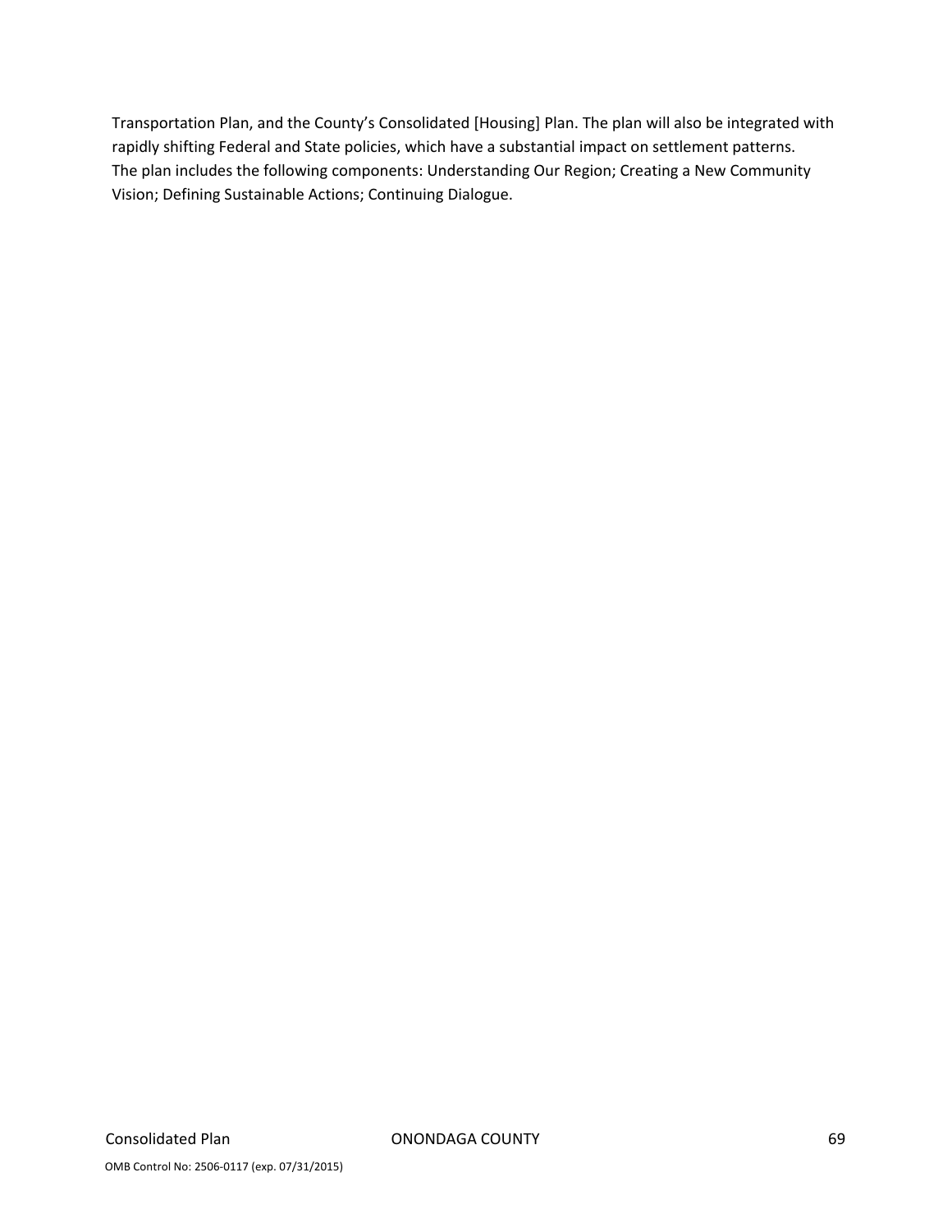Transportation Plan, and the County's Consolidated [Housing] Plan. The plan will also be integrated with rapidly shifting Federal and State policies, which have a substantial impact on settlement patterns.
The plan includes the following components: Understanding Our Region; Creating a New Community Vision; Defining Sustainable Actions; Continuing Dialogue.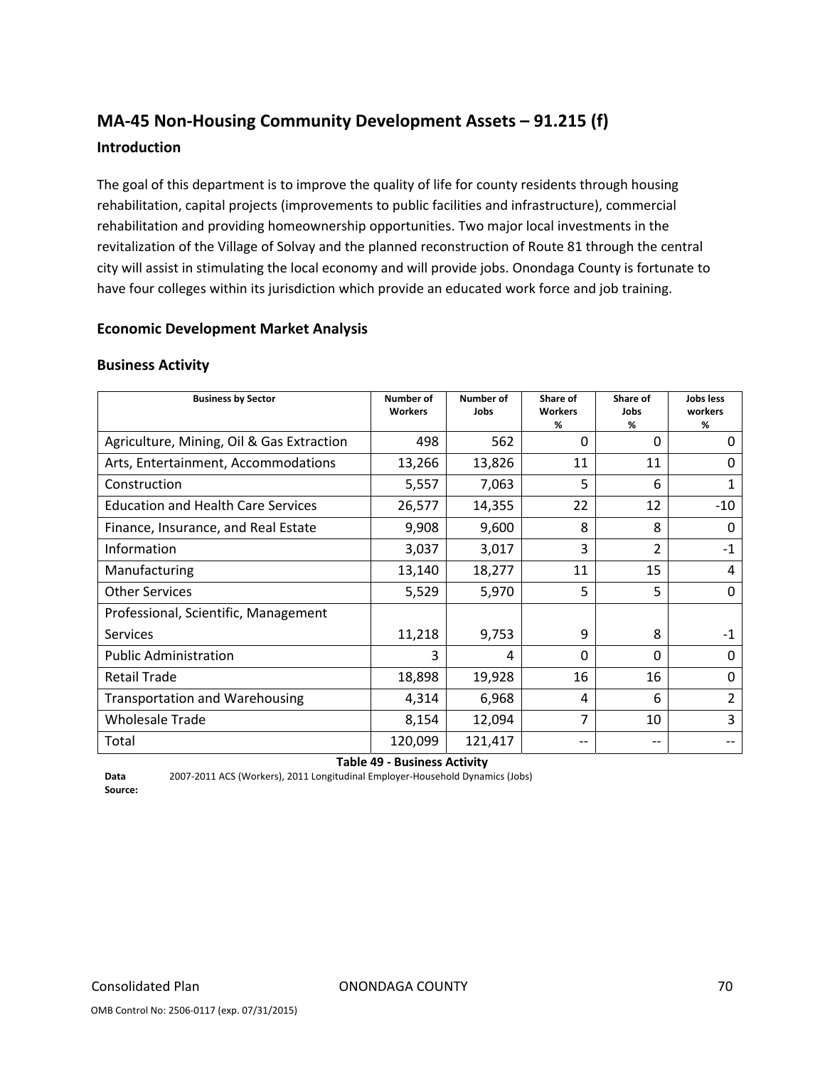## MA-45 Non-Housing Community Development Assets – 91.215 (f)

### Introduction

The goal of this department is to improve the quality of life for county residents through housing rehabilitation, capital projects (improvements to public facilities and infrastructure), commercial rehabilitation and providing homeownership opportunities. Two major local investments in the revitalization of the Village of Solvay and the planned reconstruction of Route 81 through the central city will assist in stimulating the local economy and will provide jobs. Onondaga County is fortunate to have four colleges within its jurisdiction which provide an educated work force and job training.

### Economic Development Market Analysis

### Business Activity

| Business by Sector | Number of Workers | Number of Jobs | Share of Workers % | Share of Jobs % | Jobs less workers % |
|---|---|---|---|---|---|
| Agriculture, Mining, Oil & Gas Extraction | 498 | 562 | 0 | 0 | 0 |
| Arts, Entertainment, Accommodations | 13,266 | 13,826 | 11 | 11 | 0 |
| Construction | 5,557 | 7,063 | 5 | 6 | 1 |
| Education and Health Care Services | 26,577 | 14,355 | 22 | 12 | -10 |
| Finance, Insurance, and Real Estate | 9,908 | 9,600 | 8 | 8 | 0 |
| Information | 3,037 | 3,017 | 3 | 2 | -1 |
| Manufacturing | 13,140 | 18,277 | 11 | 15 | 4 |
| Other Services | 5,529 | 5,970 | 5 | 5 | 0 |
| Professional, Scientific, Management Services | 11,218 | 9,753 | 9 | 8 | -1 |
| Public Administration | 3 | 4 | 0 | 0 | 0 |
| Retail Trade | 18,898 | 19,928 | 16 | 16 | 0 |
| Transportation and Warehousing | 4,314 | 6,968 | 4 | 6 | 2 |
| Wholesale Trade | 8,154 | 12,094 | 7 | 10 | 3 |
| Total | 120,099 | 121,417 | -- | -- | -- |

**Table 49 - Business Activity**

**Data Source:** 2007-2011 ACS (Workers), 2011 Longitudinal Employer-Household Dynamics (Jobs)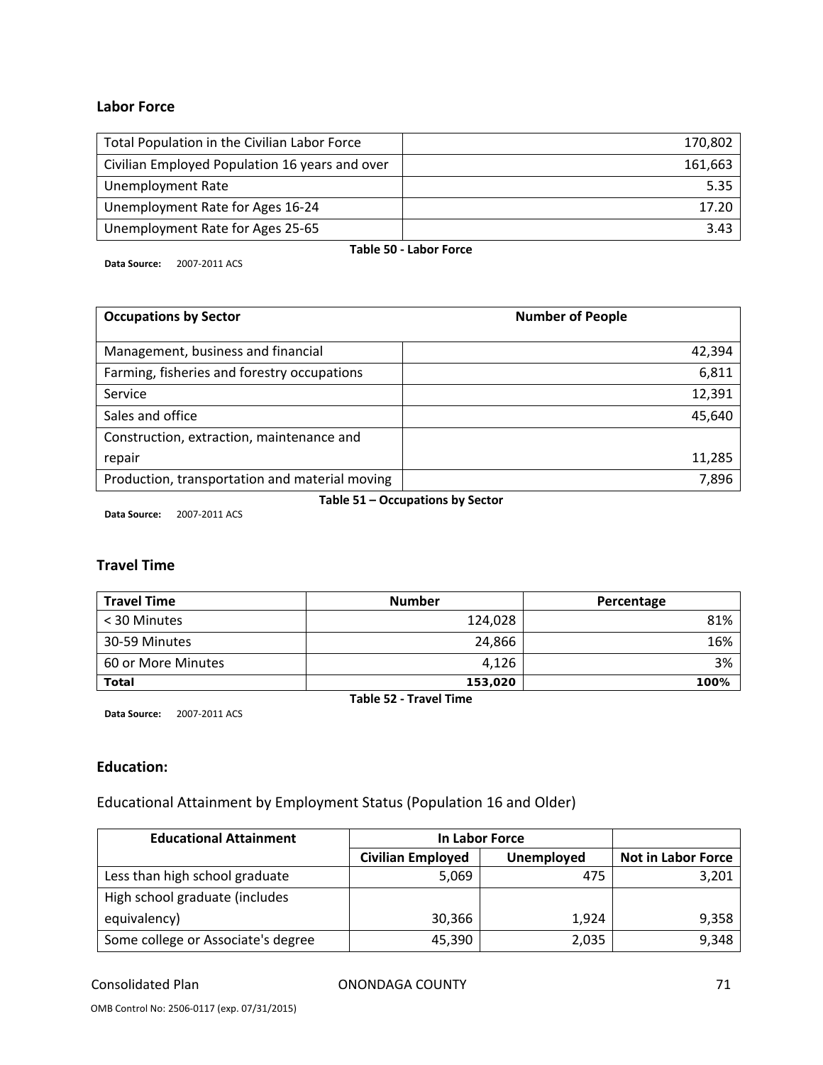### Labor Force

| | |
|---|---|
| Total Population in the Civilian Labor Force | 170,802 |
| Civilian Employed Population 16 years and over | 161,663 |
| Unemployment Rate | 5.35 |
| Unemployment Rate for Ages 16-24 | 17.20 |
| Unemployment Rate for Ages 25-65 | 3.43 |

**Table 50 - Labor Force**

**Data Source:** 2007-2011 ACS

| Occupations by Sector | Number of People |
|---|---|
| Management, business and financial | 42,394 |
| Farming, fisheries and forestry occupations | 6,811 |
| Service | 12,391 |
| Sales and office | 45,640 |
| Construction, extraction, maintenance and repair | 11,285 |
| Production, transportation and material moving | 7,896 |

**Table 51 – Occupations by Sector**

**Data Source:** 2007-2011 ACS

### Travel Time

| Travel Time | Number | Percentage |
|---|---|---|
| < 30 Minutes | 124,028 | 81% |
| 30-59 Minutes | 24,866 | 16% |
| 60 or More Minutes | 4,126 | 3% |
| **Total** | **153,020** | **100%** |

**Table 52 - Travel Time**

**Data Source:** 2007-2011 ACS

### Education:

Educational Attainment by Employment Status (Population 16 and Older)

| Educational Attainment | In Labor Force | | |
|---|---|---|---|
| | Civilian Employed | Unemployed | Not in Labor Force |
| Less than high school graduate | 5,069 | 475 | 3,201 |
| High school graduate (includes equivalency) | 30,366 | 1,924 | 9,358 |
| Some college or Associate's degree | 45,390 | 2,035 | 9,348 |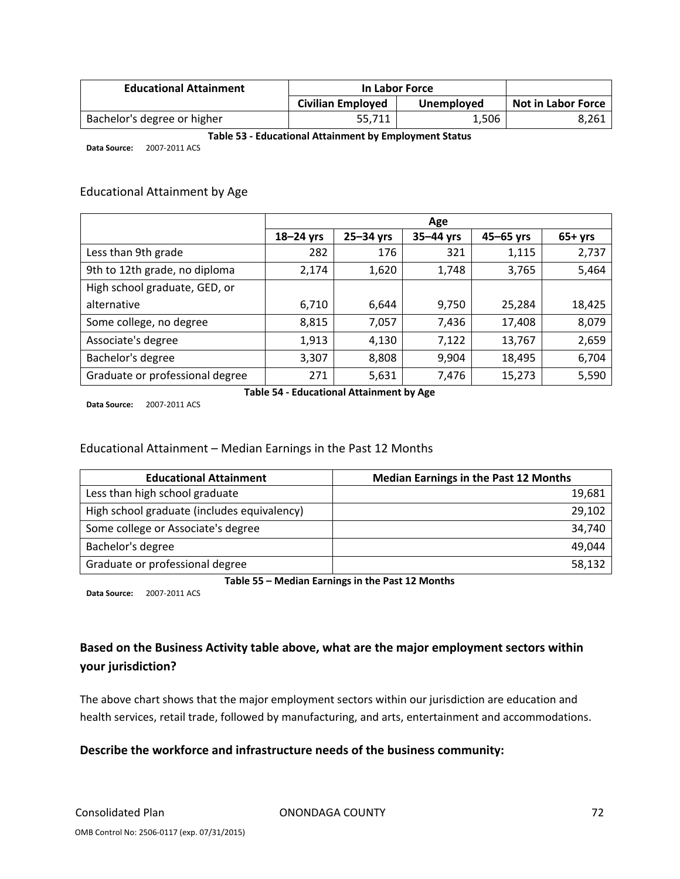| Educational Attainment | In Labor Force | | Not in Labor Force |
|---|---|---|---|
| | Civilian Employed | Unemployed | |
| Bachelor's degree or higher | 55,711 | 1,506 | 8,261 |

**Table 53 - Educational Attainment by Employment Status**

**Data Source:** 2007-2011 ACS

## Educational Attainment by Age

| | Age | | | | |
|---|---|---|---|---|---|
| | 18–24 yrs | 25–34 yrs | 35–44 yrs | 45–65 yrs | 65+ yrs |
| Less than 9th grade | 282 | 176 | 321 | 1,115 | 2,737 |
| 9th to 12th grade, no diploma | 2,174 | 1,620 | 1,748 | 3,765 | 5,464 |
| High school graduate, GED, or alternative | 6,710 | 6,644 | 9,750 | 25,284 | 18,425 |
| Some college, no degree | 8,815 | 7,057 | 7,436 | 17,408 | 8,079 |
| Associate's degree | 1,913 | 4,130 | 7,122 | 13,767 | 2,659 |
| Bachelor's degree | 3,307 | 8,808 | 9,904 | 18,495 | 6,704 |
| Graduate or professional degree | 271 | 5,631 | 7,476 | 15,273 | 5,590 |

**Table 54 - Educational Attainment by Age**

**Data Source:** 2007-2011 ACS

## Educational Attainment – Median Earnings in the Past 12 Months

| Educational Attainment | Median Earnings in the Past 12 Months |
|---|---|
| Less than high school graduate | 19,681 |
| High school graduate (includes equivalency) | 29,102 |
| Some college or Associate's degree | 34,740 |
| Bachelor's degree | 49,044 |
| Graduate or professional degree | 58,132 |

**Table 55 – Median Earnings in the Past 12 Months**

**Data Source:** 2007-2011 ACS

### Based on the Business Activity table above, what are the major employment sectors within your jurisdiction?

The above chart shows that the major employment sectors within our jurisdiction are education and health services, retail trade, followed by manufacturing, and arts, entertainment and accommodations.

### Describe the workforce and infrastructure needs of the business community: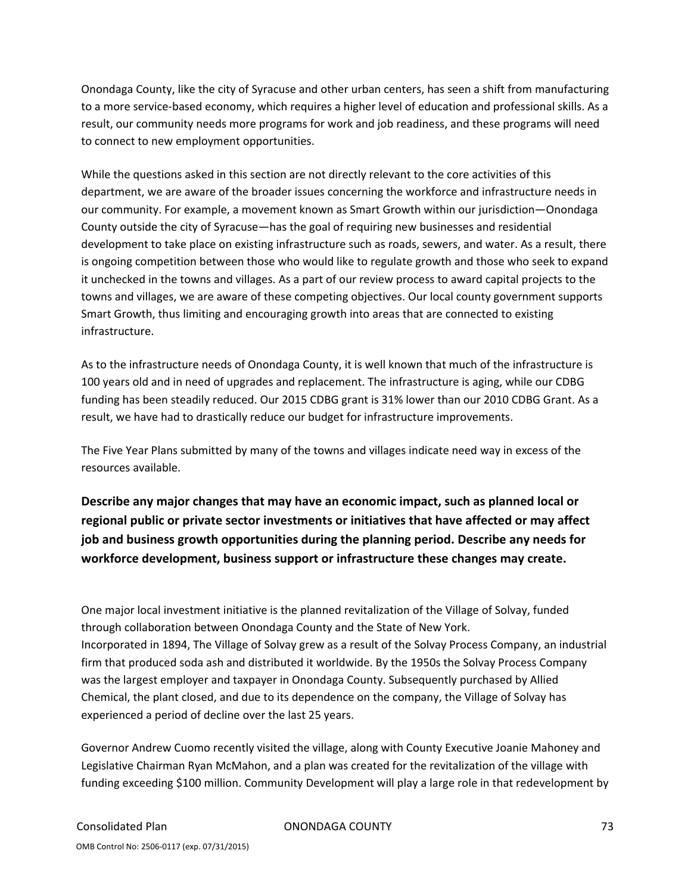Onondaga County, like the city of Syracuse and other urban centers, has seen a shift from manufacturing to a more service-based economy, which requires a higher level of education and professional skills. As a result, our community needs more programs for work and job readiness, and these programs will need to connect to new employment opportunities.

While the questions asked in this section are not directly relevant to the core activities of this department, we are aware of the broader issues concerning the workforce and infrastructure needs in our community. For example, a movement known as Smart Growth within our jurisdiction—Onondaga County outside the city of Syracuse—has the goal of requiring new businesses and residential development to take place on existing infrastructure such as roads, sewers, and water. As a result, there is ongoing competition between those who would like to regulate growth and those who seek to expand it unchecked in the towns and villages. As a part of our review process to award capital projects to the towns and villages, we are aware of these competing objectives. Our local county government supports Smart Growth, thus limiting and encouraging growth into areas that are connected to existing infrastructure.

As to the infrastructure needs of Onondaga County, it is well known that much of the infrastructure is 100 years old and in need of upgrades and replacement. The infrastructure is aging, while our CDBG funding has been steadily reduced. Our 2015 CDBG grant is 31% lower than our 2010 CDBG Grant. As a result, we have had to drastically reduce our budget for infrastructure improvements.

The Five Year Plans submitted by many of the towns and villages indicate need way in excess of the resources available.

**Describe any major changes that may have an economic impact, such as planned local or regional public or private sector investments or initiatives that have affected or may affect job and business growth opportunities during the planning period. Describe any needs for workforce development, business support or infrastructure these changes may create.**

One major local investment initiative is the planned revitalization of the Village of Solvay, funded through collaboration between Onondaga County and the State of New York.
Incorporated in 1894, The Village of Solvay grew as a result of the Solvay Process Company, an industrial firm that produced soda ash and distributed it worldwide. By the 1950s the Solvay Process Company was the largest employer and taxpayer in Onondaga County. Subsequently purchased by Allied Chemical, the plant closed, and due to its dependence on the company, the Village of Solvay has experienced a period of decline over the last 25 years.

Governor Andrew Cuomo recently visited the village, along with County Executive Joanie Mahoney and Legislative Chairman Ryan McMahon, and a plan was created for the revitalization of the village with funding exceeding $100 million. Community Development will play a large role in that redevelopment by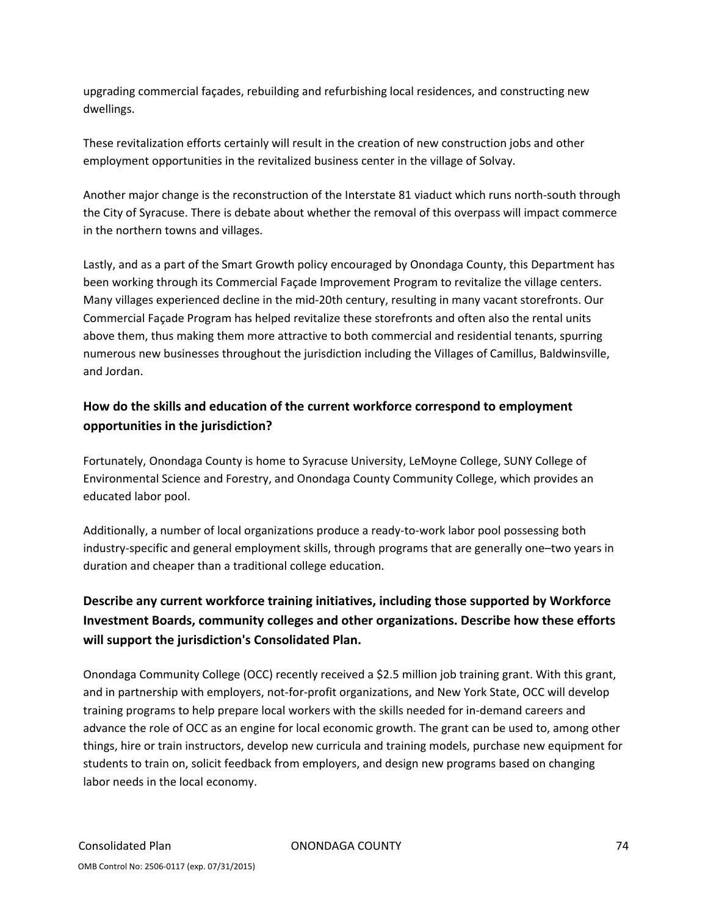upgrading commercial façades, rebuilding and refurbishing local residences, and constructing new dwellings.

These revitalization efforts certainly will result in the creation of new construction jobs and other employment opportunities in the revitalized business center in the village of Solvay.

Another major change is the reconstruction of the Interstate 81 viaduct which runs north-south through the City of Syracuse. There is debate about whether the removal of this overpass will impact commerce in the northern towns and villages.

Lastly, and as a part of the Smart Growth policy encouraged by Onondaga County, this Department has been working through its Commercial Façade Improvement Program to revitalize the village centers. Many villages experienced decline in the mid-20th century, resulting in many vacant storefronts. Our Commercial Façade Program has helped revitalize these storefronts and often also the rental units above them, thus making them more attractive to both commercial and residential tenants, spurring numerous new businesses throughout the jurisdiction including the Villages of Camillus, Baldwinsville, and Jordan.

## How do the skills and education of the current workforce correspond to employment opportunities in the jurisdiction?

Fortunately, Onondaga County is home to Syracuse University, LeMoyne College, SUNY College of Environmental Science and Forestry, and Onondaga County Community College, which provides an educated labor pool.

Additionally, a number of local organizations produce a ready-to-work labor pool possessing both industry-specific and general employment skills, through programs that are generally one–two years in duration and cheaper than a traditional college education.

## Describe any current workforce training initiatives, including those supported by Workforce Investment Boards, community colleges and other organizations. Describe how these efforts will support the jurisdiction's Consolidated Plan.

Onondaga Community College (OCC) recently received a $2.5 million job training grant. With this grant, and in partnership with employers, not-for-profit organizations, and New York State, OCC will develop training programs to help prepare local workers with the skills needed for in-demand careers and advance the role of OCC as an engine for local economic growth. The grant can be used to, among other things, hire or train instructors, develop new curricula and training models, purchase new equipment for students to train on, solicit feedback from employers, and design new programs based on changing labor needs in the local economy.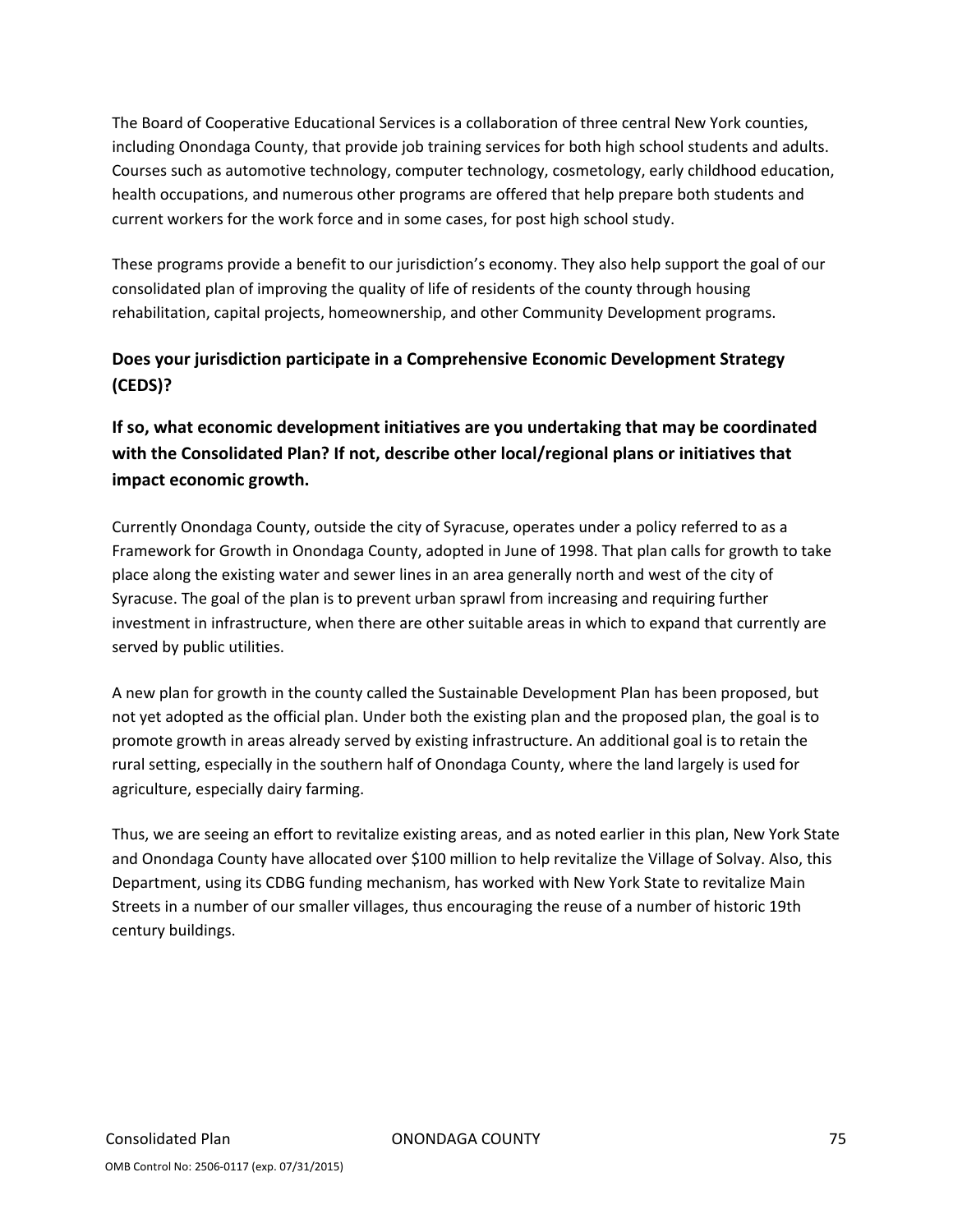The Board of Cooperative Educational Services is a collaboration of three central New York counties, including Onondaga County, that provide job training services for both high school students and adults. Courses such as automotive technology, computer technology, cosmetology, early childhood education, health occupations, and numerous other programs are offered that help prepare both students and current workers for the work force and in some cases, for post high school study.

These programs provide a benefit to our jurisdiction's economy. They also help support the goal of our consolidated plan of improving the quality of life of residents of the county through housing rehabilitation, capital projects, homeownership, and other Community Development programs.

## Does your jurisdiction participate in a Comprehensive Economic Development Strategy (CEDS)?

## If so, what economic development initiatives are you undertaking that may be coordinated with the Consolidated Plan? If not, describe other local/regional plans or initiatives that impact economic growth.

Currently Onondaga County, outside the city of Syracuse, operates under a policy referred to as a Framework for Growth in Onondaga County, adopted in June of 1998. That plan calls for growth to take place along the existing water and sewer lines in an area generally north and west of the city of Syracuse. The goal of the plan is to prevent urban sprawl from increasing and requiring further investment in infrastructure, when there are other suitable areas in which to expand that currently are served by public utilities.

A new plan for growth in the county called the Sustainable Development Plan has been proposed, but not yet adopted as the official plan. Under both the existing plan and the proposed plan, the goal is to promote growth in areas already served by existing infrastructure. An additional goal is to retain the rural setting, especially in the southern half of Onondaga County, where the land largely is used for agriculture, especially dairy farming.

Thus, we are seeing an effort to revitalize existing areas, and as noted earlier in this plan, New York State and Onondaga County have allocated over $100 million to help revitalize the Village of Solvay. Also, this Department, using its CDBG funding mechanism, has worked with New York State to revitalize Main Streets in a number of our smaller villages, thus encouraging the reuse of a number of historic 19th century buildings.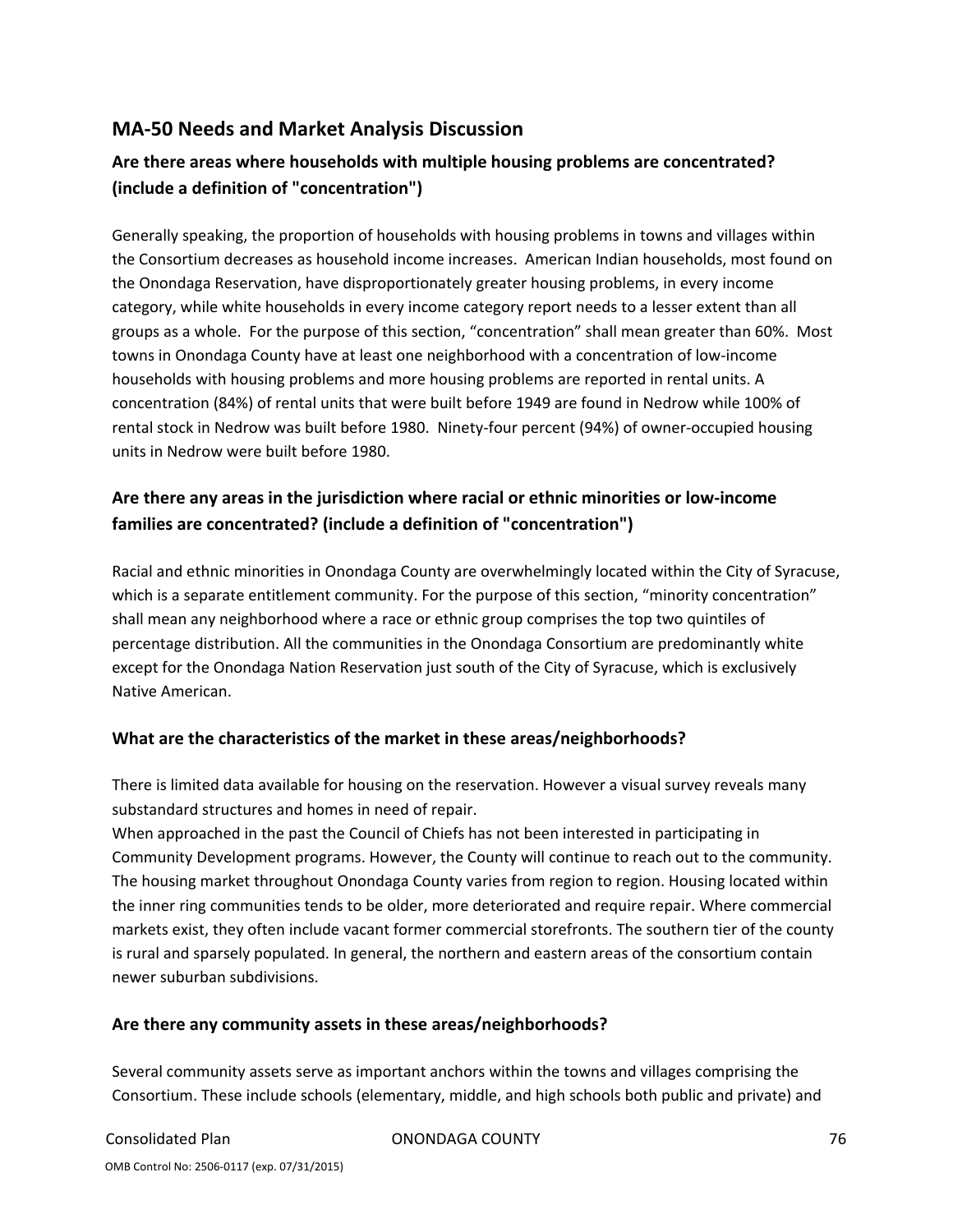## MA-50 Needs and Market Analysis Discussion

### Are there areas where households with multiple housing problems are concentrated? (include a definition of "concentration")

Generally speaking, the proportion of households with housing problems in towns and villages within the Consortium decreases as household income increases. American Indian households, most found on the Onondaga Reservation, have disproportionately greater housing problems, in every income category, while white households in every income category report needs to a lesser extent than all groups as a whole. For the purpose of this section, "concentration" shall mean greater than 60%. Most towns in Onondaga County have at least one neighborhood with a concentration of low-income households with housing problems and more housing problems are reported in rental units. A concentration (84%) of rental units that were built before 1949 are found in Nedrow while 100% of rental stock in Nedrow was built before 1980. Ninety-four percent (94%) of owner-occupied housing units in Nedrow were built before 1980.

### Are there any areas in the jurisdiction where racial or ethnic minorities or low-income families are concentrated? (include a definition of "concentration")

Racial and ethnic minorities in Onondaga County are overwhelmingly located within the City of Syracuse, which is a separate entitlement community. For the purpose of this section, "minority concentration" shall mean any neighborhood where a race or ethnic group comprises the top two quintiles of percentage distribution. All the communities in the Onondaga Consortium are predominantly white except for the Onondaga Nation Reservation just south of the City of Syracuse, which is exclusively Native American.

### What are the characteristics of the market in these areas/neighborhoods?

There is limited data available for housing on the reservation. However a visual survey reveals many substandard structures and homes in need of repair.
When approached in the past the Council of Chiefs has not been interested in participating in Community Development programs. However, the County will continue to reach out to the community.
The housing market throughout Onondaga County varies from region to region. Housing located within the inner ring communities tends to be older, more deteriorated and require repair. Where commercial markets exist, they often include vacant former commercial storefronts. The southern tier of the county is rural and sparsely populated. In general, the northern and eastern areas of the consortium contain newer suburban subdivisions.

### Are there any community assets in these areas/neighborhoods?

Several community assets serve as important anchors within the towns and villages comprising the Consortium. These include schools (elementary, middle, and high schools both public and private) and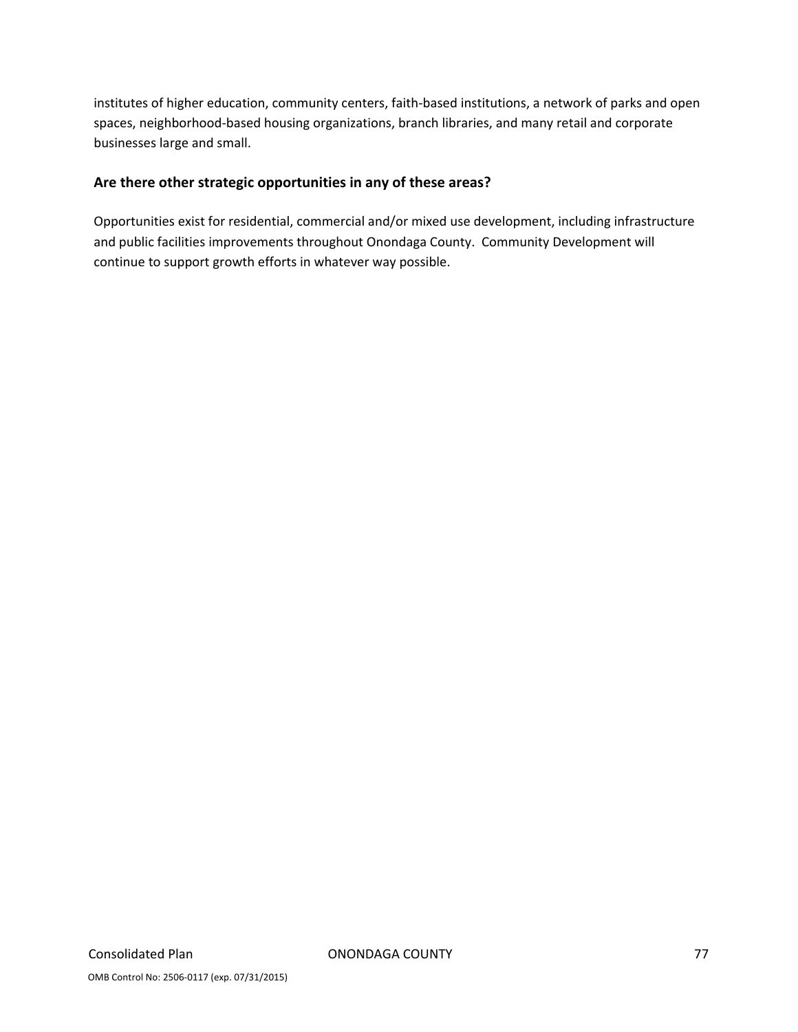institutes of higher education, community centers, faith-based institutions, a network of parks and open spaces, neighborhood-based housing organizations, branch libraries, and many retail and corporate businesses large and small.

### Are there other strategic opportunities in any of these areas?

Opportunities exist for residential, commercial and/or mixed use development, including infrastructure and public facilities improvements throughout Onondaga County. Community Development will continue to support growth efforts in whatever way possible.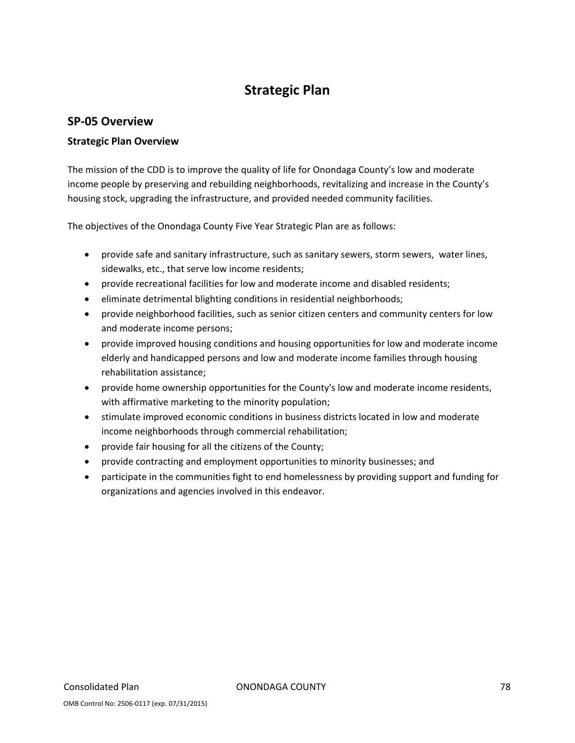# Strategic Plan

## SP-05 Overview

### Strategic Plan Overview

The mission of the CDD is to improve the quality of life for Onondaga County's low and moderate income people by preserving and rebuilding neighborhoods, revitalizing and increase in the County's housing stock, upgrading the infrastructure, and provided needed community facilities.

The objectives of the Onondaga County Five Year Strategic Plan are as follows:

- provide safe and sanitary infrastructure, such as sanitary sewers, storm sewers, water lines, sidewalks, etc., that serve low income residents;
- provide recreational facilities for low and moderate income and disabled residents;
- eliminate detrimental blighting conditions in residential neighborhoods;
- provide neighborhood facilities, such as senior citizen centers and community centers for low and moderate income persons;
- provide improved housing conditions and housing opportunities for low and moderate income elderly and handicapped persons and low and moderate income families through housing rehabilitation assistance;
- provide home ownership opportunities for the County's low and moderate income residents, with affirmative marketing to the minority population;
- stimulate improved economic conditions in business districts located in low and moderate income neighborhoods through commercial rehabilitation;
- provide fair housing for all the citizens of the County;
- provide contracting and employment opportunities to minority businesses; and
- participate in the communities fight to end homelessness by providing support and funding for organizations and agencies involved in this endeavor.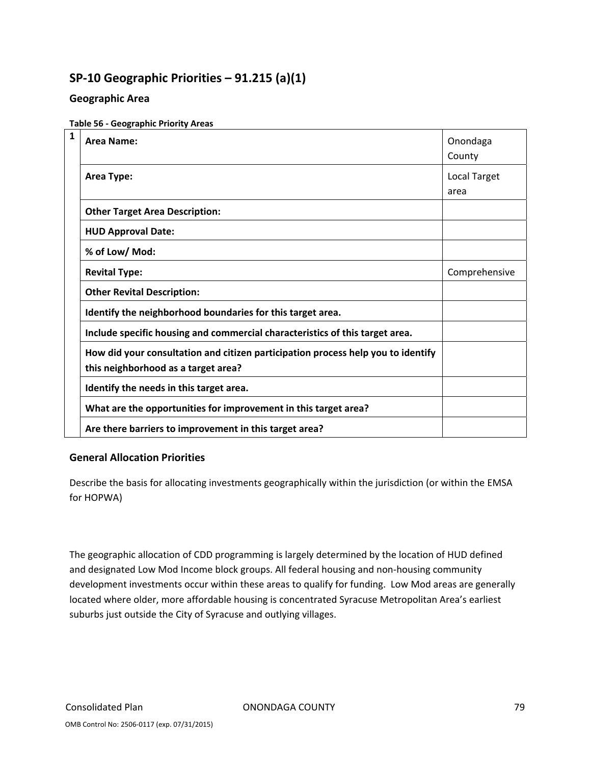## SP-10 Geographic Priorities – 91.215 (a)(1)

### Geographic Area

**Table 56 - Geographic Priority Areas**

| 1 | | |
|---|---|---|
| | **Area Name:** | Onondaga County |
| | **Area Type:** | Local Target area |
| | **Other Target Area Description:** | |
| | **HUD Approval Date:** | |
| | **% of Low/ Mod:** | |
| | **Revital Type:** | Comprehensive |
| | **Other Revital Description:** | |
| | **Identify the neighborhood boundaries for this target area.** | |
| | **Include specific housing and commercial characteristics of this target area.** | |
| | **How did your consultation and citizen participation process help you to identify this neighborhood as a target area?** | |
| | **Identify the needs in this target area.** | |
| | **What are the opportunities for improvement in this target area?** | |
| | **Are there barriers to improvement in this target area?** | |

### General Allocation Priorities

Describe the basis for allocating investments geographically within the jurisdiction (or within the EMSA for HOPWA)

The geographic allocation of CDD programming is largely determined by the location of HUD defined and designated Low Mod Income block groups. All federal housing and non-housing community development investments occur within these areas to qualify for funding. Low Mod areas are generally located where older, more affordable housing is concentrated Syracuse Metropolitan Area's earliest suburbs just outside the City of Syracuse and outlying villages.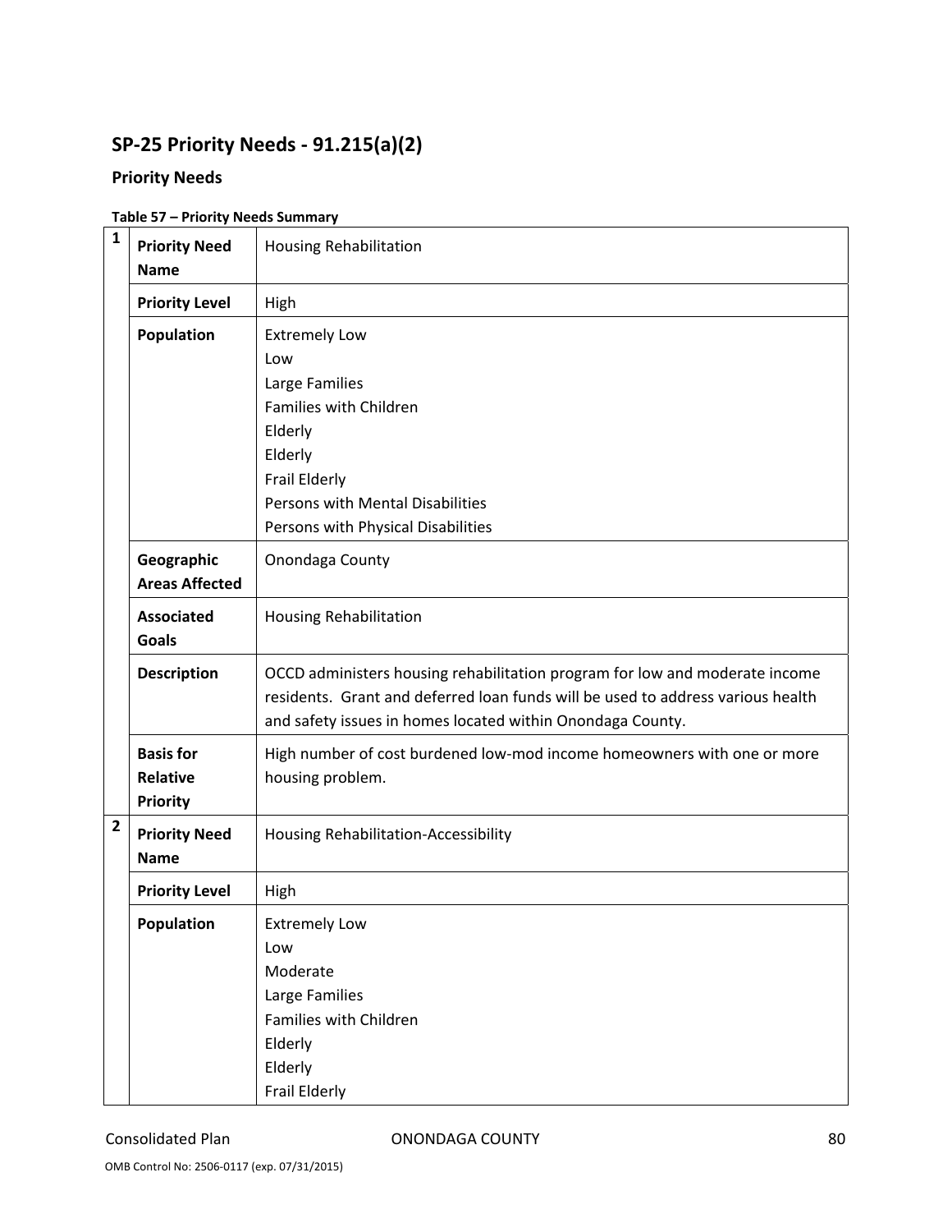## SP-25 Priority Needs - 91.215(a)(2)

### Priority Needs

**Table 57 – Priority Needs Summary**

| | | |
|---|---|---|
| 1 | **Priority Need Name** | Housing Rehabilitation |
| | **Priority Level** | High |
| | **Population** | Extremely Low<br>Low<br>Large Families<br>Families with Children<br>Elderly<br>Elderly<br>Frail Elderly<br>Persons with Mental Disabilities<br>Persons with Physical Disabilities |
| | **Geographic Areas Affected** | Onondaga County |
| | **Associated Goals** | Housing Rehabilitation |
| | **Description** | OCCD administers housing rehabilitation program for low and moderate income residents. Grant and deferred loan funds will be used to address various health and safety issues in homes located within Onondaga County. |
| | **Basis for Relative Priority** | High number of cost burdened low-mod income homeowners with one or more housing problem. |
| 2 | **Priority Need Name** | Housing Rehabilitation-Accessibility |
| | **Priority Level** | High |
| | **Population** | Extremely Low<br>Low<br>Moderate<br>Large Families<br>Families with Children<br>Elderly<br>Elderly<br>Frail Elderly |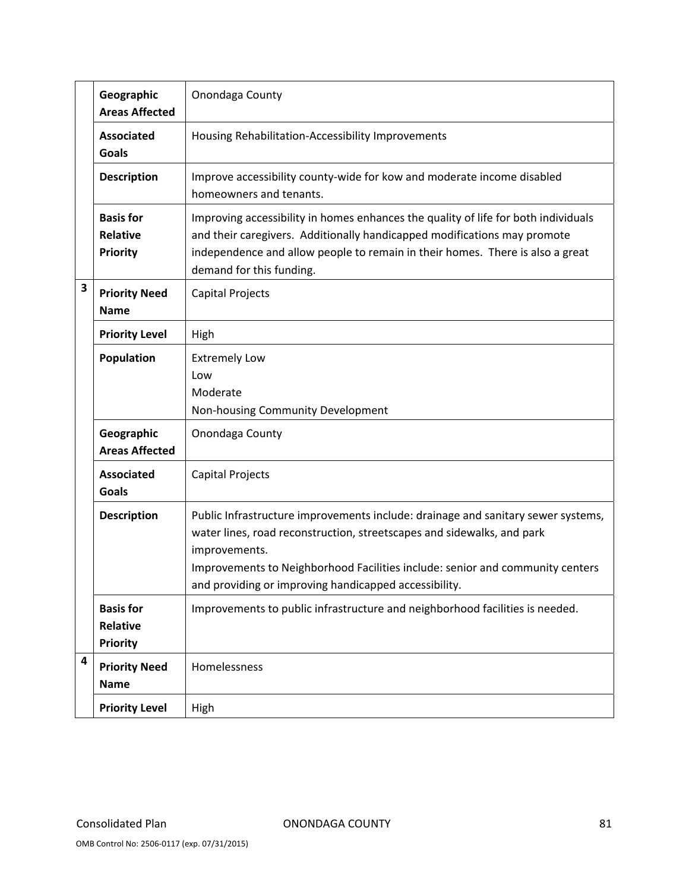| | | |
|---|---|---|
| | **Geographic Areas Affected** | Onondaga County |
| | **Associated Goals** | Housing Rehabilitation-Accessibility Improvements |
| | **Description** | Improve accessibility county-wide for kow and moderate income disabled homeowners and tenants. |
| | **Basis for Relative Priority** | Improving accessibility in homes enhances the quality of life for both individuals and their caregivers. Additionally handicapped modifications may promote independence and allow people to remain in their homes. There is also a great demand for this funding. |
| **3** | **Priority Need Name** | Capital Projects |
| | **Priority Level** | High |
| | **Population** | Extremely Low<br>Low<br>Moderate<br>Non-housing Community Development |
| | **Geographic Areas Affected** | Onondaga County |
| | **Associated Goals** | Capital Projects |
| | **Description** | Public Infrastructure improvements include: drainage and sanitary sewer systems, water lines, road reconstruction, streetscapes and sidewalks, and park improvements.<br>Improvements to Neighborhood Facilities include: senior and community centers and providing or improving handicapped accessibility. |
| | **Basis for Relative Priority** | Improvements to public infrastructure and neighborhood facilities is needed. |
| **4** | **Priority Need Name** | Homelessness |
| | **Priority Level** | High |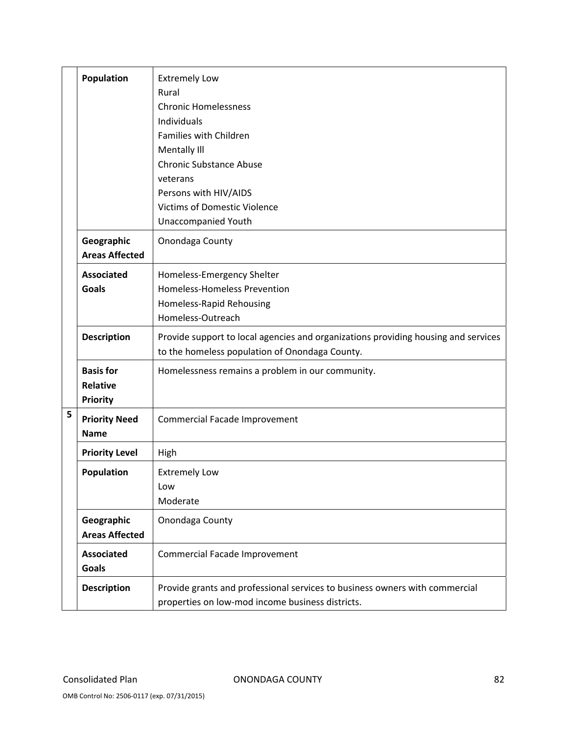| | | |
|---|---|---|
| | **Population** | Extremely Low<br>Rural<br>Chronic Homelessness<br>Individuals<br>Families with Children<br>Mentally Ill<br>Chronic Substance Abuse<br>veterans<br>Persons with HIV/AIDS<br>Victims of Domestic Violence<br>Unaccompanied Youth |
| | **Geographic Areas Affected** | Onondaga County |
| | **Associated Goals** | Homeless-Emergency Shelter<br>Homeless-Homeless Prevention<br>Homeless-Rapid Rehousing<br>Homeless-Outreach |
| | **Description** | Provide support to local agencies and organizations providing housing and services to the homeless population of Onondaga County. |
| | **Basis for Relative Priority** | Homelessness remains a problem in our community. |
| 5 | **Priority Need Name** | Commercial Facade Improvement |
| | **Priority Level** | High |
| | **Population** | Extremely Low<br>Low<br>Moderate |
| | **Geographic Areas Affected** | Onondaga County |
| | **Associated Goals** | Commercial Facade Improvement |
| | **Description** | Provide grants and professional services to business owners with commercial properties on low-mod income business districts. |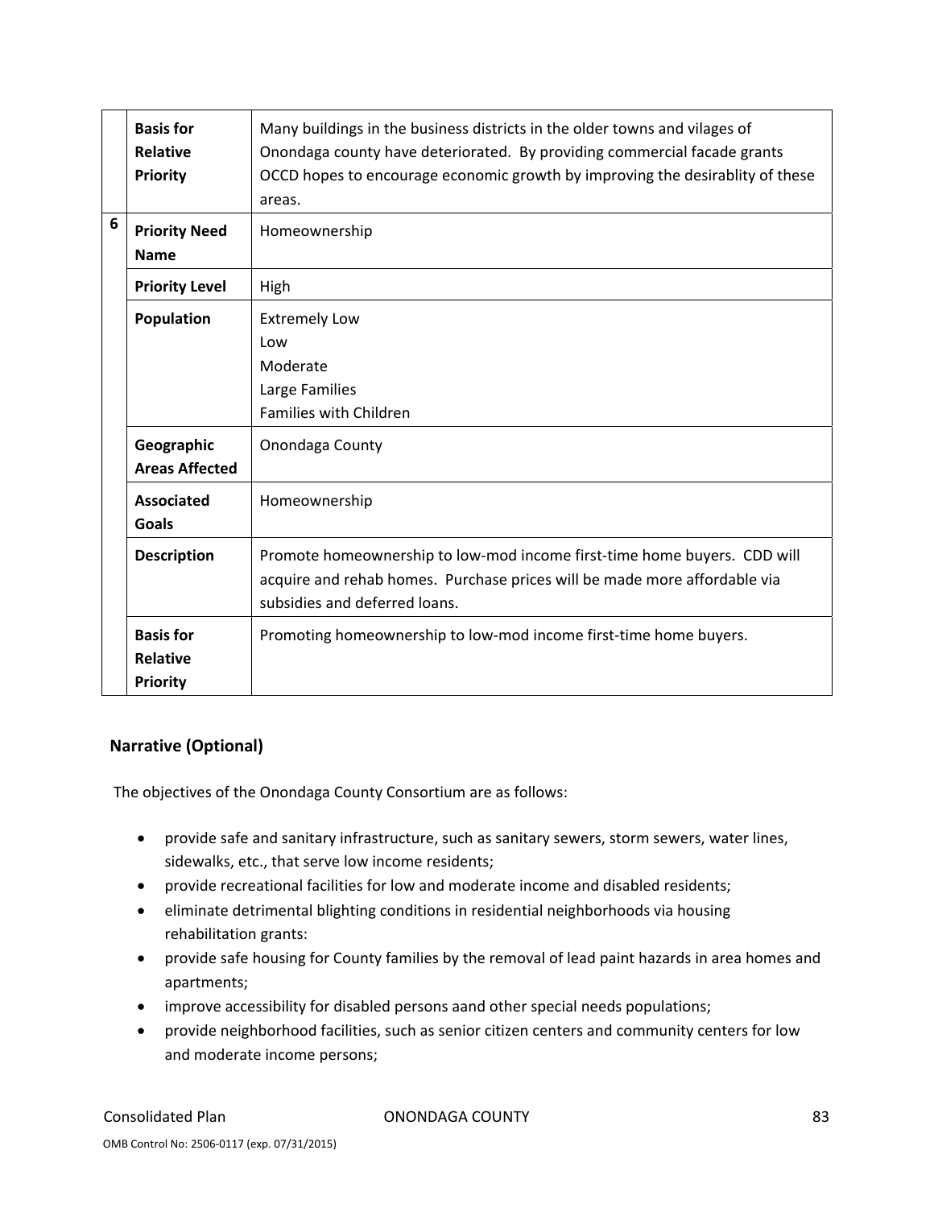| | | |
|---|---|---|
| | **Basis for Relative Priority** | Many buildings in the business districts in the older towns and vilages of Onondaga county have deteriorated. By providing commercial facade grants OCCD hopes to encourage economic growth by improving the desirablity of these areas. |
| 6 | **Priority Need Name** | Homeownership |
| | **Priority Level** | High |
| | **Population** | Extremely Low<br>Low<br>Moderate<br>Large Families<br>Families with Children |
| | **Geographic Areas Affected** | Onondaga County |
| | **Associated Goals** | Homeownership |
| | **Description** | Promote homeownership to low-mod income first-time home buyers. CDD will acquire and rehab homes. Purchase prices will be made more affordable via subsidies and deferred loans. |
| | **Basis for Relative Priority** | Promoting homeownership to low-mod income first-time home buyers. |

## Narrative (Optional)

The objectives of the Onondaga County Consortium are as follows:

- provide safe and sanitary infrastructure, such as sanitary sewers, storm sewers, water lines, sidewalks, etc., that serve low income residents;
- provide recreational facilities for low and moderate income and disabled residents;
- eliminate detrimental blighting conditions in residential neighborhoods via housing rehabilitation grants:
- provide safe housing for County families by the removal of lead paint hazards in area homes and apartments;
- improve accessibility for disabled persons aand other special needs populations;
- provide neighborhood facilities, such as senior citizen centers and community centers for low and moderate income persons;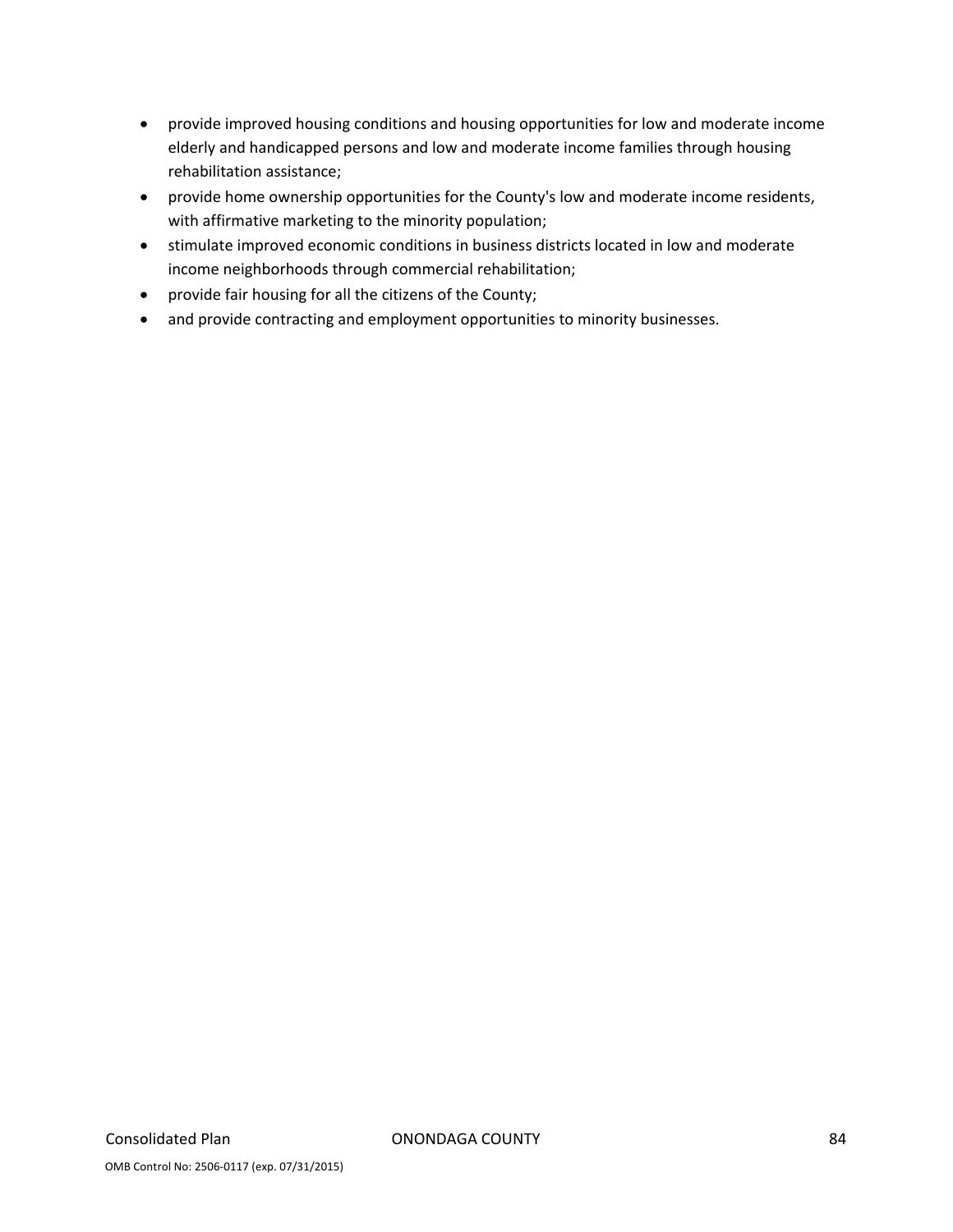- provide improved housing conditions and housing opportunities for low and moderate income elderly and handicapped persons and low and moderate income families through housing rehabilitation assistance;
- provide home ownership opportunities for the County's low and moderate income residents, with affirmative marketing to the minority population;
- stimulate improved economic conditions in business districts located in low and moderate income neighborhoods through commercial rehabilitation;
- provide fair housing for all the citizens of the County;
- and provide contracting and employment opportunities to minority businesses.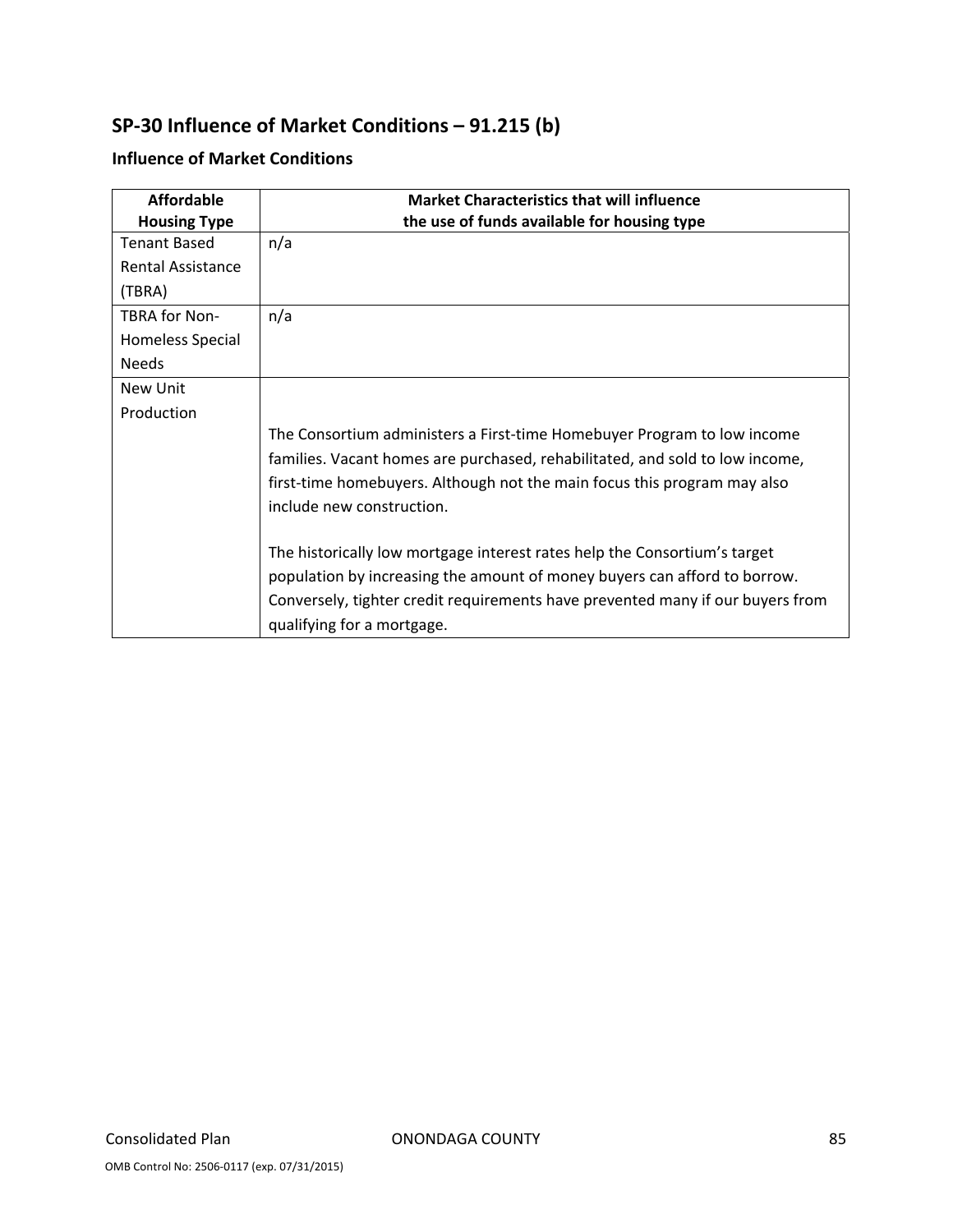## SP-30 Influence of Market Conditions – 91.215 (b)

### Influence of Market Conditions

| Affordable Housing Type | Market Characteristics that will influence the use of funds available for housing type |
|---|---|
| Tenant Based Rental Assistance (TBRA) | n/a |
| TBRA for Non-Homeless Special Needs | n/a |
| New Unit Production | The Consortium administers a First-time Homebuyer Program to low income families. Vacant homes are purchased, rehabilitated, and sold to low income, first-time homebuyers. Although not the main focus this program may also include new construction.<br><br>The historically low mortgage interest rates help the Consortium's target population by increasing the amount of money buyers can afford to borrow. Conversely, tighter credit requirements have prevented many if our buyers from qualifying for a mortgage. |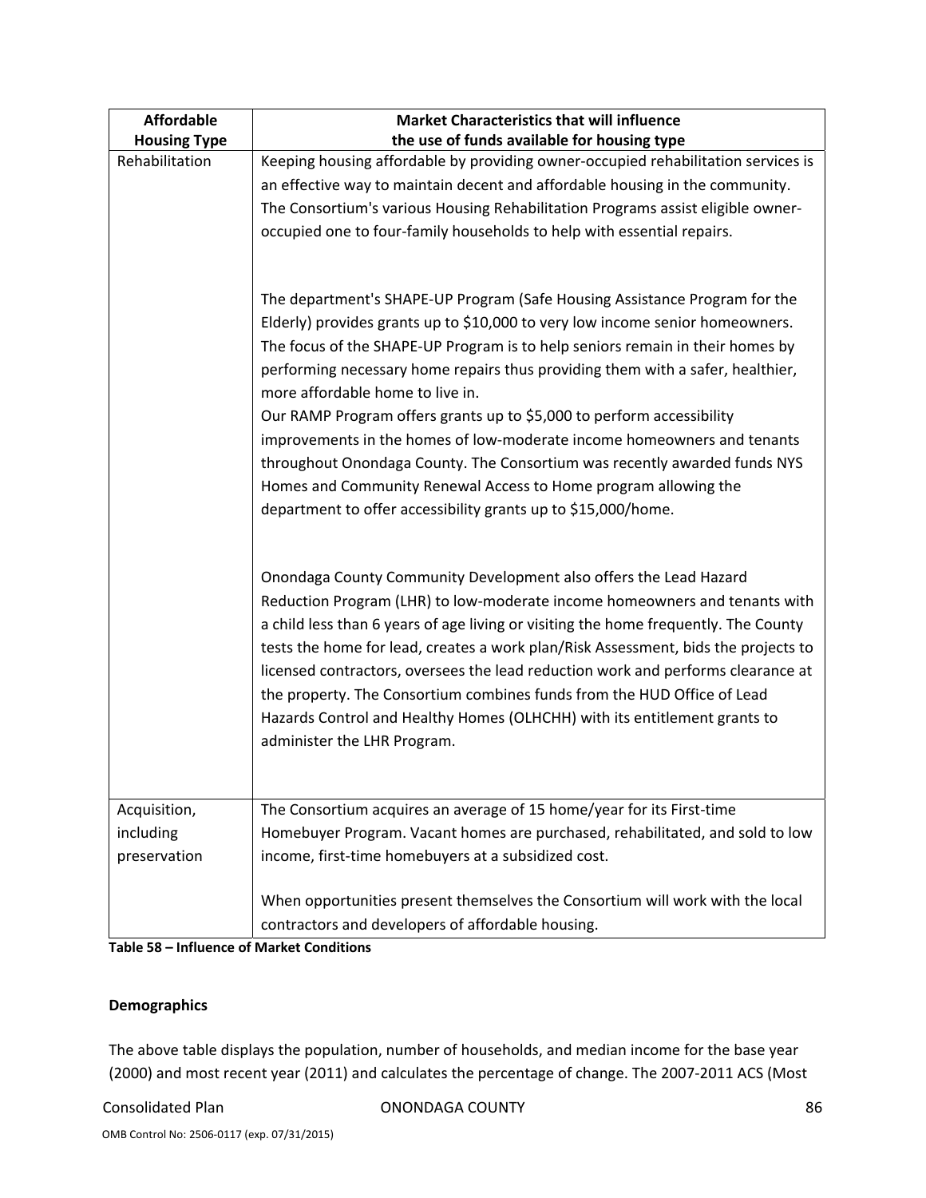| Affordable Housing Type | Market Characteristics that will influence the use of funds available for housing type |
|---|---|
| Rehabilitation | Keeping housing affordable by providing owner-occupied rehabilitation services is an effective way to maintain decent and affordable housing in the community. The Consortium's various Housing Rehabilitation Programs assist eligible owner-occupied one to four-family households to help with essential repairs.<br><br>The department's SHAPE-UP Program (Safe Housing Assistance Program for the Elderly) provides grants up to $10,000 to very low income senior homeowners. The focus of the SHAPE-UP Program is to help seniors remain in their homes by performing necessary home repairs thus providing them with a safer, healthier, more affordable home to live in.<br>Our RAMP Program offers grants up to $5,000 to perform accessibility improvements in the homes of low-moderate income homeowners and tenants throughout Onondaga County. The Consortium was recently awarded funds NYS Homes and Community Renewal Access to Home program allowing the department to offer accessibility grants up to $15,000/home.<br><br>Onondaga County Community Development also offers the Lead Hazard Reduction Program (LHR) to low-moderate income homeowners and tenants with a child less than 6 years of age living or visiting the home frequently. The County tests the home for lead, creates a work plan/Risk Assessment, bids the projects to licensed contractors, oversees the lead reduction work and performs clearance at the property. The Consortium combines funds from the HUD Office of Lead Hazards Control and Healthy Homes (OLHCHH) with its entitlement grants to administer the LHR Program. |
| Acquisition, including preservation | The Consortium acquires an average of 15 home/year for its First-time Homebuyer Program. Vacant homes are purchased, rehabilitated, and sold to low income, first-time homebuyers at a subsidized cost.<br><br>When opportunities present themselves the Consortium will work with the local contractors and developers of affordable housing. |

**Table 58 – Influence of Market Conditions**

### Demographics

The above table displays the population, number of households, and median income for the base year (2000) and most recent year (2011) and calculates the percentage of change. The 2007-2011 ACS (Most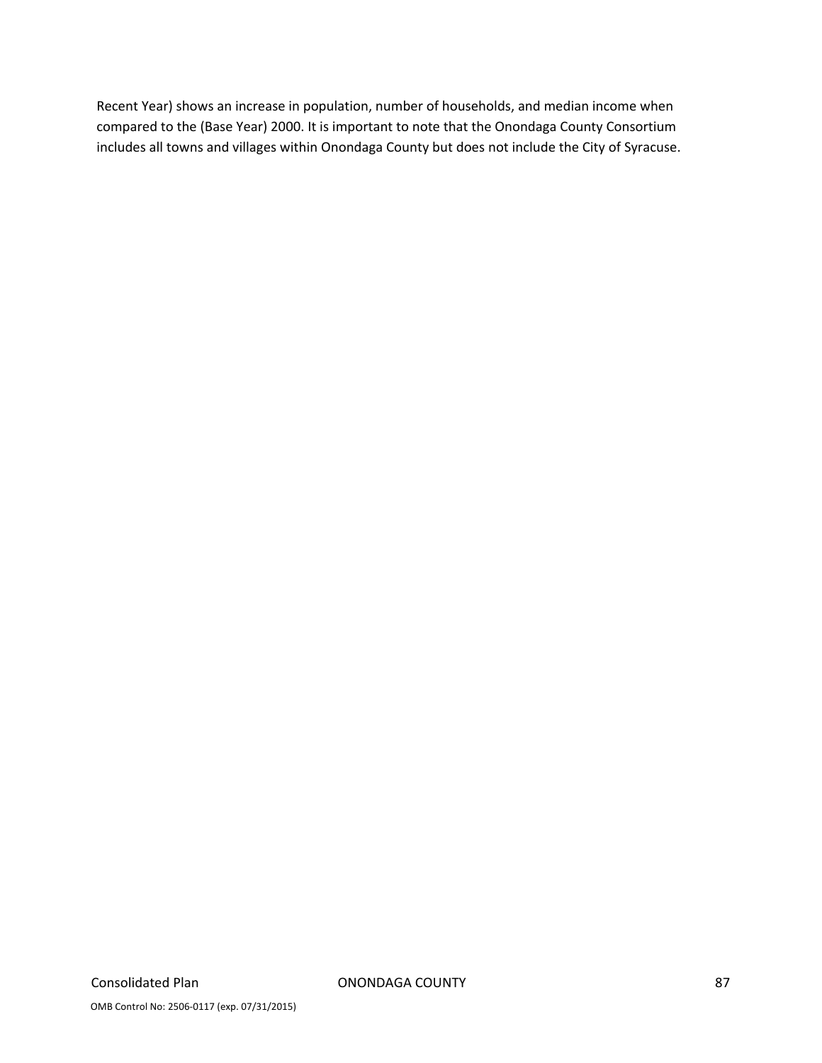Recent Year) shows an increase in population, number of households, and median income when compared to the (Base Year) 2000. It is important to note that the Onondaga County Consortium includes all towns and villages within Onondaga County but does not include the City of Syracuse.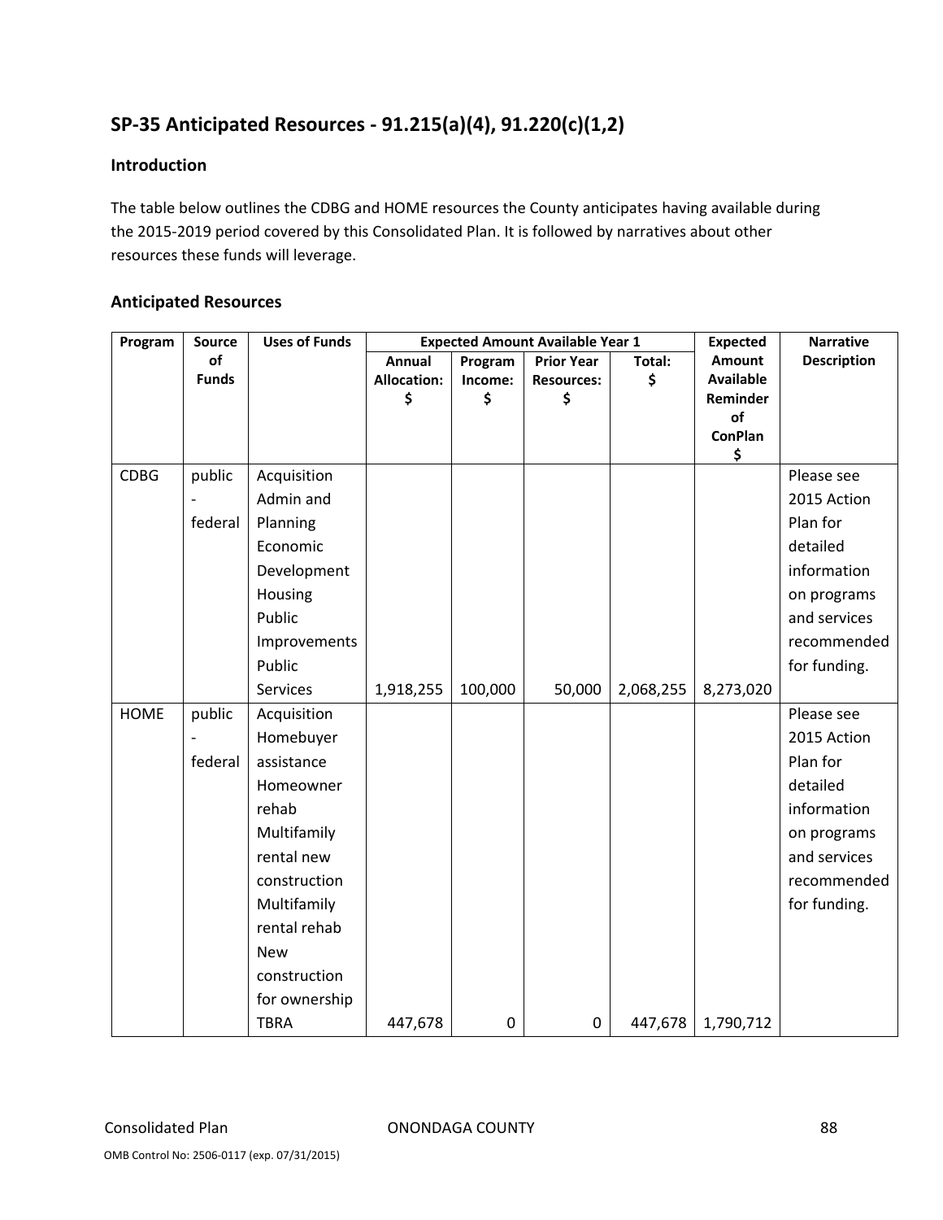## SP-35 Anticipated Resources - 91.215(a)(4), 91.220(c)(1,2)

### Introduction

The table below outlines the CDBG and HOME resources the County anticipates having available during the 2015-2019 period covered by this Consolidated Plan. It is followed by narratives about other resources these funds will leverage.

### Anticipated Resources

| Program | Source of Funds | Uses of Funds | Expected Amount Available Year 1 | | | | Expected Amount Available Reminder of ConPlan $ | Narrative Description |
|---|---|---|---|---|---|---|---|---|
| | | | Annual Allocation: $ | Program Income: $ | Prior Year Resources: $ | Total: $ | | |
| CDBG | public - federal | Acquisition Admin and Planning Economic Development Housing Public Improvements Public Services | 1,918,255 | 100,000 | 50,000 | 2,068,255 | 8,273,020 | Please see 2015 Action Plan for detailed information on programs and services recommended for funding. |
| HOME | public - federal | Acquisition Homebuyer assistance Homeowner rehab Multifamily rental new construction Multifamily rental rehab New construction for ownership TBRA | 447,678 | 0 | 0 | 447,678 | 1,790,712 | Please see 2015 Action Plan for detailed information on programs and services recommended for funding. |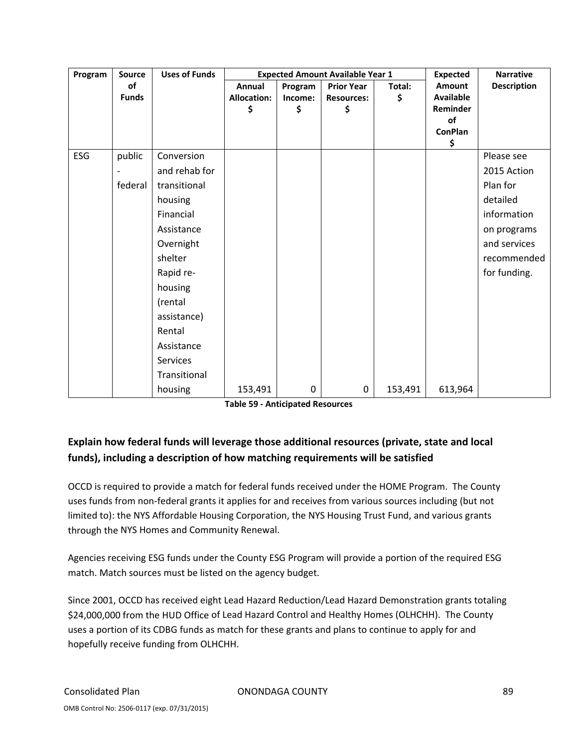| Program | Source of Funds | Uses of Funds | Expected Amount Available Year 1 | | | | Expected Amount Available Reminder of ConPlan $ | Narrative Description |
|---|---|---|---|---|---|---|---|---|
| | | | Annual Allocation: $ | Program Income: $ | Prior Year Resources: $ | Total: $ | | |
| ESG | public - federal | Conversion and rehab for transitional housing Financial Assistance Overnight shelter Rapid re-housing (rental assistance) Rental Assistance Services Transitional housing | 153,491 | 0 | 0 | 153,491 | 613,964 | Please see 2015 Action Plan for detailed information on programs and services recommended for funding. |

**Table 59 - Anticipated Resources**

## Explain how federal funds will leverage those additional resources (private, state and local funds), including a description of how matching requirements will be satisfied

OCCD is required to provide a match for federal funds received under the HOME Program. The County uses funds from non-federal grants it applies for and receives from various sources including (but not limited to): the NYS Affordable Housing Corporation, the NYS Housing Trust Fund, and various grants through the NYS Homes and Community Renewal.

Agencies receiving ESG funds under the County ESG Program will provide a portion of the required ESG match. Match sources must be listed on the agency budget.

Since 2001, OCCD has received eight Lead Hazard Reduction/Lead Hazard Demonstration grants totaling $24,000,000 from the HUD Office of Lead Hazard Control and Healthy Homes (OLHCHH). The County uses a portion of its CDBG funds as match for these grants and plans to continue to apply for and hopefully receive funding from OLHCHH.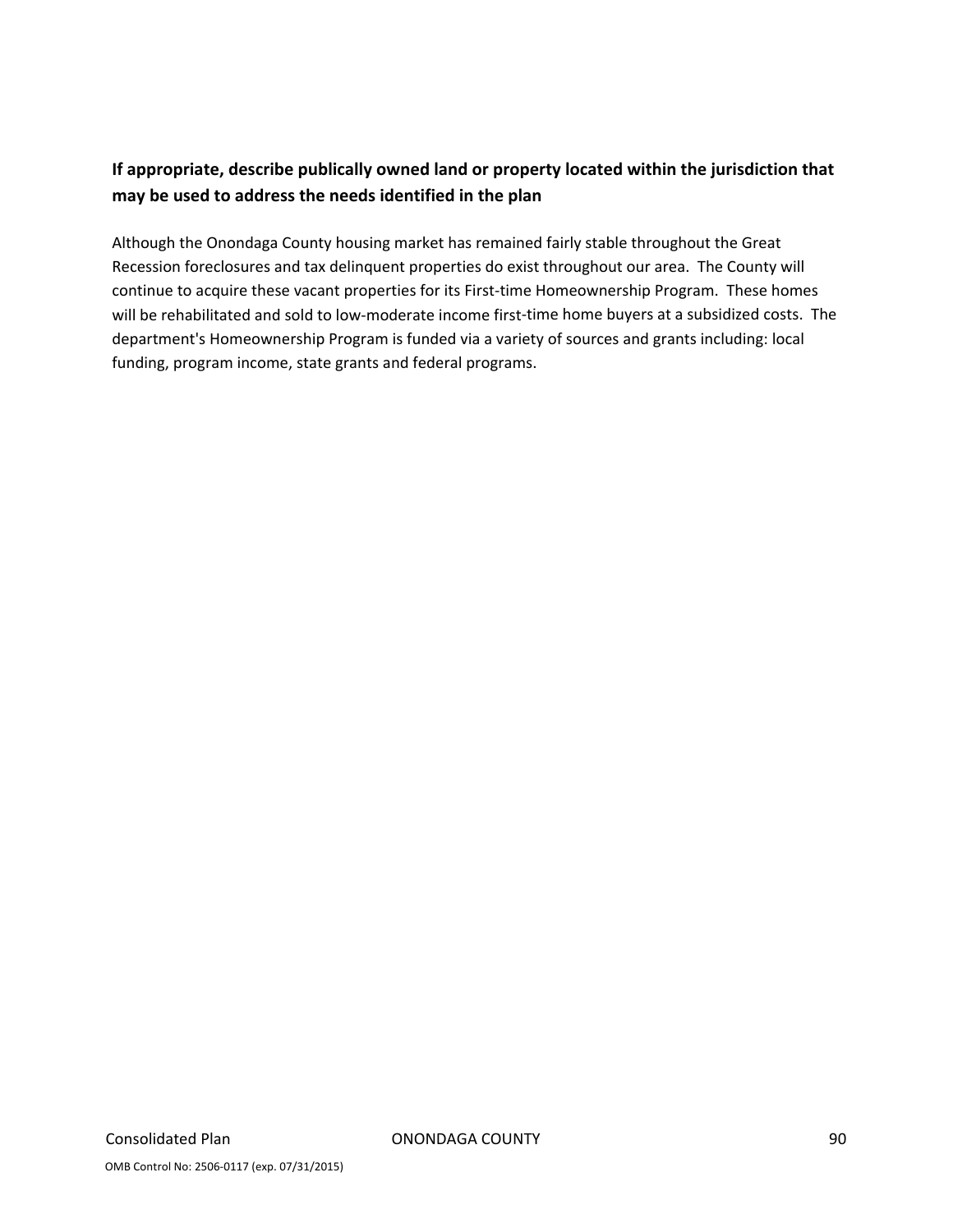**If appropriate, describe publically owned land or property located within the jurisdiction that may be used to address the needs identified in the plan**

Although the Onondaga County housing market has remained fairly stable throughout the Great Recession foreclosures and tax delinquent properties do exist throughout our area. The County will continue to acquire these vacant properties for its First-time Homeownership Program. These homes will be rehabilitated and sold to low-moderate income first-time home buyers at a subsidized costs. The department's Homeownership Program is funded via a variety of sources and grants including: local funding, program income, state grants and federal programs.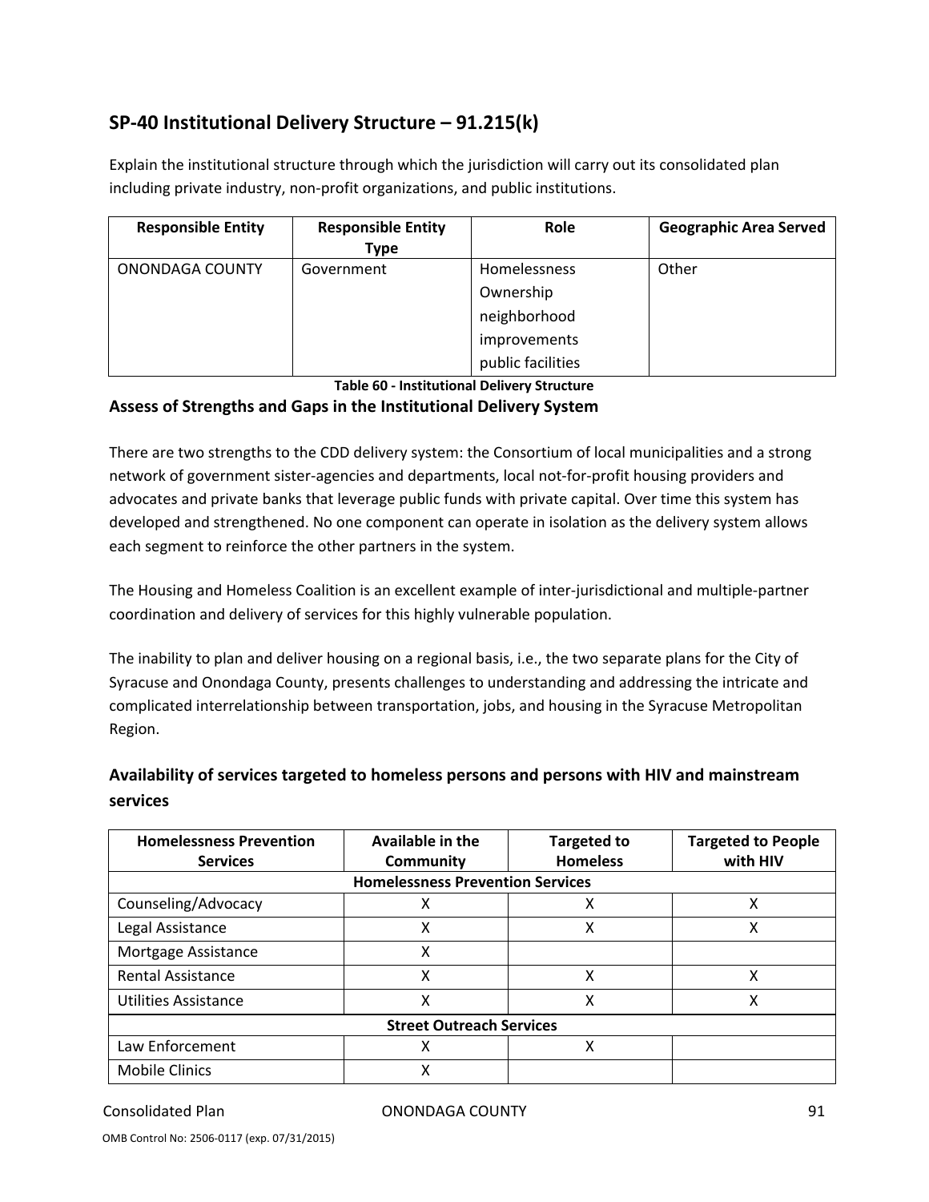## SP-40 Institutional Delivery Structure – 91.215(k)

Explain the institutional structure through which the jurisdiction will carry out its consolidated plan including private industry, non-profit organizations, and public institutions.

| Responsible Entity | Responsible Entity Type | Role | Geographic Area Served |
|---|---|---|---|
| ONONDAGA COUNTY | Government | Homelessness Ownership neighborhood improvements public facilities | Other |

**Table 60 - Institutional Delivery Structure**

### Assess of Strengths and Gaps in the Institutional Delivery System

There are two strengths to the CDD delivery system: the Consortium of local municipalities and a strong network of government sister-agencies and departments, local not-for-profit housing providers and advocates and private banks that leverage public funds with private capital. Over time this system has developed and strengthened. No one component can operate in isolation as the delivery system allows each segment to reinforce the other partners in the system.

The Housing and Homeless Coalition is an excellent example of inter-jurisdictional and multiple-partner coordination and delivery of services for this highly vulnerable population.

The inability to plan and deliver housing on a regional basis, i.e., the two separate plans for the City of Syracuse and Onondaga County, presents challenges to understanding and addressing the intricate and complicated interrelationship between transportation, jobs, and housing in the Syracuse Metropolitan Region.

### Availability of services targeted to homeless persons and persons with HIV and mainstream services

| Homelessness Prevention Services | Available in the Community | Targeted to Homeless | Targeted to People with HIV |
|---|---|---|---|
| **Homelessness Prevention Services** | | | |
| Counseling/Advocacy | X | X | X |
| Legal Assistance | X | X | X |
| Mortgage Assistance | X | | |
| Rental Assistance | X | X | X |
| Utilities Assistance | X | X | X |
| **Street Outreach Services** | | | |
| Law Enforcement | X | X | |
| Mobile Clinics | X | | |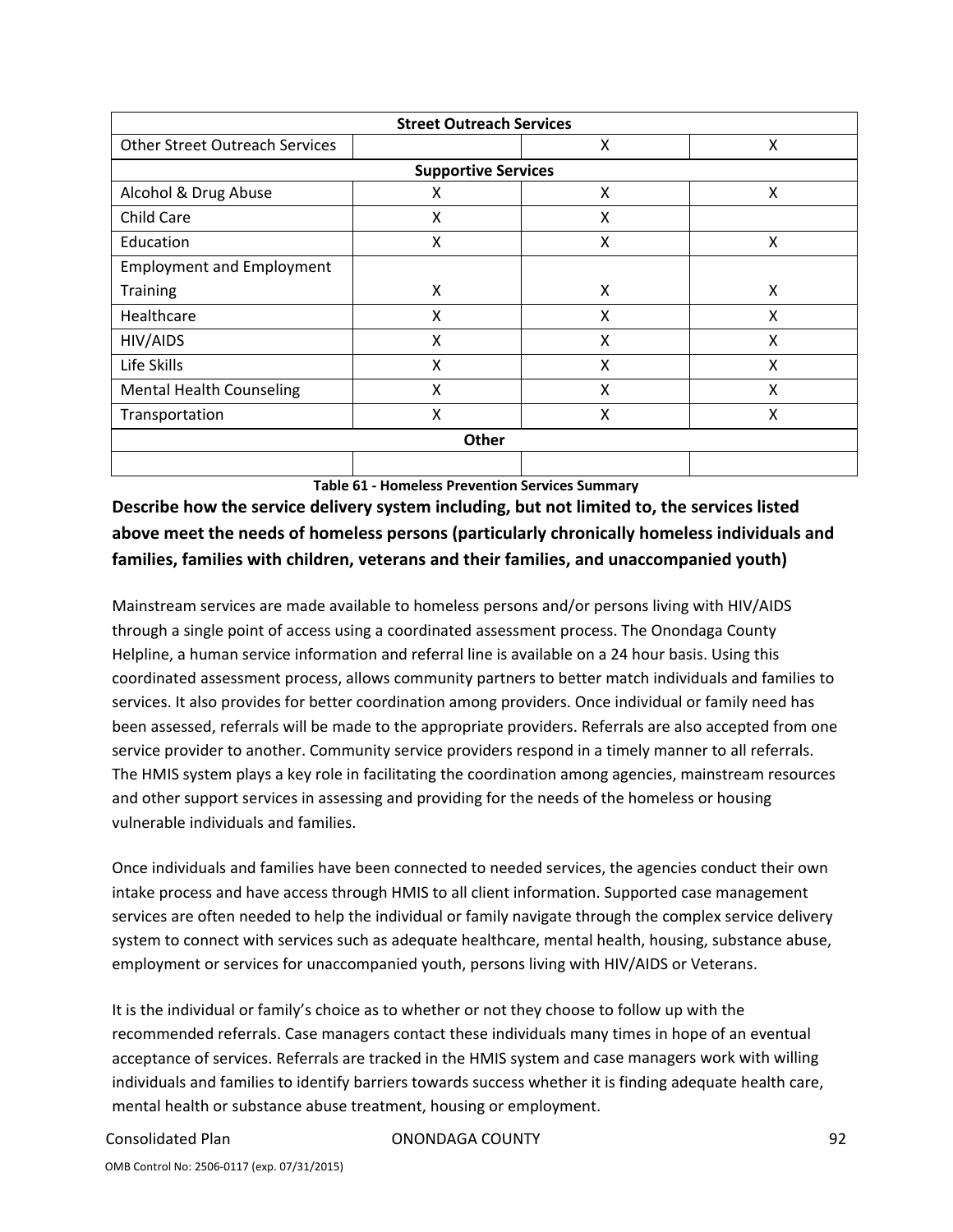| Street Outreach Services | | | |
|---|---|---|---|
| Other Street Outreach Services | | X | X |
| **Supportive Services** | | | |
| Alcohol & Drug Abuse | X | X | X |
| Child Care | X | X | |
| Education | X | X | X |
| Employment and Employment Training | X | X | X |
| Healthcare | X | X | X |
| HIV/AIDS | X | X | X |
| Life Skills | X | X | X |
| Mental Health Counseling | X | X | X |
| Transportation | X | X | X |
| **Other** | | | |
| | | | |

**Table 61 - Homeless Prevention Services Summary**

### Describe how the service delivery system including, but not limited to, the services listed above meet the needs of homeless persons (particularly chronically homeless individuals and families, families with children, veterans and their families, and unaccompanied youth)

Mainstream services are made available to homeless persons and/or persons living with HIV/AIDS through a single point of access using a coordinated assessment process. The Onondaga County Helpline, a human service information and referral line is available on a 24 hour basis. Using this coordinated assessment process, allows community partners to better match individuals and families to services. It also provides for better coordination among providers. Once individual or family need has been assessed, referrals will be made to the appropriate providers. Referrals are also accepted from one service provider to another. Community service providers respond in a timely manner to all referrals. The HMIS system plays a key role in facilitating the coordination among agencies, mainstream resources and other support services in assessing and providing for the needs of the homeless or housing vulnerable individuals and families.

Once individuals and families have been connected to needed services, the agencies conduct their own intake process and have access through HMIS to all client information. Supported case management services are often needed to help the individual or family navigate through the complex service delivery system to connect with services such as adequate healthcare, mental health, housing, substance abuse, employment or services for unaccompanied youth, persons living with HIV/AIDS or Veterans.

It is the individual or family's choice as to whether or not they choose to follow up with the recommended referrals. Case managers contact these individuals many times in hope of an eventual acceptance of services. Referrals are tracked in the HMIS system and case managers work with willing individuals and families to identify barriers towards success whether it is finding adequate health care, mental health or substance abuse treatment, housing or employment.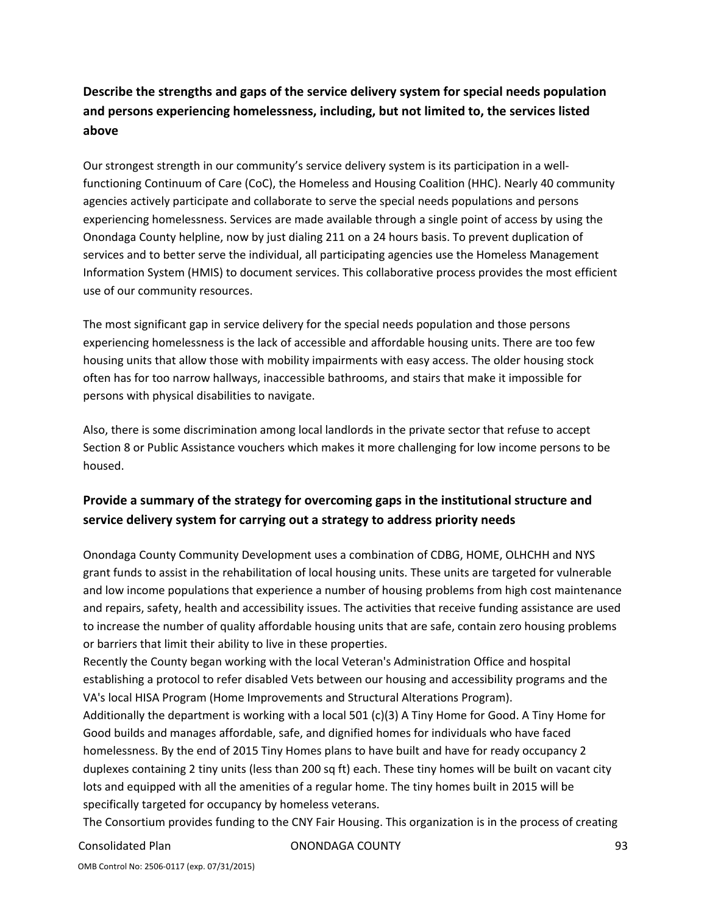## Describe the strengths and gaps of the service delivery system for special needs population and persons experiencing homelessness, including, but not limited to, the services listed above

Our strongest strength in our community's service delivery system is its participation in a well-functioning Continuum of Care (CoC), the Homeless and Housing Coalition (HHC). Nearly 40 community agencies actively participate and collaborate to serve the special needs populations and persons experiencing homelessness. Services are made available through a single point of access by using the Onondaga County helpline, now by just dialing 211 on a 24 hours basis. To prevent duplication of services and to better serve the individual, all participating agencies use the Homeless Management Information System (HMIS) to document services. This collaborative process provides the most efficient use of our community resources.

The most significant gap in service delivery for the special needs population and those persons experiencing homelessness is the lack of accessible and affordable housing units. There are too few housing units that allow those with mobility impairments with easy access. The older housing stock often has for too narrow hallways, inaccessible bathrooms, and stairs that make it impossible for persons with physical disabilities to navigate.

Also, there is some discrimination among local landlords in the private sector that refuse to accept Section 8 or Public Assistance vouchers which makes it more challenging for low income persons to be housed.

## Provide a summary of the strategy for overcoming gaps in the institutional structure and service delivery system for carrying out a strategy to address priority needs

Onondaga County Community Development uses a combination of CDBG, HOME, OLHCHH and NYS grant funds to assist in the rehabilitation of local housing units. These units are targeted for vulnerable and low income populations that experience a number of housing problems from high cost maintenance and repairs, safety, health and accessibility issues. The activities that receive funding assistance are used to increase the number of quality affordable housing units that are safe, contain zero housing problems or barriers that limit their ability to live in these properties.
Recently the County began working with the local Veteran's Administration Office and hospital establishing a protocol to refer disabled Vets between our housing and accessibility programs and the VA's local HISA Program (Home Improvements and Structural Alterations Program).
Additionally the department is working with a local 501 (c)(3) A Tiny Home for Good. A Tiny Home for Good builds and manages affordable, safe, and dignified homes for individuals who have faced homelessness. By the end of 2015 Tiny Homes plans to have built and have for ready occupancy 2 duplexes containing 2 tiny units (less than 200 sq ft) each. These tiny homes will be built on vacant city lots and equipped with all the amenities of a regular home. The tiny homes built in 2015 will be specifically targeted for occupancy by homeless veterans.
The Consortium provides funding to the CNY Fair Housing. This organization is in the process of creating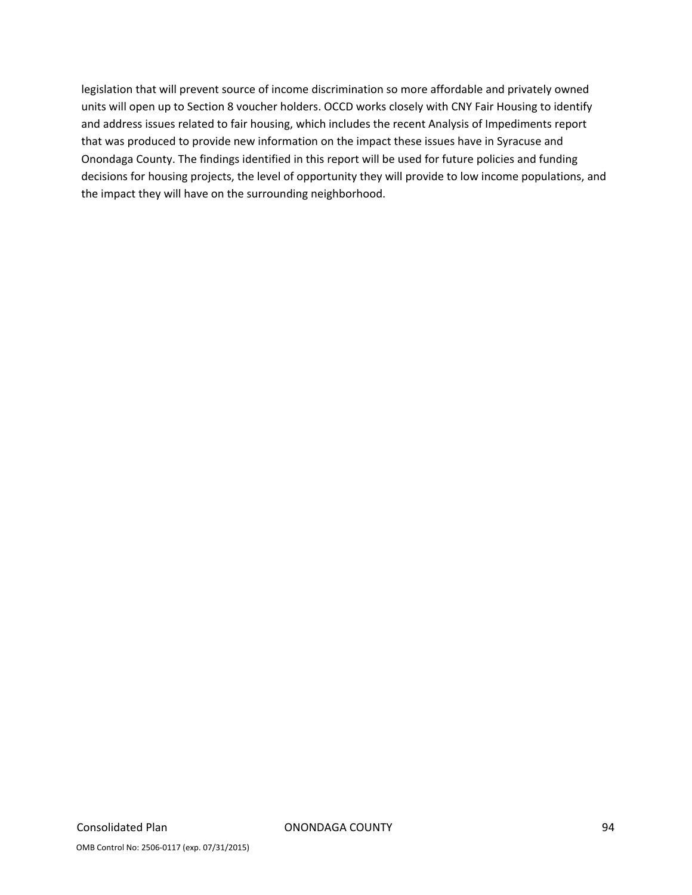legislation that will prevent source of income discrimination so more affordable and privately owned units will open up to Section 8 voucher holders. OCCD works closely with CNY Fair Housing to identify and address issues related to fair housing, which includes the recent Analysis of Impediments report that was produced to provide new information on the impact these issues have in Syracuse and Onondaga County. The findings identified in this report will be used for future policies and funding decisions for housing projects, the level of opportunity they will provide to low income populations, and the impact they will have on the surrounding neighborhood.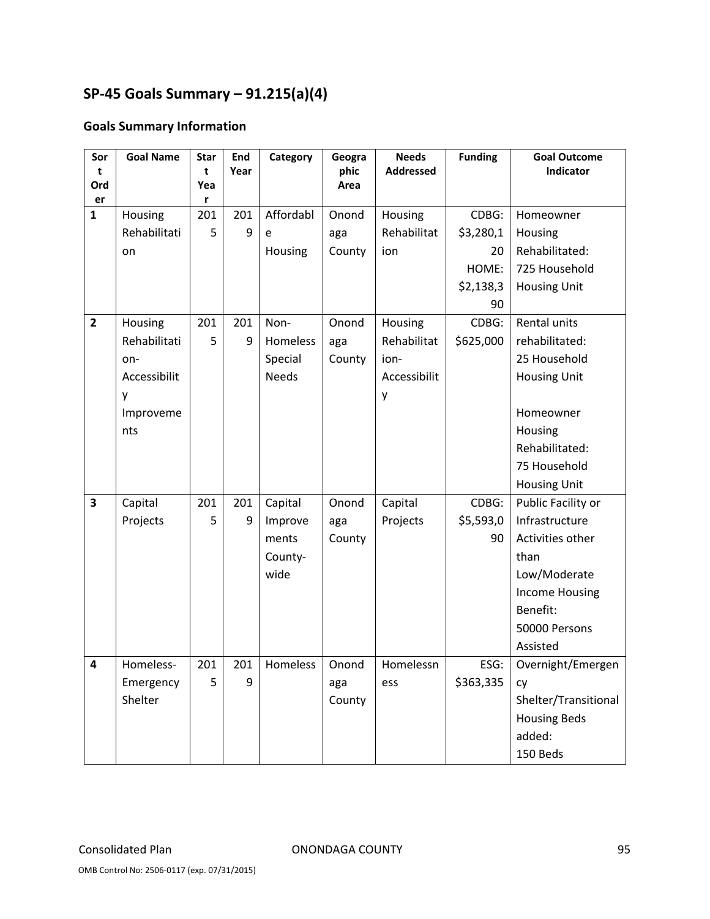## SP-45 Goals Summary – 91.215(a)(4)

### Goals Summary Information

| Sort Order | Goal Name | Start Year | End Year | Category | Geographic Area | Needs Addressed | Funding | Goal Outcome Indicator |
|---|---|---|---|---|---|---|---|---|
| **1** | Housing Rehabilitation | 2015 | 2019 | Affordable Housing | Onondaga County | Housing Rehabilitation | CDBG: $3,280,120<br>HOME: $2,138,390 | Homeowner Housing Rehabilitated: 725 Household Housing Unit |
| **2** | Housing Rehabilitation-Accessibility Improvements | 2015 | 2019 | Non-Homeless Special Needs | Onondaga County | Housing Rehabilitation-Accessibility | CDBG: $625,000 | Rental units rehabilitated: 25 Household Housing Unit<br><br>Homeowner Housing Rehabilitated: 75 Household Housing Unit |
| **3** | Capital Projects | 2015 | 2019 | Capital Improvements County-wide | Onondaga County | Capital Projects | CDBG: $5,593,090 | Public Facility or Infrastructure Activities other than Low/Moderate Income Housing Benefit: 50000 Persons Assisted |
| **4** | Homeless-Emergency Shelter | 2015 | 2019 | Homeless | Onondaga County | Homelessness | ESG: $363,335 | Overnight/Emergency Shelter/Transitional Housing Beds added: 150 Beds |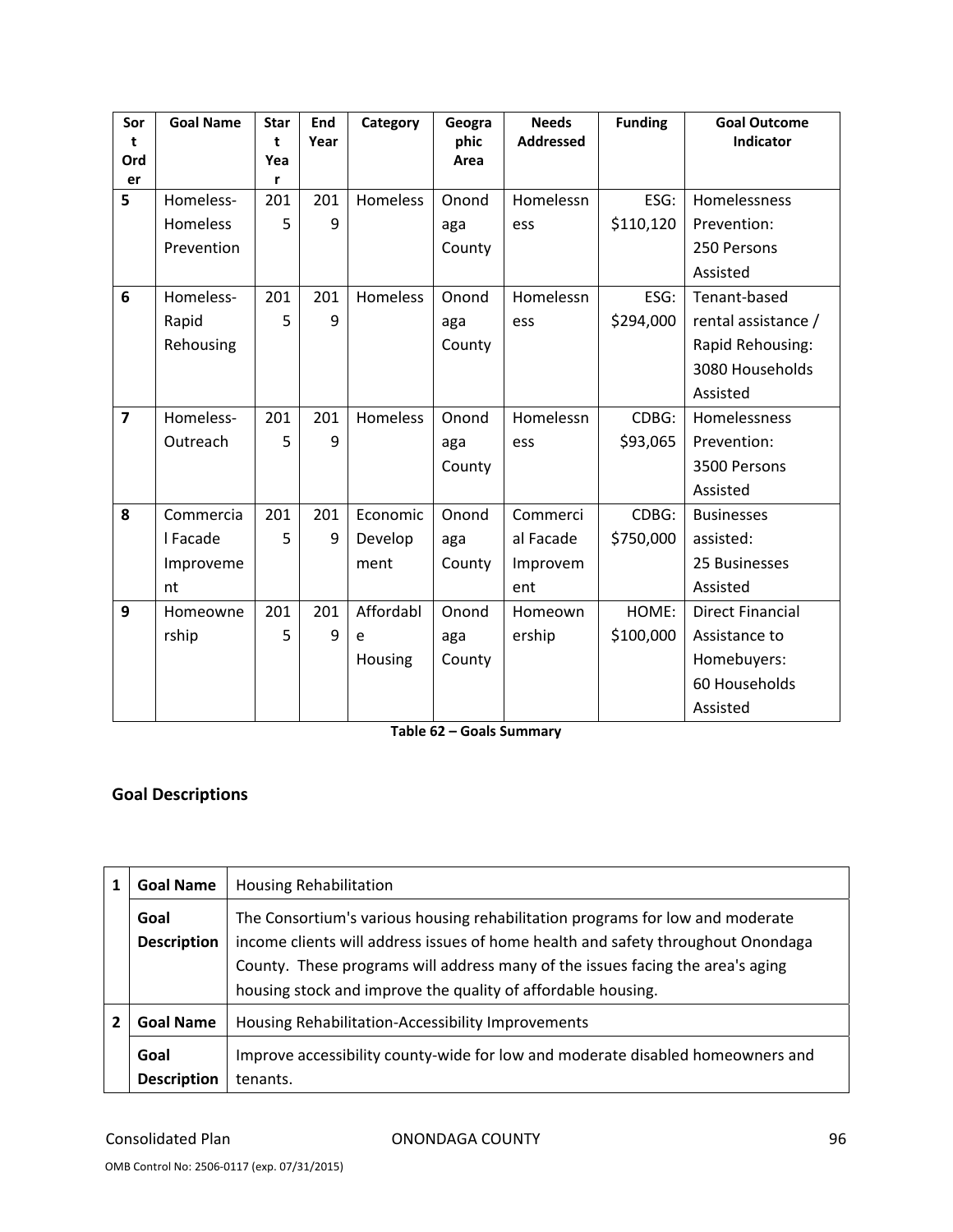| Sort Order | Goal Name | Start Year | End Year | Category | Geographic Area | Needs Addressed | Funding | Goal Outcome Indicator |
|---|---|---|---|---|---|---|---|---|
| 5 | Homeless-Homeless Prevention | 2015 | 2019 | Homeless | Onondaga County | Homelessness | ESG: $110,120 | Homelessness Prevention: 250 Persons Assisted |
| 6 | Homeless-Rapid Rehousing | 2015 | 2019 | Homeless | Onondaga County | Homelessness | ESG: $294,000 | Tenant-based rental assistance / Rapid Rehousing: 3080 Households Assisted |
| 7 | Homeless-Outreach | 2015 | 2019 | Homeless | Onondaga County | Homelessness | CDBG: $93,065 | Homelessness Prevention: 3500 Persons Assisted |
| 8 | Commercial Facade Improvement | 2015 | 2019 | Economic Development | Onondaga County | Commercial Facade Improvement | CDBG: $750,000 | Businesses assisted: 25 Businesses Assisted |
| 9 | Homeownership | 2015 | 2019 | Affordable Housing | Onondaga County | Homeownership | HOME: $100,000 | Direct Financial Assistance to Homebuyers: 60 Households Assisted |

**Table 62 – Goals Summary**

## Goal Descriptions

| | | |
|---|---|---|
| 1 | **Goal Name** | Housing Rehabilitation |
| | **Goal Description** | The Consortium's various housing rehabilitation programs for low and moderate income clients will address issues of home health and safety throughout Onondaga County. These programs will address many of the issues facing the area's aging housing stock and improve the quality of affordable housing. |
| 2 | **Goal Name** | Housing Rehabilitation-Accessibility Improvements |
| | **Goal Description** | Improve accessibility county-wide for low and moderate disabled homeowners and tenants. |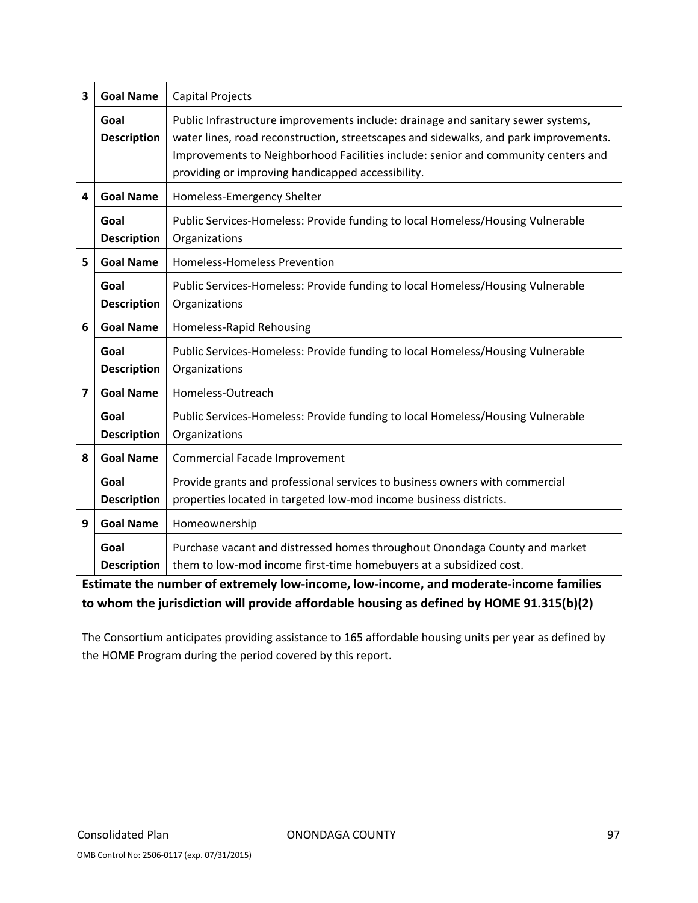| | | |
|---|---|---|
| 3 | **Goal Name** | Capital Projects |
| | **Goal Description** | Public Infrastructure improvements include: drainage and sanitary sewer systems, water lines, road reconstruction, streetscapes and sidewalks, and park improvements. Improvements to Neighborhood Facilities include: senior and community centers and providing or improving handicapped accessibility. |
| 4 | **Goal Name** | Homeless-Emergency Shelter |
| | **Goal Description** | Public Services-Homeless: Provide funding to local Homeless/Housing Vulnerable Organizations |
| 5 | **Goal Name** | Homeless-Homeless Prevention |
| | **Goal Description** | Public Services-Homeless: Provide funding to local Homeless/Housing Vulnerable Organizations |
| 6 | **Goal Name** | Homeless-Rapid Rehousing |
| | **Goal Description** | Public Services-Homeless: Provide funding to local Homeless/Housing Vulnerable Organizations |
| 7 | **Goal Name** | Homeless-Outreach |
| | **Goal Description** | Public Services-Homeless: Provide funding to local Homeless/Housing Vulnerable Organizations |
| 8 | **Goal Name** | Commercial Facade Improvement |
| | **Goal Description** | Provide grants and professional services to business owners with commercial properties located in targeted low-mod income business districts. |
| 9 | **Goal Name** | Homeownership |
| | **Goal Description** | Purchase vacant and distressed homes throughout Onondaga County and market them to low-mod income first-time homebuyers at a subsidized cost. |

**Estimate the number of extremely low-income, low-income, and moderate-income families to whom the jurisdiction will provide affordable housing as defined by HOME 91.315(b)(2)**

The Consortium anticipates providing assistance to 165 affordable housing units per year as defined by the HOME Program during the period covered by this report.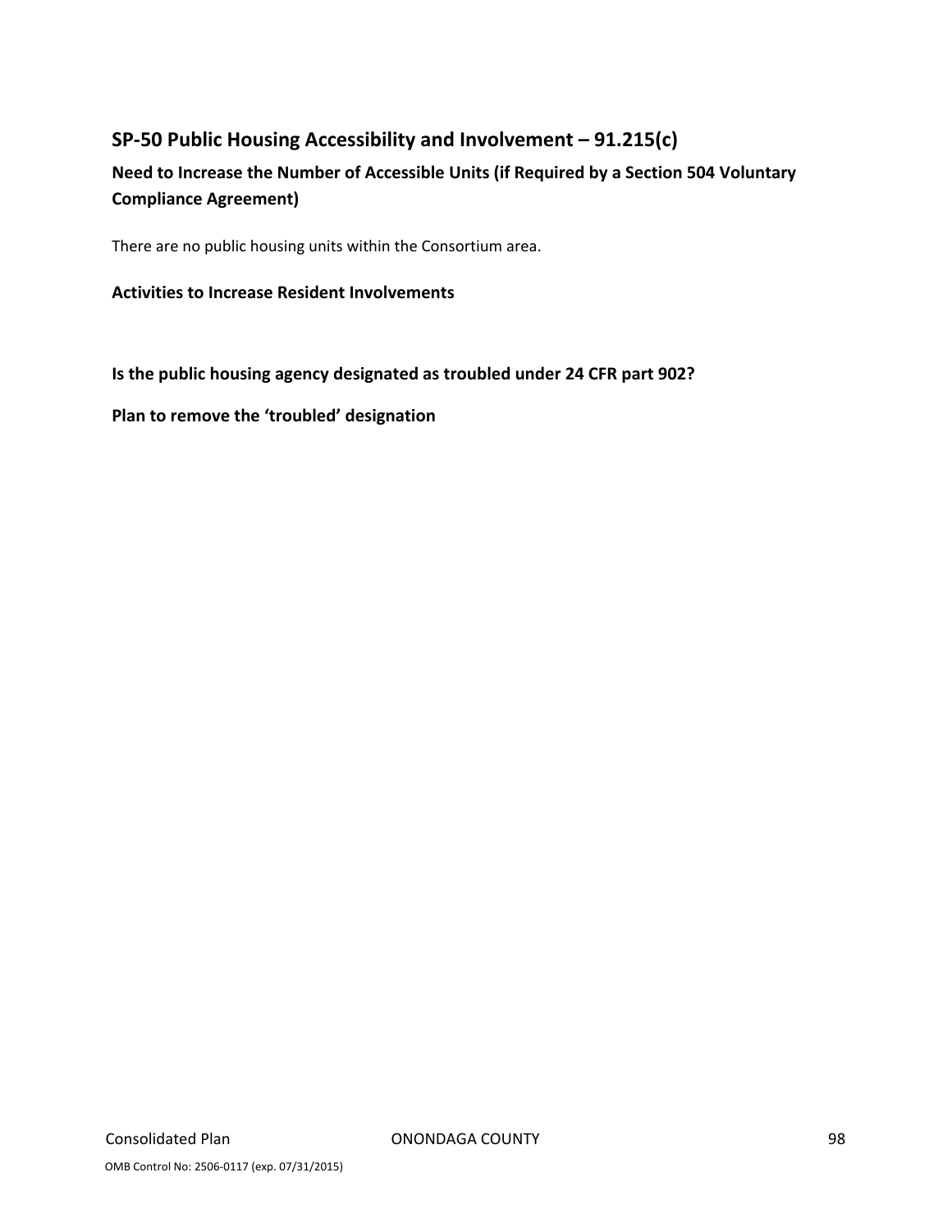## SP-50 Public Housing Accessibility and Involvement – 91.215(c)

### Need to Increase the Number of Accessible Units (if Required by a Section 504 Voluntary Compliance Agreement)

There are no public housing units within the Consortium area.

### Activities to Increase Resident Involvements

### Is the public housing agency designated as troubled under 24 CFR part 902?

### Plan to remove the 'troubled' designation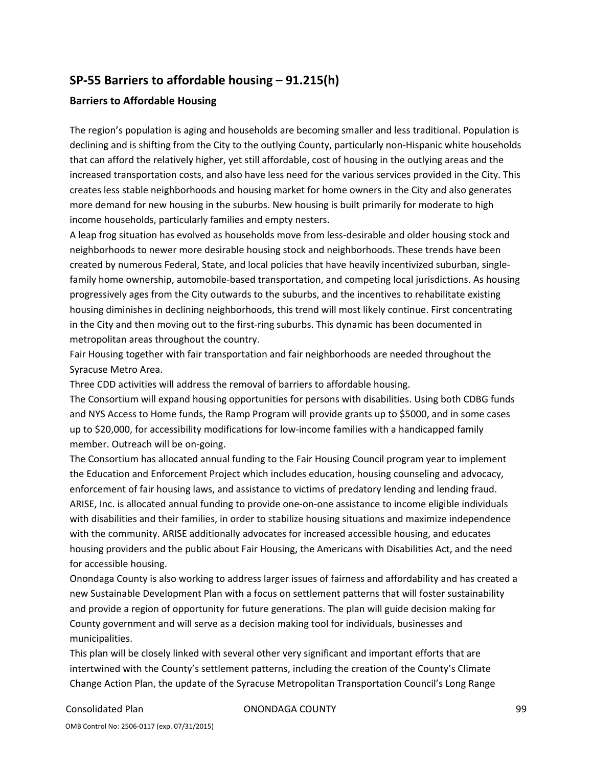## SP-55 Barriers to affordable housing – 91.215(h)

### Barriers to Affordable Housing

The region's population is aging and households are becoming smaller and less traditional. Population is declining and is shifting from the City to the outlying County, particularly non-Hispanic white households that can afford the relatively higher, yet still affordable, cost of housing in the outlying areas and the increased transportation costs, and also have less need for the various services provided in the City. This creates less stable neighborhoods and housing market for home owners in the City and also generates more demand for new housing in the suburbs. New housing is built primarily for moderate to high income households, particularly families and empty nesters.

A leap frog situation has evolved as households move from less-desirable and older housing stock and neighborhoods to newer more desirable housing stock and neighborhoods. These trends have been created by numerous Federal, State, and local policies that have heavily incentivized suburban, single-family home ownership, automobile-based transportation, and competing local jurisdictions. As housing progressively ages from the City outwards to the suburbs, and the incentives to rehabilitate existing housing diminishes in declining neighborhoods, this trend will most likely continue. First concentrating in the City and then moving out to the first-ring suburbs. This dynamic has been documented in metropolitan areas throughout the country.

Fair Housing together with fair transportation and fair neighborhoods are needed throughout the Syracuse Metro Area.

Three CDD activities will address the removal of barriers to affordable housing.

The Consortium will expand housing opportunities for persons with disabilities. Using both CDBG funds and NYS Access to Home funds, the Ramp Program will provide grants up to $5000, and in some cases up to $20,000, for accessibility modifications for low-income families with a handicapped family member. Outreach will be on-going.

The Consortium has allocated annual funding to the Fair Housing Council program year to implement the Education and Enforcement Project which includes education, housing counseling and advocacy, enforcement of fair housing laws, and assistance to victims of predatory lending and lending fraud.

ARISE, Inc. is allocated annual funding to provide one-on-one assistance to income eligible individuals with disabilities and their families, in order to stabilize housing situations and maximize independence with the community. ARISE additionally advocates for increased accessible housing, and educates housing providers and the public about Fair Housing, the Americans with Disabilities Act, and the need for accessible housing.

Onondaga County is also working to address larger issues of fairness and affordability and has created a new Sustainable Development Plan with a focus on settlement patterns that will foster sustainability and provide a region of opportunity for future generations. The plan will guide decision making for County government and will serve as a decision making tool for individuals, businesses and municipalities.

This plan will be closely linked with several other very significant and important efforts that are intertwined with the County's settlement patterns, including the creation of the County's Climate Change Action Plan, the update of the Syracuse Metropolitan Transportation Council's Long Range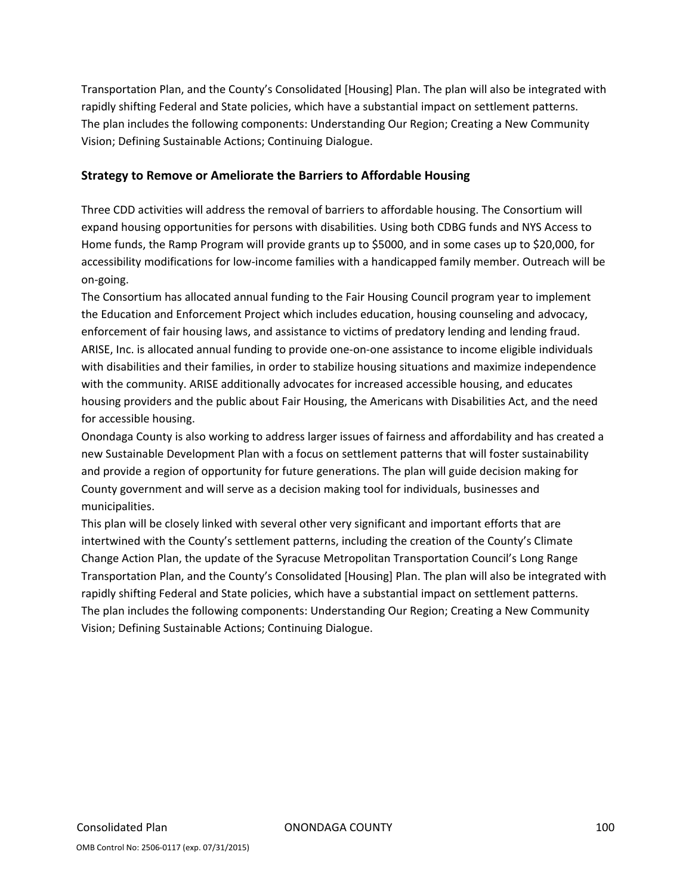Transportation Plan, and the County's Consolidated [Housing] Plan. The plan will also be integrated with rapidly shifting Federal and State policies, which have a substantial impact on settlement patterns. The plan includes the following components: Understanding Our Region; Creating a New Community Vision; Defining Sustainable Actions; Continuing Dialogue.

### Strategy to Remove or Ameliorate the Barriers to Affordable Housing

Three CDD activities will address the removal of barriers to affordable housing. The Consortium will expand housing opportunities for persons with disabilities. Using both CDBG funds and NYS Access to Home funds, the Ramp Program will provide grants up to $5000, and in some cases up to $20,000, for accessibility modifications for low-income families with a handicapped family member. Outreach will be on-going.

The Consortium has allocated annual funding to the Fair Housing Council program year to implement the Education and Enforcement Project which includes education, housing counseling and advocacy, enforcement of fair housing laws, and assistance to victims of predatory lending and lending fraud. ARISE, Inc. is allocated annual funding to provide one-on-one assistance to income eligible individuals with disabilities and their families, in order to stabilize housing situations and maximize independence with the community. ARISE additionally advocates for increased accessible housing, and educates housing providers and the public about Fair Housing, the Americans with Disabilities Act, and the need for accessible housing.

Onondaga County is also working to address larger issues of fairness and affordability and has created a new Sustainable Development Plan with a focus on settlement patterns that will foster sustainability and provide a region of opportunity for future generations. The plan will guide decision making for County government and will serve as a decision making tool for individuals, businesses and municipalities.

This plan will be closely linked with several other very significant and important efforts that are intertwined with the County's settlement patterns, including the creation of the County's Climate Change Action Plan, the update of the Syracuse Metropolitan Transportation Council's Long Range Transportation Plan, and the County's Consolidated [Housing] Plan. The plan will also be integrated with rapidly shifting Federal and State policies, which have a substantial impact on settlement patterns. The plan includes the following components: Understanding Our Region; Creating a New Community Vision; Defining Sustainable Actions; Continuing Dialogue.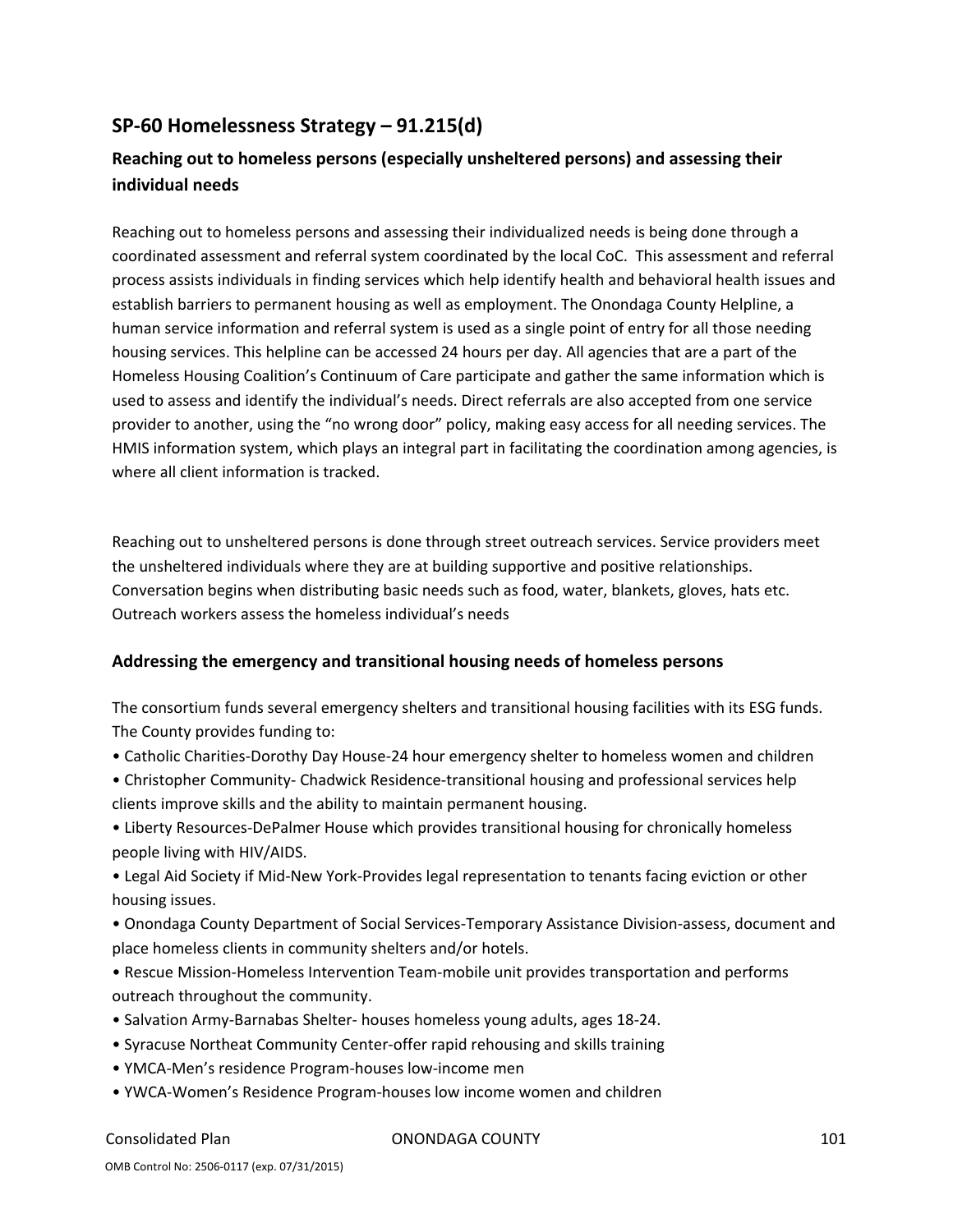## SP-60 Homelessness Strategy – 91.215(d)

### Reaching out to homeless persons (especially unsheltered persons) and assessing their individual needs

Reaching out to homeless persons and assessing their individualized needs is being done through a coordinated assessment and referral system coordinated by the local CoC. This assessment and referral process assists individuals in finding services which help identify health and behavioral health issues and establish barriers to permanent housing as well as employment. The Onondaga County Helpline, a human service information and referral system is used as a single point of entry for all those needing housing services. This helpline can be accessed 24 hours per day. All agencies that are a part of the Homeless Housing Coalition's Continuum of Care participate and gather the same information which is used to assess and identify the individual's needs. Direct referrals are also accepted from one service provider to another, using the "no wrong door" policy, making easy access for all needing services. The HMIS information system, which plays an integral part in facilitating the coordination among agencies, is where all client information is tracked.

Reaching out to unsheltered persons is done through street outreach services. Service providers meet the unsheltered individuals where they are at building supportive and positive relationships. Conversation begins when distributing basic needs such as food, water, blankets, gloves, hats etc. Outreach workers assess the homeless individual's needs

### Addressing the emergency and transitional housing needs of homeless persons

The consortium funds several emergency shelters and transitional housing facilities with its ESG funds. The County provides funding to:

- Catholic Charities-Dorothy Day House-24 hour emergency shelter to homeless women and children
- Christopher Community- Chadwick Residence-transitional housing and professional services help clients improve skills and the ability to maintain permanent housing.
- Liberty Resources-DePalmer House which provides transitional housing for chronically homeless people living with HIV/AIDS.
- Legal Aid Society if Mid-New York-Provides legal representation to tenants facing eviction or other housing issues.
- Onondaga County Department of Social Services-Temporary Assistance Division-assess, document and place homeless clients in community shelters and/or hotels.
- Rescue Mission-Homeless Intervention Team-mobile unit provides transportation and performs outreach throughout the community.
- Salvation Army-Barnabas Shelter- houses homeless young adults, ages 18-24.
- Syracuse Northeat Community Center-offer rapid rehousing and skills training
- YMCA-Men's residence Program-houses low-income men
- YWCA-Women's Residence Program-houses low income women and children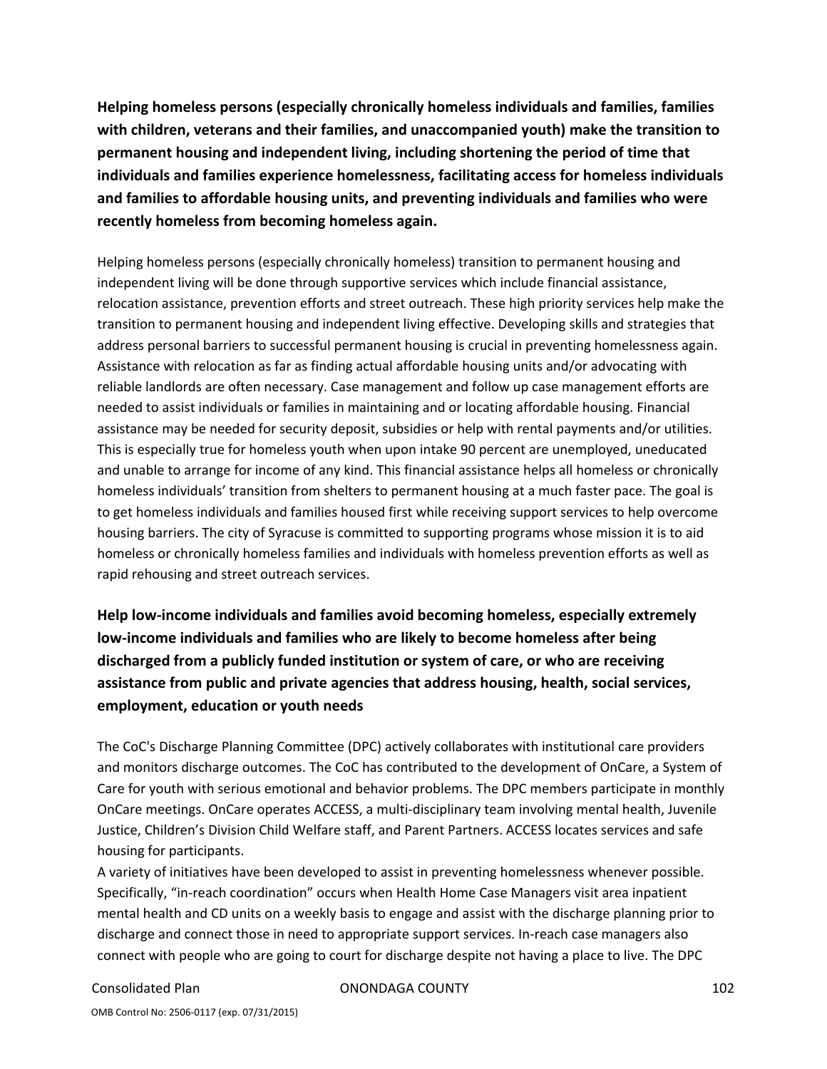**Helping homeless persons (especially chronically homeless individuals and families, families with children, veterans and their families, and unaccompanied youth) make the transition to permanent housing and independent living, including shortening the period of time that individuals and families experience homelessness, facilitating access for homeless individuals and families to affordable housing units, and preventing individuals and families who were recently homeless from becoming homeless again.**

Helping homeless persons (especially chronically homeless) transition to permanent housing and independent living will be done through supportive services which include financial assistance, relocation assistance, prevention efforts and street outreach. These high priority services help make the transition to permanent housing and independent living effective. Developing skills and strategies that address personal barriers to successful permanent housing is crucial in preventing homelessness again. Assistance with relocation as far as finding actual affordable housing units and/or advocating with reliable landlords are often necessary. Case management and follow up case management efforts are needed to assist individuals or families in maintaining and or locating affordable housing. Financial assistance may be needed for security deposit, subsidies or help with rental payments and/or utilities. This is especially true for homeless youth when upon intake 90 percent are unemployed, uneducated and unable to arrange for income of any kind. This financial assistance helps all homeless or chronically homeless individuals' transition from shelters to permanent housing at a much faster pace. The goal is to get homeless individuals and families housed first while receiving support services to help overcome housing barriers. The city of Syracuse is committed to supporting programs whose mission it is to aid homeless or chronically homeless families and individuals with homeless prevention efforts as well as rapid rehousing and street outreach services.

**Help low-income individuals and families avoid becoming homeless, especially extremely low-income individuals and families who are likely to become homeless after being discharged from a publicly funded institution or system of care, or who are receiving assistance from public and private agencies that address housing, health, social services, employment, education or youth needs**

The CoC's Discharge Planning Committee (DPC) actively collaborates with institutional care providers and monitors discharge outcomes. The CoC has contributed to the development of OnCare, a System of Care for youth with serious emotional and behavior problems. The DPC members participate in monthly OnCare meetings. OnCare operates ACCESS, a multi-disciplinary team involving mental health, Juvenile Justice, Children's Division Child Welfare staff, and Parent Partners. ACCESS locates services and safe housing for participants.

A variety of initiatives have been developed to assist in preventing homelessness whenever possible. Specifically, "in-reach coordination" occurs when Health Home Case Managers visit area inpatient mental health and CD units on a weekly basis to engage and assist with the discharge planning prior to discharge and connect those in need to appropriate support services. In-reach case managers also connect with people who are going to court for discharge despite not having a place to live. The DPC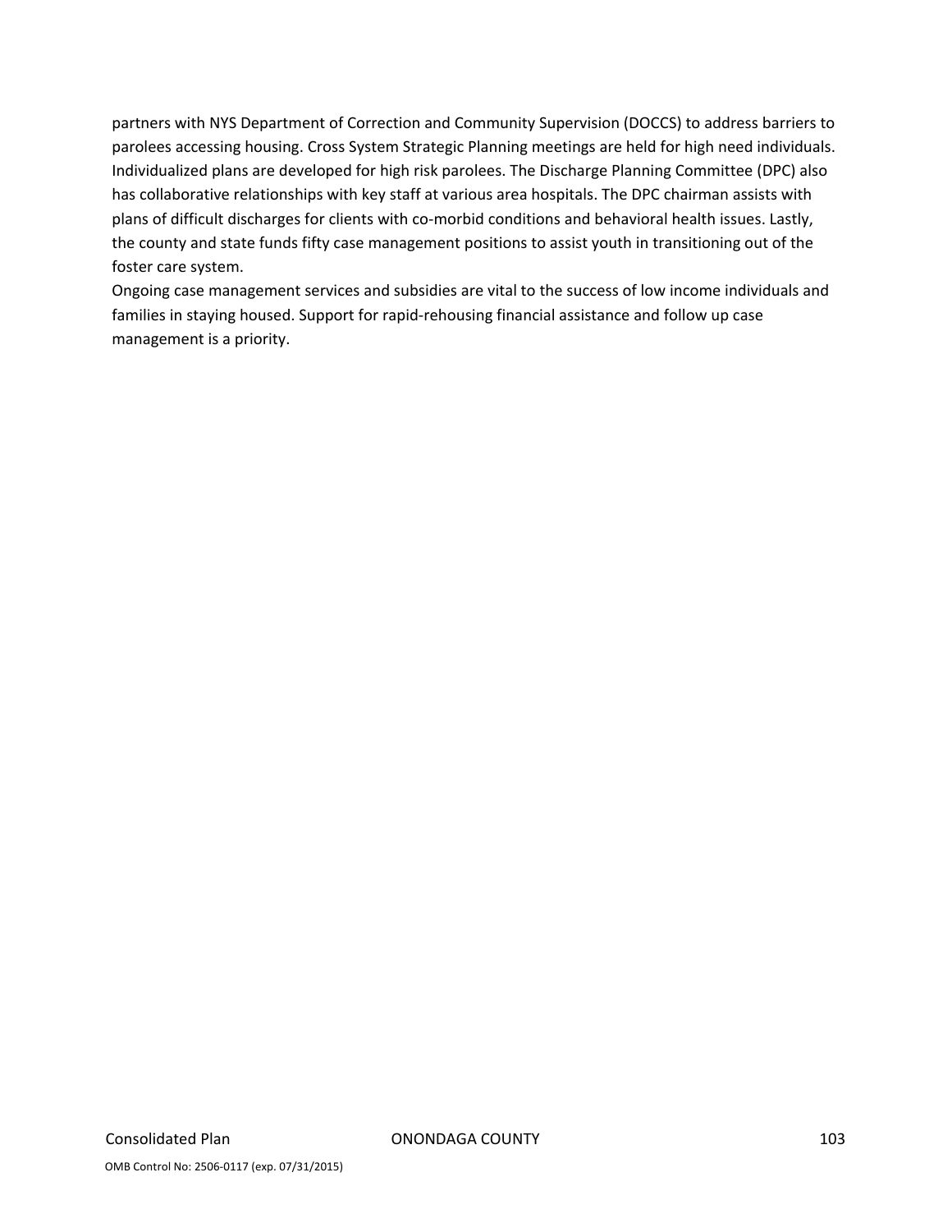partners with NYS Department of Correction and Community Supervision (DOCCS) to address barriers to parolees accessing housing. Cross System Strategic Planning meetings are held for high need individuals. Individualized plans are developed for high risk parolees. The Discharge Planning Committee (DPC) also has collaborative relationships with key staff at various area hospitals. The DPC chairman assists with plans of difficult discharges for clients with co-morbid conditions and behavioral health issues. Lastly, the county and state funds fifty case management positions to assist youth in transitioning out of the foster care system.

Ongoing case management services and subsidies are vital to the success of low income individuals and families in staying housed. Support for rapid-rehousing financial assistance and follow up case management is a priority.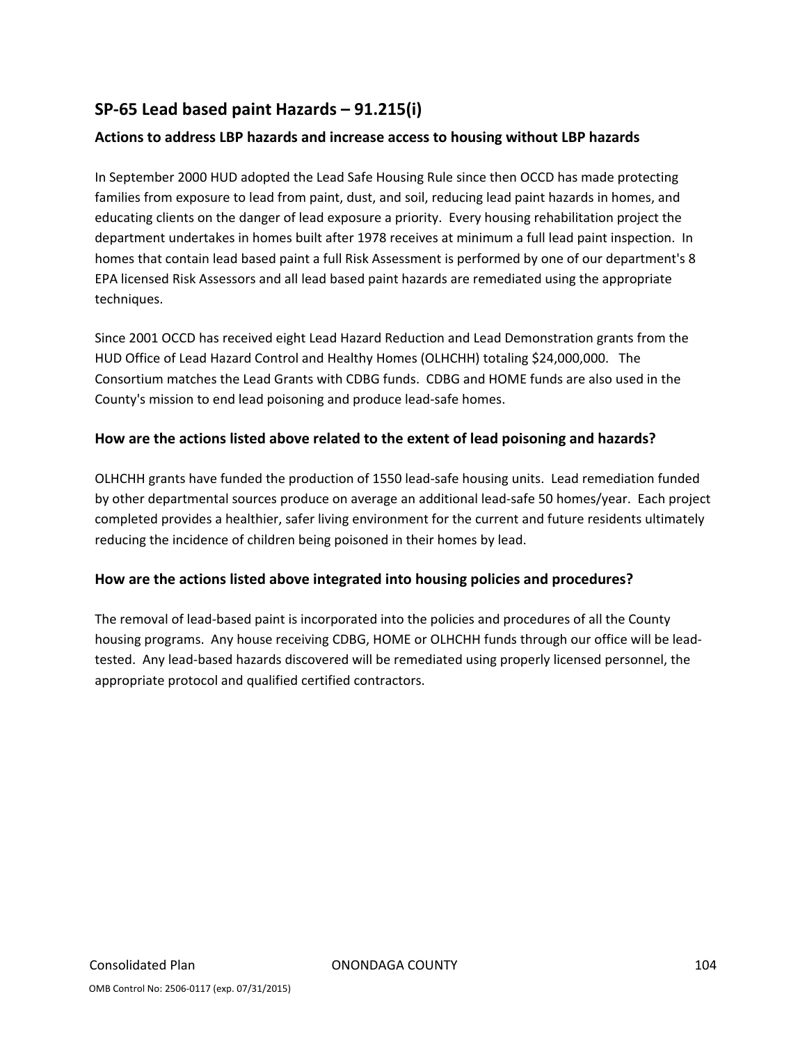## SP-65 Lead based paint Hazards – 91.215(i)

### Actions to address LBP hazards and increase access to housing without LBP hazards

In September 2000 HUD adopted the Lead Safe Housing Rule since then OCCD has made protecting families from exposure to lead from paint, dust, and soil, reducing lead paint hazards in homes, and educating clients on the danger of lead exposure a priority. Every housing rehabilitation project the department undertakes in homes built after 1978 receives at minimum a full lead paint inspection. In homes that contain lead based paint a full Risk Assessment is performed by one of our department's 8 EPA licensed Risk Assessors and all lead based paint hazards are remediated using the appropriate techniques.

Since 2001 OCCD has received eight Lead Hazard Reduction and Lead Demonstration grants from the HUD Office of Lead Hazard Control and Healthy Homes (OLHCHH) totaling $24,000,000. The Consortium matches the Lead Grants with CDBG funds. CDBG and HOME funds are also used in the County's mission to end lead poisoning and produce lead-safe homes.

### How are the actions listed above related to the extent of lead poisoning and hazards?

OLHCHH grants have funded the production of 1550 lead-safe housing units. Lead remediation funded by other departmental sources produce on average an additional lead-safe 50 homes/year. Each project completed provides a healthier, safer living environment for the current and future residents ultimately reducing the incidence of children being poisoned in their homes by lead.

### How are the actions listed above integrated into housing policies and procedures?

The removal of lead-based paint is incorporated into the policies and procedures of all the County housing programs. Any house receiving CDBG, HOME or OLHCHH funds through our office will be lead-tested. Any lead-based hazards discovered will be remediated using properly licensed personnel, the appropriate protocol and qualified certified contractors.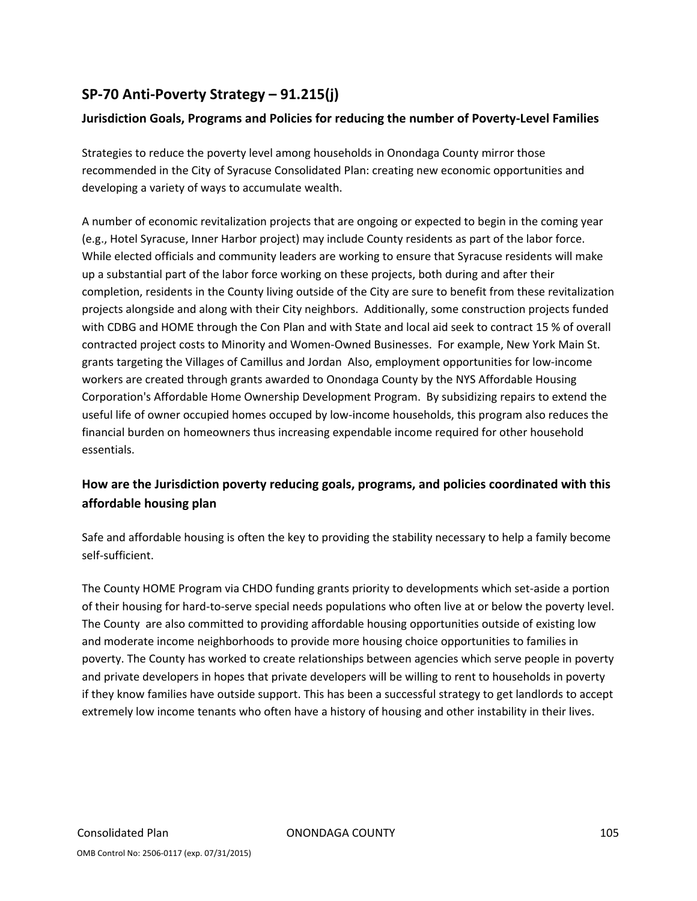## SP-70 Anti-Poverty Strategy – 91.215(j)

### Jurisdiction Goals, Programs and Policies for reducing the number of Poverty-Level Families

Strategies to reduce the poverty level among households in Onondaga County mirror those recommended in the City of Syracuse Consolidated Plan: creating new economic opportunities and developing a variety of ways to accumulate wealth.

A number of economic revitalization projects that are ongoing or expected to begin in the coming year (e.g., Hotel Syracuse, Inner Harbor project) may include County residents as part of the labor force. While elected officials and community leaders are working to ensure that Syracuse residents will make up a substantial part of the labor force working on these projects, both during and after their completion, residents in the County living outside of the City are sure to benefit from these revitalization projects alongside and along with their City neighbors. Additionally, some construction projects funded with CDBG and HOME through the Con Plan and with State and local aid seek to contract 15 % of overall contracted project costs to Minority and Women-Owned Businesses. For example, New York Main St. grants targeting the Villages of Camillus and Jordan Also, employment opportunities for low-income workers are created through grants awarded to Onondaga County by the NYS Affordable Housing Corporation's Affordable Home Ownership Development Program. By subsidizing repairs to extend the useful life of owner occupied homes occuped by low-income households, this program also reduces the financial burden on homeowners thus increasing expendable income required for other household essentials.

### How are the Jurisdiction poverty reducing goals, programs, and policies coordinated with this affordable housing plan

Safe and affordable housing is often the key to providing the stability necessary to help a family become self-sufficient.

The County HOME Program via CHDO funding grants priority to developments which set-aside a portion of their housing for hard-to-serve special needs populations who often live at or below the poverty level. The County are also committed to providing affordable housing opportunities outside of existing low and moderate income neighborhoods to provide more housing choice opportunities to families in poverty. The County has worked to create relationships between agencies which serve people in poverty and private developers in hopes that private developers will be willing to rent to households in poverty if they know families have outside support. This has been a successful strategy to get landlords to accept extremely low income tenants who often have a history of housing and other instability in their lives.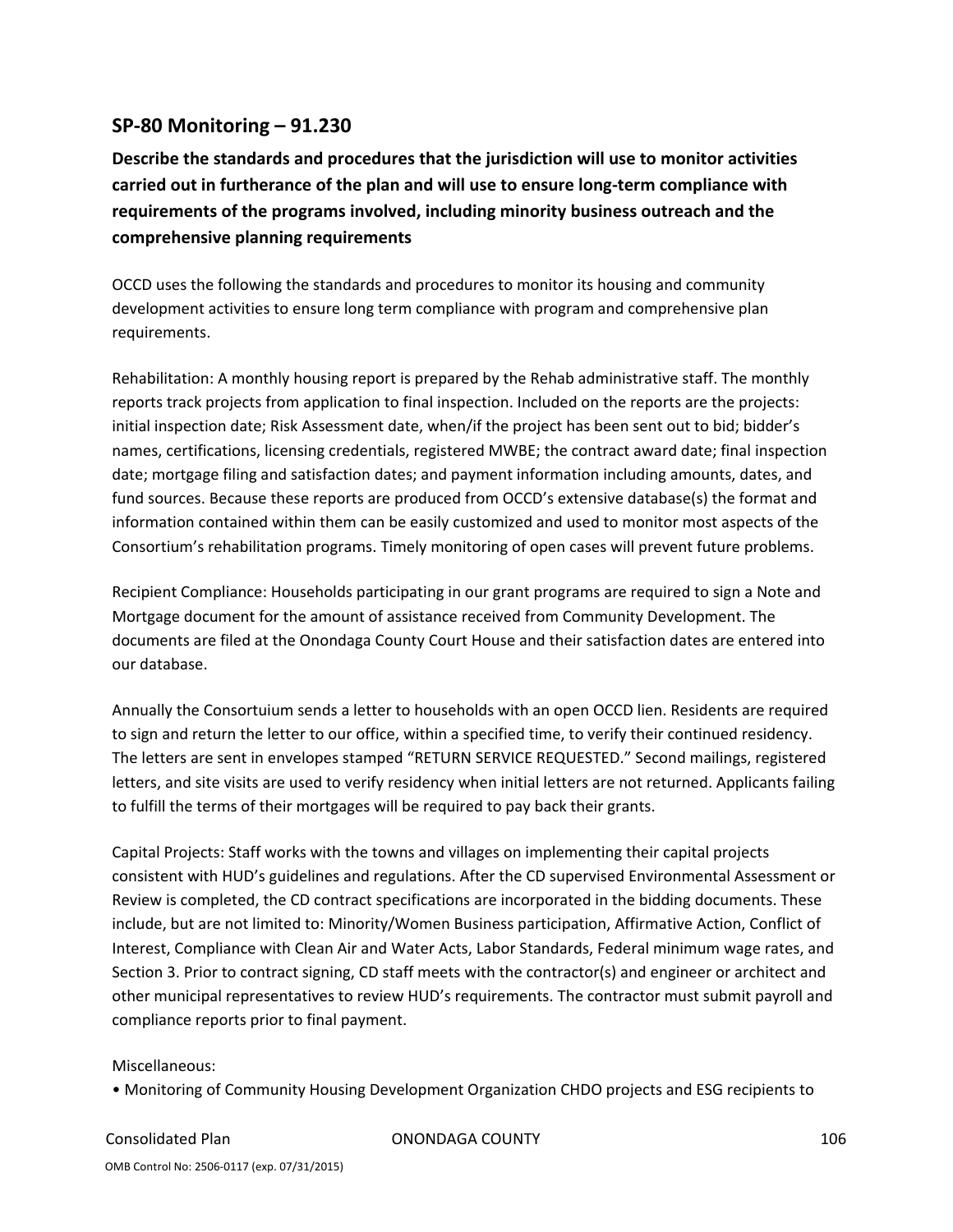## SP-80 Monitoring – 91.230

**Describe the standards and procedures that the jurisdiction will use to monitor activities carried out in furtherance of the plan and will use to ensure long-term compliance with requirements of the programs involved, including minority business outreach and the comprehensive planning requirements**

OCCD uses the following the standards and procedures to monitor its housing and community development activities to ensure long term compliance with program and comprehensive plan requirements.

Rehabilitation: A monthly housing report is prepared by the Rehab administrative staff. The monthly reports track projects from application to final inspection. Included on the reports are the projects: initial inspection date; Risk Assessment date, when/if the project has been sent out to bid; bidder's names, certifications, licensing credentials, registered MWBE; the contract award date; final inspection date; mortgage filing and satisfaction dates; and payment information including amounts, dates, and fund sources. Because these reports are produced from OCCD's extensive database(s) the format and information contained within them can be easily customized and used to monitor most aspects of the Consortium's rehabilitation programs. Timely monitoring of open cases will prevent future problems.

Recipient Compliance: Households participating in our grant programs are required to sign a Note and Mortgage document for the amount of assistance received from Community Development. The documents are filed at the Onondaga County Court House and their satisfaction dates are entered into our database.

Annually the Consortuium sends a letter to households with an open OCCD lien. Residents are required to sign and return the letter to our office, within a specified time, to verify their continued residency. The letters are sent in envelopes stamped "RETURN SERVICE REQUESTED." Second mailings, registered letters, and site visits are used to verify residency when initial letters are not returned. Applicants failing to fulfill the terms of their mortgages will be required to pay back their grants.

Capital Projects: Staff works with the towns and villages on implementing their capital projects consistent with HUD's guidelines and regulations. After the CD supervised Environmental Assessment or Review is completed, the CD contract specifications are incorporated in the bidding documents. These include, but are not limited to: Minority/Women Business participation, Affirmative Action, Conflict of Interest, Compliance with Clean Air and Water Acts, Labor Standards, Federal minimum wage rates, and Section 3. Prior to contract signing, CD staff meets with the contractor(s) and engineer or architect and other municipal representatives to review HUD's requirements. The contractor must submit payroll and compliance reports prior to final payment.

Miscellaneous:

- Monitoring of Community Housing Development Organization CHDO projects and ESG recipients to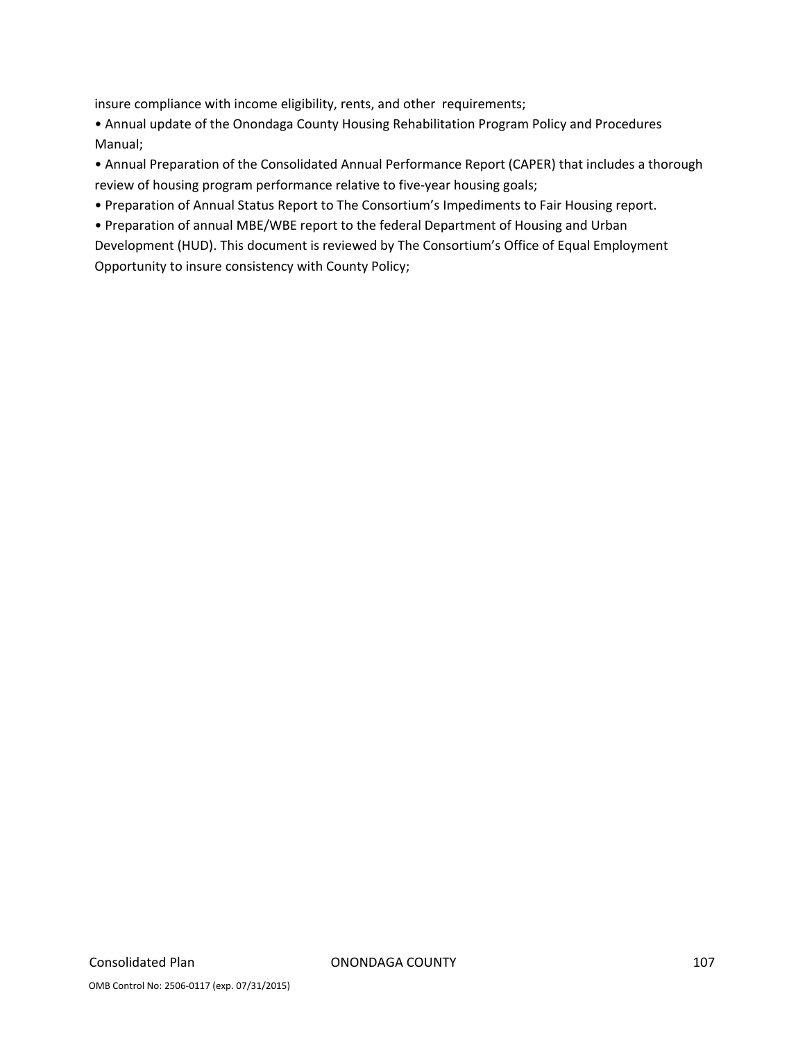insure compliance with income eligibility, rents, and other requirements;

- Annual update of the Onondaga County Housing Rehabilitation Program Policy and Procedures Manual;
- Annual Preparation of the Consolidated Annual Performance Report (CAPER) that includes a thorough review of housing program performance relative to five-year housing goals;
- Preparation of Annual Status Report to The Consortium's Impediments to Fair Housing report.
- Preparation of annual MBE/WBE report to the federal Department of Housing and Urban Development (HUD). This document is reviewed by The Consortium's Office of Equal Employment Opportunity to insure consistency with County Policy;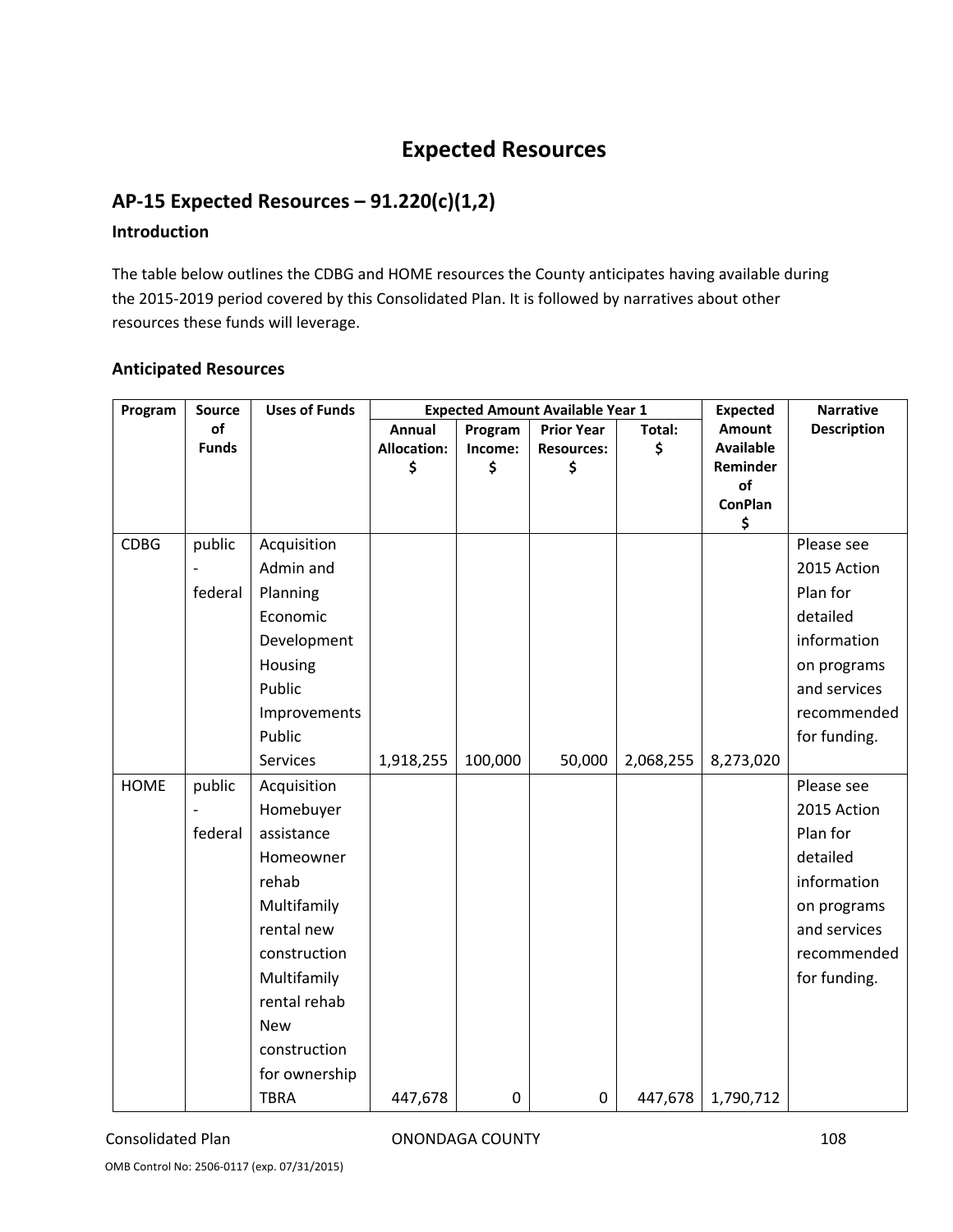# Expected Resources

## AP-15 Expected Resources – 91.220(c)(1,2)

### Introduction

The table below outlines the CDBG and HOME resources the County anticipates having available during the 2015-2019 period covered by this Consolidated Plan. It is followed by narratives about other resources these funds will leverage.

### Anticipated Resources

| Program | Source of Funds | Uses of Funds | Expected Amount Available Year 1 | | | | Expected Amount Available Reminder of ConPlan $ | Narrative Description |
|---|---|---|---|---|---|---|---|---|
| | | | Annual Allocation: $ | Program Income: $ | Prior Year Resources: $ | Total: $ | | |
| CDBG | public - federal | Acquisition Admin and Planning Economic Development Housing Public Improvements Public Services | 1,918,255 | 100,000 | 50,000 | 2,068,255 | 8,273,020 | Please see 2015 Action Plan for detailed information on programs and services recommended for funding. |
| HOME | public - federal | Acquisition Homebuyer assistance Homeowner rehab Multifamily rental new construction Multifamily rental rehab New construction for ownership TBRA | 447,678 | 0 | 0 | 447,678 | 1,790,712 | Please see 2015 Action Plan for detailed information on programs and services recommended for funding. |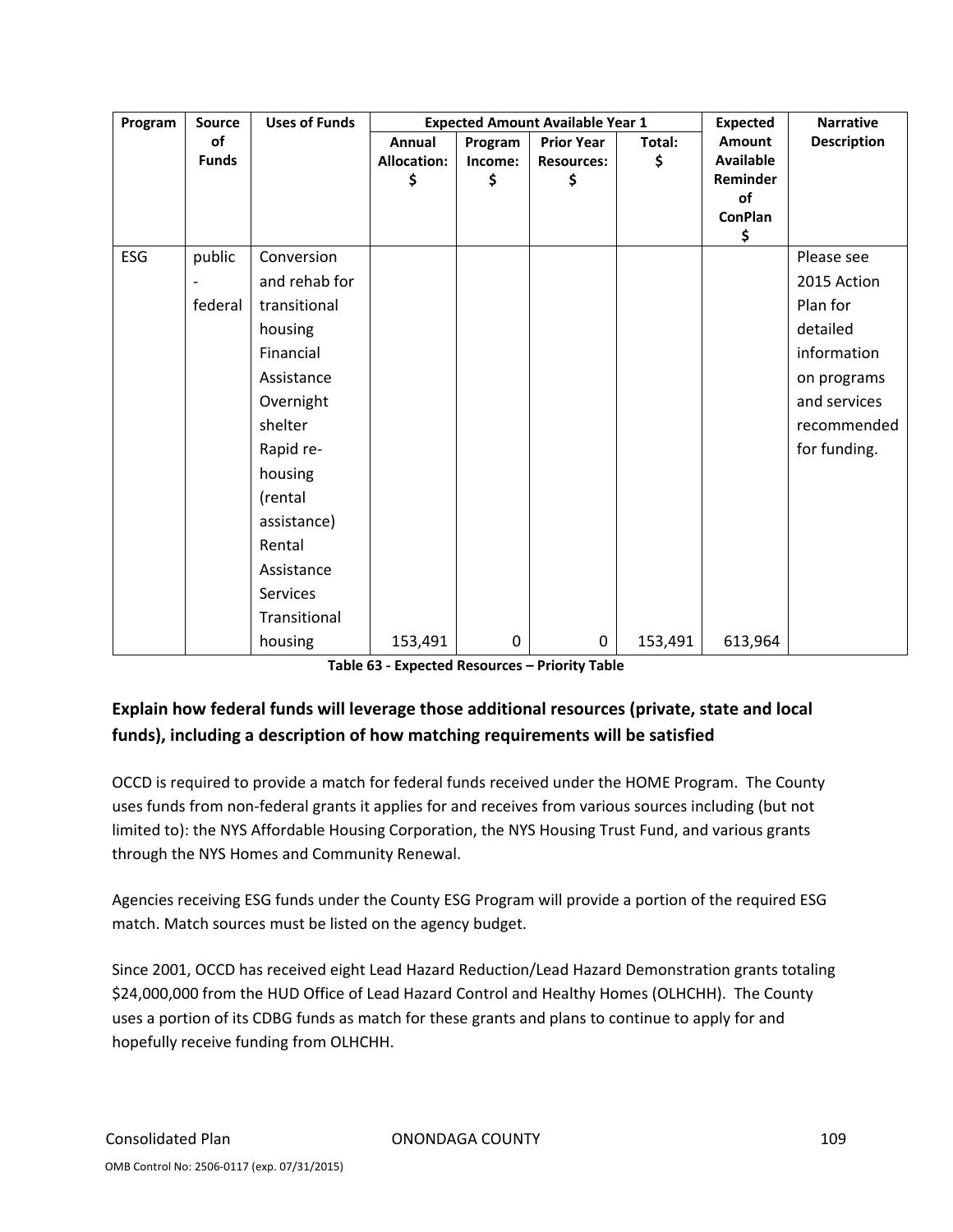| Program | Source of Funds | Uses of Funds | Expected Amount Available Year 1 | | | | Expected Amount Available Reminder of ConPlan $ | Narrative Description |
|---|---|---|---|---|---|---|---|---|
| | | | Annual Allocation: $ | Program Income: $ | Prior Year Resources: $ | Total: $ | | |
| ESG | public - federal | Conversion and rehab for transitional housing Financial Assistance Overnight shelter Rapid re-housing (rental assistance) Rental Assistance Services Transitional housing | 153,491 | 0 | 0 | 153,491 | 613,964 | Please see 2015 Action Plan for detailed information on programs and services recommended for funding. |

**Table 63 - Expected Resources – Priority Table**

### Explain how federal funds will leverage those additional resources (private, state and local funds), including a description of how matching requirements will be satisfied

OCCD is required to provide a match for federal funds received under the HOME Program. The County uses funds from non-federal grants it applies for and receives from various sources including (but not limited to): the NYS Affordable Housing Corporation, the NYS Housing Trust Fund, and various grants through the NYS Homes and Community Renewal.

Agencies receiving ESG funds under the County ESG Program will provide a portion of the required ESG match. Match sources must be listed on the agency budget.

Since 2001, OCCD has received eight Lead Hazard Reduction/Lead Hazard Demonstration grants totaling $24,000,000 from the HUD Office of Lead Hazard Control and Healthy Homes (OLHCHH). The County uses a portion of its CDBG funds as match for these grants and plans to continue to apply for and hopefully receive funding from OLHCHH.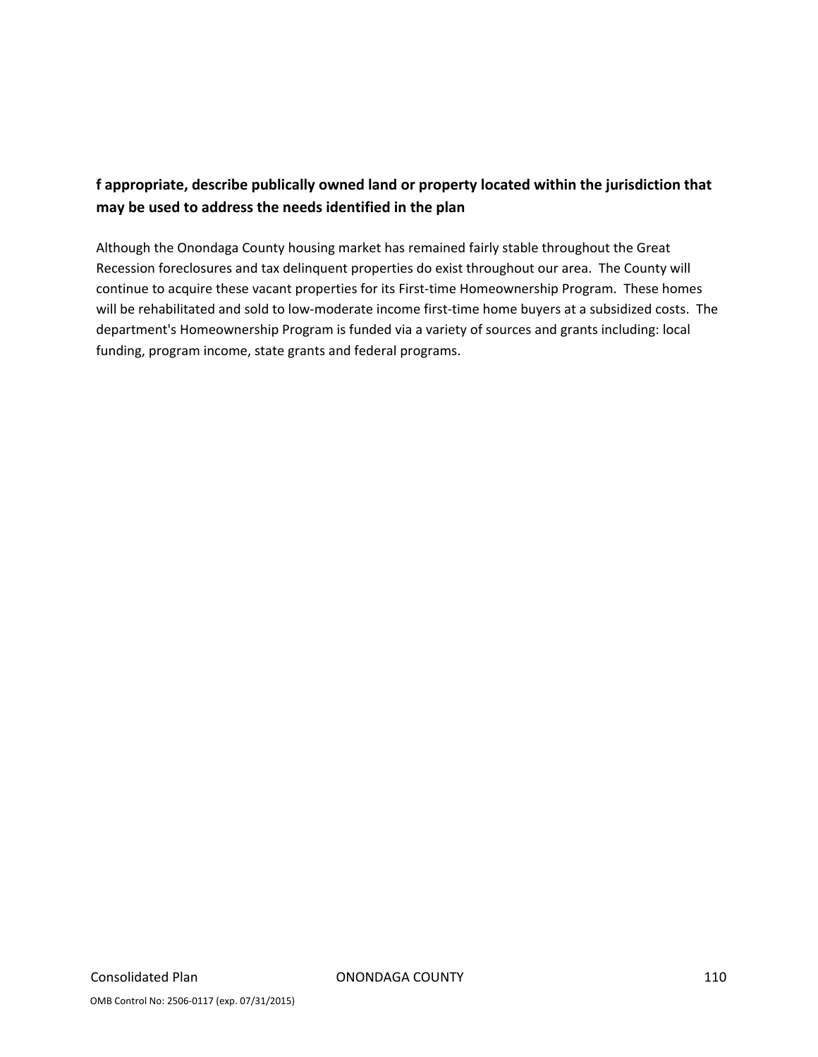**f appropriate, describe publically owned land or property located within the jurisdiction that may be used to address the needs identified in the plan**

Although the Onondaga County housing market has remained fairly stable throughout the Great Recession foreclosures and tax delinquent properties do exist throughout our area. The County will continue to acquire these vacant properties for its First-time Homeownership Program. These homes will be rehabilitated and sold to low-moderate income first-time home buyers at a subsidized costs. The department's Homeownership Program is funded via a variety of sources and grants including: local funding, program income, state grants and federal programs.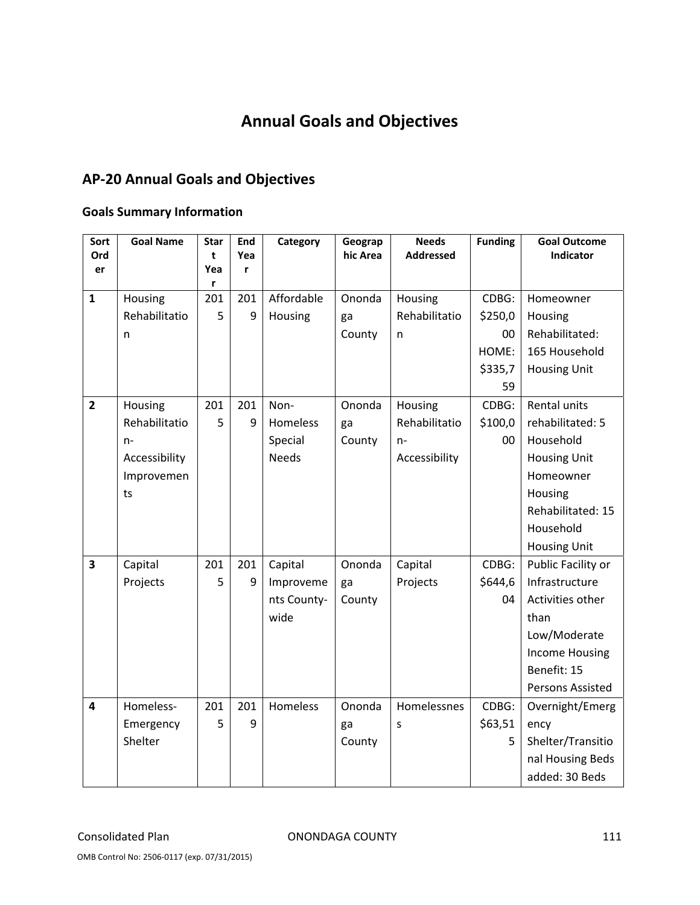# Annual Goals and Objectives

## AP-20 Annual Goals and Objectives

### Goals Summary Information

| Sort Order | Goal Name | Start Year | End Year | Category | Geographic Area | Needs Addressed | Funding | Goal Outcome Indicator |
|---|---|---|---|---|---|---|---|---|
| **1** | Housing Rehabilitation | 2015 | 2019 | Affordable Housing | Onondaga County | Housing Rehabilitation | CDBG: $250,000 HOME: $335,759 | Homeowner Housing Rehabilitated: 165 Household Housing Unit |
| **2** | Housing Rehabilitation-Accessibility Improvements | 2015 | 2019 | Non-Homeless Special Needs | Onondaga County | Housing Rehabilitation-Accessibility | CDBG: $100,000 | Rental units rehabilitated: 5 Household Housing Unit Homeowner Housing Rehabilitated: 15 Household Housing Unit |
| **3** | Capital Projects | 2015 | 2019 | Capital Improvements County-wide | Onondaga County | Capital Projects | CDBG: $644,604 | Public Facility or Infrastructure Activities other than Low/Moderate Income Housing Benefit: 15 Persons Assisted |
| **4** | Homeless-Emergency Shelter | 2015 | 2019 | Homeless | Onondaga County | Homelessness | CDBG: $63,515 | Overnight/Emergency Shelter/Transitional Housing Beds added: 30 Beds |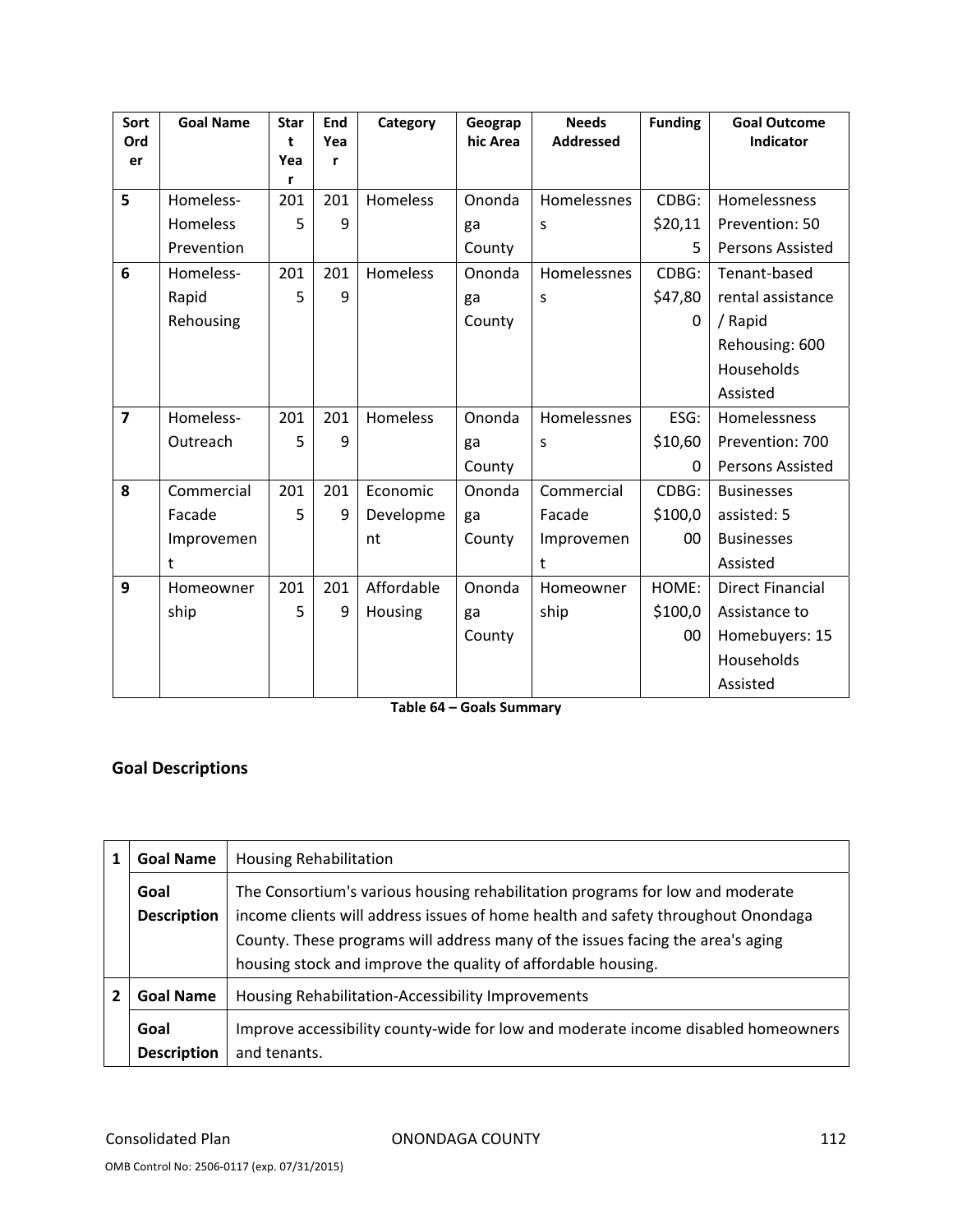| Sort Order | Goal Name | Start Year | End Year | Category | Geographic Area | Needs Addressed | Funding | Goal Outcome Indicator |
|---|---|---|---|---|---|---|---|---|
| 5 | Homeless-Homeless Prevention | 2015 | 2019 | Homeless | Onondaga County | Homelessness | CDBG: $20,115 | Homelessness Prevention: 50 Persons Assisted |
| 6 | Homeless-Rapid Rehousing | 2015 | 2019 | Homeless | Onondaga County | Homelessness | CDBG: $47,800 | Tenant-based rental assistance / Rapid Rehousing: 600 Households Assisted |
| 7 | Homeless-Outreach | 2015 | 2019 | Homeless | Onondaga County | Homelessness | ESG: $10,600 | Homelessness Prevention: 700 Persons Assisted |
| 8 | Commercial Facade Improvement | 2015 | 2019 | Economic Development | Onondaga County | Commercial Facade Improvement | CDBG: $100,000 | Businesses assisted: 5 Businesses Assisted |
| 9 | Homeownership | 2015 | 2019 | Affordable Housing | Onondaga County | Homeownership | HOME: $100,000 | Direct Financial Assistance to Homebuyers: 15 Households Assisted |

**Table 64 – Goals Summary**

## Goal Descriptions

| | | |
|---|---|---|
| 1 | **Goal Name** | Housing Rehabilitation |
| | **Goal Description** | The Consortium's various housing rehabilitation programs for low and moderate income clients will address issues of home health and safety throughout Onondaga County. These programs will address many of the issues facing the area's aging housing stock and improve the quality of affordable housing. |
| 2 | **Goal Name** | Housing Rehabilitation-Accessibility Improvements |
| | **Goal Description** | Improve accessibility county-wide for low and moderate income disabled homeowners and tenants. |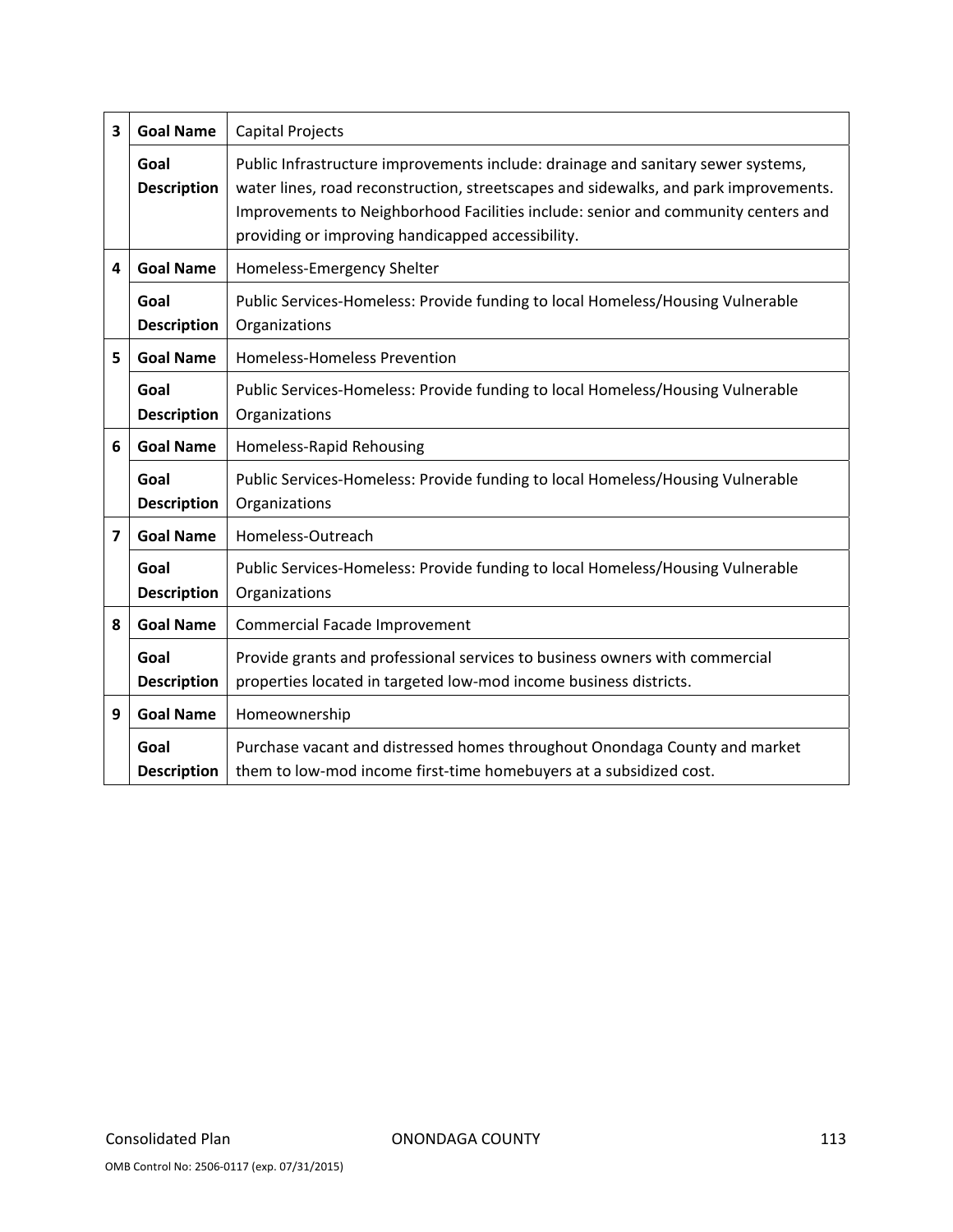| | | |
|---|---|---|
| 3 | **Goal Name** | Capital Projects |
| | **Goal Description** | Public Infrastructure improvements include: drainage and sanitary sewer systems, water lines, road reconstruction, streetscapes and sidewalks, and park improvements. Improvements to Neighborhood Facilities include: senior and community centers and providing or improving handicapped accessibility. |
| 4 | **Goal Name** | Homeless-Emergency Shelter |
| | **Goal Description** | Public Services-Homeless: Provide funding to local Homeless/Housing Vulnerable Organizations |
| 5 | **Goal Name** | Homeless-Homeless Prevention |
| | **Goal Description** | Public Services-Homeless: Provide funding to local Homeless/Housing Vulnerable Organizations |
| 6 | **Goal Name** | Homeless-Rapid Rehousing |
| | **Goal Description** | Public Services-Homeless: Provide funding to local Homeless/Housing Vulnerable Organizations |
| 7 | **Goal Name** | Homeless-Outreach |
| | **Goal Description** | Public Services-Homeless: Provide funding to local Homeless/Housing Vulnerable Organizations |
| 8 | **Goal Name** | Commercial Facade Improvement |
| | **Goal Description** | Provide grants and professional services to business owners with commercial properties located in targeted low-mod income business districts. |
| 9 | **Goal Name** | Homeownership |
| | **Goal Description** | Purchase vacant and distressed homes throughout Onondaga County and market them to low-mod income first-time homebuyers at a subsidized cost. |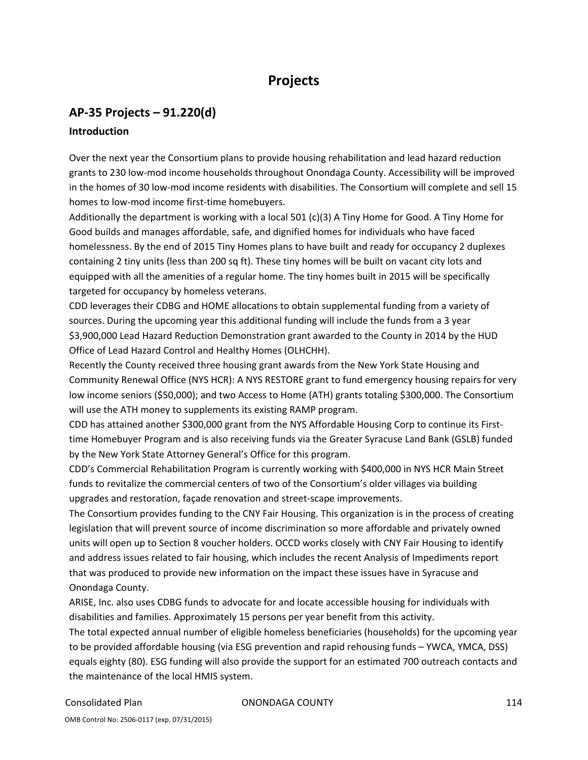# Projects

## AP-35 Projects – 91.220(d)

### Introduction

Over the next year the Consortium plans to provide housing rehabilitation and lead hazard reduction grants to 230 low-mod income households throughout Onondaga County. Accessibility will be improved in the homes of 30 low-mod income residents with disabilities. The Consortium will complete and sell 15 homes to low-mod income first-time homebuyers.

Additionally the department is working with a local 501 (c)(3) A Tiny Home for Good. A Tiny Home for Good builds and manages affordable, safe, and dignified homes for individuals who have faced homelessness. By the end of 2015 Tiny Homes plans to have built and ready for occupancy 2 duplexes containing 2 tiny units (less than 200 sq ft). These tiny homes will be built on vacant city lots and equipped with all the amenities of a regular home. The tiny homes built in 2015 will be specifically targeted for occupancy by homeless veterans.

CDD leverages their CDBG and HOME allocations to obtain supplemental funding from a variety of sources. During the upcoming year this additional funding will include the funds from a 3 year $3,900,000 Lead Hazard Reduction Demonstration grant awarded to the County in 2014 by the HUD Office of Lead Hazard Control and Healthy Homes (OLHCHH).

Recently the County received three housing grant awards from the New York State Housing and Community Renewal Office (NYS HCR): A NYS RESTORE grant to fund emergency housing repairs for very low income seniors ($50,000); and two Access to Home (ATH) grants totaling $300,000. The Consortium will use the ATH money to supplements its existing RAMP program.

CDD has attained another $300,000 grant from the NYS Affordable Housing Corp to continue its First-time Homebuyer Program and is also receiving funds via the Greater Syracuse Land Bank (GSLB) funded by the New York State Attorney General's Office for this program.

CDD's Commercial Rehabilitation Program is currently working with $400,000 in NYS HCR Main Street funds to revitalize the commercial centers of two of the Consortium's older villages via building upgrades and restoration, façade renovation and street-scape improvements.

The Consortium provides funding to the CNY Fair Housing. This organization is in the process of creating legislation that will prevent source of income discrimination so more affordable and privately owned units will open up to Section 8 voucher holders. OCCD works closely with CNY Fair Housing to identify and address issues related to fair housing, which includes the recent Analysis of Impediments report that was produced to provide new information on the impact these issues have in Syracuse and Onondaga County.

ARISE, Inc. also uses CDBG funds to advocate for and locate accessible housing for individuals with disabilities and families. Approximately 15 persons per year benefit from this activity.

The total expected annual number of eligible homeless beneficiaries (households) for the upcoming year to be provided affordable housing (via ESG prevention and rapid rehousing funds – YWCA, YMCA, DSS) equals eighty (80). ESG funding will also provide the support for an estimated 700 outreach contacts and the maintenance of the local HMIS system.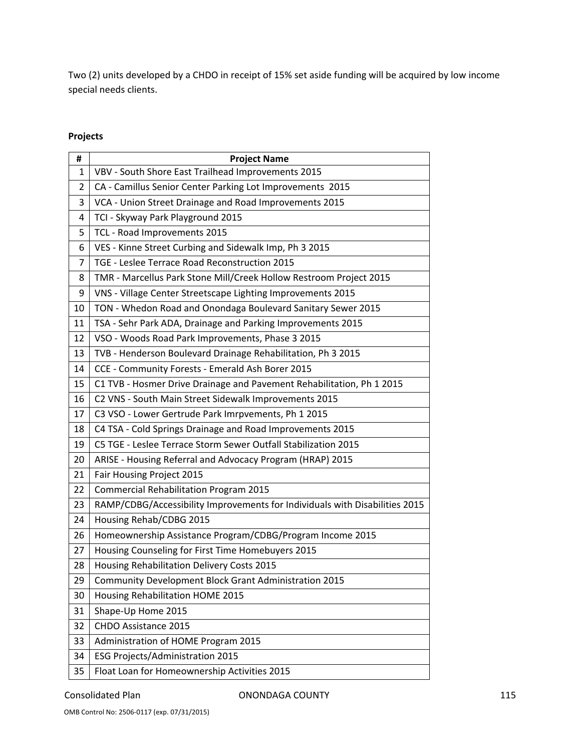Two (2) units developed by a CHDO in receipt of 15% set aside funding will be acquired by low income special needs clients.

**Projects**

| # | Project Name |
|---|---|
| 1 | VBV - South Shore East Trailhead Improvements 2015 |
| 2 | CA - Camillus Senior Center Parking Lot Improvements 2015 |
| 3 | VCA - Union Street Drainage and Road Improvements 2015 |
| 4 | TCI - Skyway Park Playground 2015 |
| 5 | TCL - Road Improvements 2015 |
| 6 | VES - Kinne Street Curbing and Sidewalk Imp, Ph 3 2015 |
| 7 | TGE - Leslee Terrace Road Reconstruction 2015 |
| 8 | TMR - Marcellus Park Stone Mill/Creek Hollow Restroom Project 2015 |
| 9 | VNS - Village Center Streetscape Lighting Improvements 2015 |
| 10 | TON - Whedon Road and Onondaga Boulevard Sanitary Sewer 2015 |
| 11 | TSA - Sehr Park ADA, Drainage and Parking Improvements 2015 |
| 12 | VSO - Woods Road Park Improvements, Phase 3 2015 |
| 13 | TVB - Henderson Boulevard Drainage Rehabilitation, Ph 3 2015 |
| 14 | CCE - Community Forests - Emerald Ash Borer 2015 |
| 15 | C1 TVB - Hosmer Drive Drainage and Pavement Rehabilitation, Ph 1 2015 |
| 16 | C2 VNS - South Main Street Sidewalk Improvements 2015 |
| 17 | C3 VSO - Lower Gertrude Park Imrpvements, Ph 1 2015 |
| 18 | C4 TSA - Cold Springs Drainage and Road Improvements 2015 |
| 19 | C5 TGE - Leslee Terrace Storm Sewer Outfall Stabilization 2015 |
| 20 | ARISE - Housing Referral and Advocacy Program (HRAP) 2015 |
| 21 | Fair Housing Project 2015 |
| 22 | Commercial Rehabilitation Program 2015 |
| 23 | RAMP/CDBG/Accessibility Improvements for Individuals with Disabilities 2015 |
| 24 | Housing Rehab/CDBG 2015 |
| 26 | Homeownership Assistance Program/CDBG/Program Income 2015 |
| 27 | Housing Counseling for First Time Homebuyers 2015 |
| 28 | Housing Rehabilitation Delivery Costs 2015 |
| 29 | Community Development Block Grant Administration 2015 |
| 30 | Housing Rehabilitation HOME 2015 |
| 31 | Shape-Up Home 2015 |
| 32 | CHDO Assistance 2015 |
| 33 | Administration of HOME Program 2015 |
| 34 | ESG Projects/Administration 2015 |
| 35 | Float Loan for Homeownership Activities 2015 |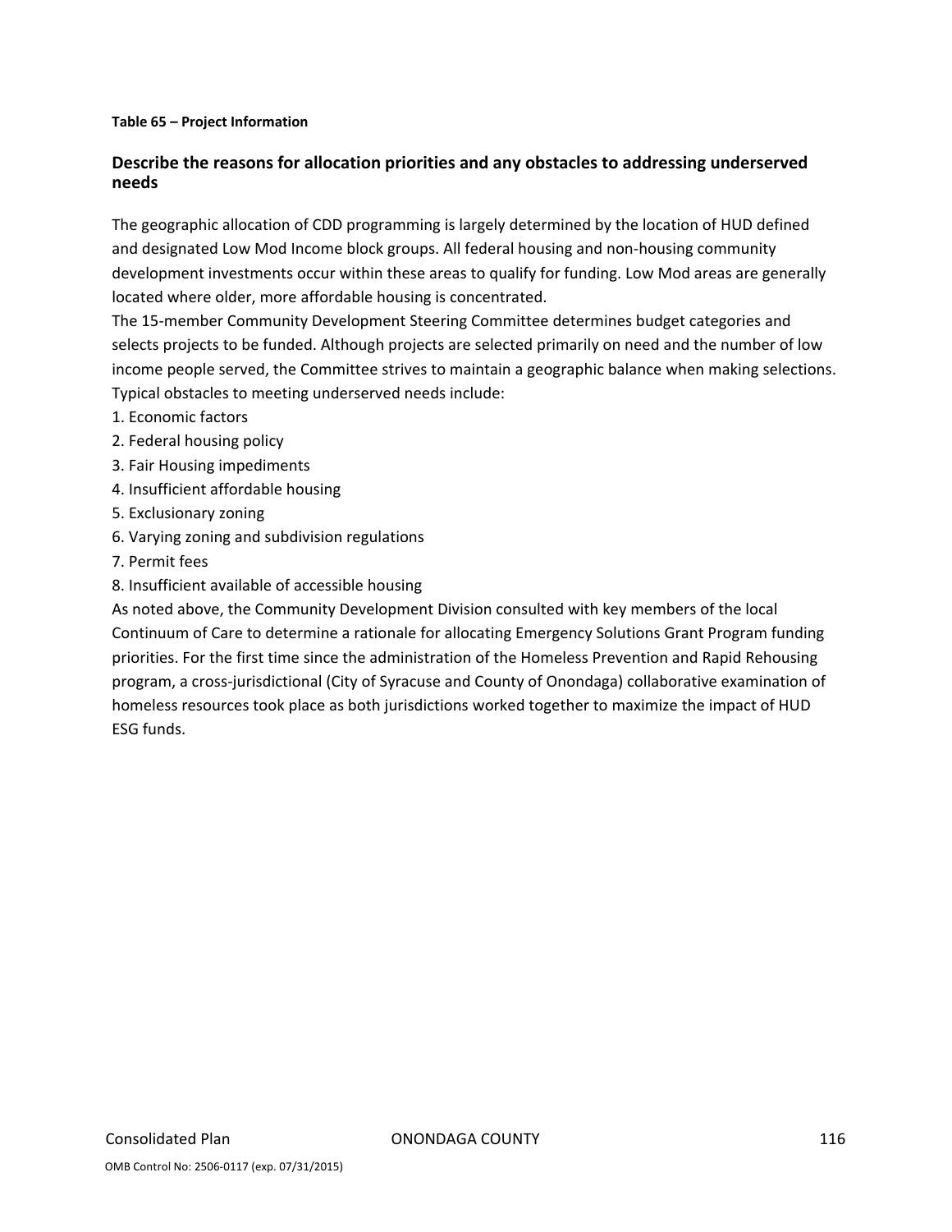**Table 65 – Project Information**

## Describe the reasons for allocation priorities and any obstacles to addressing underserved needs

The geographic allocation of CDD programming is largely determined by the location of HUD defined and designated Low Mod Income block groups. All federal housing and non-housing community development investments occur within these areas to qualify for funding. Low Mod areas are generally located where older, more affordable housing is concentrated.

The 15-member Community Development Steering Committee determines budget categories and selects projects to be funded. Although projects are selected primarily on need and the number of low income people served, the Committee strives to maintain a geographic balance when making selections.

Typical obstacles to meeting underserved needs include:

1. Economic factors
2. Federal housing policy
3. Fair Housing impediments
4. Insufficient affordable housing
5. Exclusionary zoning
6. Varying zoning and subdivision regulations
7. Permit fees
8. Insufficient available of accessible housing

As noted above, the Community Development Division consulted with key members of the local Continuum of Care to determine a rationale for allocating Emergency Solutions Grant Program funding priorities. For the first time since the administration of the Homeless Prevention and Rapid Rehousing program, a cross-jurisdictional (City of Syracuse and County of Onondaga) collaborative examination of homeless resources took place as both jurisdictions worked together to maximize the impact of HUD ESG funds.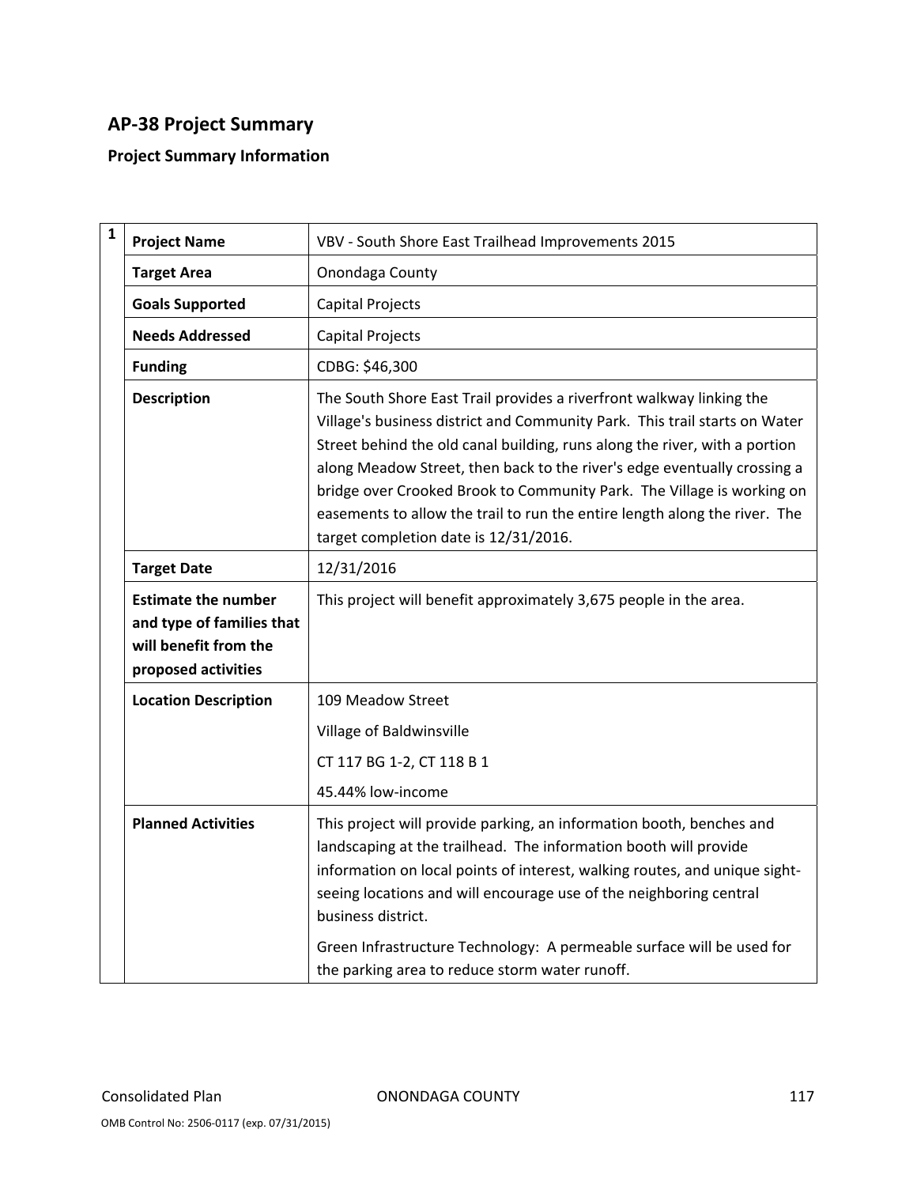## AP-38 Project Summary

### Project Summary Information

| 1 | | |
|---|---|---|
| | **Project Name** | VBV - South Shore East Trailhead Improvements 2015 |
| | **Target Area** | Onondaga County |
| | **Goals Supported** | Capital Projects |
| | **Needs Addressed** | Capital Projects |
| | **Funding** | CDBG: $46,300 |
| | **Description** | The South Shore East Trail provides a riverfront walkway linking the Village's business district and Community Park. This trail starts on Water Street behind the old canal building, runs along the river, with a portion along Meadow Street, then back to the river's edge eventually crossing a bridge over Crooked Brook to Community Park. The Village is working on easements to allow the trail to run the entire length along the river. The target completion date is 12/31/2016. |
| | **Target Date** | 12/31/2016 |
| | **Estimate the number and type of families that will benefit from the proposed activities** | This project will benefit approximately 3,675 people in the area. |
| | **Location Description** | 109 Meadow Street<br>Village of Baldwinsville<br>CT 117 BG 1-2, CT 118 B 1<br>45.44% low-income |
| | **Planned Activities** | This project will provide parking, an information booth, benches and landscaping at the trailhead. The information booth will provide information on local points of interest, walking routes, and unique sight-seeing locations and will encourage use of the neighboring central business district.<br>Green Infrastructure Technology: A permeable surface will be used for the parking area to reduce storm water runoff. |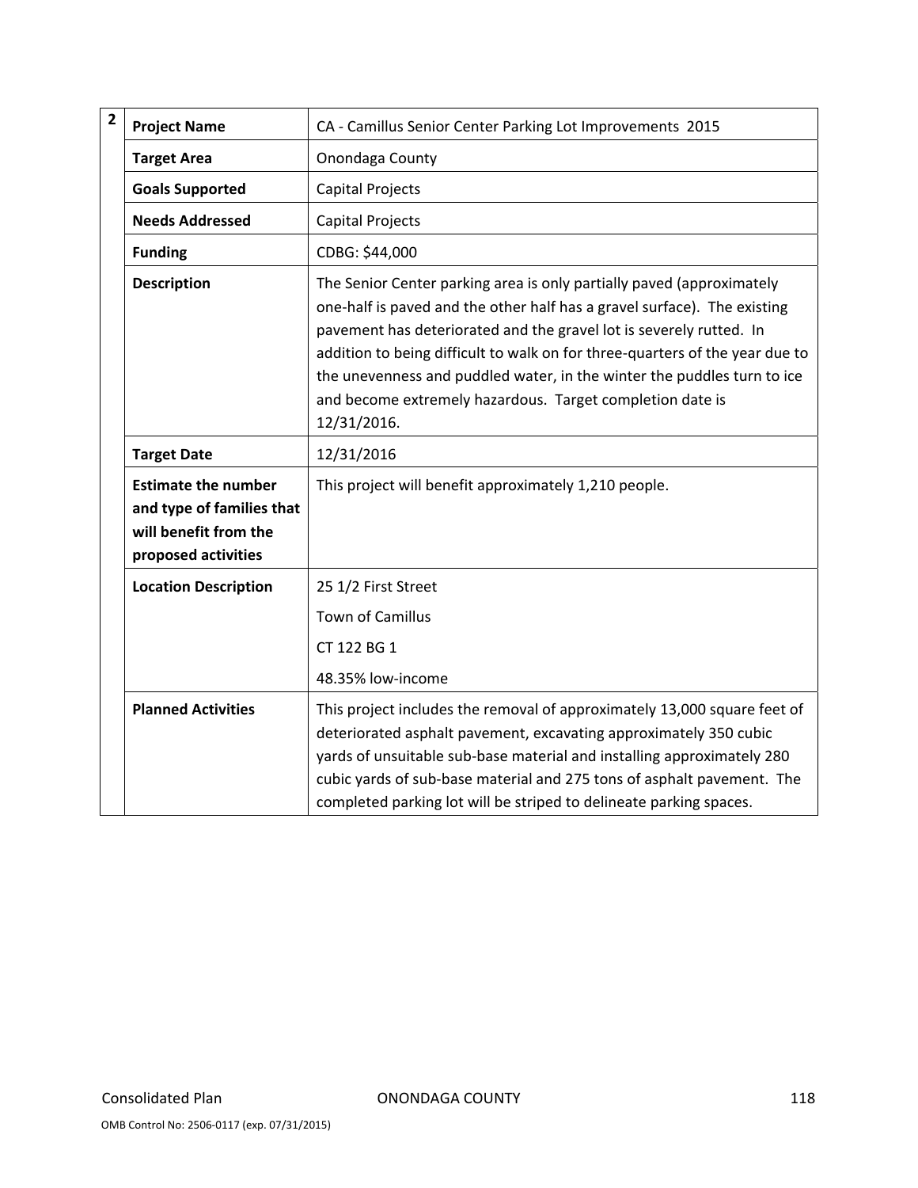| 2 | | |
|---|---|---|
| | **Project Name** | CA - Camillus Senior Center Parking Lot Improvements 2015 |
| | **Target Area** | Onondaga County |
| | **Goals Supported** | Capital Projects |
| | **Needs Addressed** | Capital Projects |
| | **Funding** | CDBG: $44,000 |
| | **Description** | The Senior Center parking area is only partially paved (approximately one-half is paved and the other half has a gravel surface). The existing pavement has deteriorated and the gravel lot is severely rutted. In addition to being difficult to walk on for three-quarters of the year due to the unevenness and puddled water, in the winter the puddles turn to ice and become extremely hazardous. Target completion date is 12/31/2016. |
| | **Target Date** | 12/31/2016 |
| | **Estimate the number and type of families that will benefit from the proposed activities** | This project will benefit approximately 1,210 people. |
| | **Location Description** | 25 1/2 First Street<br>Town of Camillus<br>CT 122 BG 1<br>48.35% low-income |
| | **Planned Activities** | This project includes the removal of approximately 13,000 square feet of deteriorated asphalt pavement, excavating approximately 350 cubic yards of unsuitable sub-base material and installing approximately 280 cubic yards of sub-base material and 275 tons of asphalt pavement. The completed parking lot will be striped to delineate parking spaces. |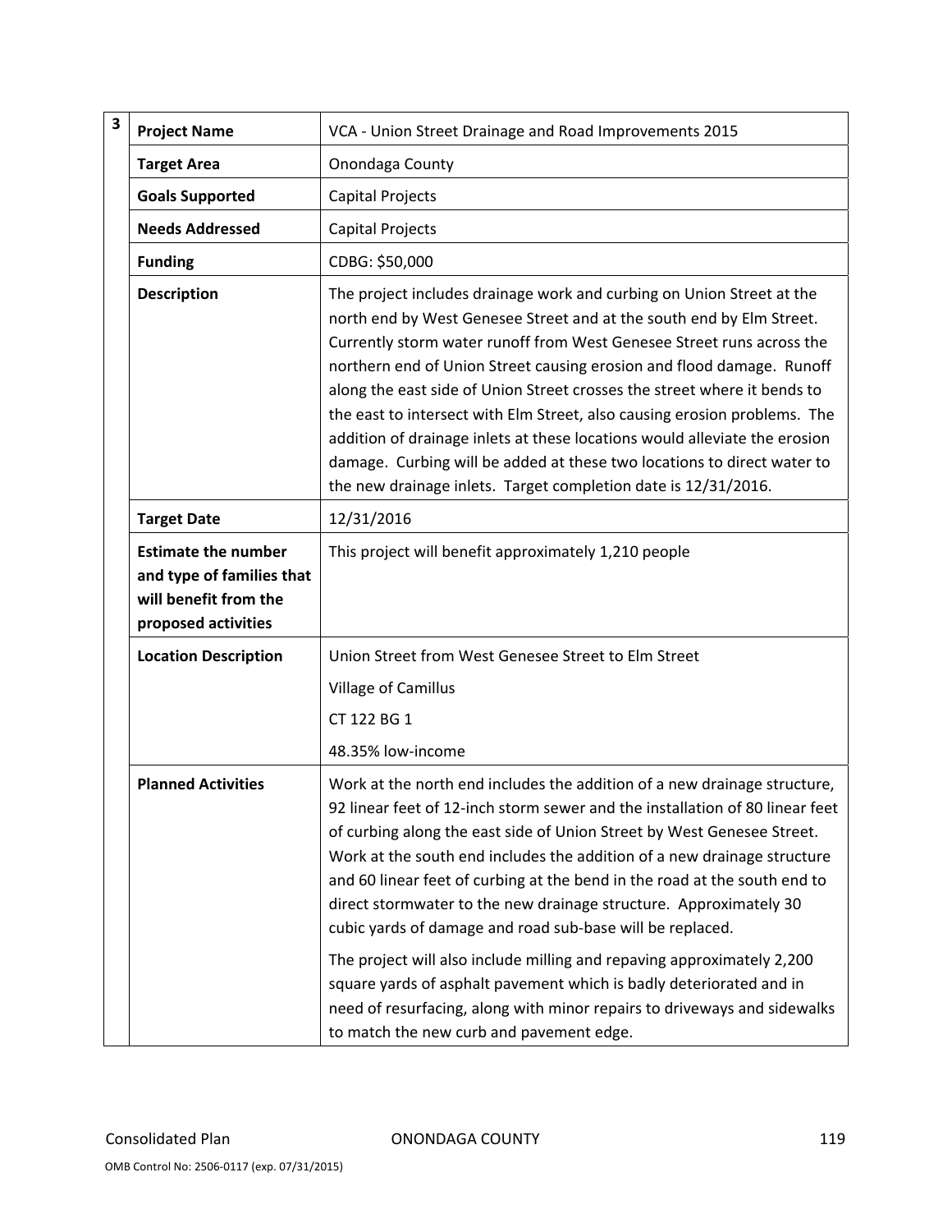| 3 | | |
|---|---|---|
| | **Project Name** | VCA - Union Street Drainage and Road Improvements 2015 |
| | **Target Area** | Onondaga County |
| | **Goals Supported** | Capital Projects |
| | **Needs Addressed** | Capital Projects |
| | **Funding** | CDBG: $50,000 |
| | **Description** | The project includes drainage work and curbing on Union Street at the north end by West Genesee Street and at the south end by Elm Street. Currently storm water runoff from West Genesee Street runs across the northern end of Union Street causing erosion and flood damage. Runoff along the east side of Union Street crosses the street where it bends to the east to intersect with Elm Street, also causing erosion problems. The addition of drainage inlets at these locations would alleviate the erosion damage. Curbing will be added at these two locations to direct water to the new drainage inlets. Target completion date is 12/31/2016. |
| | **Target Date** | 12/31/2016 |
| | **Estimate the number and type of families that will benefit from the proposed activities** | This project will benefit approximately 1,210 people |
| | **Location Description** | Union Street from West Genesee Street to Elm Street<br><br>Village of Camillus<br><br>CT 122 BG 1<br><br>48.35% low-income |
| | **Planned Activities** | Work at the north end includes the addition of a new drainage structure, 92 linear feet of 12-inch storm sewer and the installation of 80 linear feet of curbing along the east side of Union Street by West Genesee Street. Work at the south end includes the addition of a new drainage structure and 60 linear feet of curbing at the bend in the road at the south end to direct stormwater to the new drainage structure. Approximately 30 cubic yards of damage and road sub-base will be replaced.<br><br>The project will also include milling and repaving approximately 2,200 square yards of asphalt pavement which is badly deteriorated and in need of resurfacing, along with minor repairs to driveways and sidewalks to match the new curb and pavement edge. |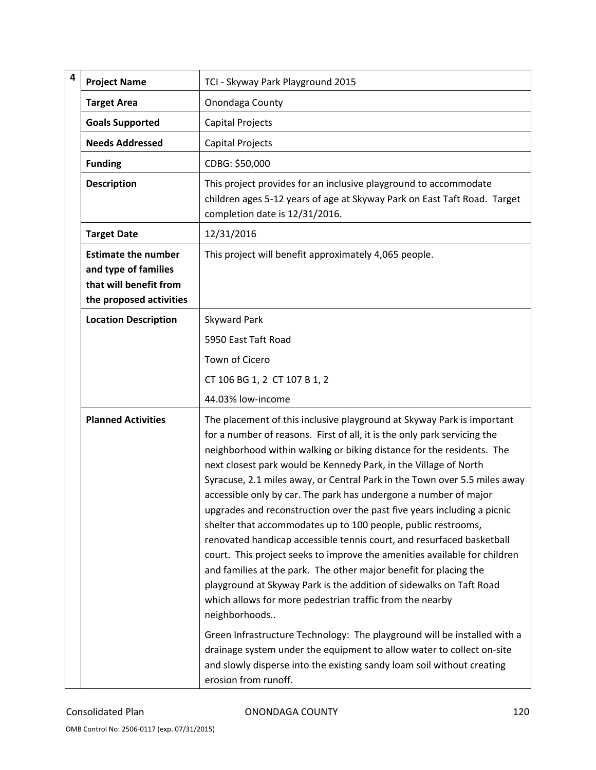| 4 | | |
|---|---|---|
| | **Project Name** | TCI - Skyway Park Playground 2015 |
| | **Target Area** | Onondaga County |
| | **Goals Supported** | Capital Projects |
| | **Needs Addressed** | Capital Projects |
| | **Funding** | CDBG: $50,000 |
| | **Description** | This project provides for an inclusive playground to accommodate children ages 5-12 years of age at Skyway Park on East Taft Road. Target completion date is 12/31/2016. |
| | **Target Date** | 12/31/2016 |
| | **Estimate the number and type of families that will benefit from the proposed activities** | This project will benefit approximately 4,065 people. |
| | **Location Description** | Skyward Park<br><br>5950 East Taft Road<br><br>Town of Cicero<br><br>CT 106 BG 1, 2 CT 107 B 1, 2<br><br>44.03% low-income |
| | **Planned Activities** | The placement of this inclusive playground at Skyway Park is important for a number of reasons. First of all, it is the only park servicing the neighborhood within walking or biking distance for the residents. The next closest park would be Kennedy Park, in the Village of North Syracuse, 2.1 miles away, or Central Park in the Town over 5.5 miles away accessible only by car. The park has undergone a number of major upgrades and reconstruction over the past five years including a picnic shelter that accommodates up to 100 people, public restrooms, renovated handicap accessible tennis court, and resurfaced basketball court. This project seeks to improve the amenities available for children and families at the park. The other major benefit for placing the playground at Skyway Park is the addition of sidewalks on Taft Road which allows for more pedestrian traffic from the nearby neighborhoods..<br><br>Green Infrastructure Technology: The playground will be installed with a drainage system under the equipment to allow water to collect on-site and slowly disperse into the existing sandy loam soil without creating erosion from runoff. |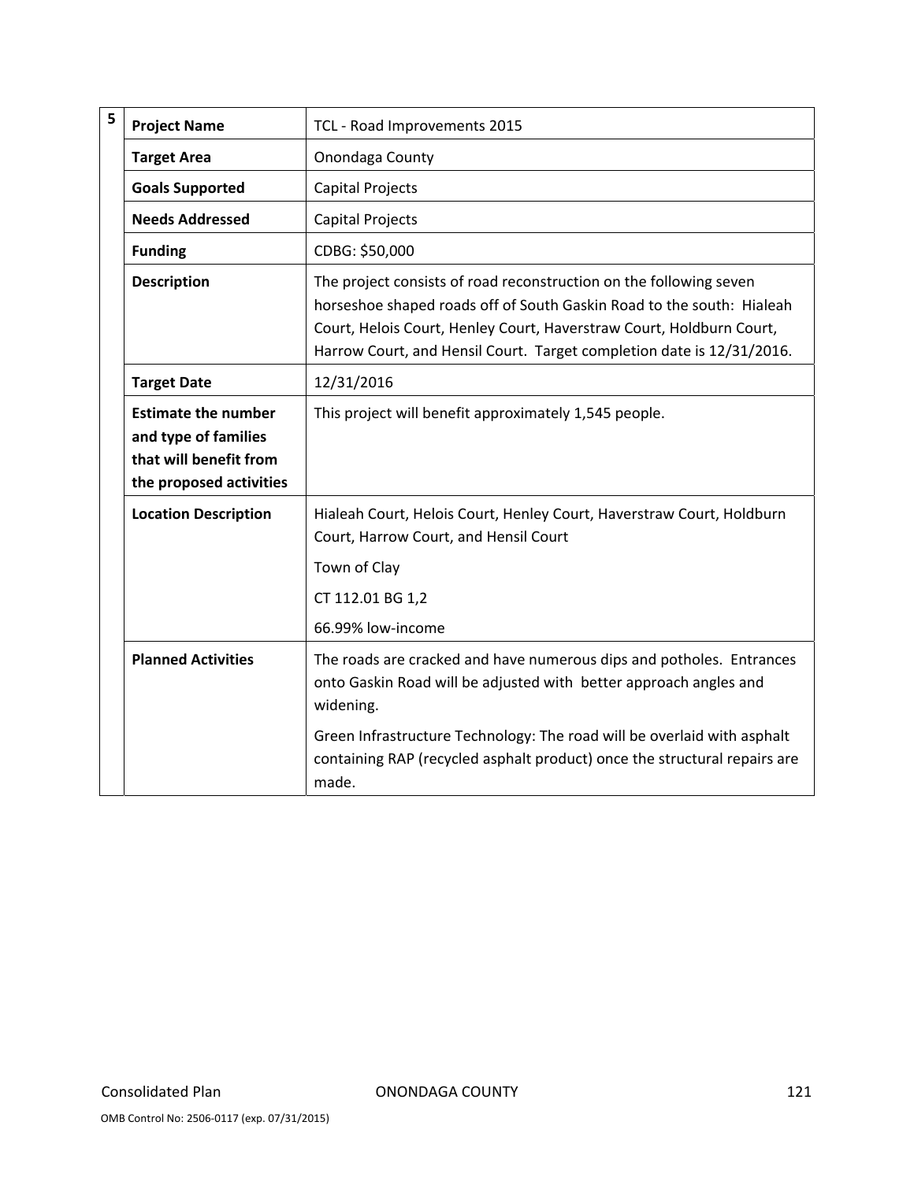| 5 | | |
|---|---|---|
| | **Project Name** | TCL - Road Improvements 2015 |
| | **Target Area** | Onondaga County |
| | **Goals Supported** | Capital Projects |
| | **Needs Addressed** | Capital Projects |
| | **Funding** | CDBG: $50,000 |
| | **Description** | The project consists of road reconstruction on the following seven horseshoe shaped roads off of South Gaskin Road to the south: Hialeah Court, Helois Court, Henley Court, Haverstraw Court, Holdburn Court, Harrow Court, and Hensil Court. Target completion date is 12/31/2016. |
| | **Target Date** | 12/31/2016 |
| | **Estimate the number and type of families that will benefit from the proposed activities** | This project will benefit approximately 1,545 people. |
| | **Location Description** | Hialeah Court, Helois Court, Henley Court, Haverstraw Court, Holdburn Court, Harrow Court, and Hensil Court<br><br>Town of Clay<br><br>CT 112.01 BG 1,2<br><br>66.99% low-income |
| | **Planned Activities** | The roads are cracked and have numerous dips and potholes. Entrances onto Gaskin Road will be adjusted with better approach angles and widening.<br><br>Green Infrastructure Technology: The road will be overlaid with asphalt containing RAP (recycled asphalt product) once the structural repairs are made. |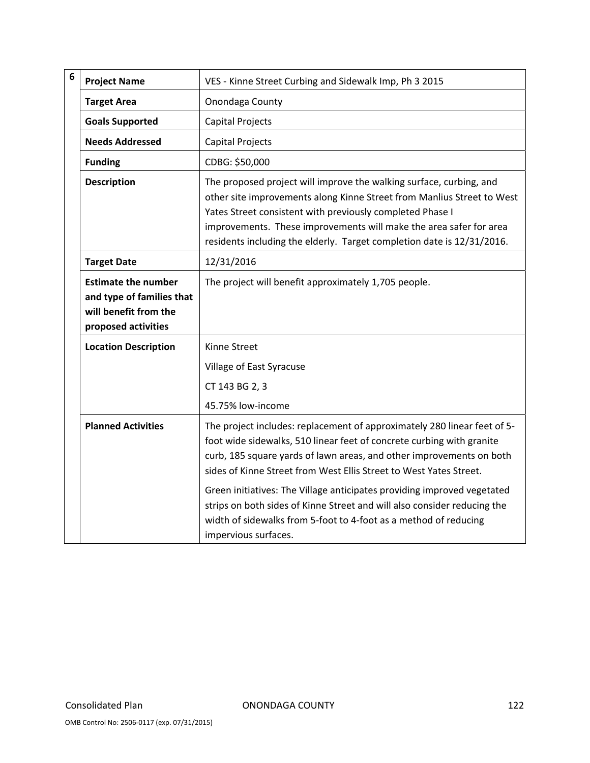| 6 | | |
|---|---|---|
| | **Project Name** | VES - Kinne Street Curbing and Sidewalk Imp, Ph 3 2015 |
| | **Target Area** | Onondaga County |
| | **Goals Supported** | Capital Projects |
| | **Needs Addressed** | Capital Projects |
| | **Funding** | CDBG: $50,000 |
| | **Description** | The proposed project will improve the walking surface, curbing, and other site improvements along Kinne Street from Manlius Street to West Yates Street consistent with previously completed Phase I improvements. These improvements will make the area safer for area residents including the elderly. Target completion date is 12/31/2016. |
| | **Target Date** | 12/31/2016 |
| | **Estimate the number and type of families that will benefit from the proposed activities** | The project will benefit approximately 1,705 people. |
| | **Location Description** | Kinne Street<br><br>Village of East Syracuse<br><br>CT 143 BG 2, 3<br><br>45.75% low-income |
| | **Planned Activities** | The project includes: replacement of approximately 280 linear feet of 5-foot wide sidewalks, 510 linear feet of concrete curbing with granite curb, 185 square yards of lawn areas, and other improvements on both sides of Kinne Street from West Ellis Street to West Yates Street.<br><br>Green initiatives: The Village anticipates providing improved vegetated strips on both sides of Kinne Street and will also consider reducing the width of sidewalks from 5-foot to 4-foot as a method of reducing impervious surfaces. |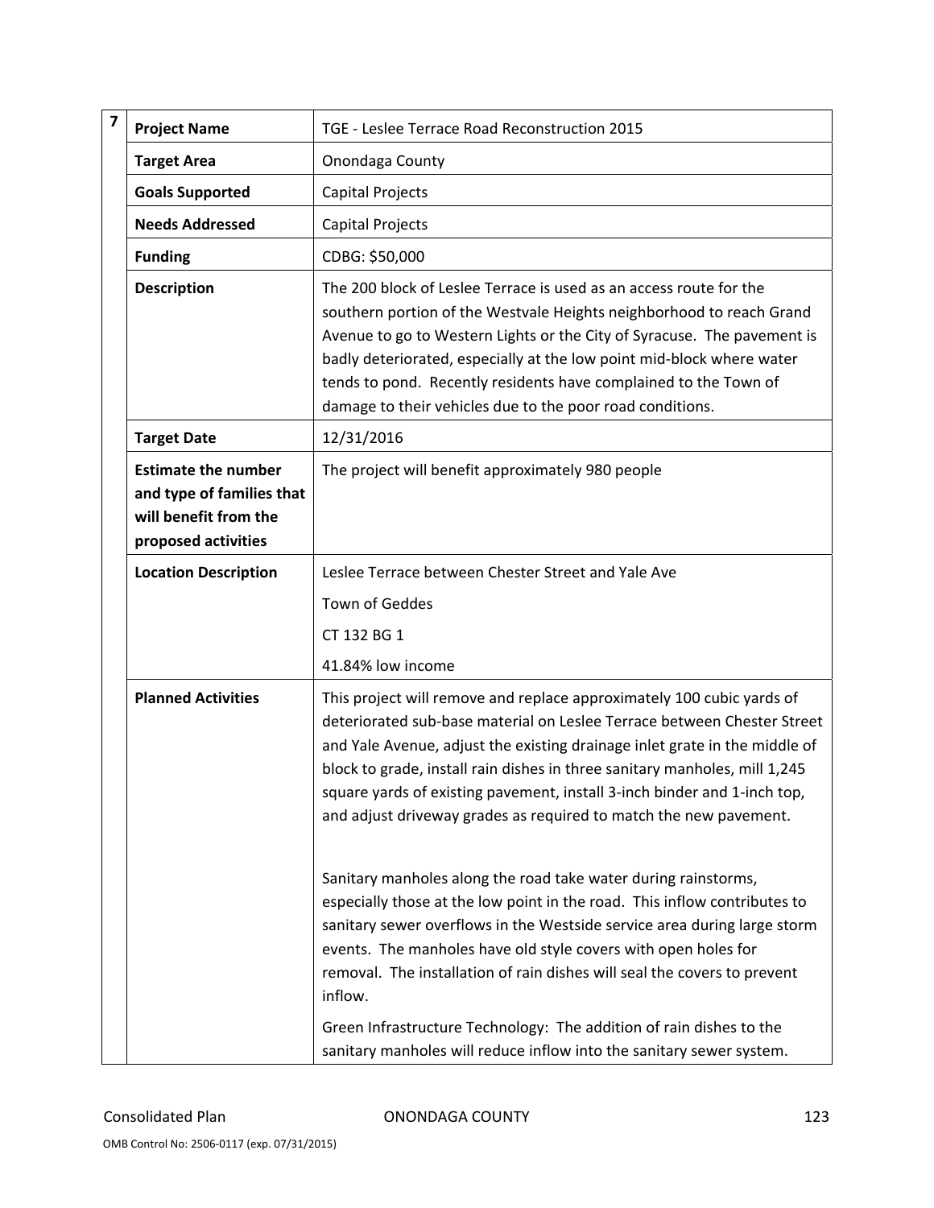| 7 | | |
|---|---|---|
| | **Project Name** | TGE - Leslee Terrace Road Reconstruction 2015 |
| | **Target Area** | Onondaga County |
| | **Goals Supported** | Capital Projects |
| | **Needs Addressed** | Capital Projects |
| | **Funding** | CDBG: $50,000 |
| | **Description** | The 200 block of Leslee Terrace is used as an access route for the southern portion of the Westvale Heights neighborhood to reach Grand Avenue to go to Western Lights or the City of Syracuse. The pavement is badly deteriorated, especially at the low point mid-block where water tends to pond. Recently residents have complained to the Town of damage to their vehicles due to the poor road conditions. |
| | **Target Date** | 12/31/2016 |
| | **Estimate the number and type of families that will benefit from the proposed activities** | The project will benefit approximately 980 people |
| | **Location Description** | Leslee Terrace between Chester Street and Yale Ave<br>Town of Geddes<br>CT 132 BG 1<br>41.84% low income |
| | **Planned Activities** | This project will remove and replace approximately 100 cubic yards of deteriorated sub-base material on Leslee Terrace between Chester Street and Yale Avenue, adjust the existing drainage inlet grate in the middle of block to grade, install rain dishes in three sanitary manholes, mill 1,245 square yards of existing pavement, install 3-inch binder and 1-inch top, and adjust driveway grades as required to match the new pavement.<br><br>Sanitary manholes along the road take water during rainstorms, especially those at the low point in the road. This inflow contributes to sanitary sewer overflows in the Westside service area during large storm events. The manholes have old style covers with open holes for removal. The installation of rain dishes will seal the covers to prevent inflow.<br><br>Green Infrastructure Technology: The addition of rain dishes to the sanitary manholes will reduce inflow into the sanitary sewer system. |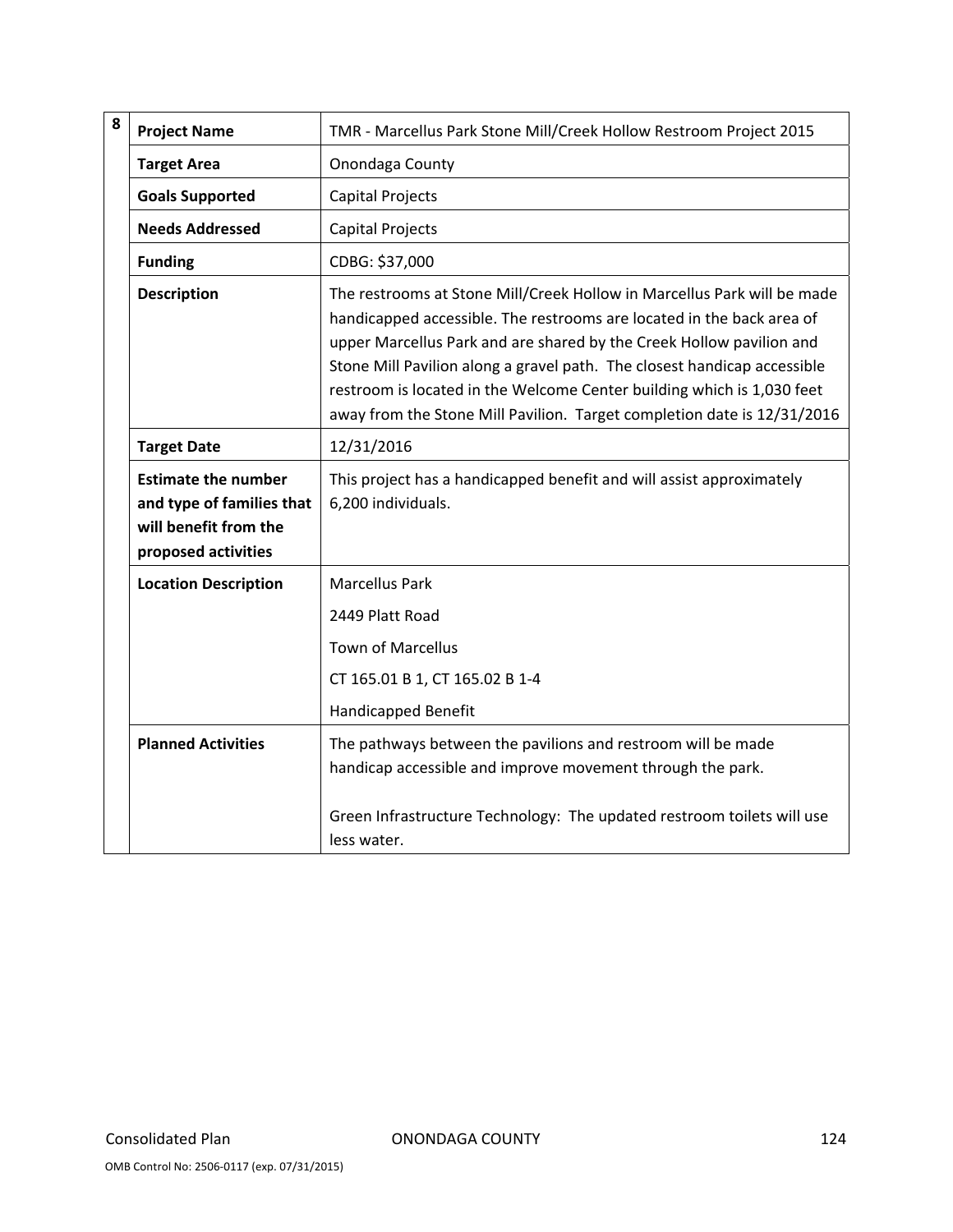| 8 | | |
|---|---|---|
| | **Project Name** | TMR - Marcellus Park Stone Mill/Creek Hollow Restroom Project 2015 |
| | **Target Area** | Onondaga County |
| | **Goals Supported** | Capital Projects |
| | **Needs Addressed** | Capital Projects |
| | **Funding** | CDBG: $37,000 |
| | **Description** | The restrooms at Stone Mill/Creek Hollow in Marcellus Park will be made handicapped accessible. The restrooms are located in the back area of upper Marcellus Park and are shared by the Creek Hollow pavilion and Stone Mill Pavilion along a gravel path. The closest handicap accessible restroom is located in the Welcome Center building which is 1,030 feet away from the Stone Mill Pavilion. Target completion date is 12/31/2016 |
| | **Target Date** | 12/31/2016 |
| | **Estimate the number and type of families that will benefit from the proposed activities** | This project has a handicapped benefit and will assist approximately 6,200 individuals. |
| | **Location Description** | Marcellus Park<br>2449 Platt Road<br>Town of Marcellus<br>CT 165.01 B 1, CT 165.02 B 1-4<br>Handicapped Benefit |
| | **Planned Activities** | The pathways between the pavilions and restroom will be made handicap accessible and improve movement through the park.<br><br>Green Infrastructure Technology: The updated restroom toilets will use less water. |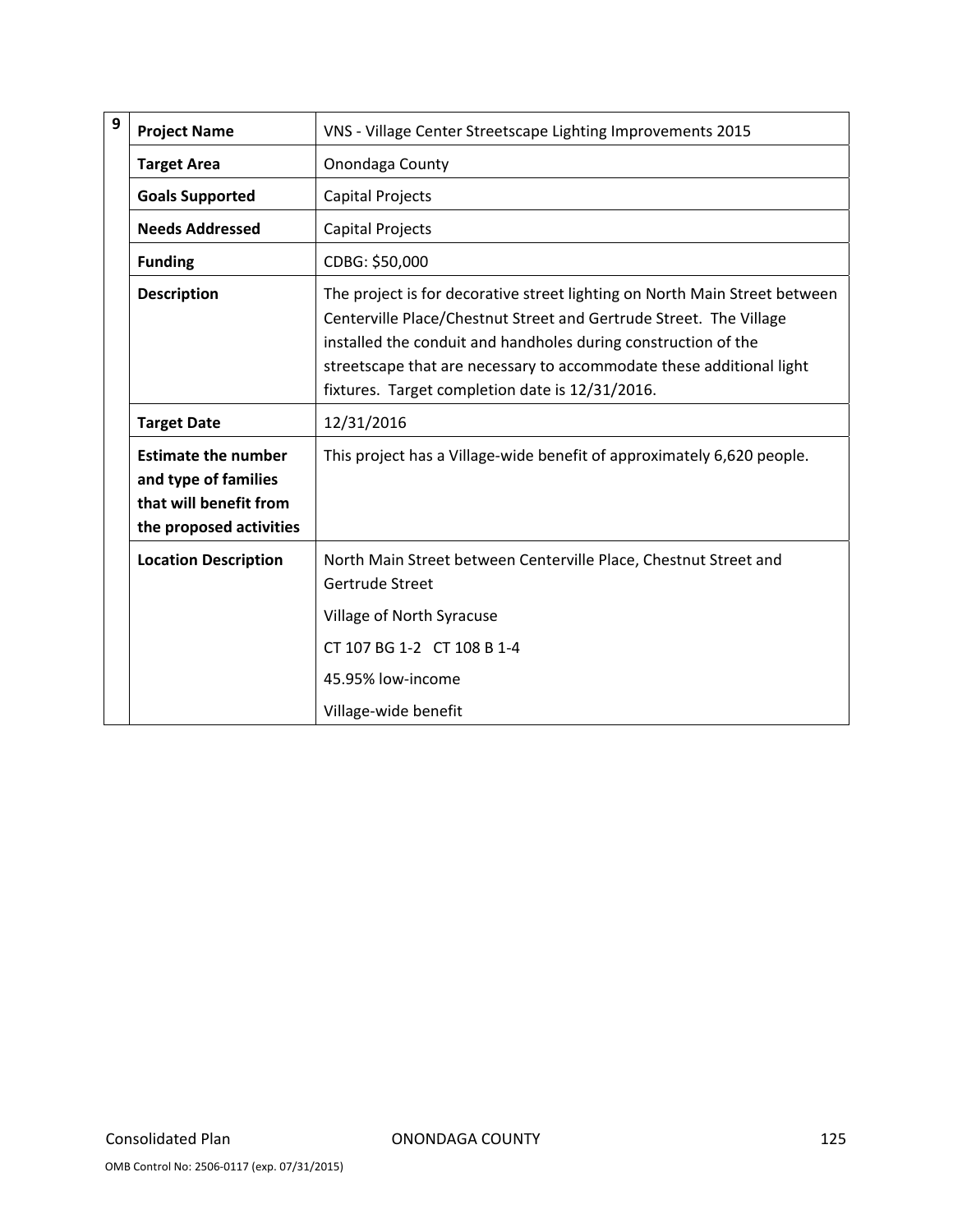| 9 | | |
|---|---|---|
| | **Project Name** | VNS - Village Center Streetscape Lighting Improvements 2015 |
| | **Target Area** | Onondaga County |
| | **Goals Supported** | Capital Projects |
| | **Needs Addressed** | Capital Projects |
| | **Funding** | CDBG: $50,000 |
| | **Description** | The project is for decorative street lighting on North Main Street between Centerville Place/Chestnut Street and Gertrude Street. The Village installed the conduit and handholes during construction of the streetscape that are necessary to accommodate these additional light fixtures. Target completion date is 12/31/2016. |
| | **Target Date** | 12/31/2016 |
| | **Estimate the number and type of families that will benefit from the proposed activities** | This project has a Village-wide benefit of approximately 6,620 people. |
| | **Location Description** | North Main Street between Centerville Place, Chestnut Street and Gertrude Street<br><br>Village of North Syracuse<br><br>CT 107 BG 1-2 CT 108 B 1-4<br><br>45.95% low-income<br><br>Village-wide benefit |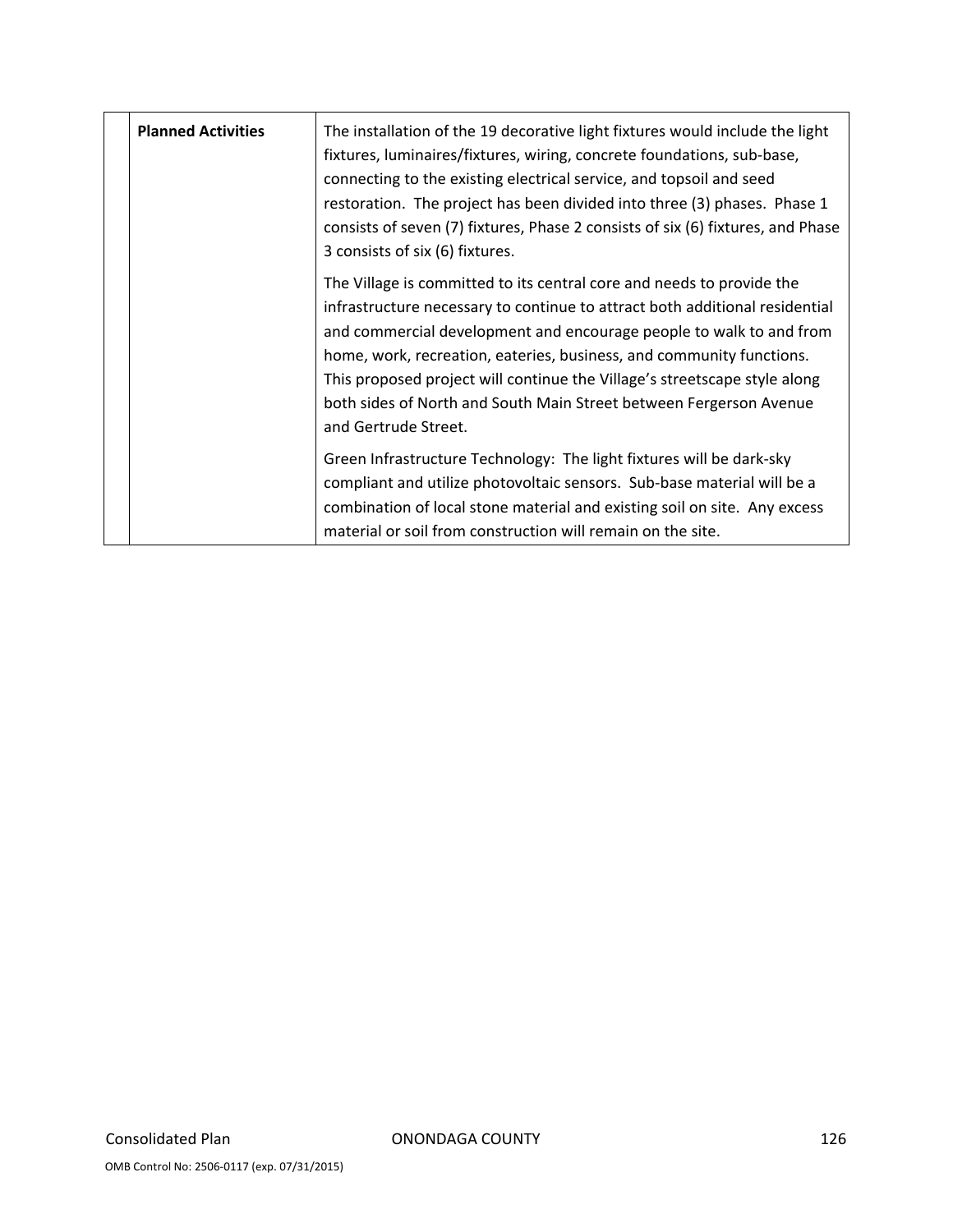| | | |
|---|---|---|
| | **Planned Activities** | The installation of the 19 decorative light fixtures would include the light fixtures, luminaires/fixtures, wiring, concrete foundations, sub-base, connecting to the existing electrical service, and topsoil and seed restoration. The project has been divided into three (3) phases. Phase 1 consists of seven (7) fixtures, Phase 2 consists of six (6) fixtures, and Phase 3 consists of six (6) fixtures.<br><br>The Village is committed to its central core and needs to provide the infrastructure necessary to continue to attract both additional residential and commercial development and encourage people to walk to and from home, work, recreation, eateries, business, and community functions. This proposed project will continue the Village's streetscape style along both sides of North and South Main Street between Fergerson Avenue and Gertrude Street.<br><br>Green Infrastructure Technology: The light fixtures will be dark-sky compliant and utilize photovoltaic sensors. Sub-base material will be a combination of local stone material and existing soil on site. Any excess material or soil from construction will remain on the site. |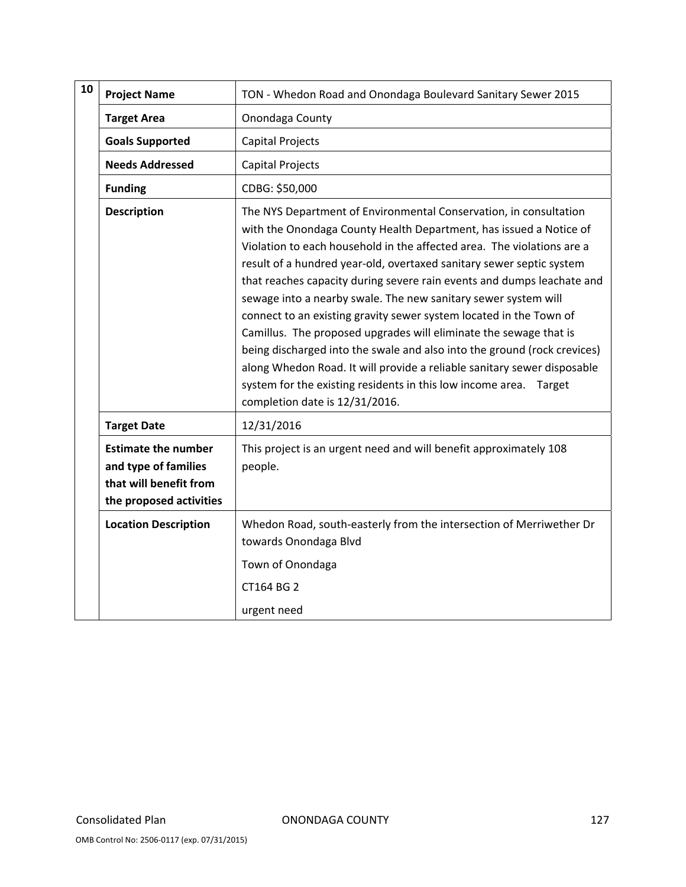| 10 | | |
|---|---|---|
| | **Project Name** | TON - Whedon Road and Onondaga Boulevard Sanitary Sewer 2015 |
| | **Target Area** | Onondaga County |
| | **Goals Supported** | Capital Projects |
| | **Needs Addressed** | Capital Projects |
| | **Funding** | CDBG: $50,000 |
| | **Description** | The NYS Department of Environmental Conservation, in consultation with the Onondaga County Health Department, has issued a Notice of Violation to each household in the affected area. The violations are a result of a hundred year-old, overtaxed sanitary sewer septic system that reaches capacity during severe rain events and dumps leachate and sewage into a nearby swale. The new sanitary sewer system will connect to an existing gravity sewer system located in the Town of Camillus. The proposed upgrades will eliminate the sewage that is being discharged into the swale and also into the ground (rock crevices) along Whedon Road. It will provide a reliable sanitary sewer disposable system for the existing residents in this low income area. Target completion date is 12/31/2016. |
| | **Target Date** | 12/31/2016 |
| | **Estimate the number and type of families that will benefit from the proposed activities** | This project is an urgent need and will benefit approximately 108 people. |
| | **Location Description** | Whedon Road, south-easterly from the intersection of Merriwether Dr towards Onondaga Blvd<br>Town of Onondaga<br>CT164 BG 2<br>urgent need |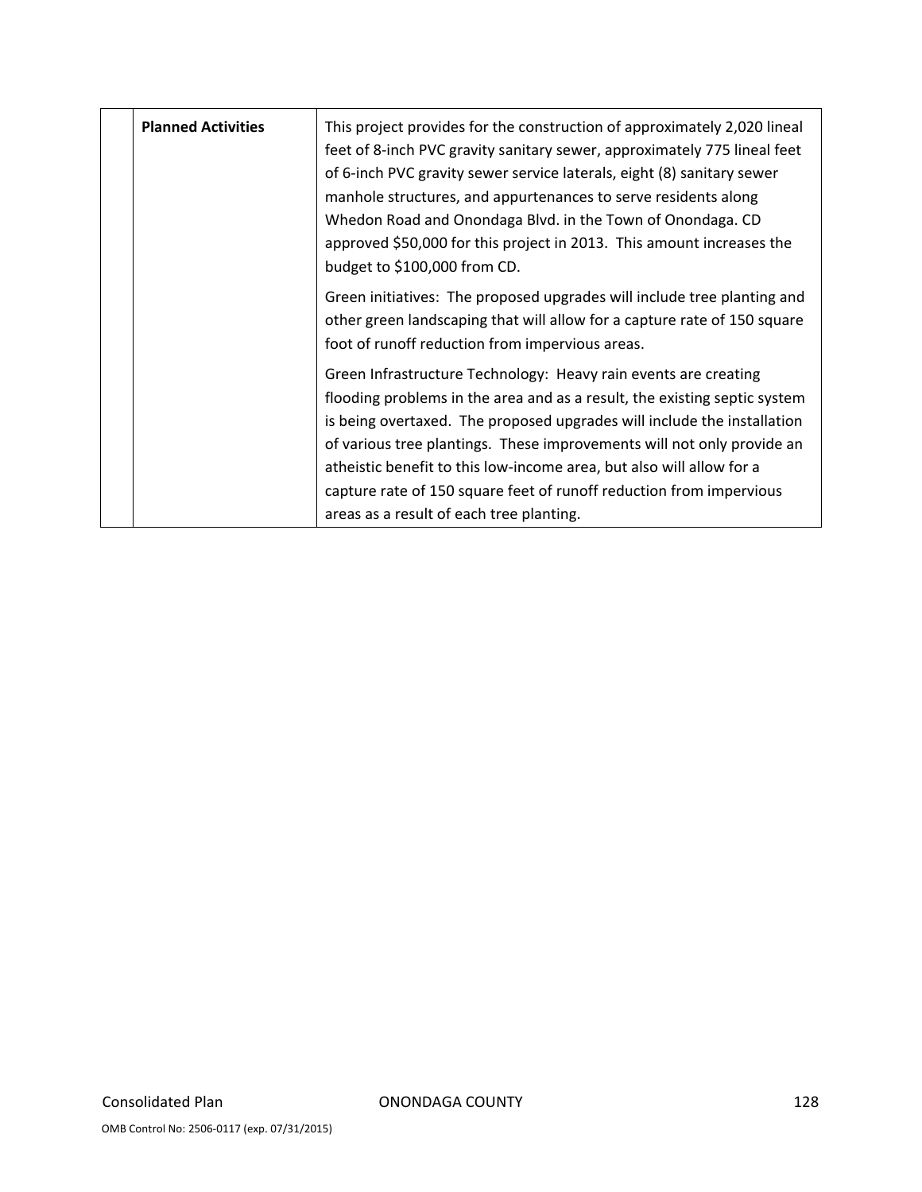|  | **Planned Activities** | This project provides for the construction of approximately 2,020 lineal feet of 8-inch PVC gravity sanitary sewer, approximately 775 lineal feet of 6-inch PVC gravity sewer service laterals, eight (8) sanitary sewer manhole structures, and appurtenances to serve residents along Whedon Road and Onondaga Blvd. in the Town of Onondaga. CD approved $50,000 for this project in 2013. This amount increases the budget to $100,000 from CD.<br><br>Green initiatives: The proposed upgrades will include tree planting and other green landscaping that will allow for a capture rate of 150 square foot of runoff reduction from impervious areas.<br><br>Green Infrastructure Technology: Heavy rain events are creating flooding problems in the area and as a result, the existing septic system is being overtaxed. The proposed upgrades will include the installation of various tree plantings. These improvements will not only provide an atheistic benefit to this low-income area, but also will allow for a capture rate of 150 square feet of runoff reduction from impervious areas as a result of each tree planting. |
|---|---|---|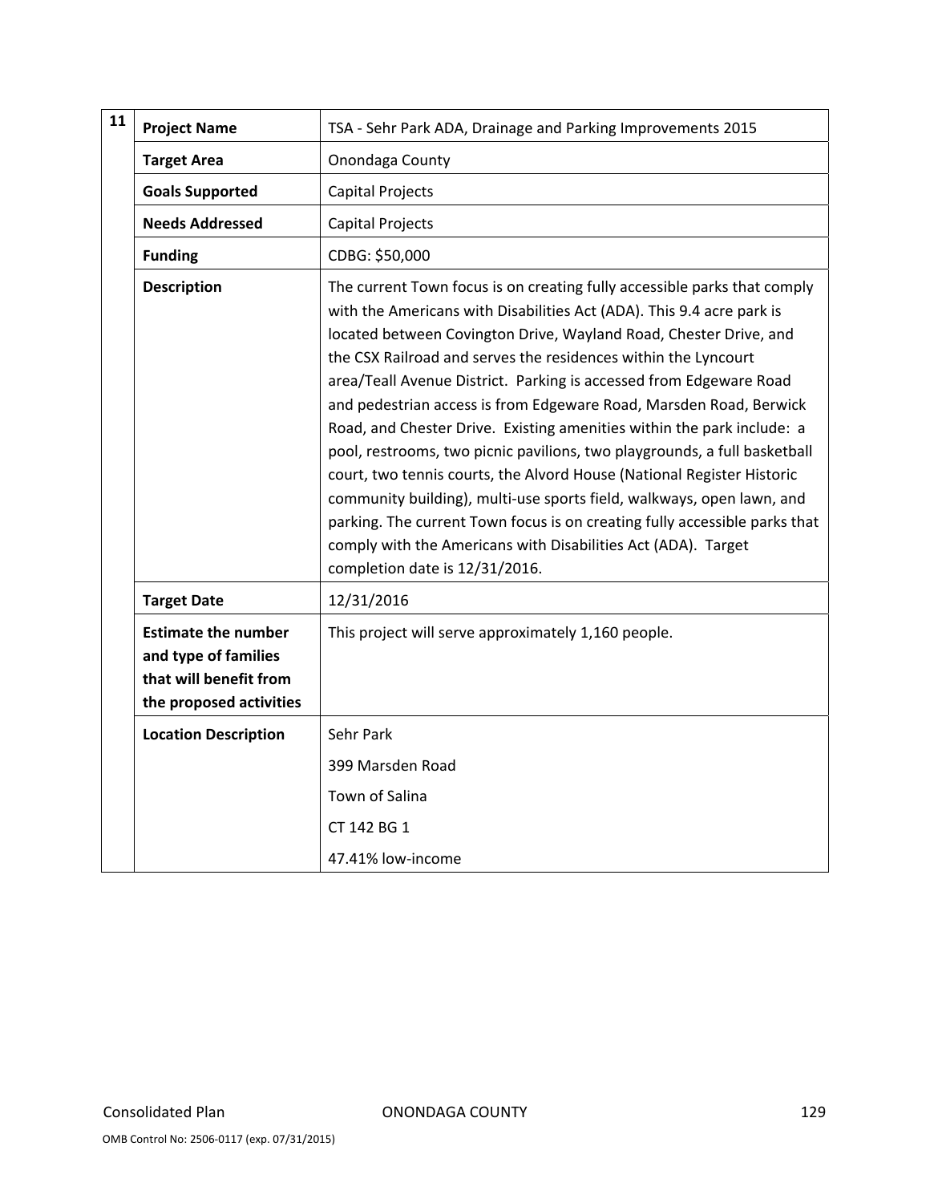| 11 | | |
|---|---|---|
| | **Project Name** | TSA - Sehr Park ADA, Drainage and Parking Improvements 2015 |
| | **Target Area** | Onondaga County |
| | **Goals Supported** | Capital Projects |
| | **Needs Addressed** | Capital Projects |
| | **Funding** | CDBG: $50,000 |
| | **Description** | The current Town focus is on creating fully accessible parks that comply with the Americans with Disabilities Act (ADA). This 9.4 acre park is located between Covington Drive, Wayland Road, Chester Drive, and the CSX Railroad and serves the residences within the Lyncourt area/Teall Avenue District. Parking is accessed from Edgeware Road and pedestrian access is from Edgeware Road, Marsden Road, Berwick Road, and Chester Drive. Existing amenities within the park include: a pool, restrooms, two picnic pavilions, two playgrounds, a full basketball court, two tennis courts, the Alvord House (National Register Historic community building), multi-use sports field, walkways, open lawn, and parking. The current Town focus is on creating fully accessible parks that comply with the Americans with Disabilities Act (ADA). Target completion date is 12/31/2016. |
| | **Target Date** | 12/31/2016 |
| | **Estimate the number and type of families that will benefit from the proposed activities** | This project will serve approximately 1,160 people. |
| | **Location Description** | Sehr Park<br>399 Marsden Road<br>Town of Salina<br>CT 142 BG 1<br>47.41% low-income |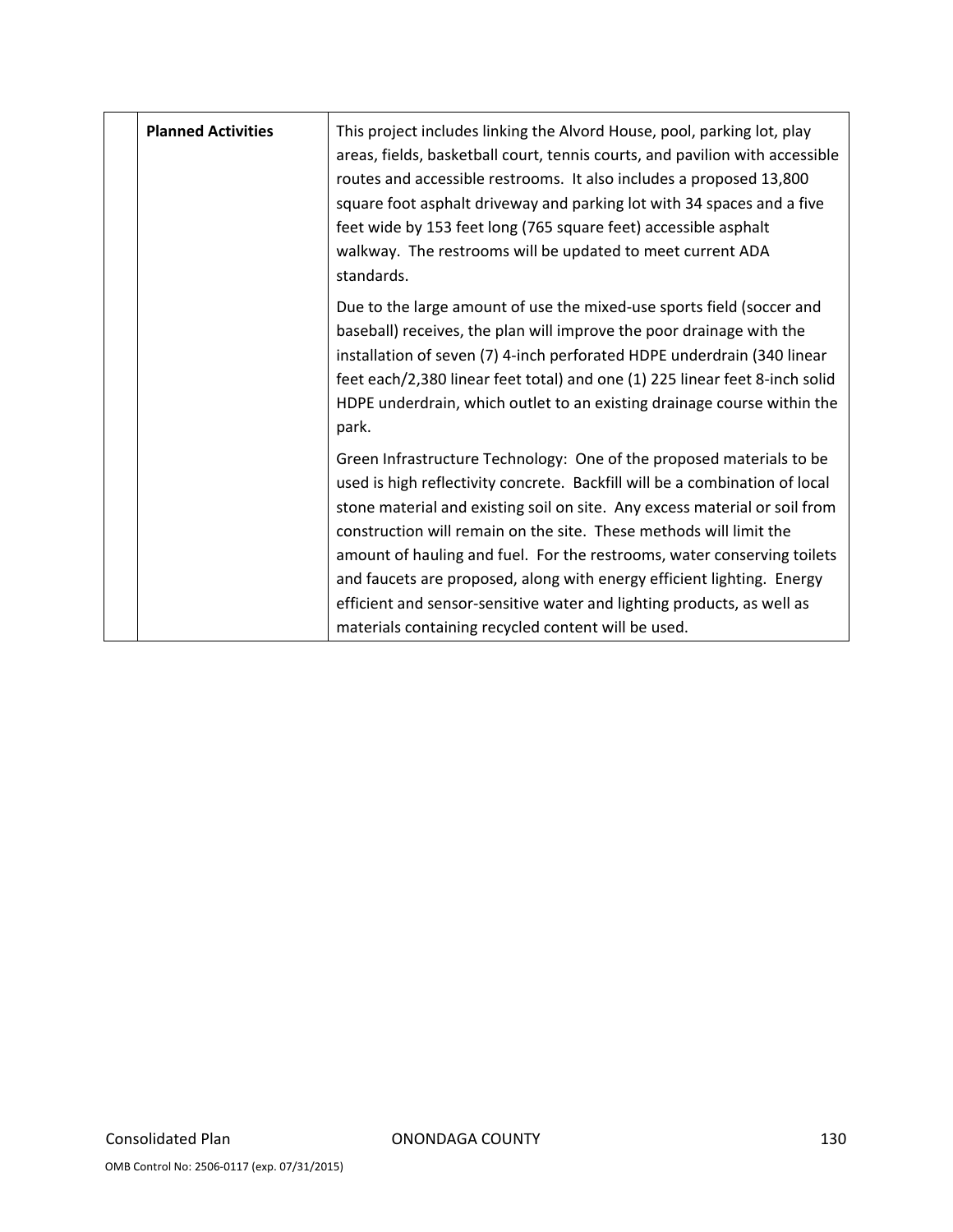| | | |
|---|---|---|
| | **Planned Activities** | This project includes linking the Alvord House, pool, parking lot, play areas, fields, basketball court, tennis courts, and pavilion with accessible routes and accessible restrooms. It also includes a proposed 13,800 square foot asphalt driveway and parking lot with 34 spaces and a five feet wide by 153 feet long (765 square feet) accessible asphalt walkway. The restrooms will be updated to meet current ADA standards.<br><br>Due to the large amount of use the mixed-use sports field (soccer and baseball) receives, the plan will improve the poor drainage with the installation of seven (7) 4-inch perforated HDPE underdrain (340 linear feet each/2,380 linear feet total) and one (1) 225 linear feet 8-inch solid HDPE underdrain, which outlet to an existing drainage course within the park.<br><br>Green Infrastructure Technology: One of the proposed materials to be used is high reflectivity concrete. Backfill will be a combination of local stone material and existing soil on site. Any excess material or soil from construction will remain on the site. These methods will limit the amount of hauling and fuel. For the restrooms, water conserving toilets and faucets are proposed, along with energy efficient lighting. Energy efficient and sensor-sensitive water and lighting products, as well as materials containing recycled content will be used. |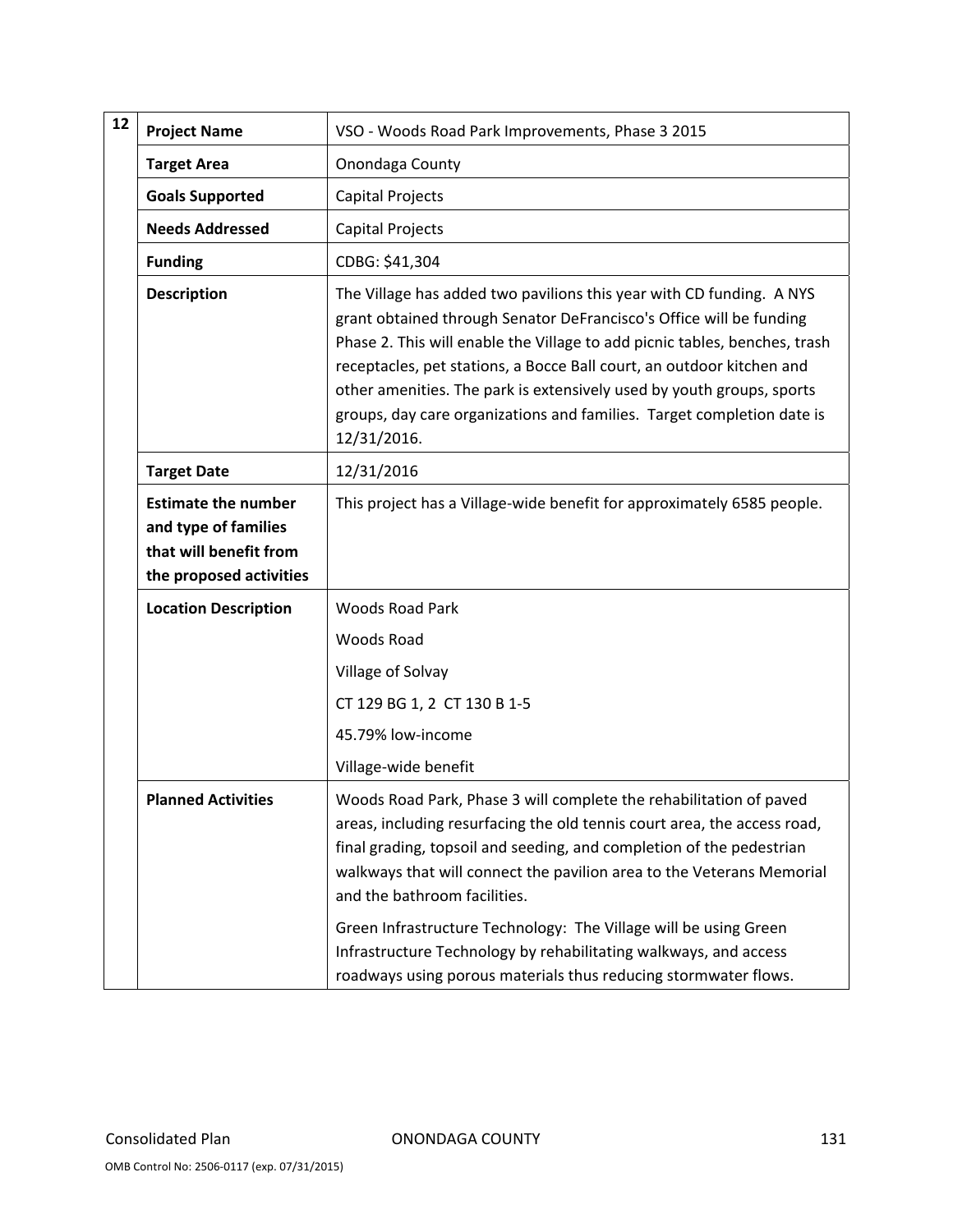| 12 | | |
|---|---|---|
| | **Project Name** | VSO - Woods Road Park Improvements, Phase 3 2015 |
| | **Target Area** | Onondaga County |
| | **Goals Supported** | Capital Projects |
| | **Needs Addressed** | Capital Projects |
| | **Funding** | CDBG: $41,304 |
| | **Description** | The Village has added two pavilions this year with CD funding. A NYS grant obtained through Senator DeFrancisco's Office will be funding Phase 2. This will enable the Village to add picnic tables, benches, trash receptacles, pet stations, a Bocce Ball court, an outdoor kitchen and other amenities. The park is extensively used by youth groups, sports groups, day care organizations and families. Target completion date is 12/31/2016. |
| | **Target Date** | 12/31/2016 |
| | **Estimate the number and type of families that will benefit from the proposed activities** | This project has a Village-wide benefit for approximately 6585 people. |
| | **Location Description** | Woods Road Park<br>Woods Road<br>Village of Solvay<br>CT 129 BG 1, 2 CT 130 B 1-5<br>45.79% low-income<br>Village-wide benefit |
| | **Planned Activities** | Woods Road Park, Phase 3 will complete the rehabilitation of paved areas, including resurfacing the old tennis court area, the access road, final grading, topsoil and seeding, and completion of the pedestrian walkways that will connect the pavilion area to the Veterans Memorial and the bathroom facilities.<br>Green Infrastructure Technology: The Village will be using Green Infrastructure Technology by rehabilitating walkways, and access roadways using porous materials thus reducing stormwater flows. |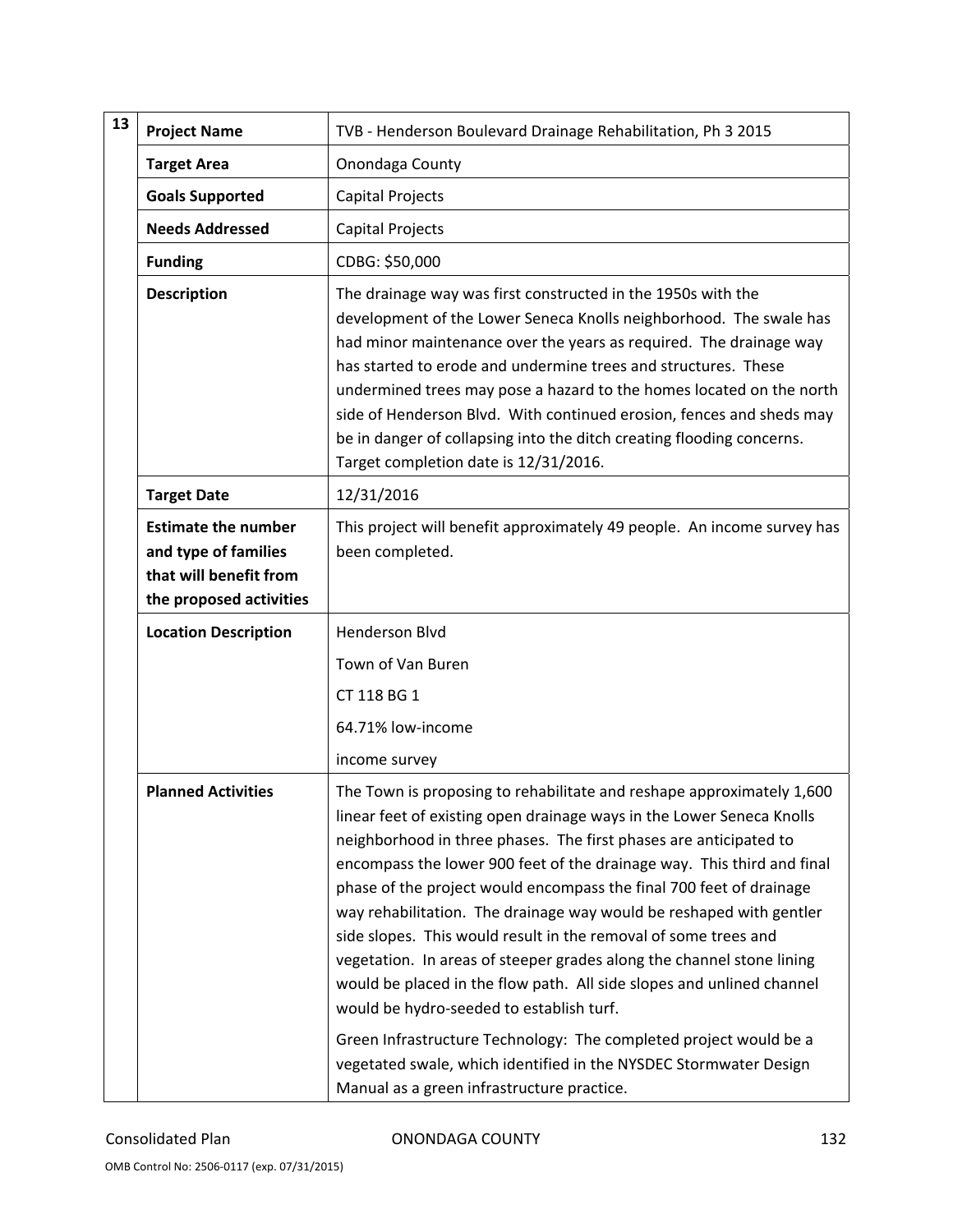| 13 | | |
|---|---|---|
| | **Project Name** | TVB - Henderson Boulevard Drainage Rehabilitation, Ph 3 2015 |
| | **Target Area** | Onondaga County |
| | **Goals Supported** | Capital Projects |
| | **Needs Addressed** | Capital Projects |
| | **Funding** | CDBG: $50,000 |
| | **Description** | The drainage way was first constructed in the 1950s with the development of the Lower Seneca Knolls neighborhood. The swale has had minor maintenance over the years as required. The drainage way has started to erode and undermine trees and structures. These undermined trees may pose a hazard to the homes located on the north side of Henderson Blvd. With continued erosion, fences and sheds may be in danger of collapsing into the ditch creating flooding concerns. Target completion date is 12/31/2016. |
| | **Target Date** | 12/31/2016 |
| | **Estimate the number and type of families that will benefit from the proposed activities** | This project will benefit approximately 49 people. An income survey has been completed. |
| | **Location Description** | Henderson Blvd<br>Town of Van Buren<br>CT 118 BG 1<br>64.71% low-income<br>income survey |
| | **Planned Activities** | The Town is proposing to rehabilitate and reshape approximately 1,600 linear feet of existing open drainage ways in the Lower Seneca Knolls neighborhood in three phases. The first phases are anticipated to encompass the lower 900 feet of the drainage way. This third and final phase of the project would encompass the final 700 feet of drainage way rehabilitation. The drainage way would be reshaped with gentler side slopes. This would result in the removal of some trees and vegetation. In areas of steeper grades along the channel stone lining would be placed in the flow path. All side slopes and unlined channel would be hydro-seeded to establish turf.<br><br>Green Infrastructure Technology: The completed project would be a vegetated swale, which identified in the NYSDEC Stormwater Design Manual as a green infrastructure practice. |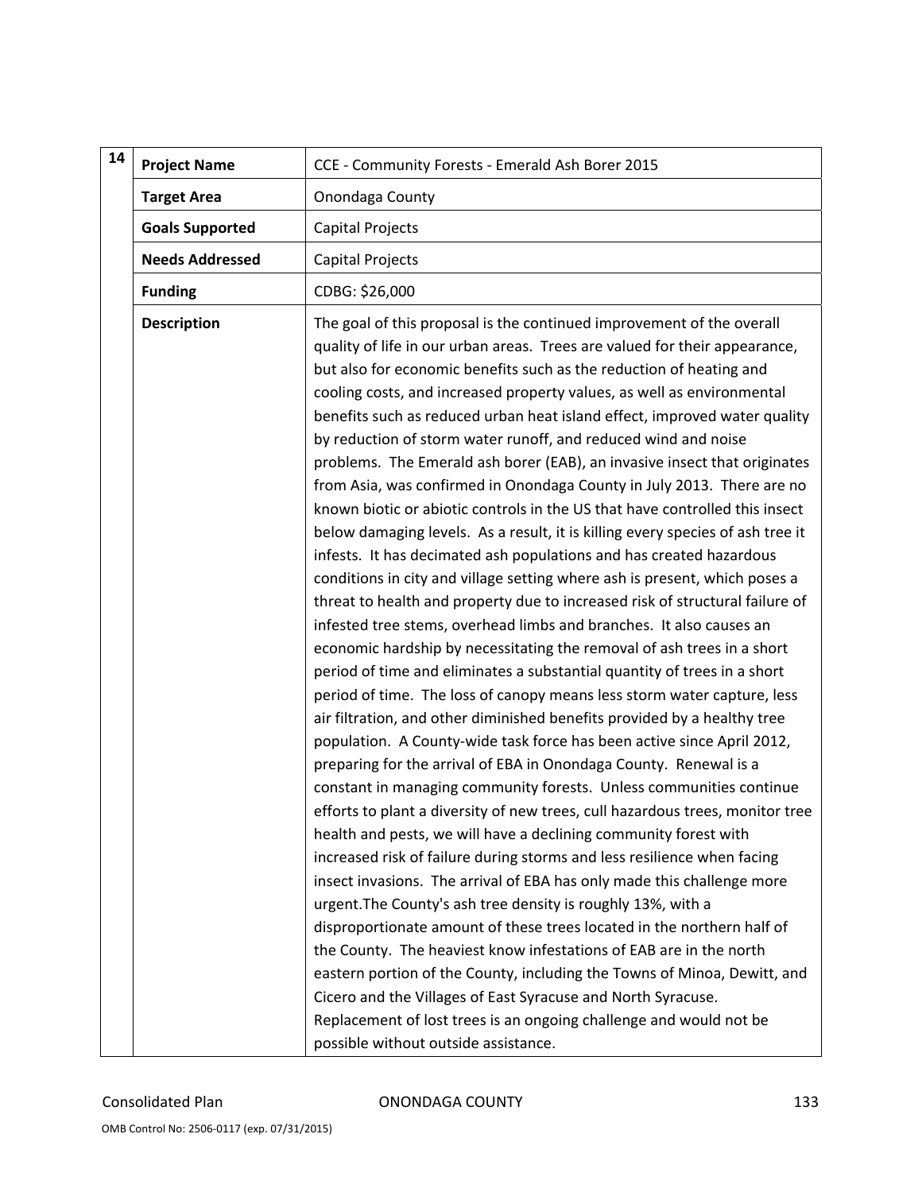| 14 | | |
|---|---|---|
| | **Project Name** | CCE - Community Forests - Emerald Ash Borer 2015 |
| | **Target Area** | Onondaga County |
| | **Goals Supported** | Capital Projects |
| | **Needs Addressed** | Capital Projects |
| | **Funding** | CDBG: $26,000 |
| | **Description** | The goal of this proposal is the continued improvement of the overall quality of life in our urban areas. Trees are valued for their appearance, but also for economic benefits such as the reduction of heating and cooling costs, and increased property values, as well as environmental benefits such as reduced urban heat island effect, improved water quality by reduction of storm water runoff, and reduced wind and noise problems. The Emerald ash borer (EAB), an invasive insect that originates from Asia, was confirmed in Onondaga County in July 2013. There are no known biotic or abiotic controls in the US that have controlled this insect below damaging levels. As a result, it is killing every species of ash tree it infests. It has decimated ash populations and has created hazardous conditions in city and village setting where ash is present, which poses a threat to health and property due to increased risk of structural failure of infested tree stems, overhead limbs and branches. It also causes an economic hardship by necessitating the removal of ash trees in a short period of time and eliminates a substantial quantity of trees in a short period of time. The loss of canopy means less storm water capture, less air filtration, and other diminished benefits provided by a healthy tree population. A County-wide task force has been active since April 2012, preparing for the arrival of EBA in Onondaga County. Renewal is a constant in managing community forests. Unless communities continue efforts to plant a diversity of new trees, cull hazardous trees, monitor tree health and pests, we will have a declining community forest with increased risk of failure during storms and less resilience when facing insect invasions. The arrival of EBA has only made this challenge more urgent.The County's ash tree density is roughly 13%, with a disproportionate amount of these trees located in the northern half of the County. The heaviest know infestations of EAB are in the north eastern portion of the County, including the Towns of Minoa, Dewitt, and Cicero and the Villages of East Syracuse and North Syracuse. Replacement of lost trees is an ongoing challenge and would not be possible without outside assistance. |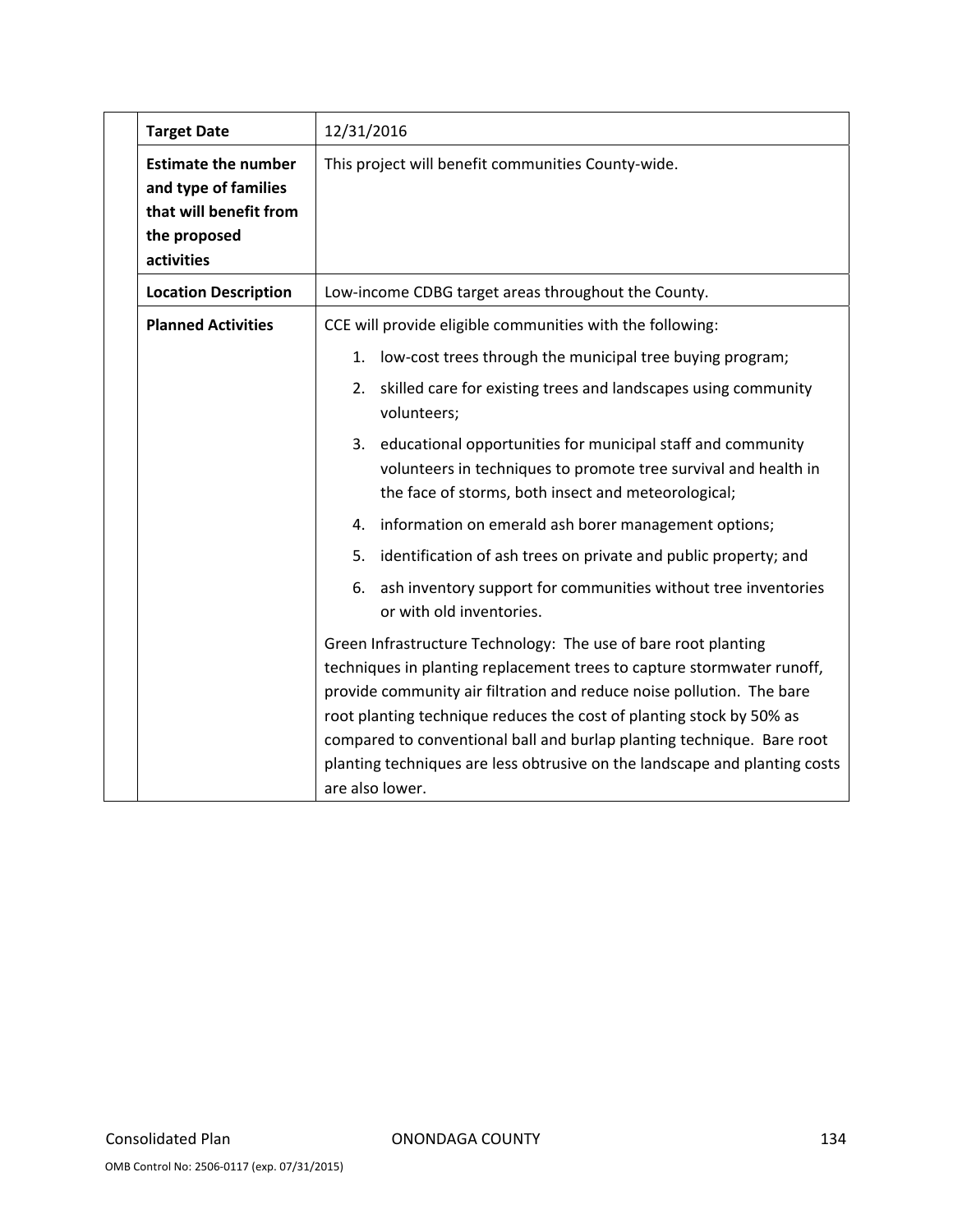| | | |
|---|---|---|
| | **Target Date** | 12/31/2016 |
| | **Estimate the number and type of families that will benefit from the proposed activities** | This project will benefit communities County-wide. |
| | **Location Description** | Low-income CDBG target areas throughout the County. |
| | **Planned Activities** | CCE will provide eligible communities with the following:<br>1. low-cost trees through the municipal tree buying program;<br>2. skilled care for existing trees and landscapes using community volunteers;<br>3. educational opportunities for municipal staff and community volunteers in techniques to promote tree survival and health in the face of storms, both insect and meteorological;<br>4. information on emerald ash borer management options;<br>5. identification of ash trees on private and public property; and<br>6. ash inventory support for communities without tree inventories or with old inventories.<br><br>Green Infrastructure Technology: The use of bare root planting techniques in planting replacement trees to capture stormwater runoff, provide community air filtration and reduce noise pollution. The bare root planting technique reduces the cost of planting stock by 50% as compared to conventional ball and burlap planting technique. Bare root planting techniques are less obtrusive on the landscape and planting costs are also lower. |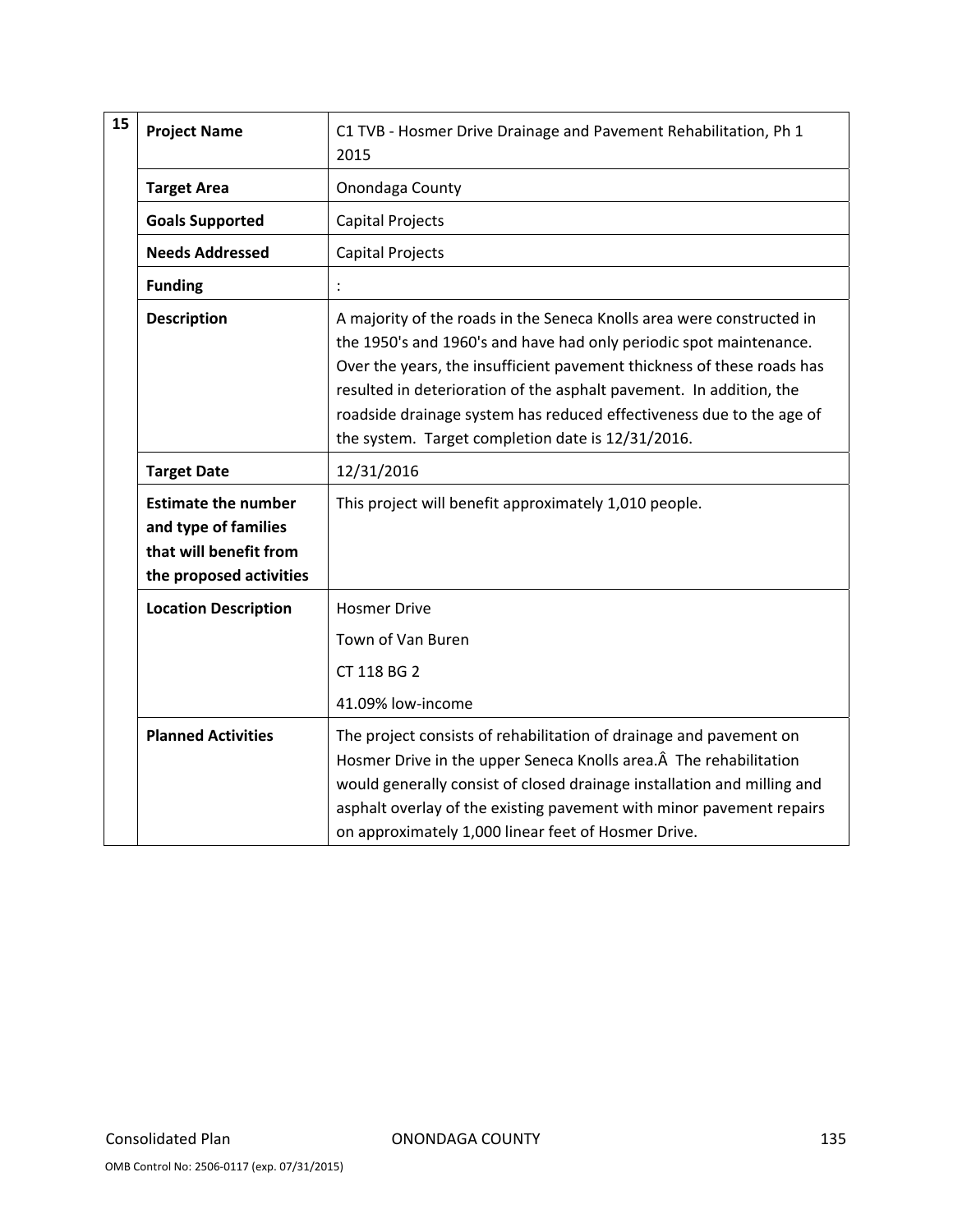| 15 | | |
|---|---|---|
| | **Project Name** | C1 TVB - Hosmer Drive Drainage and Pavement Rehabilitation, Ph 1 2015 |
| | **Target Area** | Onondaga County |
| | **Goals Supported** | Capital Projects |
| | **Needs Addressed** | Capital Projects |
| | **Funding** | : |
| | **Description** | A majority of the roads in the Seneca Knolls area were constructed in the 1950's and 1960's and have had only periodic spot maintenance. Over the years, the insufficient pavement thickness of these roads has resulted in deterioration of the asphalt pavement. In addition, the roadside drainage system has reduced effectiveness due to the age of the system. Target completion date is 12/31/2016. |
| | **Target Date** | 12/31/2016 |
| | **Estimate the number and type of families that will benefit from the proposed activities** | This project will benefit approximately 1,010 people. |
| | **Location Description** | Hosmer Drive<br>Town of Van Buren<br>CT 118 BG 2<br>41.09% low-income |
| | **Planned Activities** | The project consists of rehabilitation of drainage and pavement on Hosmer Drive in the upper Seneca Knolls area.Â  The rehabilitation would generally consist of closed drainage installation and milling and asphalt overlay of the existing pavement with minor pavement repairs on approximately 1,000 linear feet of Hosmer Drive. |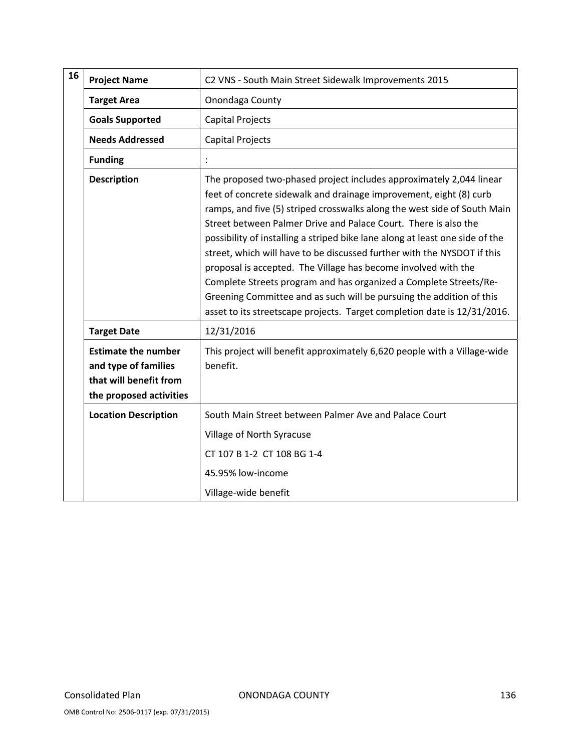| 16 | | |
|---|---|---|
| | **Project Name** | C2 VNS - South Main Street Sidewalk Improvements 2015 |
| | **Target Area** | Onondaga County |
| | **Goals Supported** | Capital Projects |
| | **Needs Addressed** | Capital Projects |
| | **Funding** | : |
| | **Description** | The proposed two-phased project includes approximately 2,044 linear feet of concrete sidewalk and drainage improvement, eight (8) curb ramps, and five (5) striped crosswalks along the west side of South Main Street between Palmer Drive and Palace Court. There is also the possibility of installing a striped bike lane along at least one side of the street, which will have to be discussed further with the NYSDOT if this proposal is accepted. The Village has become involved with the Complete Streets program and has organized a Complete Streets/Re-Greening Committee and as such will be pursuing the addition of this asset to its streetscape projects. Target completion date is 12/31/2016. |
| | **Target Date** | 12/31/2016 |
| | **Estimate the number and type of families that will benefit from the proposed activities** | This project will benefit approximately 6,620 people with a Village-wide benefit. |
| | **Location Description** | South Main Street between Palmer Ave and Palace Court<br>Village of North Syracuse<br>CT 107 B 1-2 CT 108 BG 1-4<br>45.95% low-income<br>Village-wide benefit |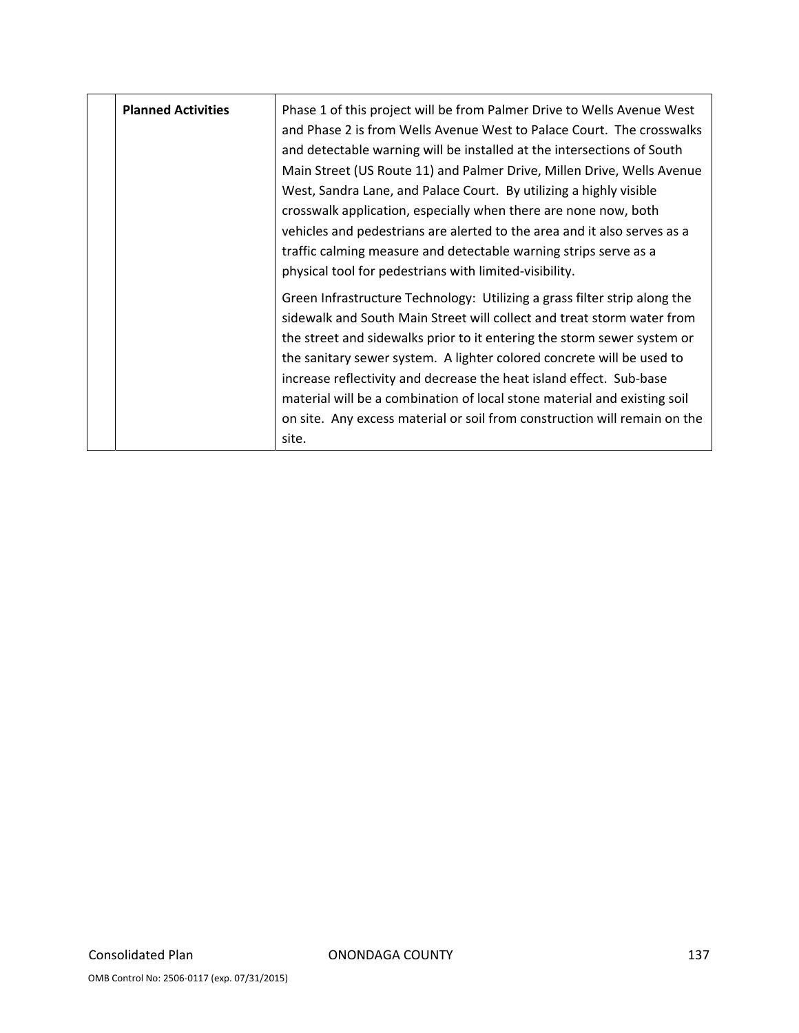|  | **Planned Activities** | Phase 1 of this project will be from Palmer Drive to Wells Avenue West and Phase 2 is from Wells Avenue West to Palace Court. The crosswalks and detectable warning will be installed at the intersections of South Main Street (US Route 11) and Palmer Drive, Millen Drive, Wells Avenue West, Sandra Lane, and Palace Court. By utilizing a highly visible crosswalk application, especially when there are none now, both vehicles and pedestrians are alerted to the area and it also serves as a traffic calming measure and detectable warning strips serve as a physical tool for pedestrians with limited-visibility.<br><br>Green Infrastructure Technology: Utilizing a grass filter strip along the sidewalk and South Main Street will collect and treat storm water from the street and sidewalks prior to it entering the storm sewer system or the sanitary sewer system. A lighter colored concrete will be used to increase reflectivity and decrease the heat island effect. Sub-base material will be a combination of local stone material and existing soil on site. Any excess material or soil from construction will remain on the site. |
|---|---|---|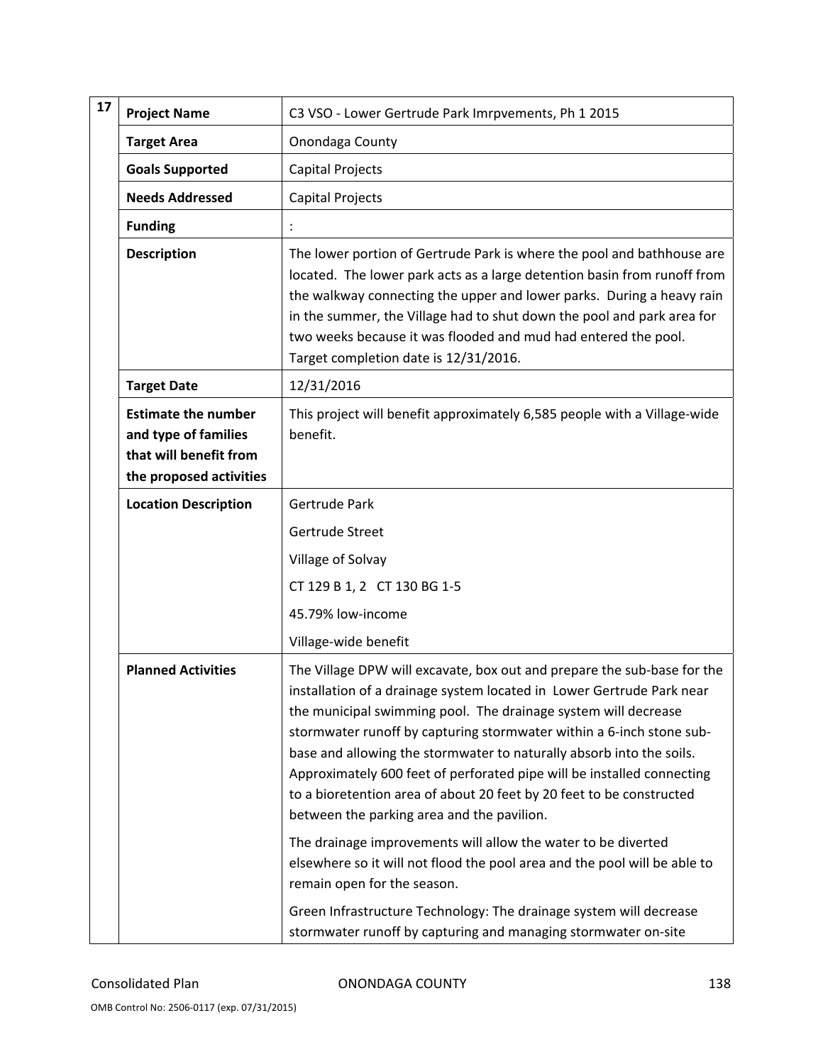| 17 | | |
|---|---|---|
| | **Project Name** | C3 VSO - Lower Gertrude Park Imrpvements, Ph 1 2015 |
| | **Target Area** | Onondaga County |
| | **Goals Supported** | Capital Projects |
| | **Needs Addressed** | Capital Projects |
| | **Funding** | : |
| | **Description** | The lower portion of Gertrude Park is where the pool and bathhouse are located. The lower park acts as a large detention basin from runoff from the walkway connecting the upper and lower parks. During a heavy rain in the summer, the Village had to shut down the pool and park area for two weeks because it was flooded and mud had entered the pool. Target completion date is 12/31/2016. |
| | **Target Date** | 12/31/2016 |
| | **Estimate the number and type of families that will benefit from the proposed activities** | This project will benefit approximately 6,585 people with a Village-wide benefit. |
| | **Location Description** | Gertrude Park<br>Gertrude Street<br>Village of Solvay<br>CT 129 B 1, 2 CT 130 BG 1-5<br>45.79% low-income<br>Village-wide benefit |
| | **Planned Activities** | The Village DPW will excavate, box out and prepare the sub-base for the installation of a drainage system located in Lower Gertrude Park near the municipal swimming pool. The drainage system will decrease stormwater runoff by capturing stormwater within a 6-inch stone sub-base and allowing the stormwater to naturally absorb into the soils. Approximately 600 feet of perforated pipe will be installed connecting to a bioretention area of about 20 feet by 20 feet to be constructed between the parking area and the pavilion.<br>The drainage improvements will allow the water to be diverted elsewhere so it will not flood the pool area and the pool will be able to remain open for the season.<br>Green Infrastructure Technology: The drainage system will decrease stormwater runoff by capturing and managing stormwater on-site |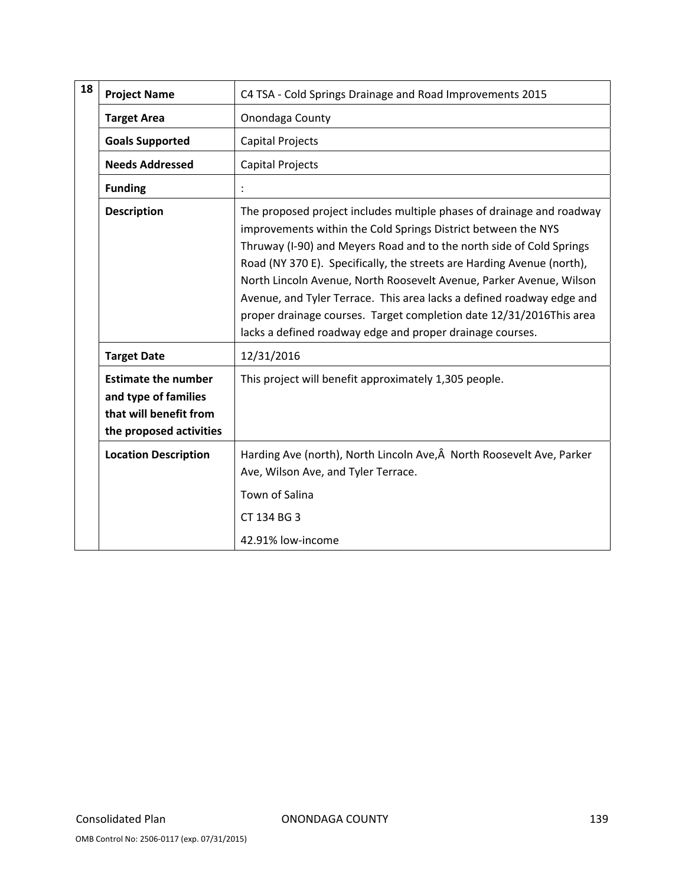| 18 | | |
|---|---|---|
| | **Project Name** | C4 TSA - Cold Springs Drainage and Road Improvements 2015 |
| | **Target Area** | Onondaga County |
| | **Goals Supported** | Capital Projects |
| | **Needs Addressed** | Capital Projects |
| | **Funding** | : |
| | **Description** | The proposed project includes multiple phases of drainage and roadway improvements within the Cold Springs District between the NYS Thruway (I-90) and Meyers Road and to the north side of Cold Springs Road (NY 370 E). Specifically, the streets are Harding Avenue (north), North Lincoln Avenue, North Roosevelt Avenue, Parker Avenue, Wilson Avenue, and Tyler Terrace. This area lacks a defined roadway edge and proper drainage courses. Target completion date 12/31/2016This area lacks a defined roadway edge and proper drainage courses. |
| | **Target Date** | 12/31/2016 |
| | **Estimate the number and type of families that will benefit from the proposed activities** | This project will benefit approximately 1,305 people. |
| | **Location Description** | Harding Ave (north), North Lincoln Ave,Â  North Roosevelt Ave, Parker Ave, Wilson Ave, and Tyler Terrace.<br>Town of Salina<br>CT 134 BG 3<br>42.91% low-income |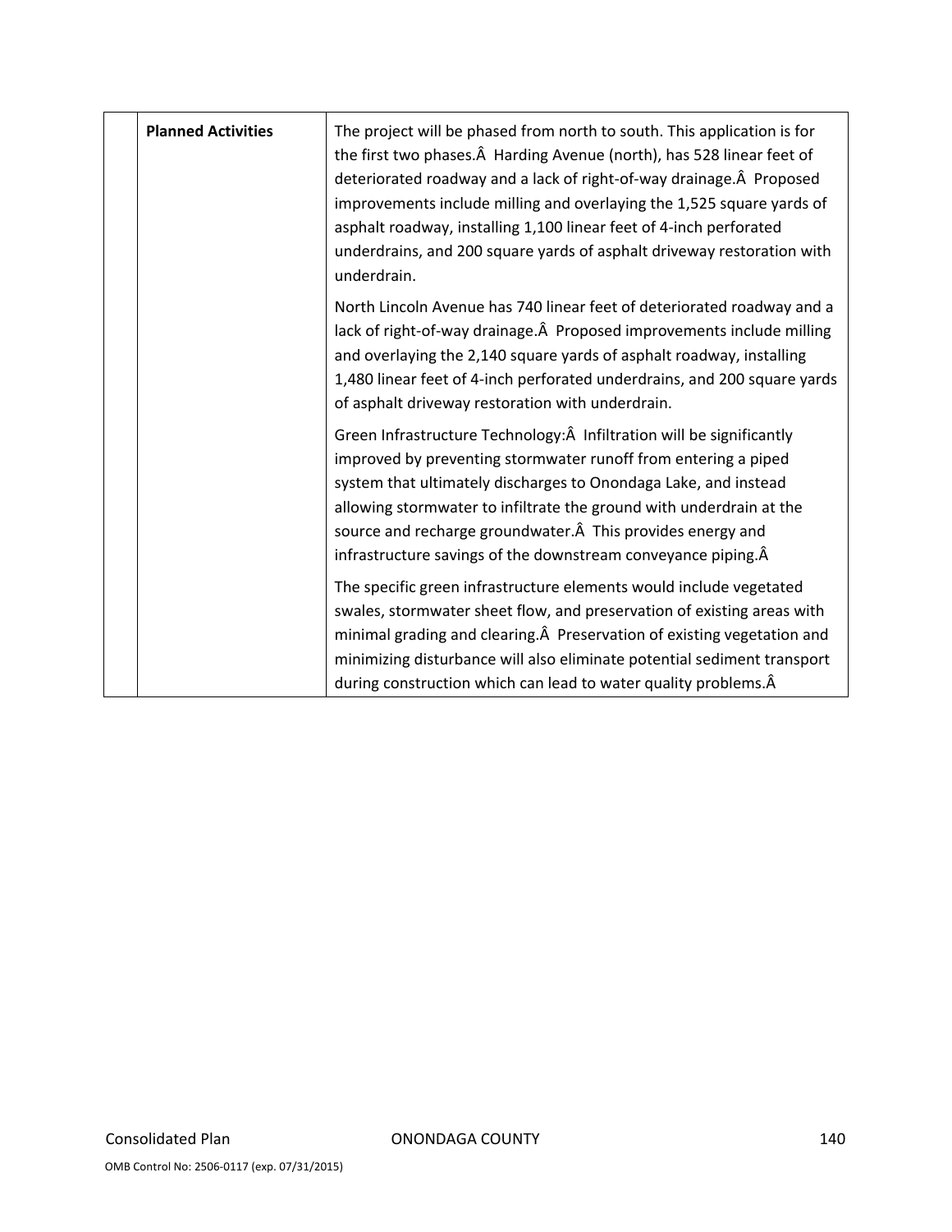|  | **Planned Activities** | The project will be phased from north to south. This application is for the first two phases.Â  Harding Avenue (north), has 528 linear feet of deteriorated roadway and a lack of right-of-way drainage.Â  Proposed improvements include milling and overlaying the 1,525 square yards of asphalt roadway, installing 1,100 linear feet of 4-inch perforated underdrains, and 200 square yards of asphalt driveway restoration with underdrain.<br><br>North Lincoln Avenue has 740 linear feet of deteriorated roadway and a lack of right-of-way drainage.Â  Proposed improvements include milling and overlaying the 2,140 square yards of asphalt roadway, installing 1,480 linear feet of 4-inch perforated underdrains, and 200 square yards of asphalt driveway restoration with underdrain.<br><br>Green Infrastructure Technology:Â  Infiltration will be significantly improved by preventing stormwater runoff from entering a piped system that ultimately discharges to Onondaga Lake, and instead allowing stormwater to infiltrate the ground with underdrain at the source and recharge groundwater.Â  This provides energy and infrastructure savings of the downstream conveyance piping.Â<br><br>The specific green infrastructure elements would include vegetated swales, stormwater sheet flow, and preservation of existing areas with minimal grading and clearing.Â  Preservation of existing vegetation and minimizing disturbance will also eliminate potential sediment transport during construction which can lead to water quality problems.Â |
|---|---|---|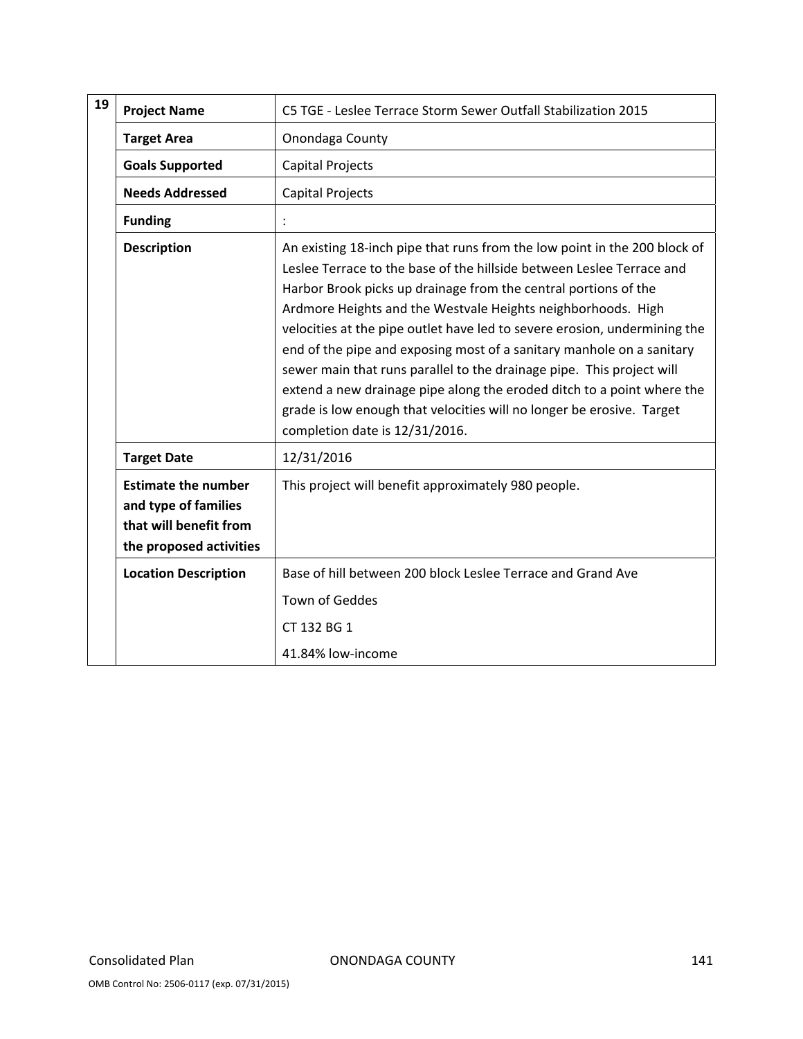| 19 | | |
|---|---|---|
| | **Project Name** | C5 TGE - Leslee Terrace Storm Sewer Outfall Stabilization 2015 |
| | **Target Area** | Onondaga County |
| | **Goals Supported** | Capital Projects |
| | **Needs Addressed** | Capital Projects |
| | **Funding** | : |
| | **Description** | An existing 18-inch pipe that runs from the low point in the 200 block of Leslee Terrace to the base of the hillside between Leslee Terrace and Harbor Brook picks up drainage from the central portions of the Ardmore Heights and the Westvale Heights neighborhoods. High velocities at the pipe outlet have led to severe erosion, undermining the end of the pipe and exposing most of a sanitary manhole on a sanitary sewer main that runs parallel to the drainage pipe. This project will extend a new drainage pipe along the eroded ditch to a point where the grade is low enough that velocities will no longer be erosive. Target completion date is 12/31/2016. |
| | **Target Date** | 12/31/2016 |
| | **Estimate the number and type of families that will benefit from the proposed activities** | This project will benefit approximately 980 people. |
| | **Location Description** | Base of hill between 200 block Leslee Terrace and Grand Ave<br>Town of Geddes<br>CT 132 BG 1<br>41.84% low-income |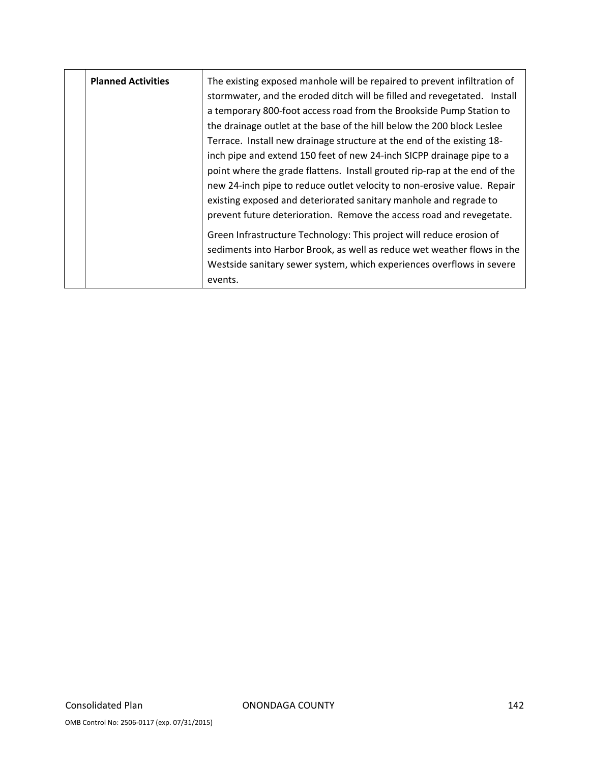|  | **Planned Activities** | The existing exposed manhole will be repaired to prevent infiltration of stormwater, and the eroded ditch will be filled and revegetated. Install a temporary 800-foot access road from the Brookside Pump Station to the drainage outlet at the base of the hill below the 200 block Leslee Terrace. Install new drainage structure at the end of the existing 18-inch pipe and extend 150 feet of new 24-inch SICPP drainage pipe to a point where the grade flattens. Install grouted rip-rap at the end of the new 24-inch pipe to reduce outlet velocity to non-erosive value. Repair existing exposed and deteriorated sanitary manhole and regrade to prevent future deterioration. Remove the access road and revegetate.<br><br>Green Infrastructure Technology: This project will reduce erosion of sediments into Harbor Brook, as well as reduce wet weather flows in the Westside sanitary sewer system, which experiences overflows in severe events. |
|---|---|---|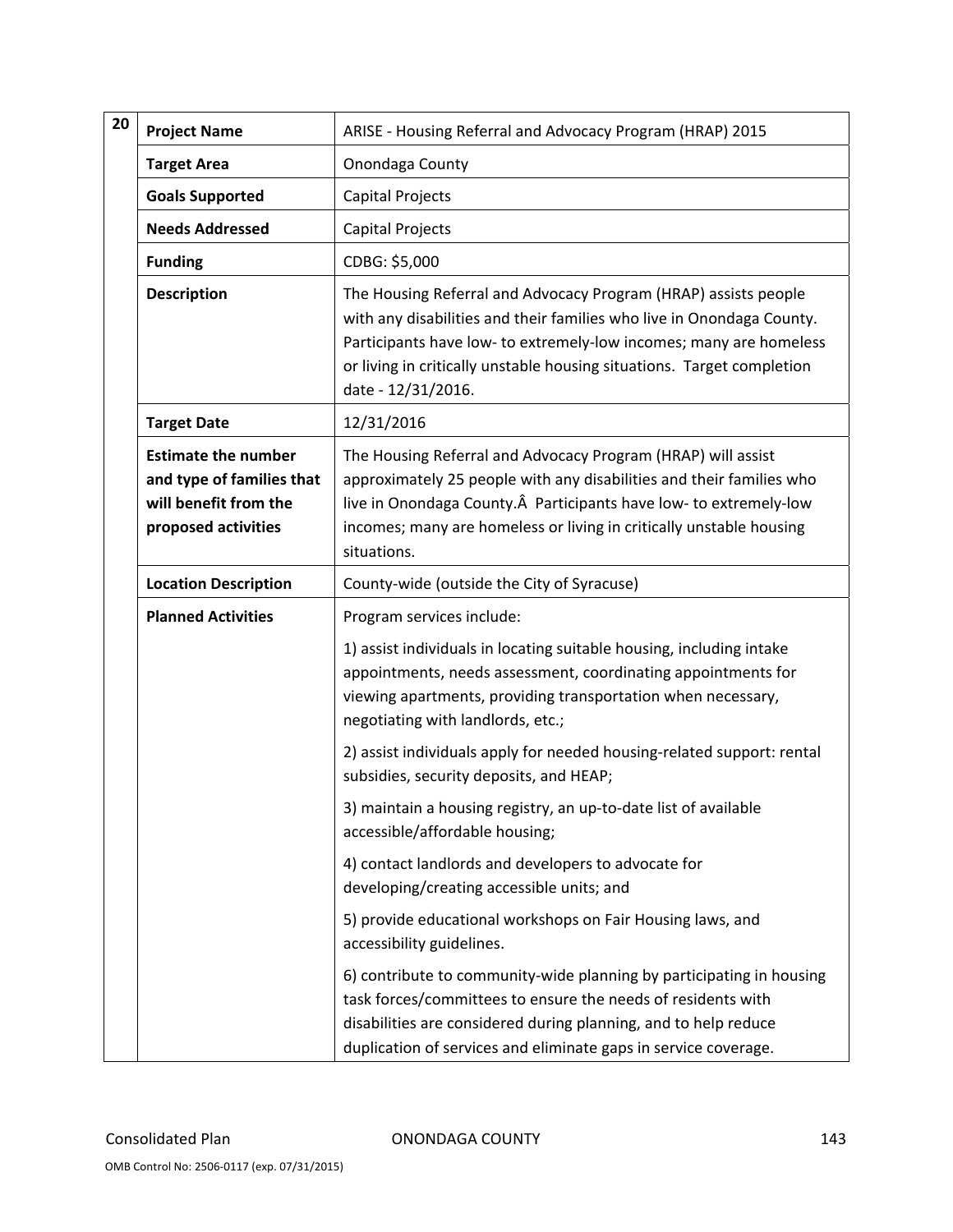| 20 | | |
|---|---|---|
| | **Project Name** | ARISE - Housing Referral and Advocacy Program (HRAP) 2015 |
| | **Target Area** | Onondaga County |
| | **Goals Supported** | Capital Projects |
| | **Needs Addressed** | Capital Projects |
| | **Funding** | CDBG: $5,000 |
| | **Description** | The Housing Referral and Advocacy Program (HRAP) assists people with any disabilities and their families who live in Onondaga County. Participants have low- to extremely-low incomes; many are homeless or living in critically unstable housing situations. Target completion date - 12/31/2016. |
| | **Target Date** | 12/31/2016 |
| | **Estimate the number and type of families that will benefit from the proposed activities** | The Housing Referral and Advocacy Program (HRAP) will assist approximately 25 people with any disabilities and their families who live in Onondaga County.Â  Participants have low- to extremely-low incomes; many are homeless or living in critically unstable housing situations. |
| | **Location Description** | County-wide (outside the City of Syracuse) |
| | **Planned Activities** | Program services include:<br><br>1) assist individuals in locating suitable housing, including intake appointments, needs assessment, coordinating appointments for viewing apartments, providing transportation when necessary, negotiating with landlords, etc.;<br><br>2) assist individuals apply for needed housing-related support: rental subsidies, security deposits, and HEAP;<br><br>3) maintain a housing registry, an up-to-date list of available accessible/affordable housing;<br><br>4) contact landlords and developers to advocate for developing/creating accessible units; and<br><br>5) provide educational workshops on Fair Housing laws, and accessibility guidelines.<br><br>6) contribute to community-wide planning by participating in housing task forces/committees to ensure the needs of residents with disabilities are considered during planning, and to help reduce duplication of services and eliminate gaps in service coverage. |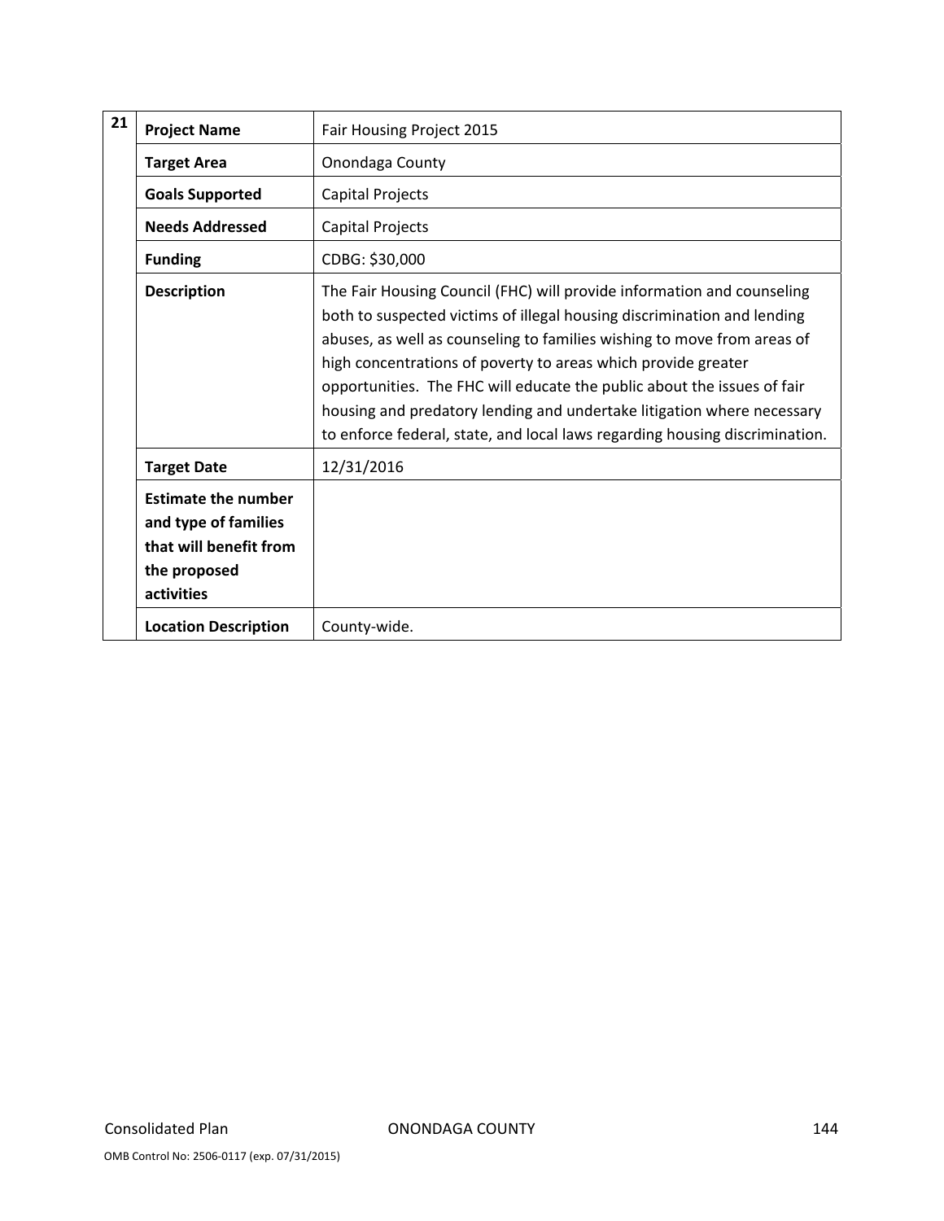| 21 | | |
|---|---|---|
| | **Project Name** | Fair Housing Project 2015 |
| | **Target Area** | Onondaga County |
| | **Goals Supported** | Capital Projects |
| | **Needs Addressed** | Capital Projects |
| | **Funding** | CDBG: $30,000 |
| | **Description** | The Fair Housing Council (FHC) will provide information and counseling both to suspected victims of illegal housing discrimination and lending abuses, as well as counseling to families wishing to move from areas of high concentrations of poverty to areas which provide greater opportunities. The FHC will educate the public about the issues of fair housing and predatory lending and undertake litigation where necessary to enforce federal, state, and local laws regarding housing discrimination. |
| | **Target Date** | 12/31/2016 |
| | **Estimate the number and type of families that will benefit from the proposed activities** | |
| | **Location Description** | County-wide. |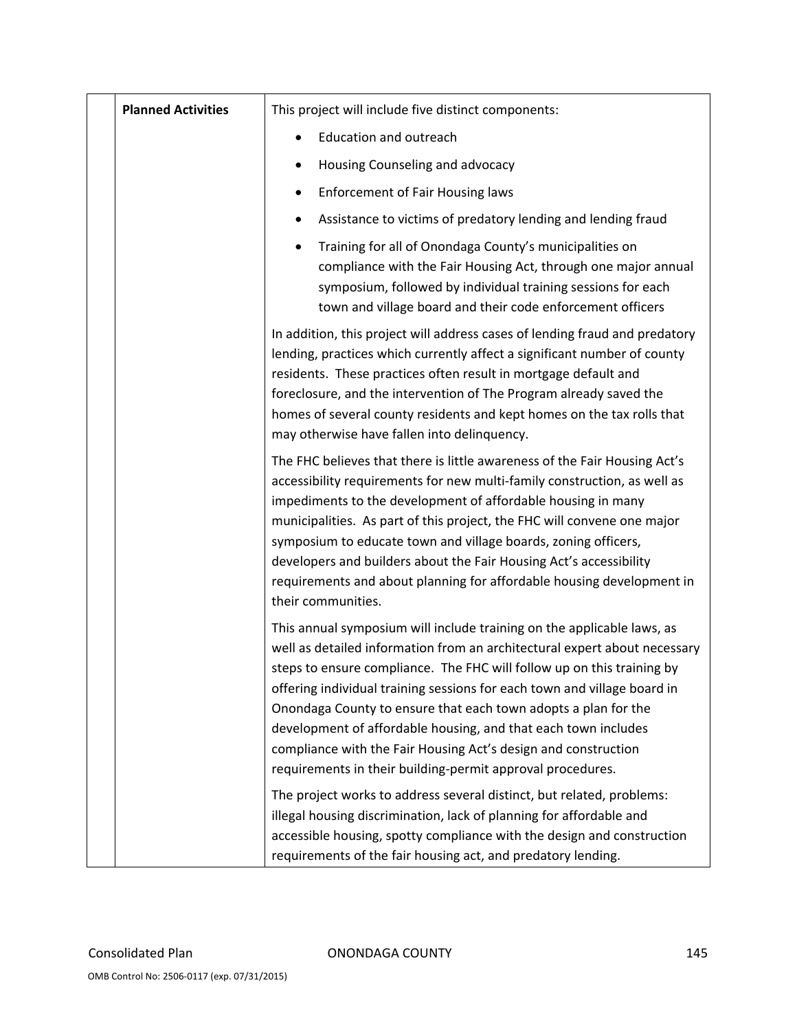| | Planned Activities | This project will include five distinct components:<br>• Education and outreach<br>• Housing Counseling and advocacy<br>• Enforcement of Fair Housing laws<br>• Assistance to victims of predatory lending and lending fraud<br>• Training for all of Onondaga County's municipalities on compliance with the Fair Housing Act, through one major annual symposium, followed by individual training sessions for each town and village board and their code enforcement officers<br><br>In addition, this project will address cases of lending fraud and predatory lending, practices which currently affect a significant number of county residents. These practices often result in mortgage default and foreclosure, and the intervention of The Program already saved the homes of several county residents and kept homes on the tax rolls that may otherwise have fallen into delinquency.<br><br>The FHC believes that there is little awareness of the Fair Housing Act's accessibility requirements for new multi-family construction, as well as impediments to the development of affordable housing in many municipalities. As part of this project, the FHC will convene one major symposium to educate town and village boards, zoning officers, developers and builders about the Fair Housing Act's accessibility requirements and about planning for affordable housing development in their communities.<br><br>This annual symposium will include training on the applicable laws, as well as detailed information from an architectural expert about necessary steps to ensure compliance. The FHC will follow up on this training by offering individual training sessions for each town and village board in Onondaga County to ensure that each town adopts a plan for the development of affordable housing, and that each town includes compliance with the Fair Housing Act's design and construction requirements in their building-permit approval procedures.<br><br>The project works to address several distinct, but related, problems: illegal housing discrimination, lack of planning for affordable and accessible housing, spotty compliance with the design and construction requirements of the fair housing act, and predatory lending. |
|---|---|---|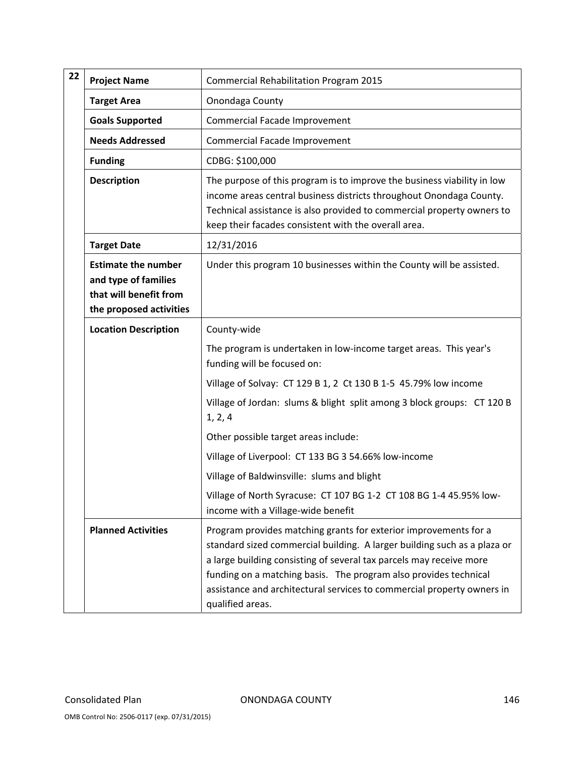| 22 | | |
|---|---|---|
| | **Project Name** | Commercial Rehabilitation Program 2015 |
| | **Target Area** | Onondaga County |
| | **Goals Supported** | Commercial Facade Improvement |
| | **Needs Addressed** | Commercial Facade Improvement |
| | **Funding** | CDBG: $100,000 |
| | **Description** | The purpose of this program is to improve the business viability in low income areas central business districts throughout Onondaga County. Technical assistance is also provided to commercial property owners to keep their facades consistent with the overall area. |
| | **Target Date** | 12/31/2016 |
| | **Estimate the number and type of families that will benefit from the proposed activities** | Under this program 10 businesses within the County will be assisted. |
| | **Location Description** | County-wide<br><br>The program is undertaken in low-income target areas. This year's funding will be focused on:<br><br>Village of Solvay: CT 129 B 1, 2 Ct 130 B 1-5 45.79% low income<br><br>Village of Jordan: slums & blight split among 3 block groups: CT 120 B 1, 2, 4<br><br>Other possible target areas include:<br><br>Village of Liverpool: CT 133 BG 3 54.66% low-income<br><br>Village of Baldwinsville: slums and blight<br><br>Village of North Syracuse: CT 107 BG 1-2 CT 108 BG 1-4 45.95% low-income with a Village-wide benefit |
| | **Planned Activities** | Program provides matching grants for exterior improvements for a standard sized commercial building. A larger building such as a plaza or a large building consisting of several tax parcels may receive more funding on a matching basis. The program also provides technical assistance and architectural services to commercial property owners in qualified areas. |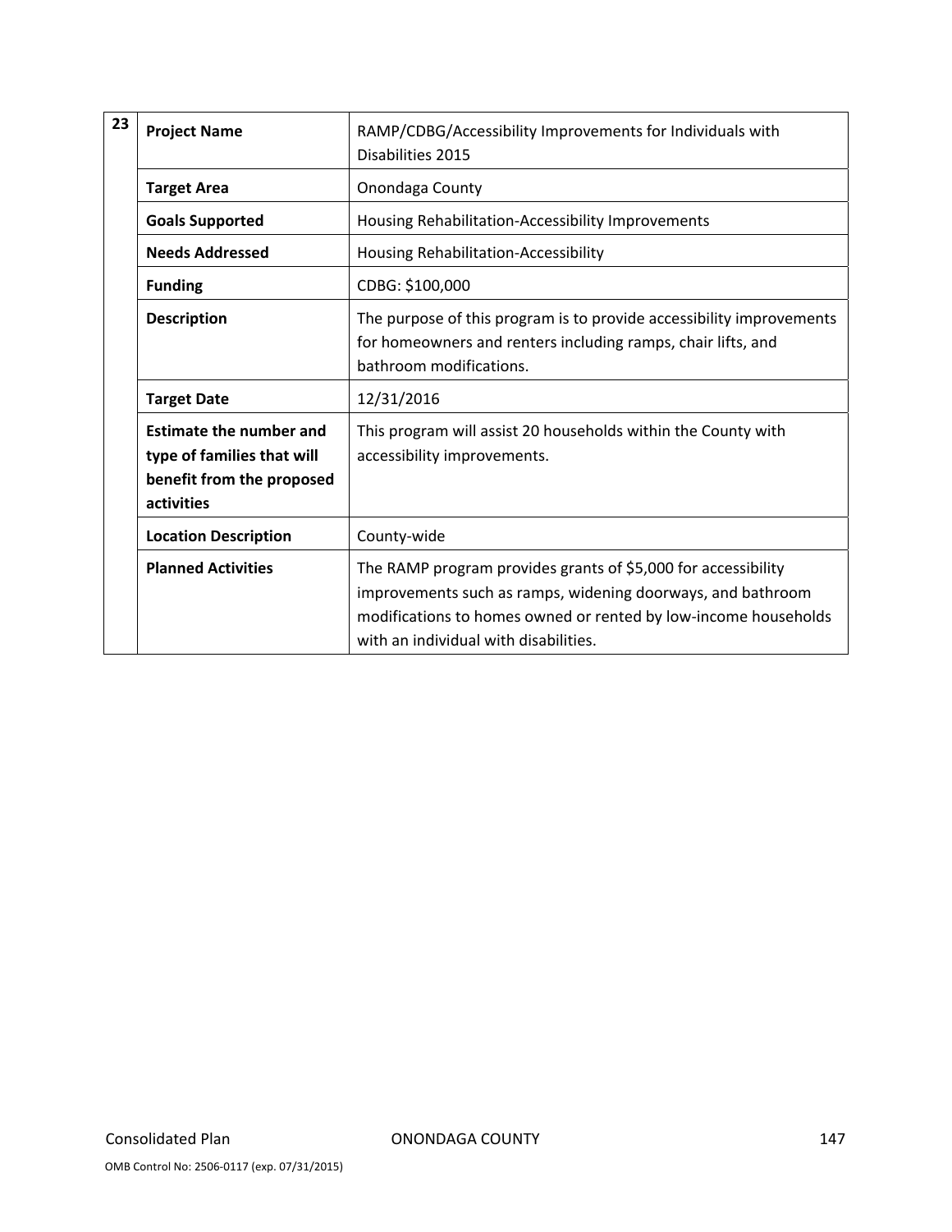| 23 | | |
|---|---|---|
| | **Project Name** | RAMP/CDBG/Accessibility Improvements for Individuals with Disabilities 2015 |
| | **Target Area** | Onondaga County |
| | **Goals Supported** | Housing Rehabilitation-Accessibility Improvements |
| | **Needs Addressed** | Housing Rehabilitation-Accessibility |
| | **Funding** | CDBG: $100,000 |
| | **Description** | The purpose of this program is to provide accessibility improvements for homeowners and renters including ramps, chair lifts, and bathroom modifications. |
| | **Target Date** | 12/31/2016 |
| | **Estimate the number and type of families that will benefit from the proposed activities** | This program will assist 20 households within the County with accessibility improvements. |
| | **Location Description** | County-wide |
| | **Planned Activities** | The RAMP program provides grants of $5,000 for accessibility improvements such as ramps, widening doorways, and bathroom modifications to homes owned or rented by low-income households with an individual with disabilities. |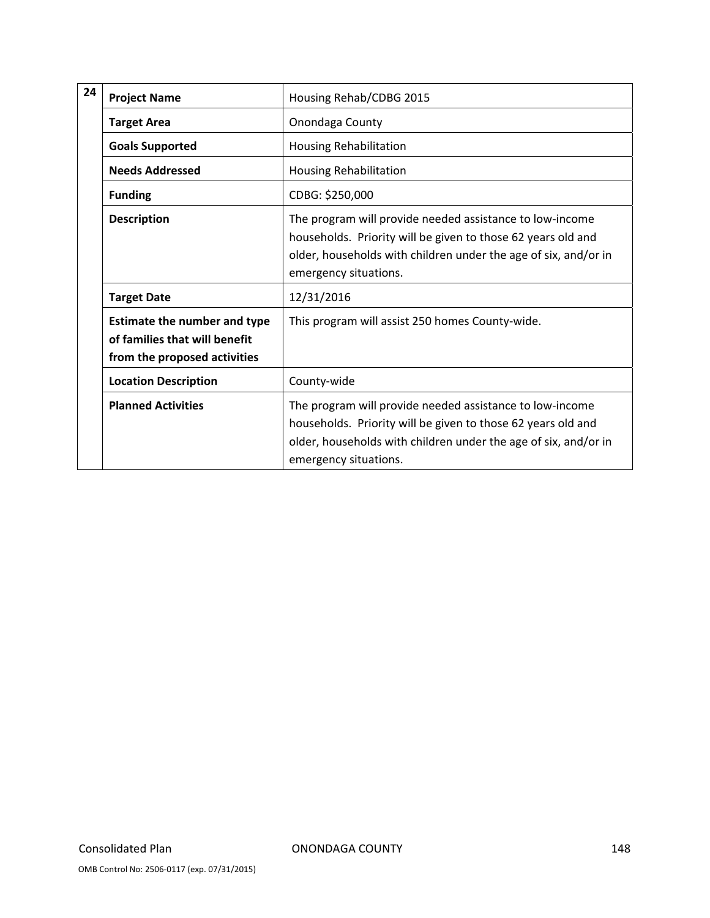| 24 | | |
|---|---|---|
| | **Project Name** | Housing Rehab/CDBG 2015 |
| | **Target Area** | Onondaga County |
| | **Goals Supported** | Housing Rehabilitation |
| | **Needs Addressed** | Housing Rehabilitation |
| | **Funding** | CDBG: $250,000 |
| | **Description** | The program will provide needed assistance to low-income households. Priority will be given to those 62 years old and older, households with children under the age of six, and/or in emergency situations. |
| | **Target Date** | 12/31/2016 |
| | **Estimate the number and type of families that will benefit from the proposed activities** | This program will assist 250 homes County-wide. |
| | **Location Description** | County-wide |
| | **Planned Activities** | The program will provide needed assistance to low-income households. Priority will be given to those 62 years old and older, households with children under the age of six, and/or in emergency situations. |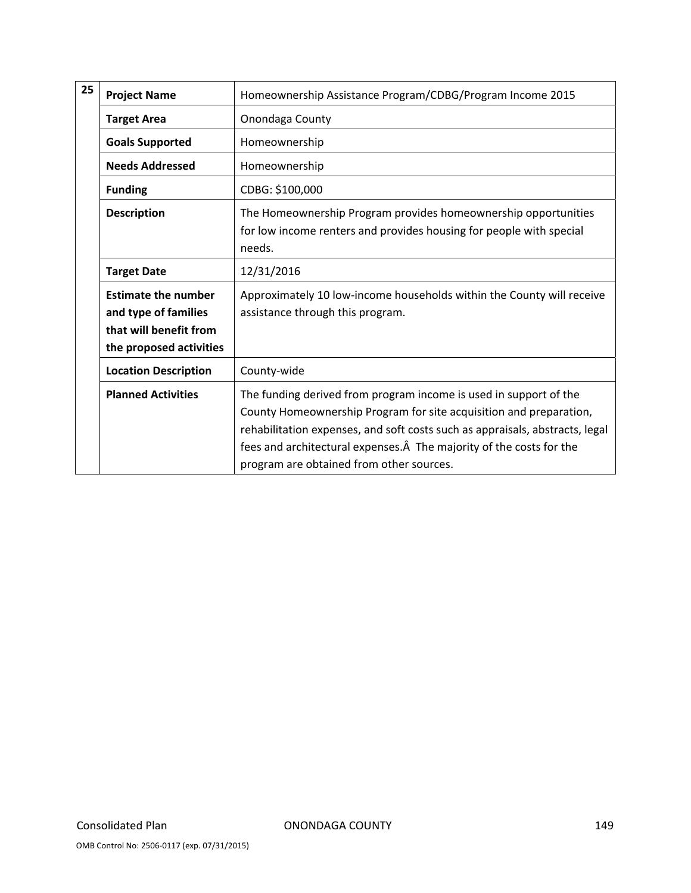| 25 | | |
|---|---|---|
| | **Project Name** | Homeownership Assistance Program/CDBG/Program Income 2015 |
| | **Target Area** | Onondaga County |
| | **Goals Supported** | Homeownership |
| | **Needs Addressed** | Homeownership |
| | **Funding** | CDBG: $100,000 |
| | **Description** | The Homeownership Program provides homeownership opportunities for low income renters and provides housing for people with special needs. |
| | **Target Date** | 12/31/2016 |
| | **Estimate the number and type of families that will benefit from the proposed activities** | Approximately 10 low-income households within the County will receive assistance through this program. |
| | **Location Description** | County-wide |
| | **Planned Activities** | The funding derived from program income is used in support of the County Homeownership Program for site acquisition and preparation, rehabilitation expenses, and soft costs such as appraisals, abstracts, legal fees and architectural expenses.Â  The majority of the costs for the program are obtained from other sources. |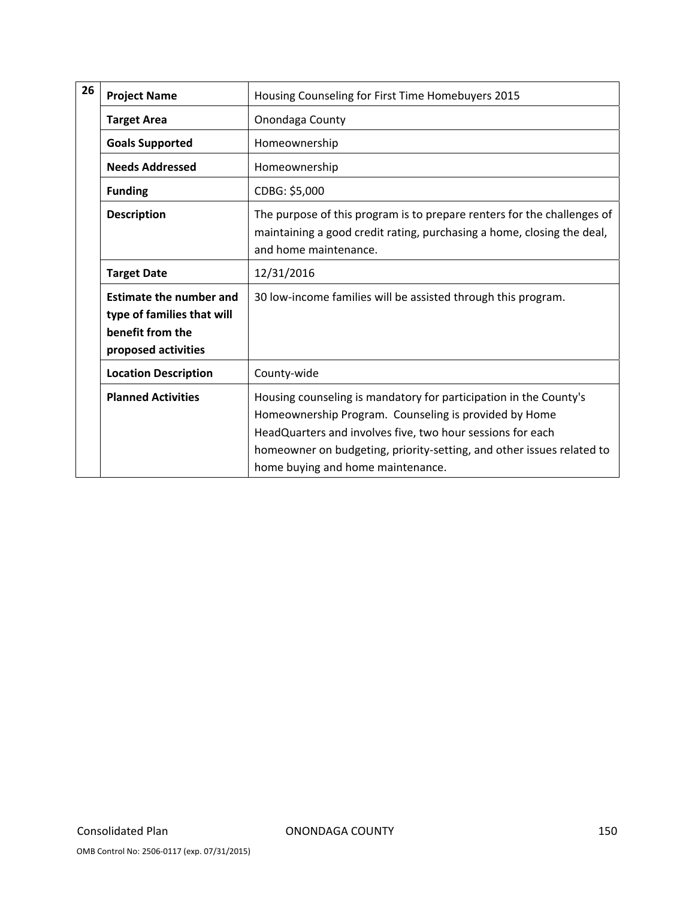| 26 | | |
|---|---|---|
| | **Project Name** | Housing Counseling for First Time Homebuyers 2015 |
| | **Target Area** | Onondaga County |
| | **Goals Supported** | Homeownership |
| | **Needs Addressed** | Homeownership |
| | **Funding** | CDBG: $5,000 |
| | **Description** | The purpose of this program is to prepare renters for the challenges of maintaining a good credit rating, purchasing a home, closing the deal, and home maintenance. |
| | **Target Date** | 12/31/2016 |
| | **Estimate the number and type of families that will benefit from the proposed activities** | 30 low-income families will be assisted through this program. |
| | **Location Description** | County-wide |
| | **Planned Activities** | Housing counseling is mandatory for participation in the County's Homeownership Program. Counseling is provided by Home HeadQuarters and involves five, two hour sessions for each homeowner on budgeting, priority-setting, and other issues related to home buying and home maintenance. |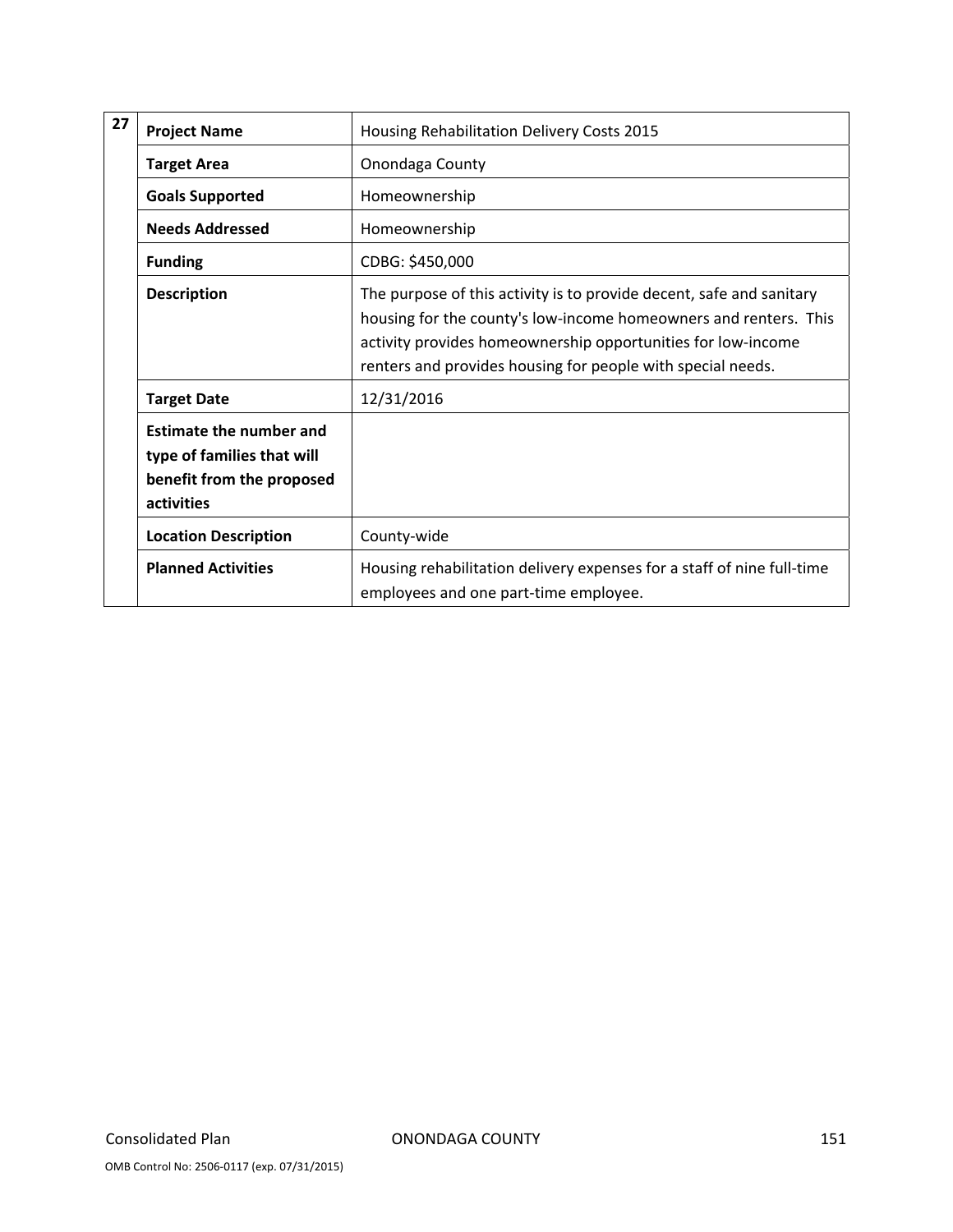| 27 | | |
|---|---|---|
| | **Project Name** | Housing Rehabilitation Delivery Costs 2015 |
| | **Target Area** | Onondaga County |
| | **Goals Supported** | Homeownership |
| | **Needs Addressed** | Homeownership |
| | **Funding** | CDBG: $450,000 |
| | **Description** | The purpose of this activity is to provide decent, safe and sanitary housing for the county's low-income homeowners and renters. This activity provides homeownership opportunities for low-income renters and provides housing for people with special needs. |
| | **Target Date** | 12/31/2016 |
| | **Estimate the number and type of families that will benefit from the proposed activities** | |
| | **Location Description** | County-wide |
| | **Planned Activities** | Housing rehabilitation delivery expenses for a staff of nine full-time employees and one part-time employee. |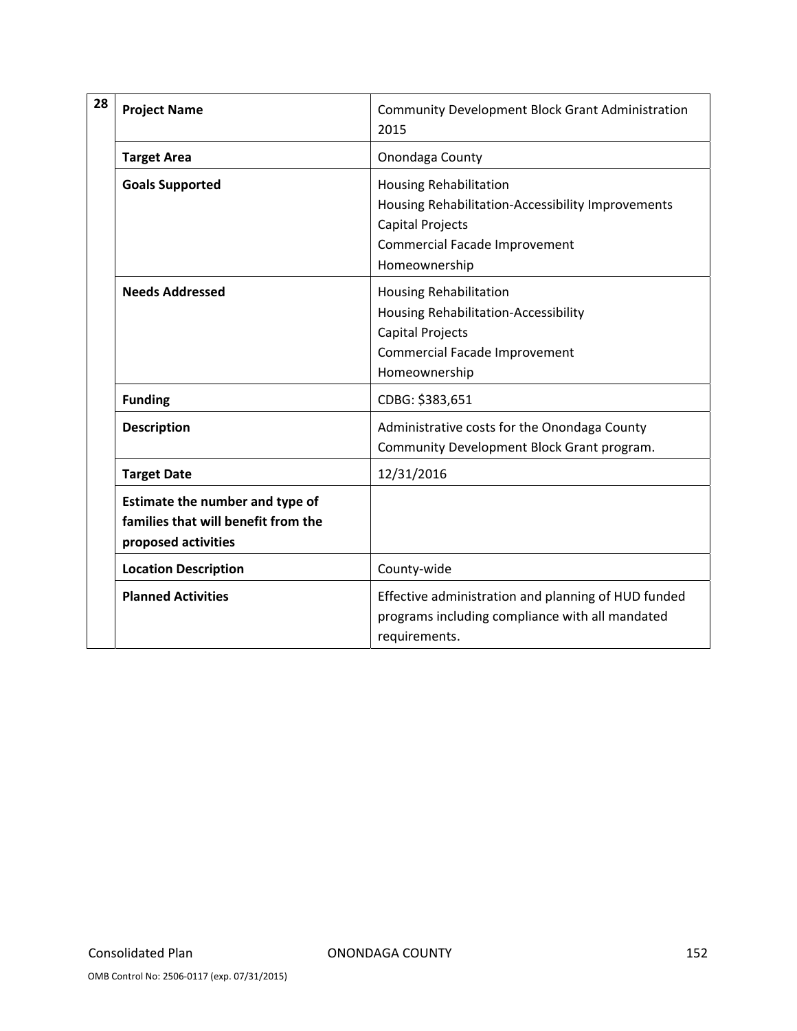| 28 | | |
|---|---|---|
| | **Project Name** | Community Development Block Grant Administration 2015 |
| | **Target Area** | Onondaga County |
| | **Goals Supported** | Housing Rehabilitation<br>Housing Rehabilitation-Accessibility Improvements<br>Capital Projects<br>Commercial Facade Improvement<br>Homeownership |
| | **Needs Addressed** | Housing Rehabilitation<br>Housing Rehabilitation-Accessibility<br>Capital Projects<br>Commercial Facade Improvement<br>Homeownership |
| | **Funding** | CDBG: $383,651 |
| | **Description** | Administrative costs for the Onondaga County Community Development Block Grant program. |
| | **Target Date** | 12/31/2016 |
| | **Estimate the number and type of families that will benefit from the proposed activities** | |
| | **Location Description** | County-wide |
| | **Planned Activities** | Effective administration and planning of HUD funded programs including compliance with all mandated requirements. |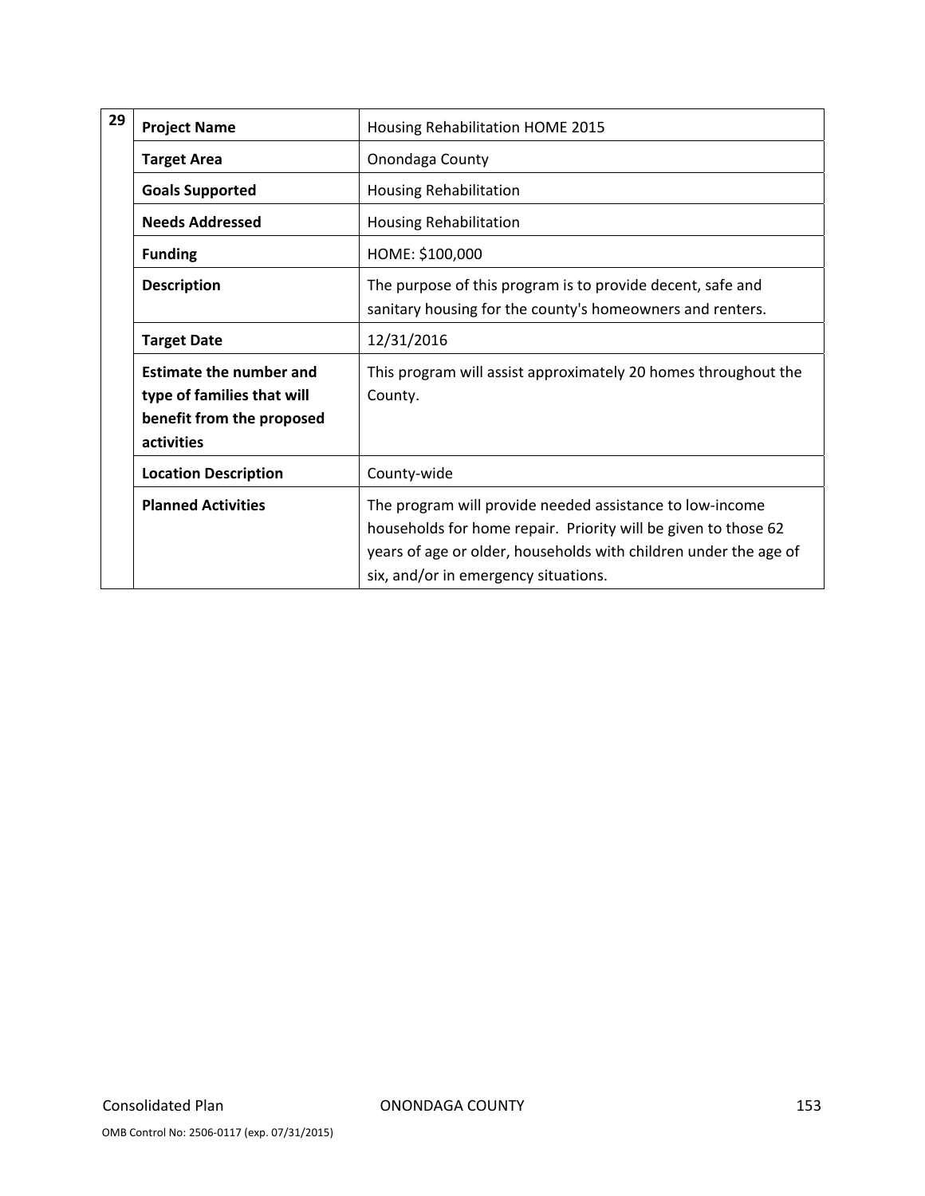| 29 | | |
|---|---|---|
| | **Project Name** | Housing Rehabilitation HOME 2015 |
| | **Target Area** | Onondaga County |
| | **Goals Supported** | Housing Rehabilitation |
| | **Needs Addressed** | Housing Rehabilitation |
| | **Funding** | HOME: $100,000 |
| | **Description** | The purpose of this program is to provide decent, safe and sanitary housing for the county's homeowners and renters. |
| | **Target Date** | 12/31/2016 |
| | **Estimate the number and type of families that will benefit from the proposed activities** | This program will assist approximately 20 homes throughout the County. |
| | **Location Description** | County-wide |
| | **Planned Activities** | The program will provide needed assistance to low-income households for home repair. Priority will be given to those 62 years of age or older, households with children under the age of six, and/or in emergency situations. |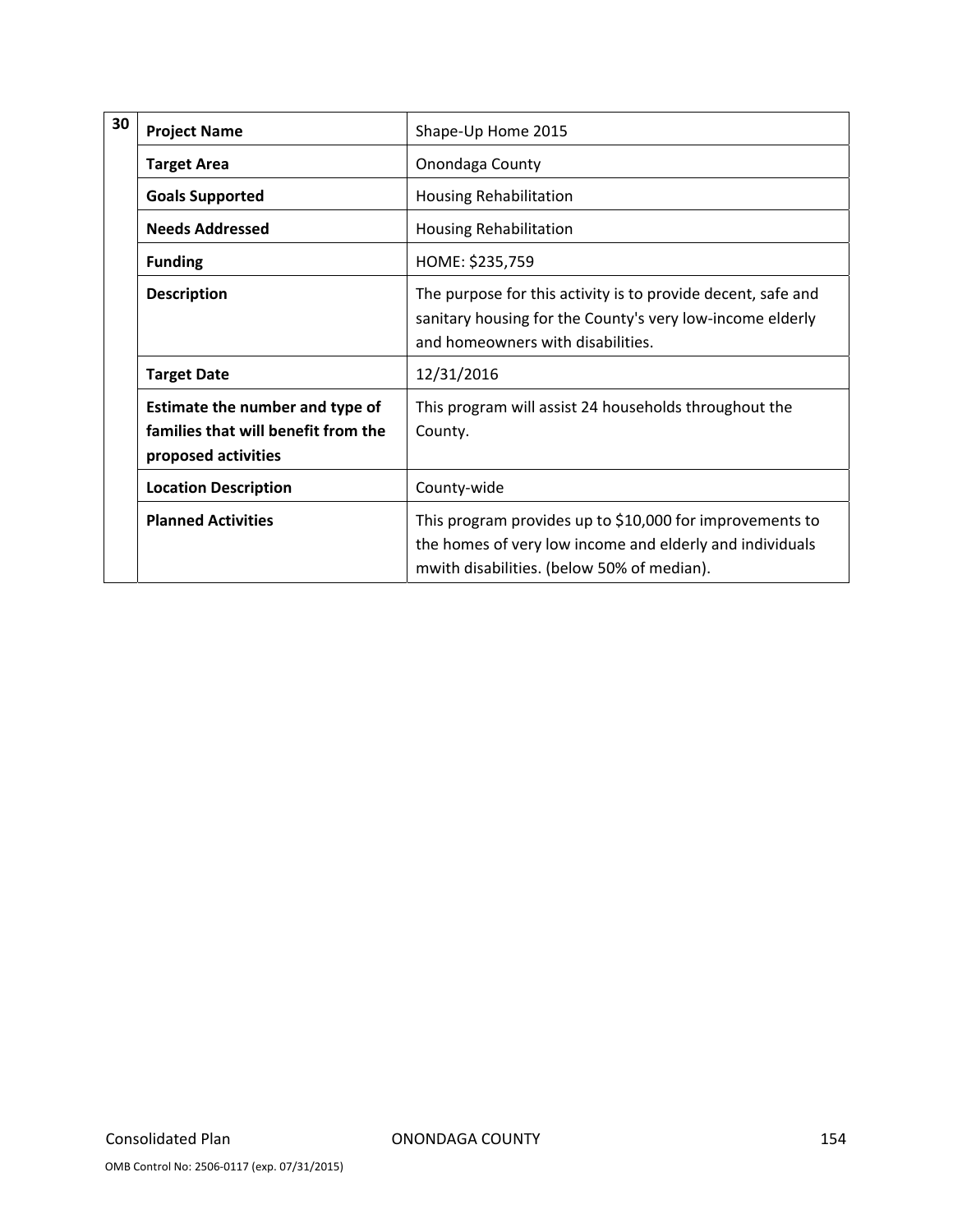| 30 | | |
|---|---|---|
| | **Project Name** | Shape-Up Home 2015 |
| | **Target Area** | Onondaga County |
| | **Goals Supported** | Housing Rehabilitation |
| | **Needs Addressed** | Housing Rehabilitation |
| | **Funding** | HOME: $235,759 |
| | **Description** | The purpose for this activity is to provide decent, safe and sanitary housing for the County's very low-income elderly and homeowners with disabilities. |
| | **Target Date** | 12/31/2016 |
| | **Estimate the number and type of families that will benefit from the proposed activities** | This program will assist 24 households throughout the County. |
| | **Location Description** | County-wide |
| | **Planned Activities** | This program provides up to $10,000 for improvements to the homes of very low income and elderly and individuals mwith disabilities. (below 50% of median). |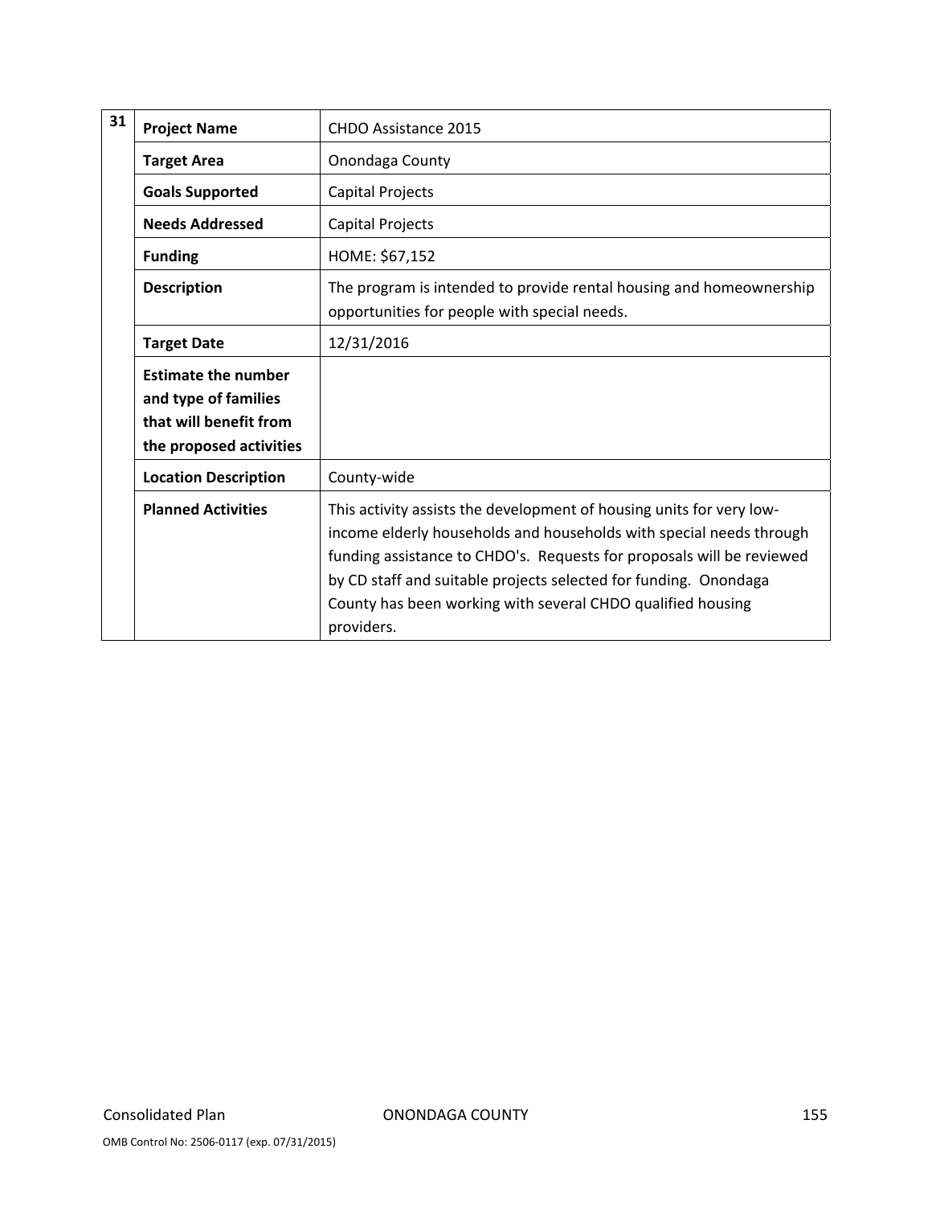| 31 | | |
|---|---|---|
| | **Project Name** | CHDO Assistance 2015 |
| | **Target Area** | Onondaga County |
| | **Goals Supported** | Capital Projects |
| | **Needs Addressed** | Capital Projects |
| | **Funding** | HOME: $67,152 |
| | **Description** | The program is intended to provide rental housing and homeownership opportunities for people with special needs. |
| | **Target Date** | 12/31/2016 |
| | **Estimate the number and type of families that will benefit from the proposed activities** | |
| | **Location Description** | County-wide |
| | **Planned Activities** | This activity assists the development of housing units for very low-income elderly households and households with special needs through funding assistance to CHDO's. Requests for proposals will be reviewed by CD staff and suitable projects selected for funding. Onondaga County has been working with several CHDO qualified housing providers. |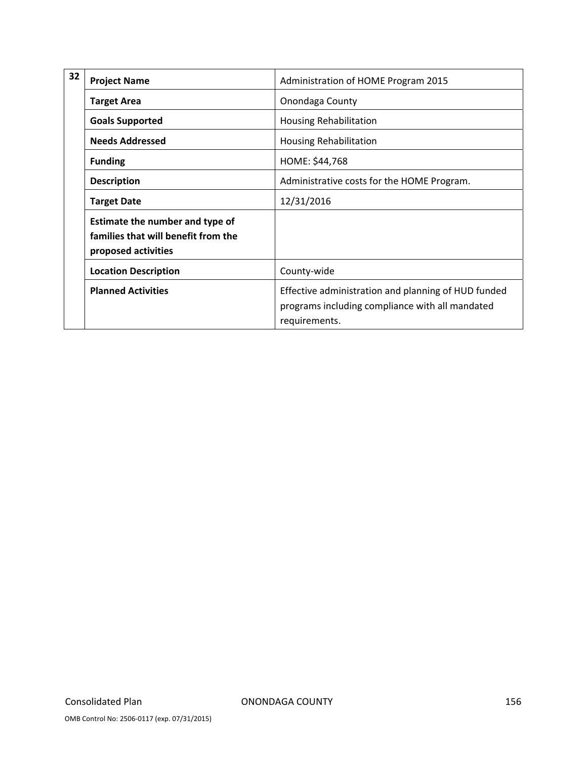| 32 | | |
|---|---|---|
| | **Project Name** | Administration of HOME Program 2015 |
| | **Target Area** | Onondaga County |
| | **Goals Supported** | Housing Rehabilitation |
| | **Needs Addressed** | Housing Rehabilitation |
| | **Funding** | HOME: $44,768 |
| | **Description** | Administrative costs for the HOME Program. |
| | **Target Date** | 12/31/2016 |
| | **Estimate the number and type of families that will benefit from the proposed activities** | |
| | **Location Description** | County-wide |
| | **Planned Activities** | Effective administration and planning of HUD funded programs including compliance with all mandated requirements. |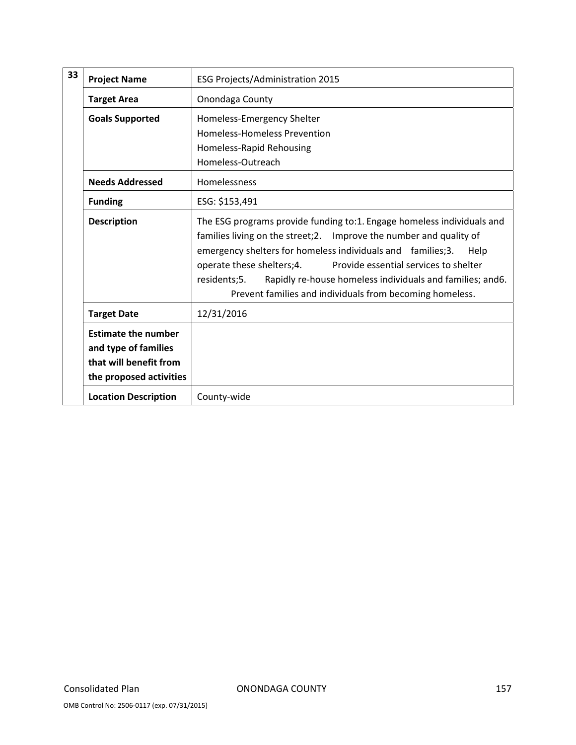| 33 | | |
|---|---|---|
| | **Project Name** | ESG Projects/Administration 2015 |
| | **Target Area** | Onondaga County |
| | **Goals Supported** | Homeless-Emergency Shelter<br>Homeless-Homeless Prevention<br>Homeless-Rapid Rehousing<br>Homeless-Outreach |
| | **Needs Addressed** | Homelessness |
| | **Funding** | ESG: $153,491 |
| | **Description** | The ESG programs provide funding to:1. Engage homeless individuals and families living on the street;2. Improve the number and quality of emergency shelters for homeless individuals and families;3. Help operate these shelters;4. Provide essential services to shelter residents;5. Rapidly re-house homeless individuals and families; and6. Prevent families and individuals from becoming homeless. |
| | **Target Date** | 12/31/2016 |
| | **Estimate the number and type of families that will benefit from the proposed activities** | |
| | **Location Description** | County-wide |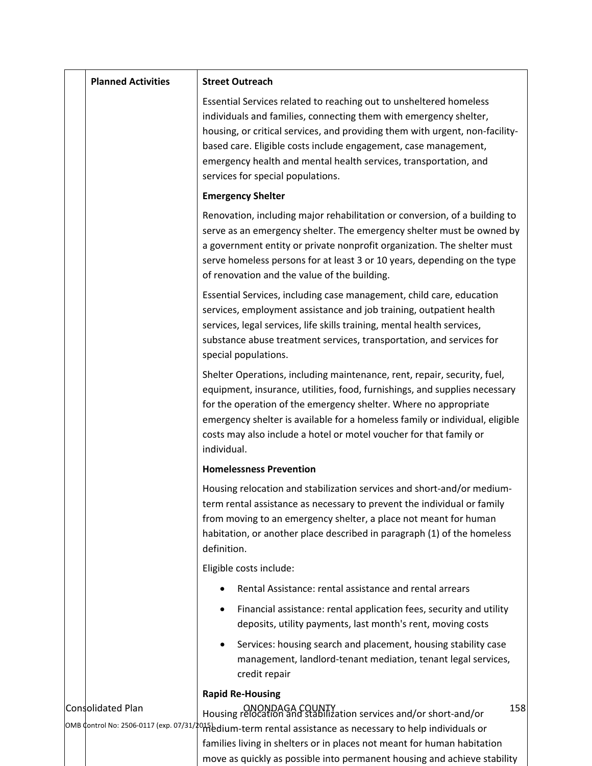| | Planned Activities | **Street Outreach**<br><br>Essential Services related to reaching out to unsheltered homeless individuals and families, connecting them with emergency shelter, housing, or critical services, and providing them with urgent, non-facility-based care. Eligible costs include engagement, case management, emergency health and mental health services, transportation, and services for special populations.<br><br>**Emergency Shelter**<br><br>Renovation, including major rehabilitation or conversion, of a building to serve as an emergency shelter. The emergency shelter must be owned by a government entity or private nonprofit organization. The shelter must serve homeless persons for at least 3 or 10 years, depending on the type of renovation and the value of the building.<br><br>Essential Services, including case management, child care, education services, employment assistance and job training, outpatient health services, legal services, life skills training, mental health services, substance abuse treatment services, transportation, and services for special populations.<br><br>Shelter Operations, including maintenance, rent, repair, security, fuel, equipment, insurance, utilities, food, furnishings, and supplies necessary for the operation of the emergency shelter. Where no appropriate emergency shelter is available for a homeless family or individual, eligible costs may also include a hotel or motel voucher for that family or individual.<br><br>**Homelessness Prevention**<br><br>Housing relocation and stabilization services and short-and/or medium-term rental assistance as necessary to prevent the individual or family from moving to an emergency shelter, a place not meant for human habitation, or another place described in paragraph (1) of the homeless definition.<br><br>Eligible costs include:<br><br>• Rental Assistance: rental assistance and rental arrears<br>• Financial assistance: rental application fees, security and utility deposits, utility payments, last month's rent, moving costs<br>• Services: housing search and placement, housing stability case management, landlord-tenant mediation, tenant legal services, credit repair<br><br>**Rapid Re-Housing**<br><br>Housing relocation and stabilization services and/or short-and/or medium-term rental assistance as necessary to help individuals or families living in shelters or in places not meant for human habitation move as quickly as possible into permanent housing and achieve stability |
|---|---|---|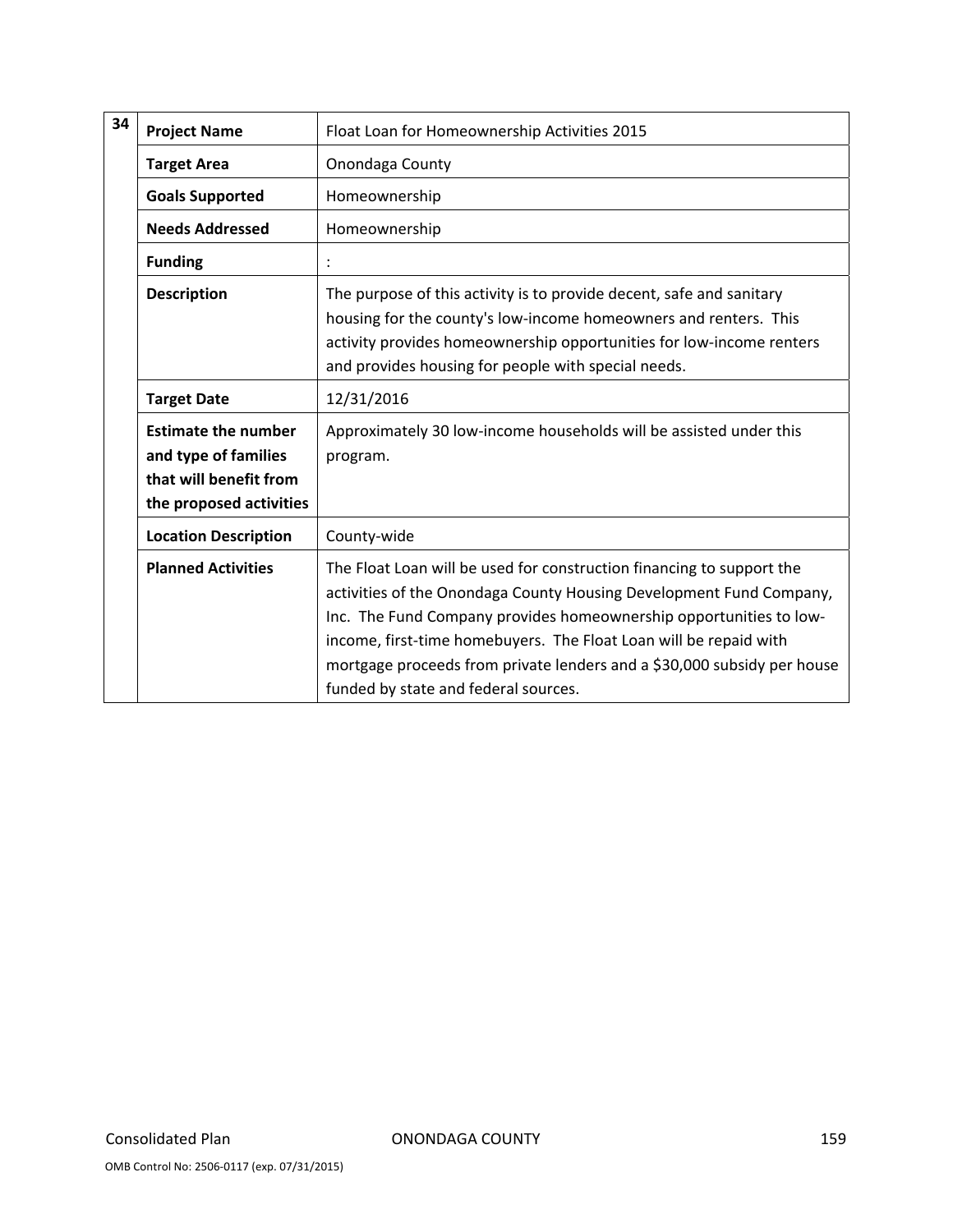| 34 | Project Name | Float Loan for Homeownership Activities 2015 |
|---|---|---|
| | Target Area | Onondaga County |
| | Goals Supported | Homeownership |
| | Needs Addressed | Homeownership |
| | Funding | : |
| | Description | The purpose of this activity is to provide decent, safe and sanitary housing for the county's low-income homeowners and renters. This activity provides homeownership opportunities for low-income renters and provides housing for people with special needs. |
| | Target Date | 12/31/2016 |
| | Estimate the number and type of families that will benefit from the proposed activities | Approximately 30 low-income households will be assisted under this program. |
| | Location Description | County-wide |
| | Planned Activities | The Float Loan will be used for construction financing to support the activities of the Onondaga County Housing Development Fund Company, Inc. The Fund Company provides homeownership opportunities to low-income, first-time homebuyers. The Float Loan will be repaid with mortgage proceeds from private lenders and a $30,000 subsidy per house funded by state and federal sources. |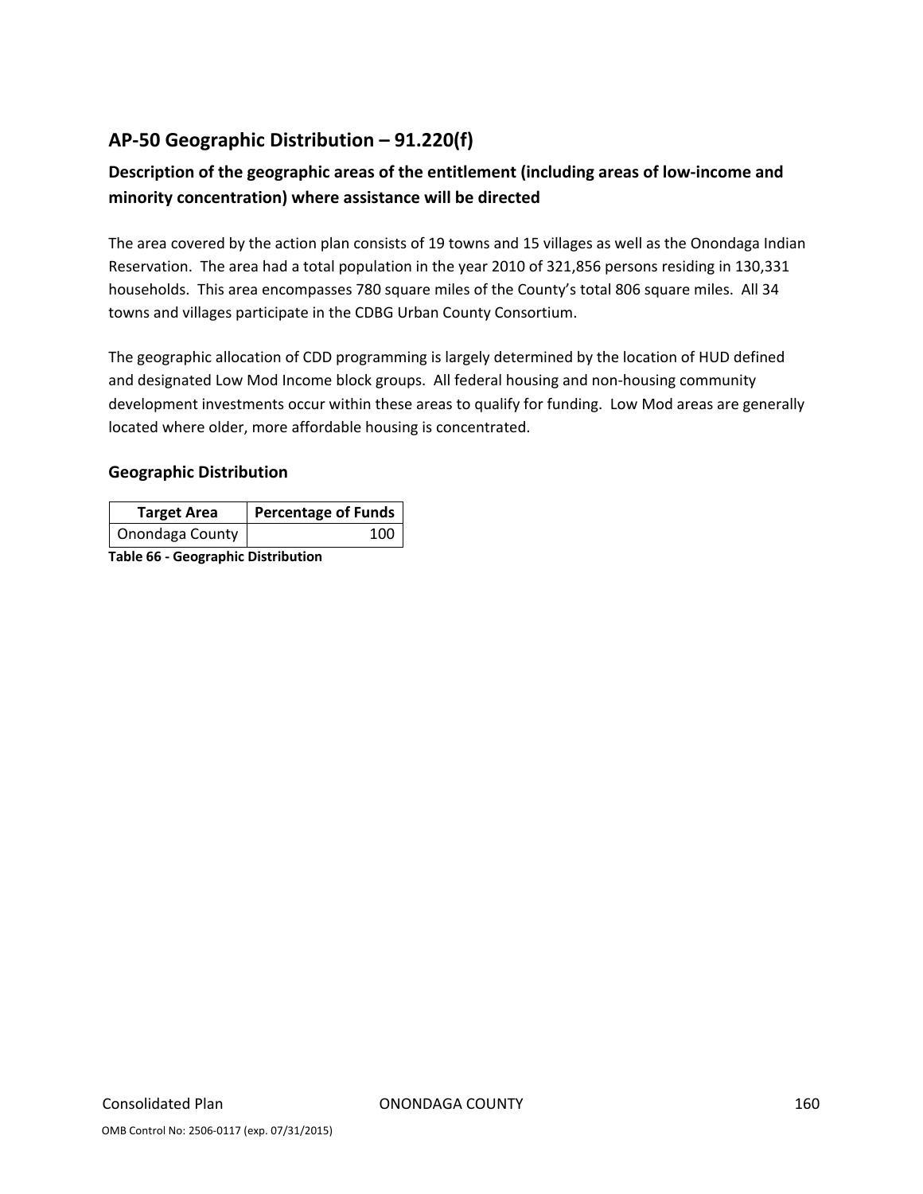## AP-50 Geographic Distribution – 91.220(f)

### Description of the geographic areas of the entitlement (including areas of low-income and minority concentration) where assistance will be directed

The area covered by the action plan consists of 19 towns and 15 villages as well as the Onondaga Indian Reservation. The area had a total population in the year 2010 of 321,856 persons residing in 130,331 households. This area encompasses 780 square miles of the County's total 806 square miles. All 34 towns and villages participate in the CDBG Urban County Consortium.

The geographic allocation of CDD programming is largely determined by the location of HUD defined and designated Low Mod Income block groups. All federal housing and non-housing community development investments occur within these areas to qualify for funding. Low Mod areas are generally located where older, more affordable housing is concentrated.

### Geographic Distribution

| Target Area | Percentage of Funds |
| --- | --- |
| Onondaga County | 100 |

**Table 66 - Geographic Distribution**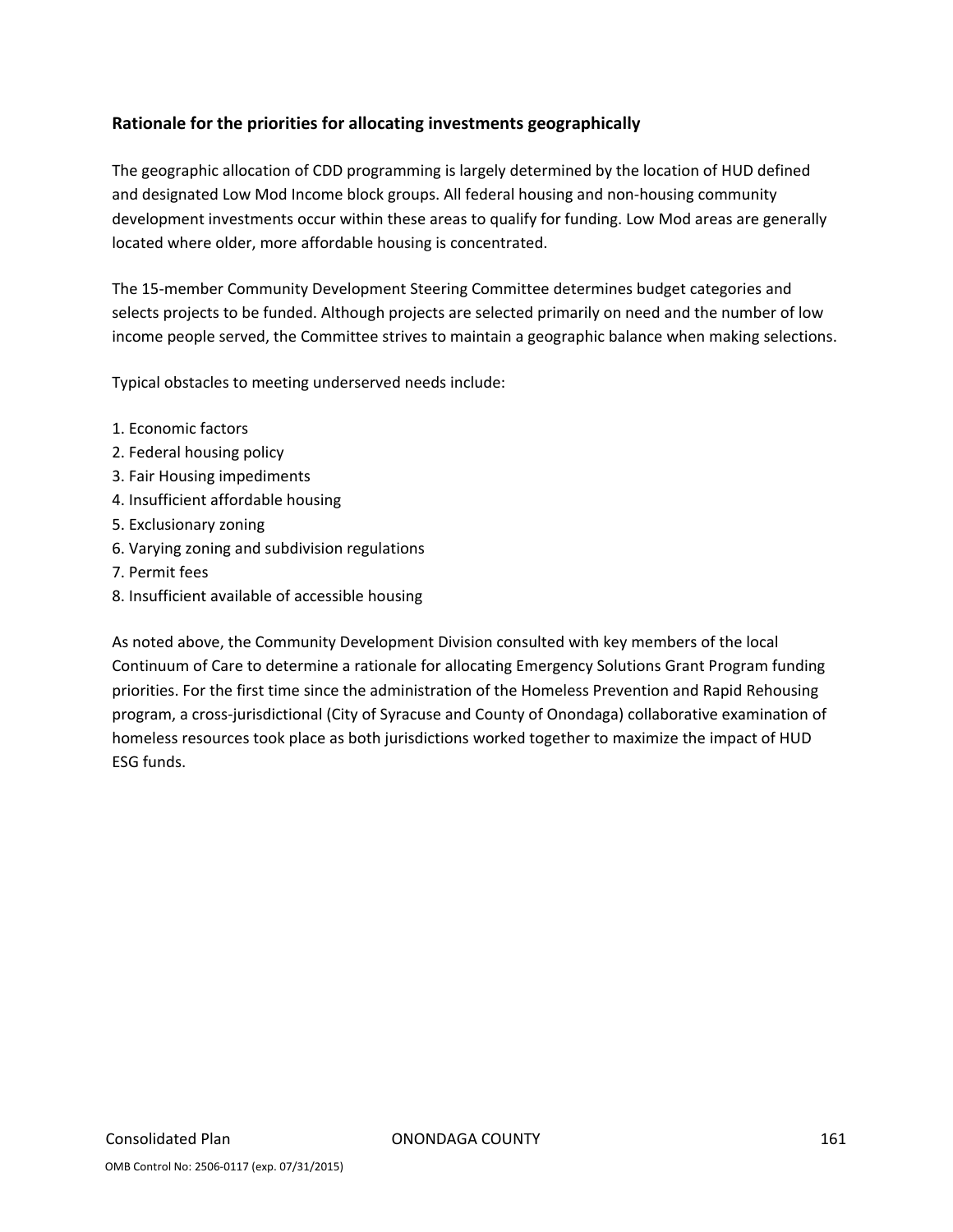### Rationale for the priorities for allocating investments geographically

The geographic allocation of CDD programming is largely determined by the location of HUD defined and designated Low Mod Income block groups. All federal housing and non-housing community development investments occur within these areas to qualify for funding. Low Mod areas are generally located where older, more affordable housing is concentrated.

The 15-member Community Development Steering Committee determines budget categories and selects projects to be funded. Although projects are selected primarily on need and the number of low income people served, the Committee strives to maintain a geographic balance when making selections.

Typical obstacles to meeting underserved needs include:

1. Economic factors
2. Federal housing policy
3. Fair Housing impediments
4. Insufficient affordable housing
5. Exclusionary zoning
6. Varying zoning and subdivision regulations
7. Permit fees
8. Insufficient available of accessible housing

As noted above, the Community Development Division consulted with key members of the local Continuum of Care to determine a rationale for allocating Emergency Solutions Grant Program funding priorities. For the first time since the administration of the Homeless Prevention and Rapid Rehousing program, a cross-jurisdictional (City of Syracuse and County of Onondaga) collaborative examination of homeless resources took place as both jurisdictions worked together to maximize the impact of HUD ESG funds.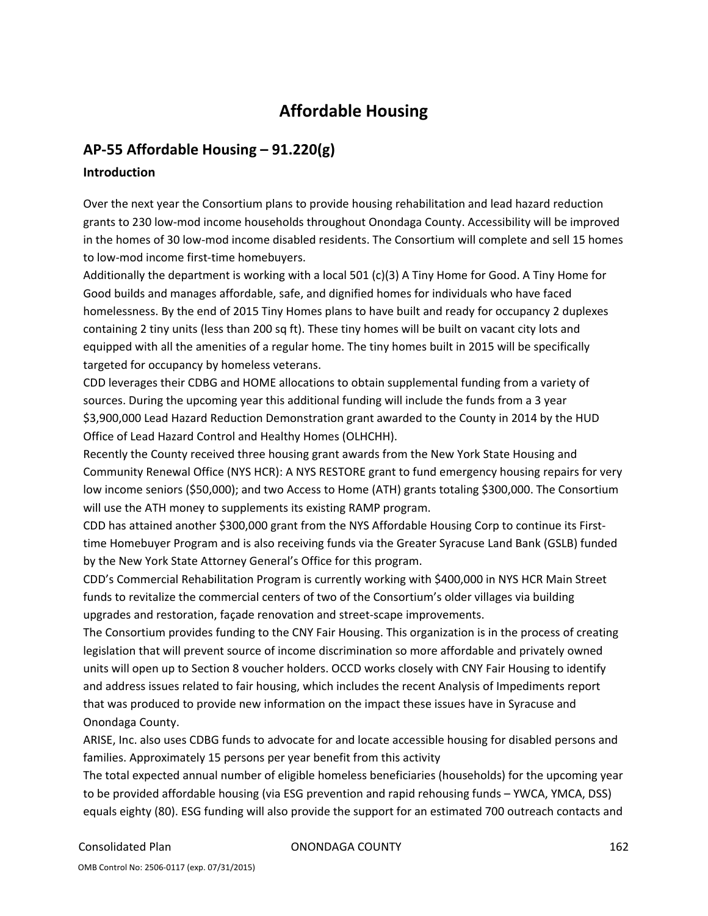# Affordable Housing

## AP-55 Affordable Housing – 91.220(g)

### Introduction

Over the next year the Consortium plans to provide housing rehabilitation and lead hazard reduction grants to 230 low-mod income households throughout Onondaga County. Accessibility will be improved in the homes of 30 low-mod income disabled residents. The Consortium will complete and sell 15 homes to low-mod income first-time homebuyers.

Additionally the department is working with a local 501 (c)(3) A Tiny Home for Good. A Tiny Home for Good builds and manages affordable, safe, and dignified homes for individuals who have faced homelessness. By the end of 2015 Tiny Homes plans to have built and ready for occupancy 2 duplexes containing 2 tiny units (less than 200 sq ft). These tiny homes will be built on vacant city lots and equipped with all the amenities of a regular home. The tiny homes built in 2015 will be specifically targeted for occupancy by homeless veterans.

CDD leverages their CDBG and HOME allocations to obtain supplemental funding from a variety of sources. During the upcoming year this additional funding will include the funds from a 3 year $3,900,000 Lead Hazard Reduction Demonstration grant awarded to the County in 2014 by the HUD Office of Lead Hazard Control and Healthy Homes (OLHCHH).

Recently the County received three housing grant awards from the New York State Housing and Community Renewal Office (NYS HCR): A NYS RESTORE grant to fund emergency housing repairs for very low income seniors ($50,000); and two Access to Home (ATH) grants totaling $300,000. The Consortium will use the ATH money to supplements its existing RAMP program.

CDD has attained another $300,000 grant from the NYS Affordable Housing Corp to continue its First-time Homebuyer Program and is also receiving funds via the Greater Syracuse Land Bank (GSLB) funded by the New York State Attorney General's Office for this program.

CDD's Commercial Rehabilitation Program is currently working with $400,000 in NYS HCR Main Street funds to revitalize the commercial centers of two of the Consortium's older villages via building upgrades and restoration, façade renovation and street-scape improvements.

The Consortium provides funding to the CNY Fair Housing. This organization is in the process of creating legislation that will prevent source of income discrimination so more affordable and privately owned units will open up to Section 8 voucher holders. OCCD works closely with CNY Fair Housing to identify and address issues related to fair housing, which includes the recent Analysis of Impediments report that was produced to provide new information on the impact these issues have in Syracuse and Onondaga County.

ARISE, Inc. also uses CDBG funds to advocate for and locate accessible housing for disabled persons and families. Approximately 15 persons per year benefit from this activity

The total expected annual number of eligible homeless beneficiaries (households) for the upcoming year to be provided affordable housing (via ESG prevention and rapid rehousing funds – YWCA, YMCA, DSS) equals eighty (80). ESG funding will also provide the support for an estimated 700 outreach contacts and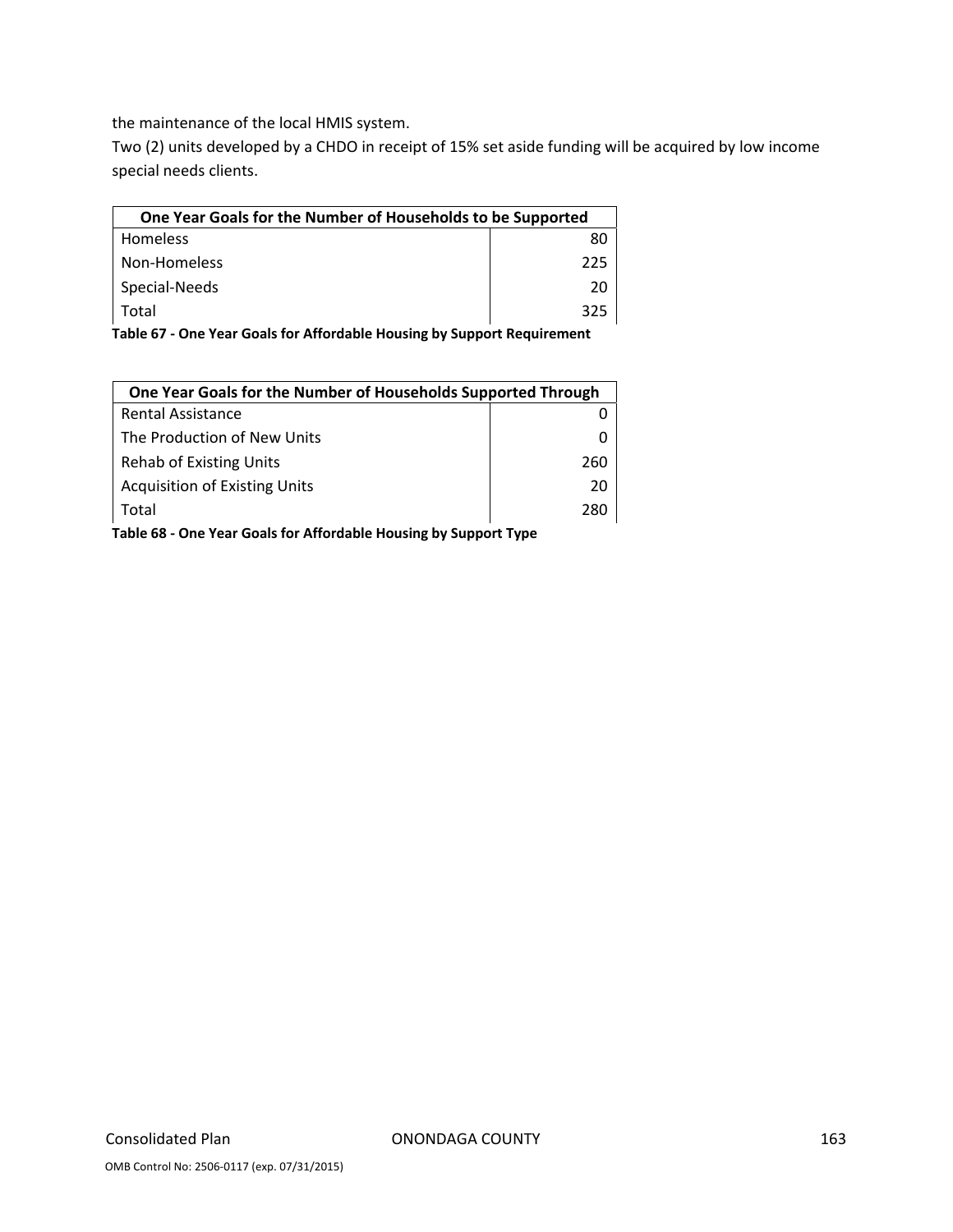the maintenance of the local HMIS system.

Two (2) units developed by a CHDO in receipt of 15% set aside funding will be acquired by low income special needs clients.

| One Year Goals for the Number of Households to be Supported | |
|---|---|
| Homeless | 80 |
| Non-Homeless | 225 |
| Special-Needs | 20 |
| Total | 325 |

**Table 67 - One Year Goals for Affordable Housing by Support Requirement**

| One Year Goals for the Number of Households Supported Through | |
|---|---|
| Rental Assistance | 0 |
| The Production of New Units | 0 |
| Rehab of Existing Units | 260 |
| Acquisition of Existing Units | 20 |
| Total | 280 |

**Table 68 - One Year Goals for Affordable Housing by Support Type**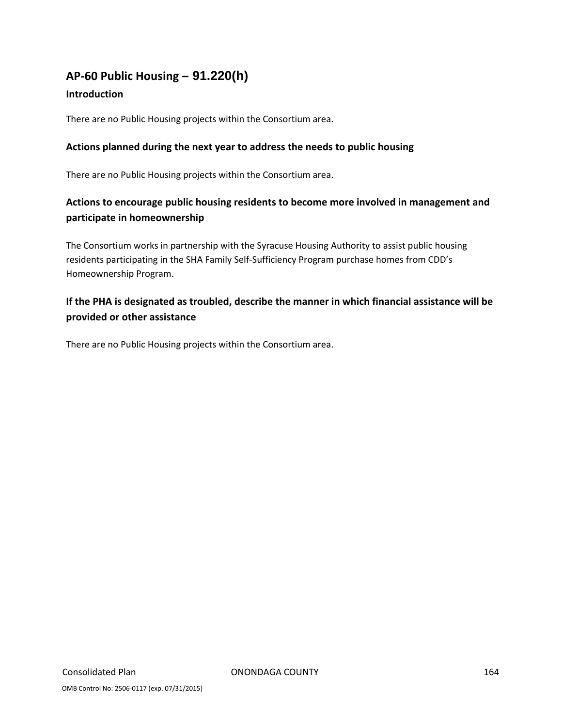## AP-60 Public Housing – 91.220(h)

### Introduction

There are no Public Housing projects within the Consortium area.

### Actions planned during the next year to address the needs to public housing

There are no Public Housing projects within the Consortium area.

### Actions to encourage public housing residents to become more involved in management and participate in homeownership

The Consortium works in partnership with the Syracuse Housing Authority to assist public housing residents participating in the SHA Family Self-Sufficiency Program purchase homes from CDD's Homeownership Program.

### If the PHA is designated as troubled, describe the manner in which financial assistance will be provided or other assistance

There are no Public Housing projects within the Consortium area.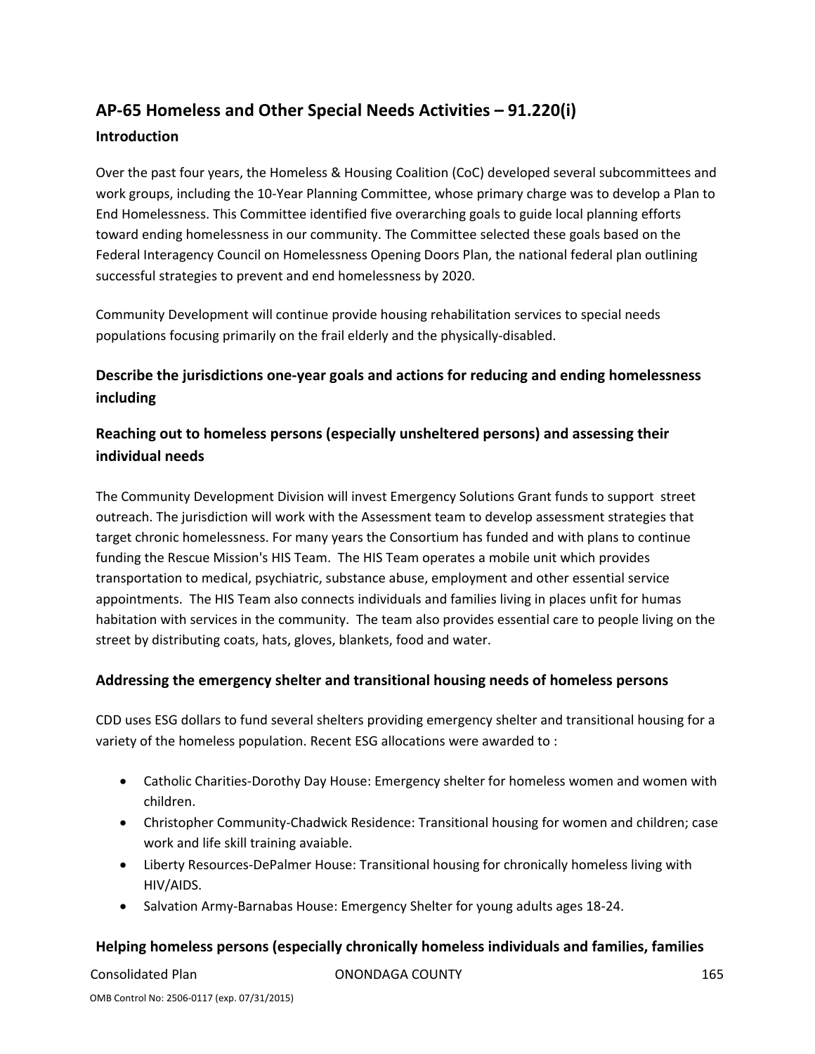## AP-65 Homeless and Other Special Needs Activities – 91.220(i)

### Introduction

Over the past four years, the Homeless & Housing Coalition (CoC) developed several subcommittees and work groups, including the 10-Year Planning Committee, whose primary charge was to develop a Plan to End Homelessness. This Committee identified five overarching goals to guide local planning efforts toward ending homelessness in our community. The Committee selected these goals based on the Federal Interagency Council on Homelessness Opening Doors Plan, the national federal plan outlining successful strategies to prevent and end homelessness by 2020.

Community Development will continue provide housing rehabilitation services to special needs populations focusing primarily on the frail elderly and the physically-disabled.

### Describe the jurisdictions one-year goals and actions for reducing and ending homelessness including

### Reaching out to homeless persons (especially unsheltered persons) and assessing their individual needs

The Community Development Division will invest Emergency Solutions Grant funds to support street outreach. The jurisdiction will work with the Assessment team to develop assessment strategies that target chronic homelessness. For many years the Consortium has funded and with plans to continue funding the Rescue Mission's HIS Team. The HIS Team operates a mobile unit which provides transportation to medical, psychiatric, substance abuse, employment and other essential service appointments. The HIS Team also connects individuals and families living in places unfit for humas habitation with services in the community. The team also provides essential care to people living on the street by distributing coats, hats, gloves, blankets, food and water.

### Addressing the emergency shelter and transitional housing needs of homeless persons

CDD uses ESG dollars to fund several shelters providing emergency shelter and transitional housing for a variety of the homeless population. Recent ESG allocations were awarded to :

- Catholic Charities-Dorothy Day House: Emergency shelter for homeless women and women with children.
- Christopher Community-Chadwick Residence: Transitional housing for women and children; case work and life skill training avaiable.
- Liberty Resources-DePalmer House: Transitional housing for chronically homeless living with HIV/AIDS.
- Salvation Army-Barnabas House: Emergency Shelter for young adults ages 18-24.

### Helping homeless persons (especially chronically homeless individuals and families, families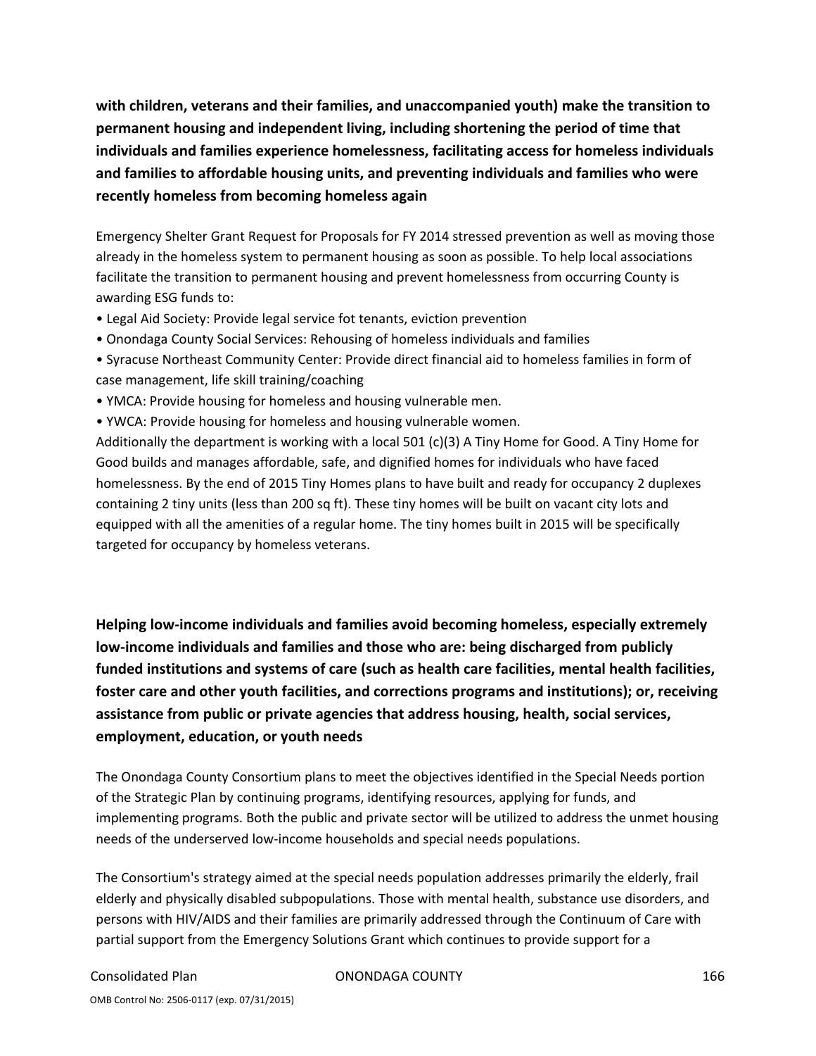**with children, veterans and their families, and unaccompanied youth) make the transition to permanent housing and independent living, including shortening the period of time that individuals and families experience homelessness, facilitating access for homeless individuals and families to affordable housing units, and preventing individuals and families who were recently homeless from becoming homeless again**

Emergency Shelter Grant Request for Proposals for FY 2014 stressed prevention as well as moving those already in the homeless system to permanent housing as soon as possible. To help local associations facilitate the transition to permanent housing and prevent homelessness from occurring County is awarding ESG funds to:

- Legal Aid Society: Provide legal service fot tenants, eviction prevention
- Onondaga County Social Services: Rehousing of homeless individuals and families
- Syracuse Northeast Community Center: Provide direct financial aid to homeless families in form of case management, life skill training/coaching
- YMCA: Provide housing for homeless and housing vulnerable men.
- YWCA: Provide housing for homeless and housing vulnerable women.

Additionally the department is working with a local 501 (c)(3) A Tiny Home for Good. A Tiny Home for Good builds and manages affordable, safe, and dignified homes for individuals who have faced homelessness. By the end of 2015 Tiny Homes plans to have built and ready for occupancy 2 duplexes containing 2 tiny units (less than 200 sq ft). These tiny homes will be built on vacant city lots and equipped with all the amenities of a regular home. The tiny homes built in 2015 will be specifically targeted for occupancy by homeless veterans.

**Helping low-income individuals and families avoid becoming homeless, especially extremely low-income individuals and families and those who are: being discharged from publicly funded institutions and systems of care (such as health care facilities, mental health facilities, foster care and other youth facilities, and corrections programs and institutions); or, receiving assistance from public or private agencies that address housing, health, social services, employment, education, or youth needs**

The Onondaga County Consortium plans to meet the objectives identified in the Special Needs portion of the Strategic Plan by continuing programs, identifying resources, applying for funds, and implementing programs. Both the public and private sector will be utilized to address the unmet housing needs of the underserved low-income households and special needs populations.

The Consortium's strategy aimed at the special needs population addresses primarily the elderly, frail elderly and physically disabled subpopulations. Those with mental health, substance use disorders, and persons with HIV/AIDS and their families are primarily addressed through the Continuum of Care with partial support from the Emergency Solutions Grant which continues to provide support for a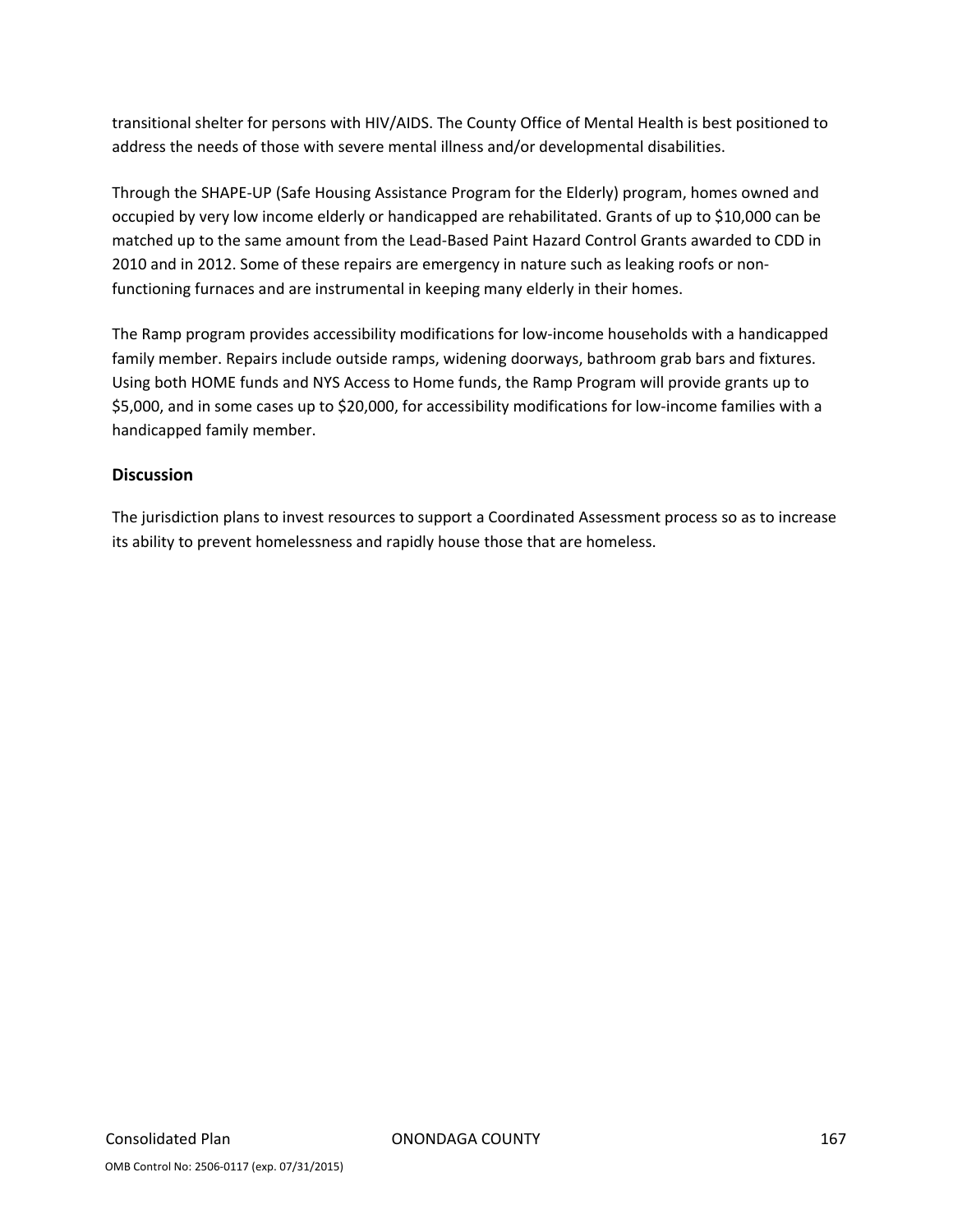transitional shelter for persons with HIV/AIDS. The County Office of Mental Health is best positioned to address the needs of those with severe mental illness and/or developmental disabilities.

Through the SHAPE-UP (Safe Housing Assistance Program for the Elderly) program, homes owned and occupied by very low income elderly or handicapped are rehabilitated. Grants of up to $10,000 can be matched up to the same amount from the Lead-Based Paint Hazard Control Grants awarded to CDD in 2010 and in 2012. Some of these repairs are emergency in nature such as leaking roofs or non-functioning furnaces and are instrumental in keeping many elderly in their homes.

The Ramp program provides accessibility modifications for low-income households with a handicapped family member. Repairs include outside ramps, widening doorways, bathroom grab bars and fixtures. Using both HOME funds and NYS Access to Home funds, the Ramp Program will provide grants up to $5,000, and in some cases up to $20,000, for accessibility modifications for low-income families with a handicapped family member.

### Discussion

The jurisdiction plans to invest resources to support a Coordinated Assessment process so as to increase its ability to prevent homelessness and rapidly house those that are homeless.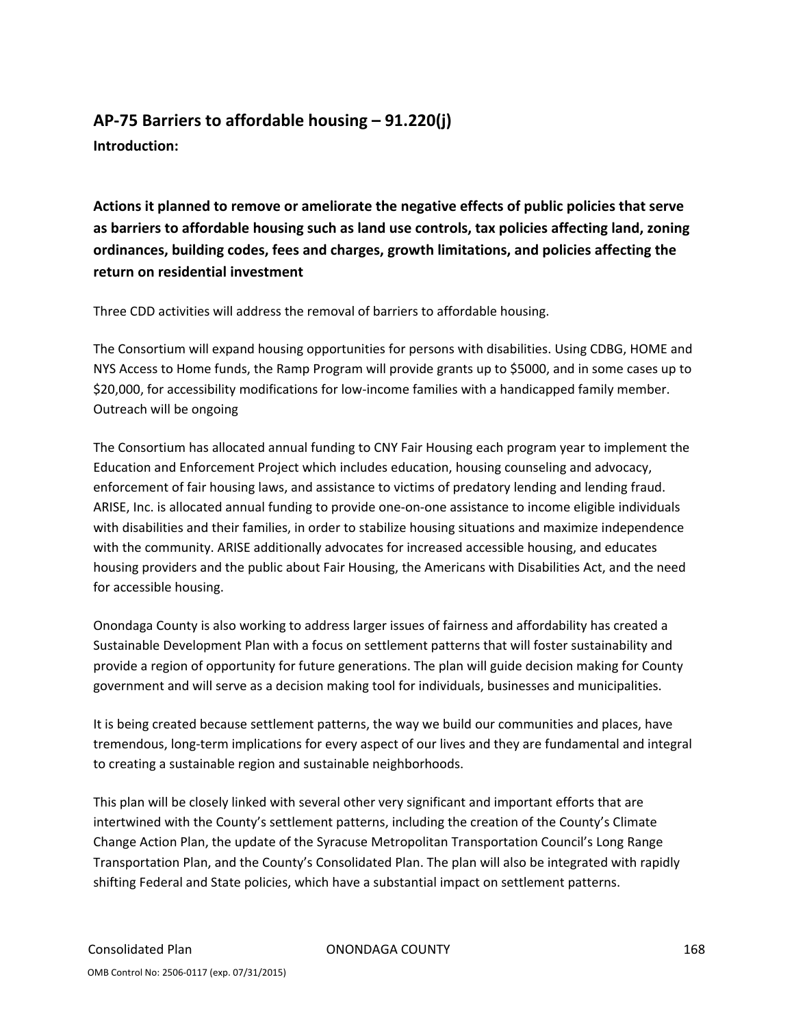## AP-75 Barriers to affordable housing – 91.220(j)

**Introduction:**

**Actions it planned to remove or ameliorate the negative effects of public policies that serve as barriers to affordable housing such as land use controls, tax policies affecting land, zoning ordinances, building codes, fees and charges, growth limitations, and policies affecting the return on residential investment**

Three CDD activities will address the removal of barriers to affordable housing.

The Consortium will expand housing opportunities for persons with disabilities. Using CDBG, HOME and NYS Access to Home funds, the Ramp Program will provide grants up to $5000, and in some cases up to $20,000, for accessibility modifications for low-income families with a handicapped family member. Outreach will be ongoing

The Consortium has allocated annual funding to CNY Fair Housing each program year to implement the Education and Enforcement Project which includes education, housing counseling and advocacy, enforcement of fair housing laws, and assistance to victims of predatory lending and lending fraud. ARISE, Inc. is allocated annual funding to provide one-on-one assistance to income eligible individuals with disabilities and their families, in order to stabilize housing situations and maximize independence with the community. ARISE additionally advocates for increased accessible housing, and educates housing providers and the public about Fair Housing, the Americans with Disabilities Act, and the need for accessible housing.

Onondaga County is also working to address larger issues of fairness and affordability has created a Sustainable Development Plan with a focus on settlement patterns that will foster sustainability and provide a region of opportunity for future generations. The plan will guide decision making for County government and will serve as a decision making tool for individuals, businesses and municipalities.

It is being created because settlement patterns, the way we build our communities and places, have tremendous, long-term implications for every aspect of our lives and they are fundamental and integral to creating a sustainable region and sustainable neighborhoods.

This plan will be closely linked with several other very significant and important efforts that are intertwined with the County's settlement patterns, including the creation of the County's Climate Change Action Plan, the update of the Syracuse Metropolitan Transportation Council's Long Range Transportation Plan, and the County's Consolidated Plan. The plan will also be integrated with rapidly shifting Federal and State policies, which have a substantial impact on settlement patterns.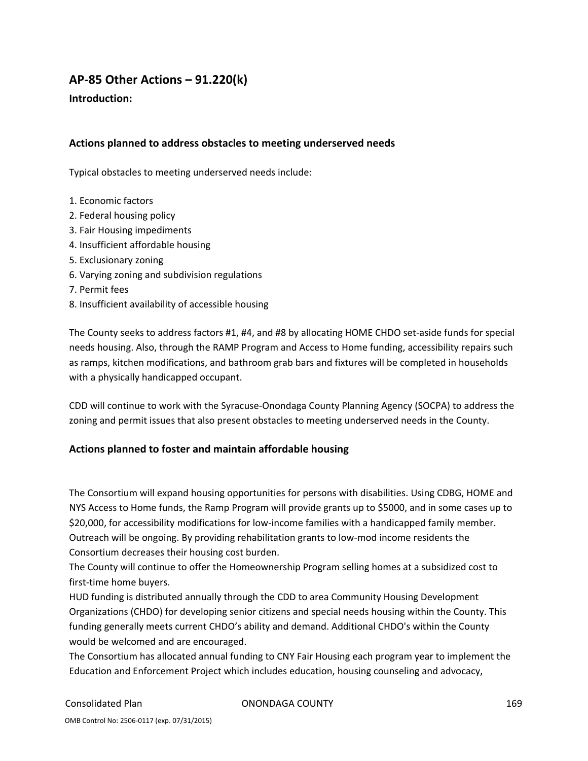## AP-85 Other Actions – 91.220(k)

### Introduction:

### Actions planned to address obstacles to meeting underserved needs

Typical obstacles to meeting underserved needs include:

1. Economic factors
2. Federal housing policy
3. Fair Housing impediments
4. Insufficient affordable housing
5. Exclusionary zoning
6. Varying zoning and subdivision regulations
7. Permit fees
8. Insufficient availability of accessible housing

The County seeks to address factors #1, #4, and #8 by allocating HOME CHDO set-aside funds for special needs housing. Also, through the RAMP Program and Access to Home funding, accessibility repairs such as ramps, kitchen modifications, and bathroom grab bars and fixtures will be completed in households with a physically handicapped occupant.

CDD will continue to work with the Syracuse-Onondaga County Planning Agency (SOCPA) to address the zoning and permit issues that also present obstacles to meeting underserved needs in the County.

### Actions planned to foster and maintain affordable housing

The Consortium will expand housing opportunities for persons with disabilities. Using CDBG, HOME and NYS Access to Home funds, the Ramp Program will provide grants up to $5000, and in some cases up to $20,000, for accessibility modifications for low-income families with a handicapped family member. Outreach will be ongoing. By providing rehabilitation grants to low-mod income residents the Consortium decreases their housing cost burden.
The County will continue to offer the Homeownership Program selling homes at a subsidized cost to first-time home buyers.
HUD funding is distributed annually through the CDD to area Community Housing Development Organizations (CHDO) for developing senior citizens and special needs housing within the County. This funding generally meets current CHDO's ability and demand. Additional CHDO's within the County would be welcomed and are encouraged.
The Consortium has allocated annual funding to CNY Fair Housing each program year to implement the Education and Enforcement Project which includes education, housing counseling and advocacy,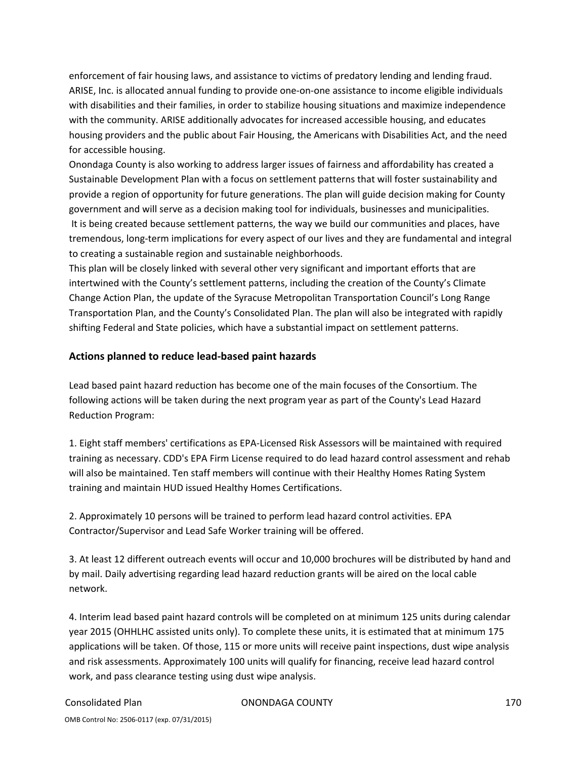enforcement of fair housing laws, and assistance to victims of predatory lending and lending fraud. ARISE, Inc. is allocated annual funding to provide one-on-one assistance to income eligible individuals with disabilities and their families, in order to stabilize housing situations and maximize independence with the community. ARISE additionally advocates for increased accessible housing, and educates housing providers and the public about Fair Housing, the Americans with Disabilities Act, and the need for accessible housing.

Onondaga County is also working to address larger issues of fairness and affordability has created a Sustainable Development Plan with a focus on settlement patterns that will foster sustainability and provide a region of opportunity for future generations. The plan will guide decision making for County government and will serve as a decision making tool for individuals, businesses and municipalities. It is being created because settlement patterns, the way we build our communities and places, have tremendous, long-term implications for every aspect of our lives and they are fundamental and integral to creating a sustainable region and sustainable neighborhoods.

This plan will be closely linked with several other very significant and important efforts that are intertwined with the County's settlement patterns, including the creation of the County's Climate Change Action Plan, the update of the Syracuse Metropolitan Transportation Council's Long Range Transportation Plan, and the County's Consolidated Plan. The plan will also be integrated with rapidly shifting Federal and State policies, which have a substantial impact on settlement patterns.

### Actions planned to reduce lead-based paint hazards

Lead based paint hazard reduction has become one of the main focuses of the Consortium. The following actions will be taken during the next program year as part of the County's Lead Hazard Reduction Program:

1. Eight staff members' certifications as EPA-Licensed Risk Assessors will be maintained with required training as necessary. CDD's EPA Firm License required to do lead hazard control assessment and rehab will also be maintained. Ten staff members will continue with their Healthy Homes Rating System training and maintain HUD issued Healthy Homes Certifications.

2. Approximately 10 persons will be trained to perform lead hazard control activities. EPA Contractor/Supervisor and Lead Safe Worker training will be offered.

3. At least 12 different outreach events will occur and 10,000 brochures will be distributed by hand and by mail. Daily advertising regarding lead hazard reduction grants will be aired on the local cable network.

4. Interim lead based paint hazard controls will be completed on at minimum 125 units during calendar year 2015 (OHHLHC assisted units only). To complete these units, it is estimated that at minimum 175 applications will be taken. Of those, 115 or more units will receive paint inspections, dust wipe analysis and risk assessments. Approximately 100 units will qualify for financing, receive lead hazard control work, and pass clearance testing using dust wipe analysis.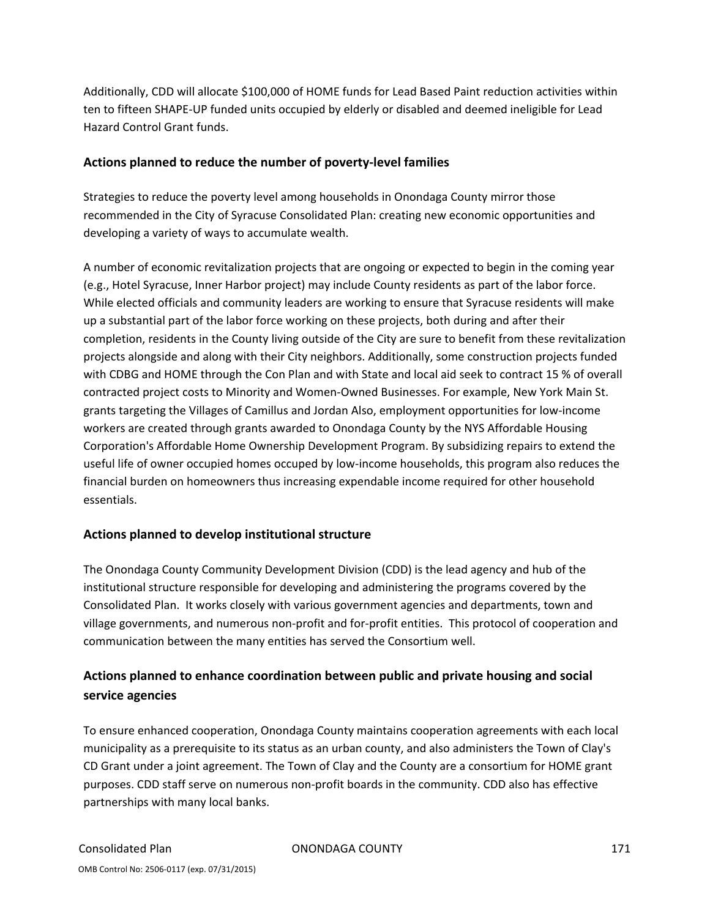Additionally, CDD will allocate $100,000 of HOME funds for Lead Based Paint reduction activities within ten to fifteen SHAPE-UP funded units occupied by elderly or disabled and deemed ineligible for Lead Hazard Control Grant funds.

## Actions planned to reduce the number of poverty-level families

Strategies to reduce the poverty level among households in Onondaga County mirror those recommended in the City of Syracuse Consolidated Plan: creating new economic opportunities and developing a variety of ways to accumulate wealth.

A number of economic revitalization projects that are ongoing or expected to begin in the coming year (e.g., Hotel Syracuse, Inner Harbor project) may include County residents as part of the labor force. While elected officials and community leaders are working to ensure that Syracuse residents will make up a substantial part of the labor force working on these projects, both during and after their completion, residents in the County living outside of the City are sure to benefit from these revitalization projects alongside and along with their City neighbors. Additionally, some construction projects funded with CDBG and HOME through the Con Plan and with State and local aid seek to contract 15 % of overall contracted project costs to Minority and Women-Owned Businesses. For example, New York Main St. grants targeting the Villages of Camillus and Jordan Also, employment opportunities for low-income workers are created through grants awarded to Onondaga County by the NYS Affordable Housing Corporation's Affordable Home Ownership Development Program. By subsidizing repairs to extend the useful life of owner occupied homes occuped by low-income households, this program also reduces the financial burden on homeowners thus increasing expendable income required for other household essentials.

## Actions planned to develop institutional structure

The Onondaga County Community Development Division (CDD) is the lead agency and hub of the institutional structure responsible for developing and administering the programs covered by the Consolidated Plan. It works closely with various government agencies and departments, town and village governments, and numerous non-profit and for-profit entities. This protocol of cooperation and communication between the many entities has served the Consortium well.

## Actions planned to enhance coordination between public and private housing and social service agencies

To ensure enhanced cooperation, Onondaga County maintains cooperation agreements with each local municipality as a prerequisite to its status as an urban county, and also administers the Town of Clay's CD Grant under a joint agreement. The Town of Clay and the County are a consortium for HOME grant purposes. CDD staff serve on numerous non-profit boards in the community. CDD also has effective partnerships with many local banks.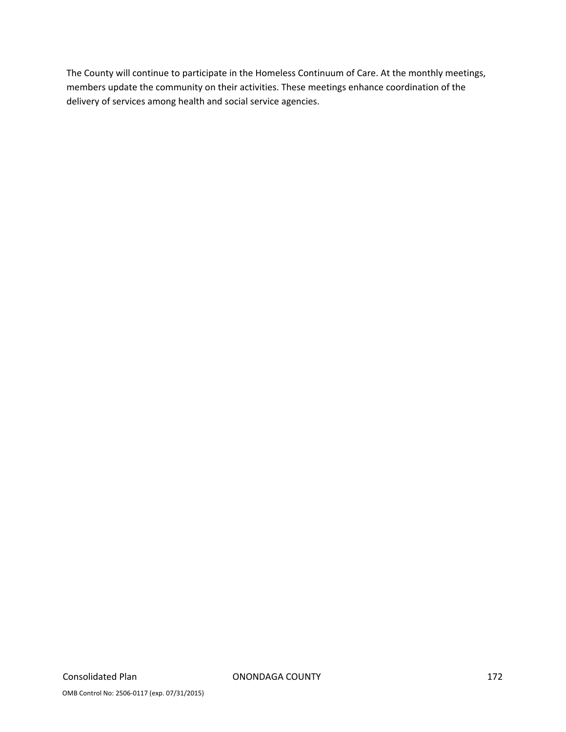The County will continue to participate in the Homeless Continuum of Care. At the monthly meetings, members update the community on their activities. These meetings enhance coordination of the delivery of services among health and social service agencies.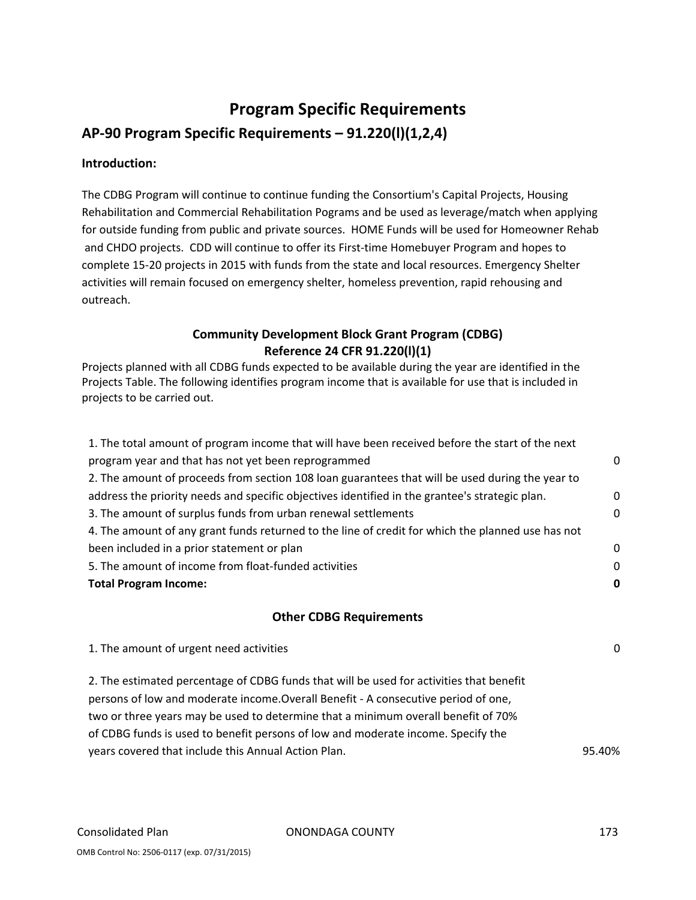# Program Specific Requirements

## AP-90 Program Specific Requirements – 91.220(l)(1,2,4)

**Introduction:**

The CDBG Program will continue to continue funding the Consortium's Capital Projects, Housing Rehabilitation and Commercial Rehabilitation Pograms and be used as leverage/match when applying for outside funding from public and private sources. HOME Funds will be used for Homeowner Rehab and CHDO projects. CDD will continue to offer its First-time Homebuyer Program and hopes to complete 15-20 projects in 2015 with funds from the state and local resources. Emergency Shelter activities will remain focused on emergency shelter, homeless prevention, rapid rehousing and outreach.

### Community Development Block Grant Program (CDBG)
### Reference 24 CFR 91.220(l)(1)

Projects planned with all CDBG funds expected to be available during the year are identified in the Projects Table. The following identifies program income that is available for use that is included in projects to be carried out.

| | |
|---|---|
| 1. The total amount of program income that will have been received before the start of the next program year and that has not yet been reprogrammed | 0 |
| 2. The amount of proceeds from section 108 loan guarantees that will be used during the year to address the priority needs and specific objectives identified in the grantee's strategic plan. | 0 |
| 3. The amount of surplus funds from urban renewal settlements | 0 |
| 4. The amount of any grant funds returned to the line of credit for which the planned use has not been included in a prior statement or plan | 0 |
| 5. The amount of income from float-funded activities | 0 |
| **Total Program Income:** | **0** |

### Other CDBG Requirements

| | |
|---|---|
| 1. The amount of urgent need activities | 0 |
| 2. The estimated percentage of CDBG funds that will be used for activities that benefit persons of low and moderate income.Overall Benefit - A consecutive period of one, two or three years may be used to determine that a minimum overall benefit of 70% of CDBG funds is used to benefit persons of low and moderate income. Specify the years covered that include this Annual Action Plan. | 95.40% |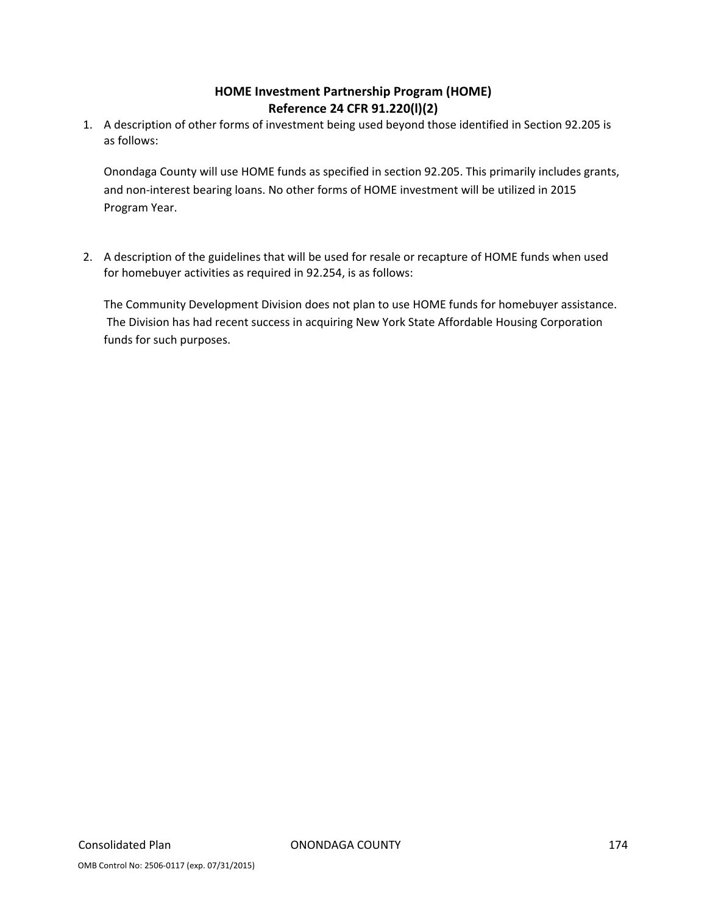## HOME Investment Partnership Program (HOME)
## Reference 24 CFR 91.220(l)(2)

1. A description of other forms of investment being used beyond those identified in Section 92.205 is as follows:

   Onondaga County will use HOME funds as specified in section 92.205. This primarily includes grants, and non-interest bearing loans. No other forms of HOME investment will be utilized in 2015 Program Year.

2. A description of the guidelines that will be used for resale or recapture of HOME funds when used for homebuyer activities as required in 92.254, is as follows:

   The Community Development Division does not plan to use HOME funds for homebuyer assistance. The Division has had recent success in acquiring New York State Affordable Housing Corporation funds for such purposes.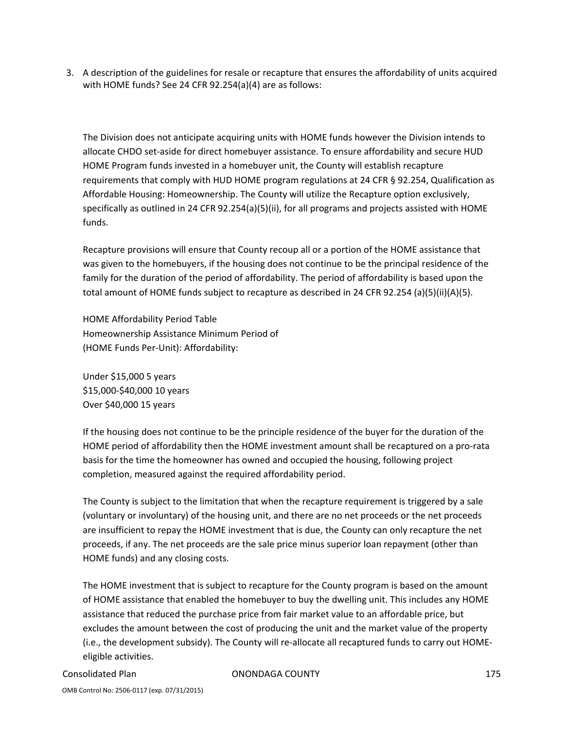3. A description of the guidelines for resale or recapture that ensures the affordability of units acquired with HOME funds? See 24 CFR 92.254(a)(4) are as follows:

The Division does not anticipate acquiring units with HOME funds however the Division intends to allocate CHDO set-aside for direct homebuyer assistance. To ensure affordability and secure HUD HOME Program funds invested in a homebuyer unit, the County will establish recapture requirements that comply with HUD HOME program regulations at 24 CFR § 92.254, Qualification as Affordable Housing: Homeownership. The County will utilize the Recapture option exclusively, specifically as outlined in 24 CFR 92.254(a)(5)(ii), for all programs and projects assisted with HOME funds.

Recapture provisions will ensure that County recoup all or a portion of the HOME assistance that was given to the homebuyers, if the housing does not continue to be the principal residence of the family for the duration of the period of affordability. The period of affordability is based upon the total amount of HOME funds subject to recapture as described in 24 CFR 92.254 (a)(5)(ii)(A)(5).

HOME Affordability Period Table
Homeownership Assistance Minimum Period of
(HOME Funds Per-Unit): Affordability:

Under $15,000 5 years
$15,000-$40,000 10 years
Over $40,000 15 years

If the housing does not continue to be the principle residence of the buyer for the duration of the HOME period of affordability then the HOME investment amount shall be recaptured on a pro-rata basis for the time the homeowner has owned and occupied the housing, following project completion, measured against the required affordability period.

The County is subject to the limitation that when the recapture requirement is triggered by a sale (voluntary or involuntary) of the housing unit, and there are no net proceeds or the net proceeds are insufficient to repay the HOME investment that is due, the County can only recapture the net proceeds, if any. The net proceeds are the sale price minus superior loan repayment (other than HOME funds) and any closing costs.

The HOME investment that is subject to recapture for the County program is based on the amount of HOME assistance that enabled the homebuyer to buy the dwelling unit. This includes any HOME assistance that reduced the purchase price from fair market value to an affordable price, but excludes the amount between the cost of producing the unit and the market value of the property (i.e., the development subsidy). The County will re-allocate all recaptured funds to carry out HOME-eligible activities.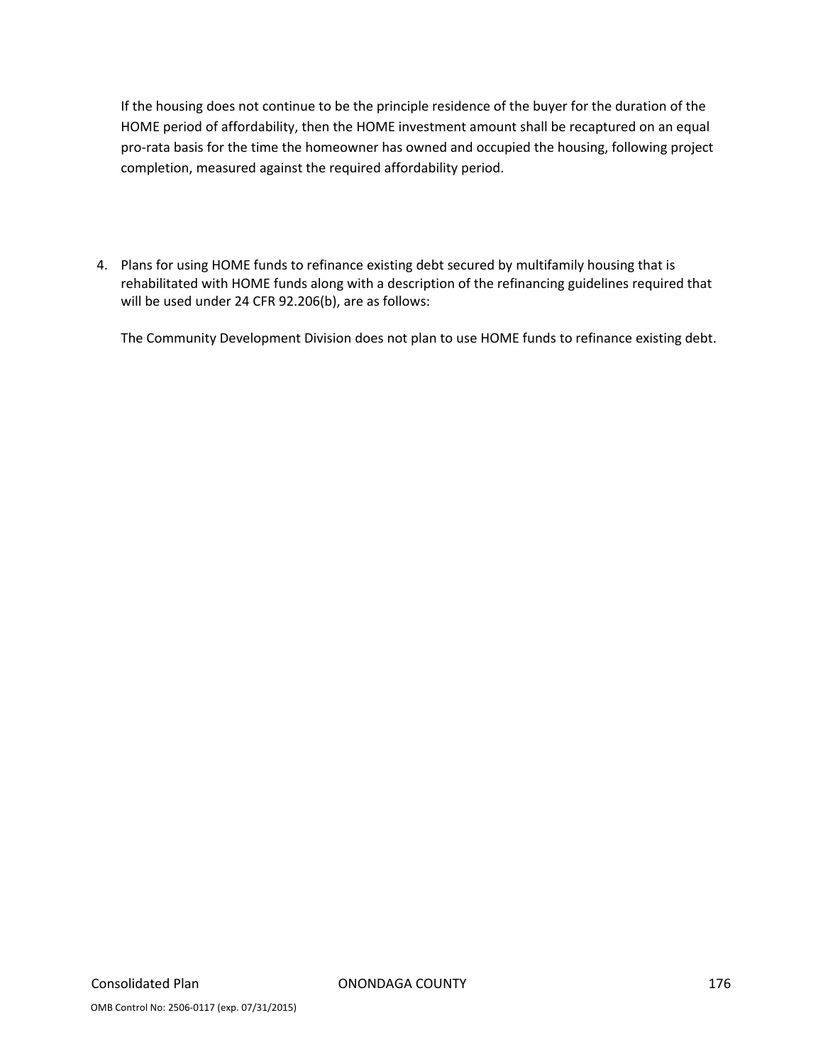If the housing does not continue to be the principle residence of the buyer for the duration of the HOME period of affordability, then the HOME investment amount shall be recaptured on an equal pro-rata basis for the time the homeowner has owned and occupied the housing, following project completion, measured against the required affordability period.

4. Plans for using HOME funds to refinance existing debt secured by multifamily housing that is rehabilitated with HOME funds along with a description of the refinancing guidelines required that will be used under 24 CFR 92.206(b), are as follows:

   The Community Development Division does not plan to use HOME funds to refinance existing debt.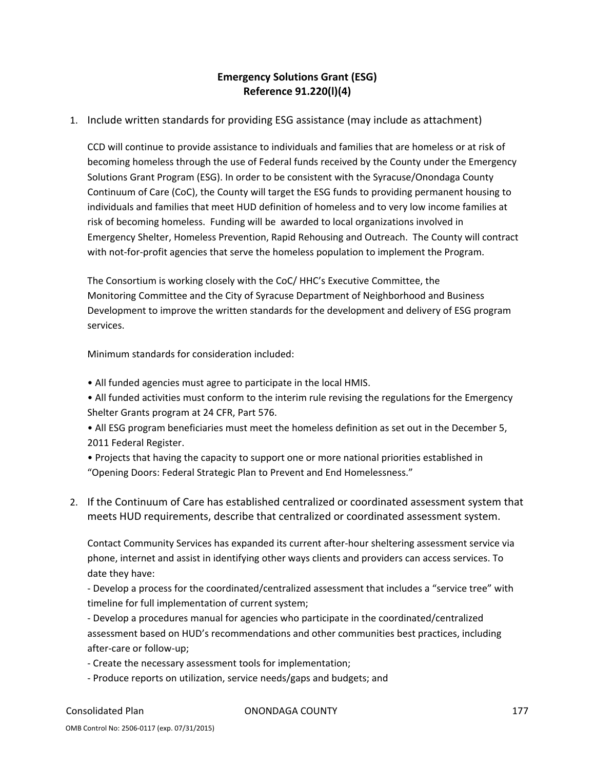## Emergency Solutions Grant (ESG)
## Reference 91.220(l)(4)

1. Include written standards for providing ESG assistance (may include as attachment)

   CCD will continue to provide assistance to individuals and families that are homeless or at risk of becoming homeless through the use of Federal funds received by the County under the Emergency Solutions Grant Program (ESG). In order to be consistent with the Syracuse/Onondaga County Continuum of Care (CoC), the County will target the ESG funds to providing permanent housing to individuals and families that meet HUD definition of homeless and to very low income families at risk of becoming homeless. Funding will be awarded to local organizations involved in Emergency Shelter, Homeless Prevention, Rapid Rehousing and Outreach. The County will contract with not-for-profit agencies that serve the homeless population to implement the Program.

   The Consortium is working closely with the CoC/ HHC's Executive Committee, the Monitoring Committee and the City of Syracuse Department of Neighborhood and Business Development to improve the written standards for the development and delivery of ESG program services.

   Minimum standards for consideration included:

   • All funded agencies must agree to participate in the local HMIS.
   • All funded activities must conform to the interim rule revising the regulations for the Emergency Shelter Grants program at 24 CFR, Part 576.
   • All ESG program beneficiaries must meet the homeless definition as set out in the December 5, 2011 Federal Register.
   • Projects that having the capacity to support one or more national priorities established in "Opening Doors: Federal Strategic Plan to Prevent and End Homelessness."

2. If the Continuum of Care has established centralized or coordinated assessment system that meets HUD requirements, describe that centralized or coordinated assessment system.

   Contact Community Services has expanded its current after-hour sheltering assessment service via phone, internet and assist in identifying other ways clients and providers can access services. To date they have:
   - Develop a process for the coordinated/centralized assessment that includes a "service tree" with timeline for full implementation of current system;
   - Develop a procedures manual for agencies who participate in the coordinated/centralized assessment based on HUD's recommendations and other communities best practices, including after-care or follow-up;
   - Create the necessary assessment tools for implementation;
   - Produce reports on utilization, service needs/gaps and budgets; and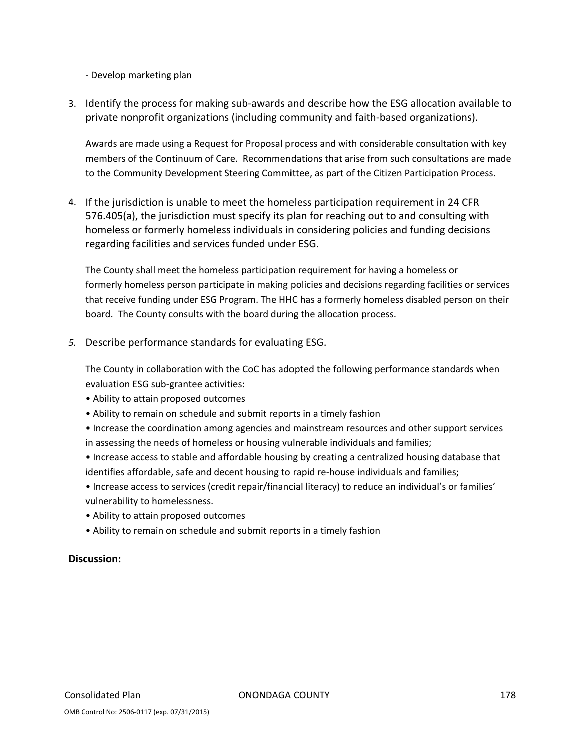- Develop marketing plan

3. Identify the process for making sub-awards and describe how the ESG allocation available to private nonprofit organizations (including community and faith-based organizations).

   Awards are made using a Request for Proposal process and with considerable consultation with key members of the Continuum of Care. Recommendations that arise from such consultations are made to the Community Development Steering Committee, as part of the Citizen Participation Process.

4. If the jurisdiction is unable to meet the homeless participation requirement in 24 CFR 576.405(a), the jurisdiction must specify its plan for reaching out to and consulting with homeless or formerly homeless individuals in considering policies and funding decisions regarding facilities and services funded under ESG.

   The County shall meet the homeless participation requirement for having a homeless or formerly homeless person participate in making policies and decisions regarding facilities or services that receive funding under ESG Program. The HHC has a formerly homeless disabled person on their board. The County consults with the board during the allocation process.

5. Describe performance standards for evaluating ESG.

   The County in collaboration with the CoC has adopted the following performance standards when evaluation ESG sub-grantee activities:
   - Ability to attain proposed outcomes
   - Ability to remain on schedule and submit reports in a timely fashion
   - Increase the coordination among agencies and mainstream resources and other support services in assessing the needs of homeless or housing vulnerable individuals and families;
   - Increase access to stable and affordable housing by creating a centralized housing database that identifies affordable, safe and decent housing to rapid re-house individuals and families;
   - Increase access to services (credit repair/financial literacy) to reduce an individual's or families' vulnerability to homelessness.
   - Ability to attain proposed outcomes
   - Ability to remain on schedule and submit reports in a timely fashion

**Discussion:**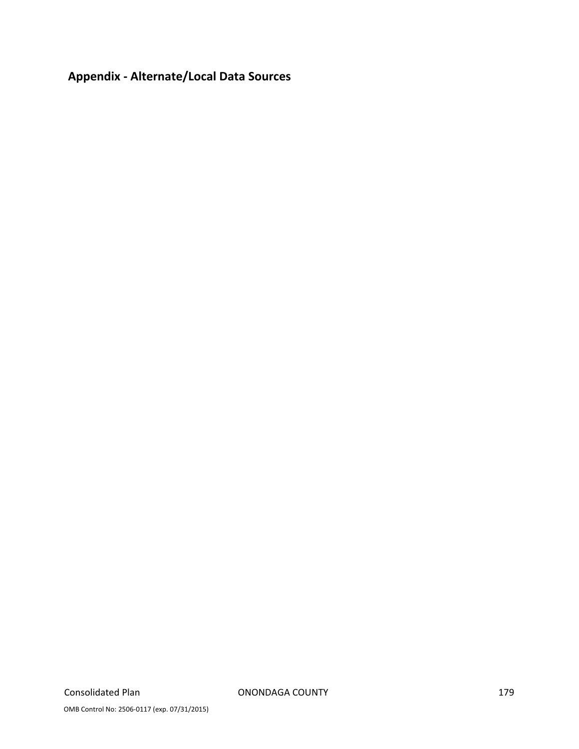# Appendix - Alternate/Local Data Sources